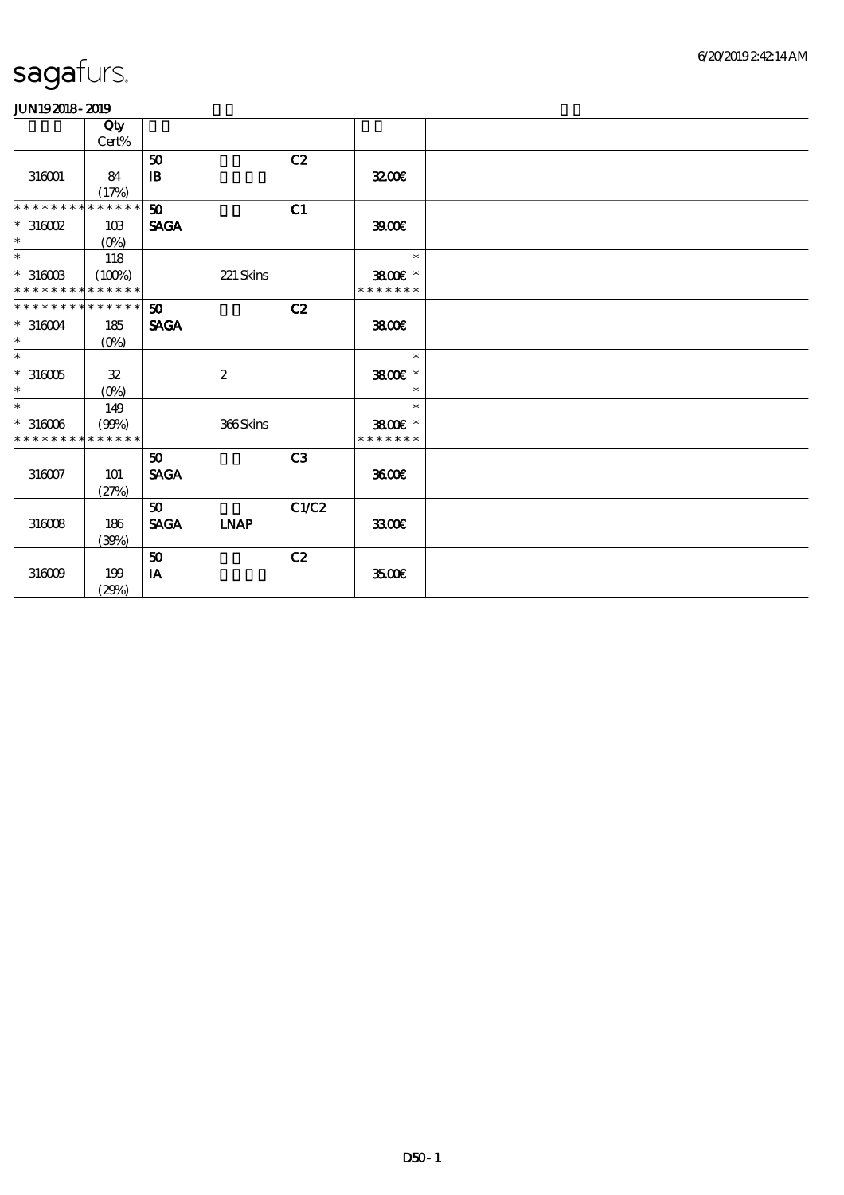# sagafurs.

JUN19 2018 - 2019

| | Qty Cert% | | | | |
|---|---|---|---|---|---|
| 316001 | 84 (17%) | 50 IB | | C2 | 32.00€ |
| * * * * * * * * * * * * * * 316002 * | 103 (0%) | 50 SAGA | | C1 | 39.00€ |
| * 316003 * * * * * * * * * * * * * * | 118 (100%) | | 221 Skins | | * 38.00€ * * * * * * * * |
| * * * * * * * * * * * * * * 316004 * | 185 (0%) | 50 SAGA | | C2 | 38.00€ |
| * 316005 * | 32 (0%) | | 2 | | * 38.00€ * * |
| * 316006 * * * * * * * * * * * * * * | 149 (99%) | | 366 Skins | | * 38.00€ * * * * * * * * |
| 316007 | 101 (27%) | 50 SAGA | | C3 | 36.00€ |
| 316008 | 186 (39%) | 50 SAGA | LNAP | C1/C2 | 33.00€ |
| 316009 | 199 (29%) | 50 IA | | C2 | 35.00€ |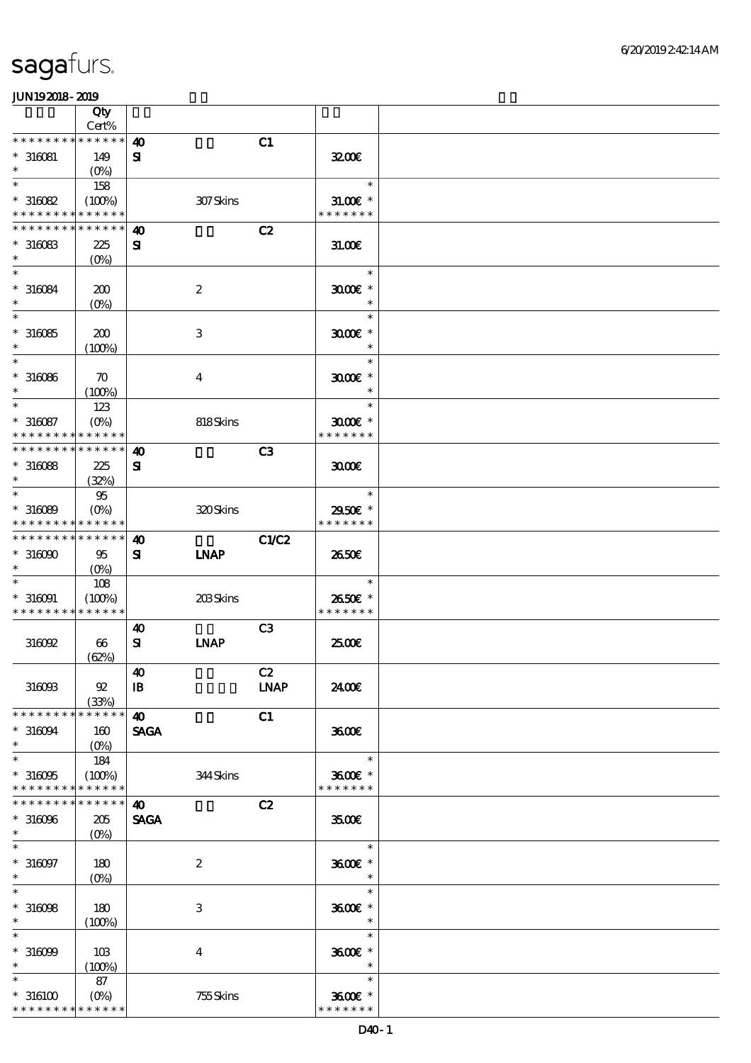# sagafurs.

JUN192018-2019

| | Qty Cert% | | | | | |
|---|---|---|---|---|---|---|
| * * * * * * * * * * * * * * | | 40 | | C1 | | |
| * 316081 | 149 | SI | | | 32.00€ | |
| * | (0%) | | | | | |
| * | 158 | | | | * | |
| * 316082 | (100%) | | 307 Skins | | 31.00€ * | |
| * * * * * * * * * * * * * * | | | | | * * * * * * * | |
| * * * * * * * * * * * * * * | | 40 | | C2 | | |
| * 316083 | 225 | SI | | | 31.00€ | |
| * | (0%) | | | | | |
| * | | | | | * | |
| * 316084 | 200 | | 2 | | 30.00€ * | |
| * | (0%) | | | | * | |
| * | | | | | * | |
| * 316085 | 200 | | 3 | | 30.00€ * | |
| * | (100%) | | | | * | |
| * | | | | | * | |
| * 316086 | 70 | | 4 | | 30.00€ * | |
| * | (100%) | | | | * | |
| * | 123 | | | | * | |
| * 316087 | (0%) | | 818 Skins | | 30.00€ * | |
| * * * * * * * * * * * * * * | | | | | * * * * * * * | |
| * * * * * * * * * * * * * * | | 40 | | C3 | | |
| * 316088 | 225 | SI | | | 30.00€ | |
| * | (32%) | | | | | |
| * | 95 | | | | * | |
| * 316089 | (0%) | | 320 Skins | | 29.50€ * | |
| * * * * * * * * * * * * * * | | | | | * * * * * * * | |
| * * * * * * * * * * * * * * | | 40 | | C1/C2 | | |
| * 316090 | 95 | SI | LNAP | | 26.50€ | |
| * | (0%) | | | | | |
| * | 108 | | | | * | |
| * 316091 | (100%) | | 203 Skins | | 26.50€ * | |
| * * * * * * * * * * * * * * | | | | | * * * * * * * | |
| | | 40 | | C3 | | |
| 316092 | 66 | SI | LNAP | | 25.00€ | |
| | (62%) | | | | | |
| | | 40 | | C2 | | |
| 316093 | 92 | IB | | LNAP | 24.00€ | |
| | (33%) | | | | | |
| * * * * * * * * * * * * * * | | 40 | | C1 | | |
| * 316094 | 160 | SAGA | | | 36.00€ | |
| * | (0%) | | | | | |
| * | 184 | | | | * | |
| * 316095 | (100%) | | 344 Skins | | 36.00€ * | |
| * * * * * * * * * * * * * * | | | | | * * * * * * * | |
| * * * * * * * * * * * * * * | | 40 | | C2 | | |
| * 316096 | 205 | SAGA | | | 35.00€ | |
| * | (0%) | | | | | |
| * | | | | | * | |
| * 316097 | 180 | | 2 | | 36.00€ * | |
| * | (0%) | | | | * | |
| * | | | | | * | |
| * 316098 | 180 | | 3 | | 36.00€ * | |
| * | (100%) | | | | * | |
| * | | | | | * | |
| * 316099 | 103 | | 4 | | 36.00€ * | |
| * | (100%) | | | | * | |
| * | 87 | | | | * | |
| * 316100 | (0%) | | 755 Skins | | 36.00€ * | |
| * * * * * * * * * * * * * * | | | | | * * * * * * * | |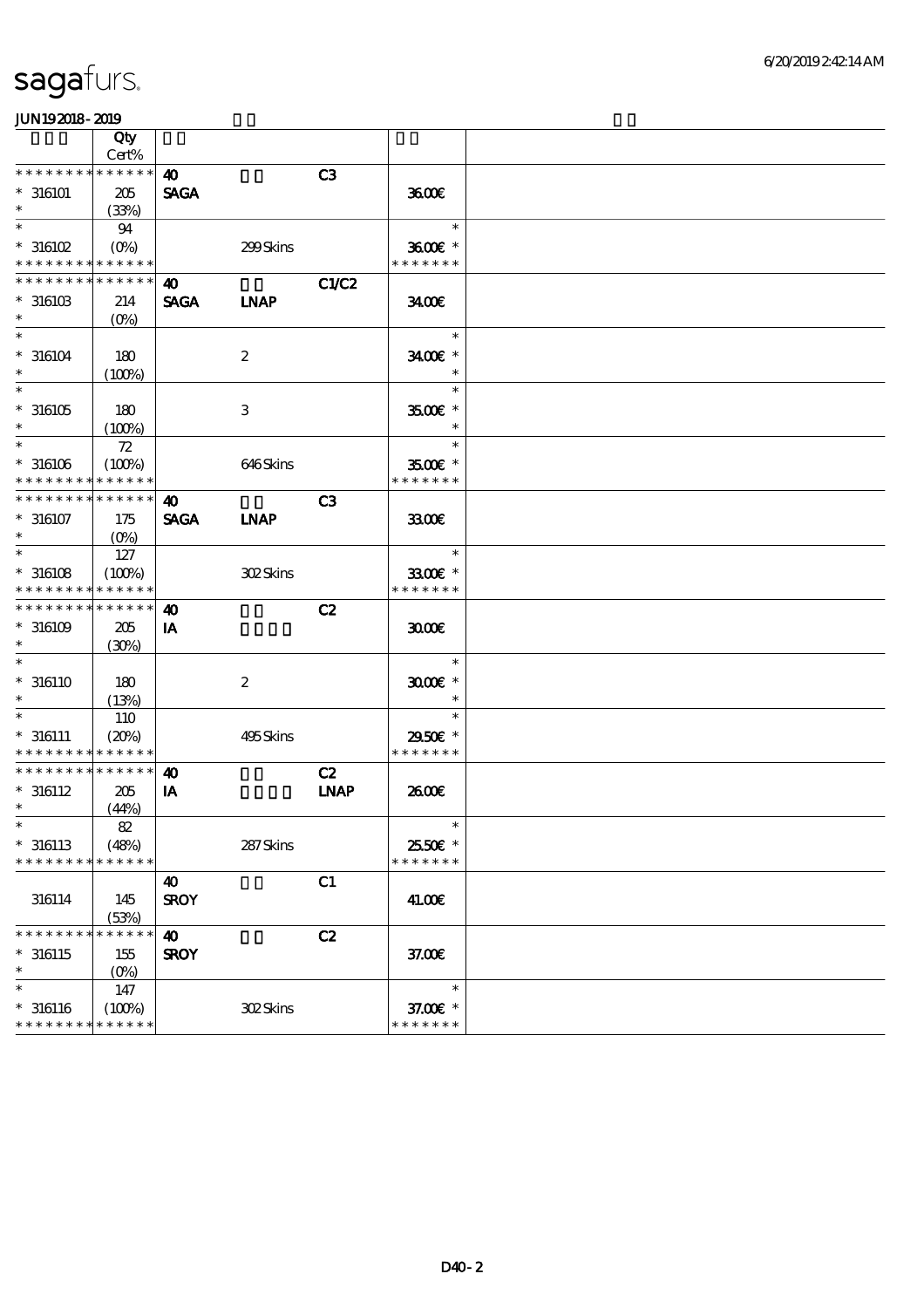sagafurs.

6/20/2019 2:42:14 AM

JUN19 2018 - 2019

| | Qty Cert% | | | | | |
|---|---|---|---|---|---|---|
| * * * * * * * * * * * * * * | | 40 | | C3 | | |
| * 316101 | 205 | SAGA | | | 36.00€ | |
| * | (33%) | | | | | |
| * | 94 | | | | * | |
| * 316102 | (0%) | | 299 Skins | | 36.00€ * | |
| * * * * * * * * * * * * * * | | | | | * * * * * * * | |
| * * * * * * * * * * * * * * | | 40 | | C1/C2 | | |
| * 316103 | 214 | SAGA | LNAP | | 34.00€ | |
| * | (0%) | | | | | |
| * | | | | | * | |
| * 316104 | 180 | | 2 | | 34.00€ * | |
| * | (100%) | | | | * | |
| * | | | | | * | |
| * 316105 | 180 | | 3 | | 35.00€ * | |
| * | (100%) | | | | * | |
| * | 72 | | | | * | |
| * 316106 | (100%) | | 646 Skins | | 35.00€ * | |
| * * * * * * * * * * * * * * | | | | | * * * * * * * | |
| * * * * * * * * * * * * * * | | 40 | | C3 | | |
| * 316107 | 175 | SAGA | LNAP | | 33.00€ | |
| * | (0%) | | | | | |
| * | 127 | | | | * | |
| * 316108 | (100%) | | 302 Skins | | 33.00€ * | |
| * * * * * * * * * * * * * * | | | | | * * * * * * * | |
| * * * * * * * * * * * * * * | | 40 | | C2 | | |
| * 316109 | 205 | IA | | | 30.00€ | |
| * | (30%) | | | | | |
| * | | | | | * | |
| * 316110 | 180 | | 2 | | 30.00€ * | |
| * | (13%) | | | | * | |
| * | 110 | | | | * | |
| * 316111 | (20%) | | 495 Skins | | 29.50€ * | |
| * * * * * * * * * * * * * * | | | | | * * * * * * * | |
| * * * * * * * * * * * * * * | | 40 | | C2 | | |
| * 316112 | 205 | IA | | LNAP | 26.00€ | |
| * | (44%) | | | | | |
| * | 82 | | | | * | |
| * 316113 | (48%) | | 287 Skins | | 25.50€ * | |
| * * * * * * * * * * * * * * | | | | | * * * * * * * | |
| | | 40 | | C1 | | |
| 316114 | 145 | SROY | | | 41.00€ | |
| | (53%) | | | | | |
| * * * * * * * * * * * * * * | | 40 | | C2 | | |
| * 316115 | 155 | SROY | | | 37.00€ | |
| * | (0%) | | | | | |
| * | 147 | | | | * | |
| * 316116 | (100%) | | 302 Skins | | 37.00€ * | |
| * * * * * * * * * * * * * * | | | | | * * * * * * * | |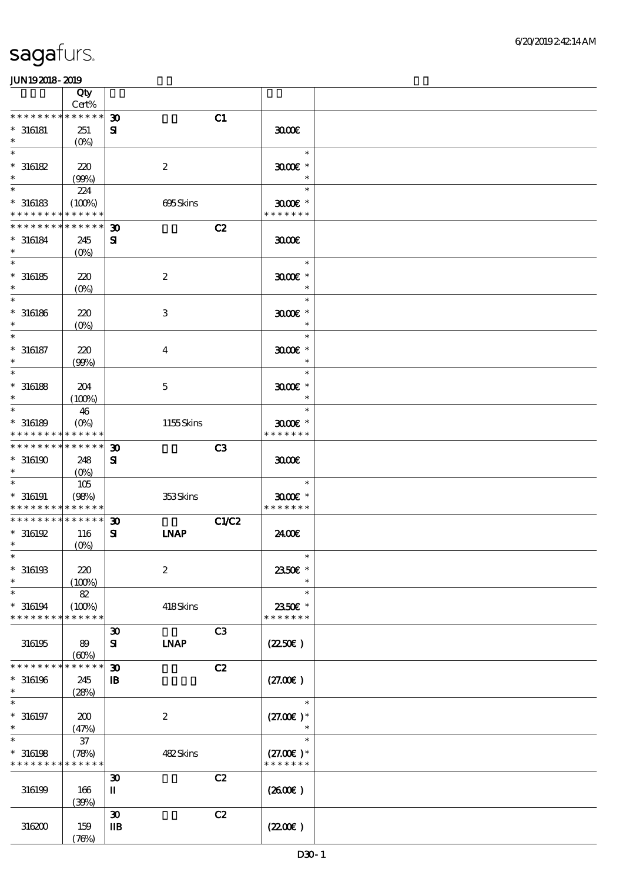sagafurs.

JUN192018-2019

| | Qty Cert% | | | | | |
|---|---|---|---|---|---|---|
| * * * * * * * * * * * * * * | | 30 | | C1 | | |
| * 316181 | 251 | SI | | | 30.00€ | |
| * | (0%) | | | | | |
| * | | | | | * | |
| * 316182 | 220 | | 2 | | 30.00€ * | |
| * | (99%) | | | | * | |
| * | 224 | | | | * | |
| * 316183 | (100%) | | 695 Skins | | 30.00€ * | |
| * * * * * * * * * * * * * * | | | | | * * * * * * * | |
| * * * * * * * * * * * * * * | | 30 | | C2 | | |
| * 316184 | 245 | SI | | | 30.00€ | |
| * | (0%) | | | | | |
| * | | | | | * | |
| * 316185 | 220 | | 2 | | 30.00€ * | |
| * | (0%) | | | | * | |
| * | | | | | * | |
| * 316186 | 220 | | 3 | | 30.00€ * | |
| * | (0%) | | | | * | |
| * | | | | | * | |
| * 316187 | 220 | | 4 | | 30.00€ * | |
| * | (99%) | | | | * | |
| * | | | | | * | |
| * 316188 | 204 | | 5 | | 30.00€ * | |
| * | (100%) | | | | * | |
| * | 46 | | | | * | |
| * 316189 | (0%) | | 1155 Skins | | 30.00€ * | |
| * * * * * * * * * * * * * * | | | | | * * * * * * * | |
| * * * * * * * * * * * * * * | | 30 | | C3 | | |
| * 316190 | 248 | SI | | | 30.00€ | |
| * | (0%) | | | | | |
| * | 105 | | | | * | |
| * 316191 | (98%) | | 353 Skins | | 30.00€ * | |
| * * * * * * * * * * * * * * | | | | | * * * * * * * | |
| * * * * * * * * * * * * * * | | 30 | | C1/C2 | | |
| * 316192 | 116 | SI | LNAP | | 24.00€ | |
| * | (0%) | | | | | |
| * | | | | | * | |
| * 316193 | 220 | | 2 | | 23.50€ * | |
| * | (100%) | | | | * | |
| * | 82 | | | | * | |
| * 316194 | (100%) | | 418 Skins | | 23.50€ * | |
| * * * * * * * * * * * * * * | | | | | * * * * * * * | |
| | | 30 | | C3 | | |
| 316195 | 89 | SI | LNAP | | (22.50€) | |
| | (60%) | | | | | |
| * * * * * * * * * * * * * * | | 30 | | C2 | | |
| * 316196 | 245 | IB | | | (27.00€) | |
| * | (28%) | | | | | |
| * | | | | | * | |
| * 316197 | 200 | | 2 | | (27.00€) * | |
| * | (47%) | | | | * | |
| * | 37 | | | | * | |
| * 316198 | (78%) | | 482 Skins | | (27.00€) * | |
| * * * * * * * * * * * * * * | | | | | * * * * * * * | |
| | | 30 | | C2 | | |
| 316199 | 166 | II | | | (26.00€) | |
| | (39%) | | | | | |
| | | 30 | | C2 | | |
| 316200 | 159 | IIB | | | (22.00€) | |
| | (76%) | | | | | |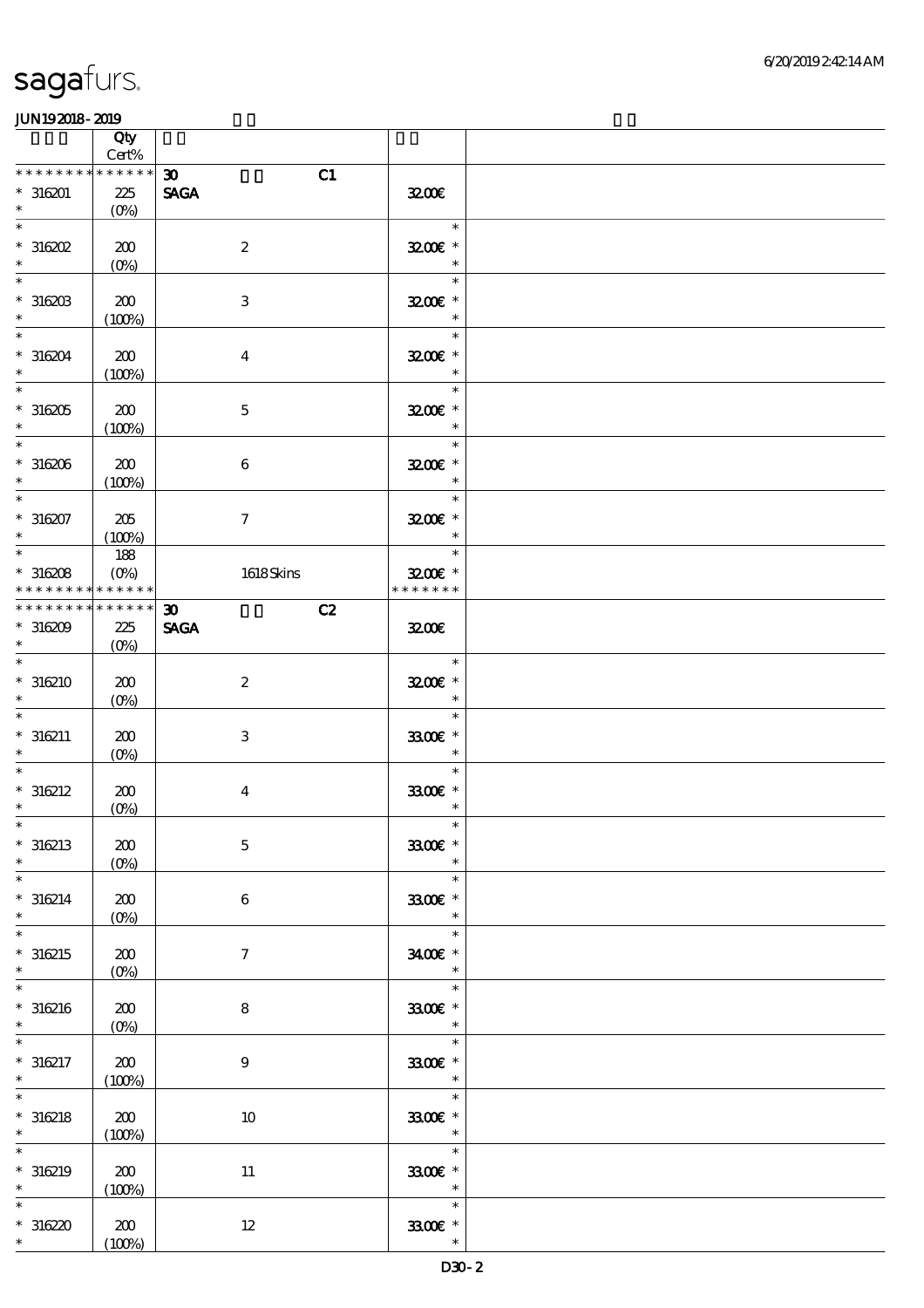sagafurs.

JUN19 2018 - 2019

| | Qty Cert% | | | |
|---|---|---|---|---|
| * * * * * * * * * * * * * * | 30 | C1 | | |
| * 316201 * | 225 (0%) | SAGA | 32.00€ | |
| * 316202 * | 200 (0%) | 2 | 32.00€ * | |
| * 316203 * | 200 (100%) | 3 | 32.00€ * | |
| * 316204 * | 200 (100%) | 4 | 32.00€ * | |
| * 316205 * | 200 (100%) | 5 | 32.00€ * | |
| * 316206 * | 200 (100%) | 6 | 32.00€ * | |
| * 316207 * | 205 (100%) | 7 | 32.00€ * | |
| * 316208 * * * * * * * * * * * * * | 188 (0%) | 1618 Skins | 32.00€ * * * * * * * * | |
| * * * * * * * * * * * * * * | 30 | C2 | | |
| * 316209 * | 225 (0%) | SAGA | 32.00€ | |
| * 316210 * | 200 (0%) | 2 | 32.00€ * | |
| * 316211 * | 200 (0%) | 3 | 33.00€ * | |
| * 316212 * | 200 (0%) | 4 | 33.00€ * | |
| * 316213 * | 200 (0%) | 5 | 33.00€ * | |
| * 316214 * | 200 (0%) | 6 | 33.00€ * | |
| * 316215 * | 200 (0%) | 7 | 34.00€ * | |
| * 316216 * | 200 (0%) | 8 | 33.00€ * | |
| * 316217 * | 200 (100%) | 9 | 33.00€ * | |
| * 316218 * | 200 (100%) | 10 | 33.00€ * | |
| * 316219 * | 200 (100%) | 11 | 33.00€ * | |
| * 316220 * | 200 (100%) | 12 | 33.00€ * | |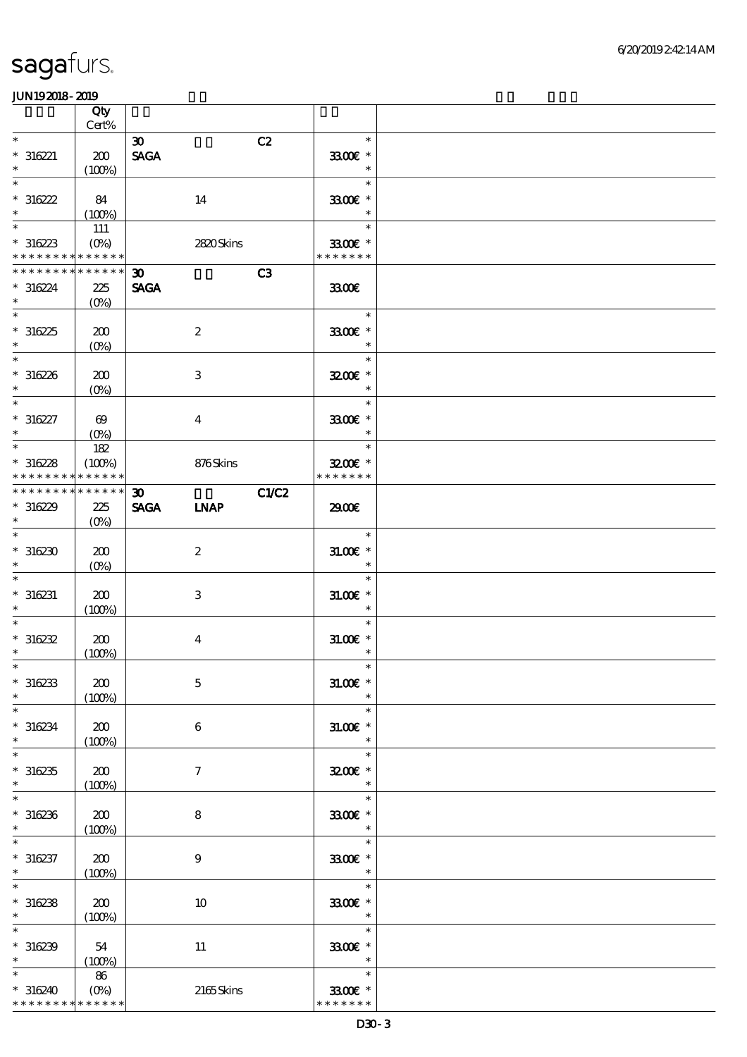sagafurs.

JUN192018-2019

| | Qty Cert% | | |
|---|---|---|---|
| * | | 30 C2 | * |
| * 316221 | 200 | SAGA | 33.00€ * |
| * | (100%) | | * |
| * | | | * |
| * 316222 | 84 | 14 | 33.00€ * |
| * | (100%) | | * |
| * | 111 | | * |
| * 316223 | (0%) | 2820 Skins | 33.00€ * |
| * * * * * * * * * * * * * * | | | * * * * * * * |
| * * * * * * * * * * * * * * | | 30 C3 | |
| * 316224 | 225 | SAGA | 33.00€ |
| * | (0%) | | |
| * | | | * |
| * 316225 | 200 | 2 | 33.00€ * |
| * | (0%) | | * |
| * | | | * |
| * 316226 | 200 | 3 | 32.00€ * |
| * | (0%) | | * |
| * | | | * |
| * 316227 | 69 | 4 | 33.00€ * |
| * | (0%) | | * |
| * | 182 | | * |
| * 316228 | (100%) | 876 Skins | 32.00€ * |
| * * * * * * * * * * * * * * | | | * * * * * * * |
| * * * * * * * * * * * * * * | | 30 C1/C2 | |
| * 316229 | 225 | SAGA LNAP | 29.00€ |
| * | (0%) | | |
| * | | | * |
| * 316230 | 200 | 2 | 31.00€ * |
| * | (0%) | | * |
| * | | | * |
| * 316231 | 200 | 3 | 31.00€ * |
| * | (100%) | | * |
| * | | | * |
| * 316232 | 200 | 4 | 31.00€ * |
| * | (100%) | | * |
| * | | | * |
| * 316233 | 200 | 5 | 31.00€ * |
| * | (100%) | | * |
| * | | | * |
| * 316234 | 200 | 6 | 31.00€ * |
| * | (100%) | | * |
| * | | | * |
| * 316235 | 200 | 7 | 32.00€ * |
| * | (100%) | | * |
| * | | | * |
| * 316236 | 200 | 8 | 33.00€ * |
| * | (100%) | | * |
| * | | | * |
| * 316237 | 200 | 9 | 33.00€ * |
| * | (100%) | | * |
| * | | | * |
| * 316238 | 200 | 10 | 33.00€ * |
| * | (100%) | | * |
| * | | | * |
| * 316239 | 54 | 11 | 33.00€ * |
| * | (100%) | | * |
| * | 86 | | * |
| * 316240 | (0%) | 2165 Skins | 33.00€ * |
| * * * * * * * * * * * * * * | | | * * * * * * * |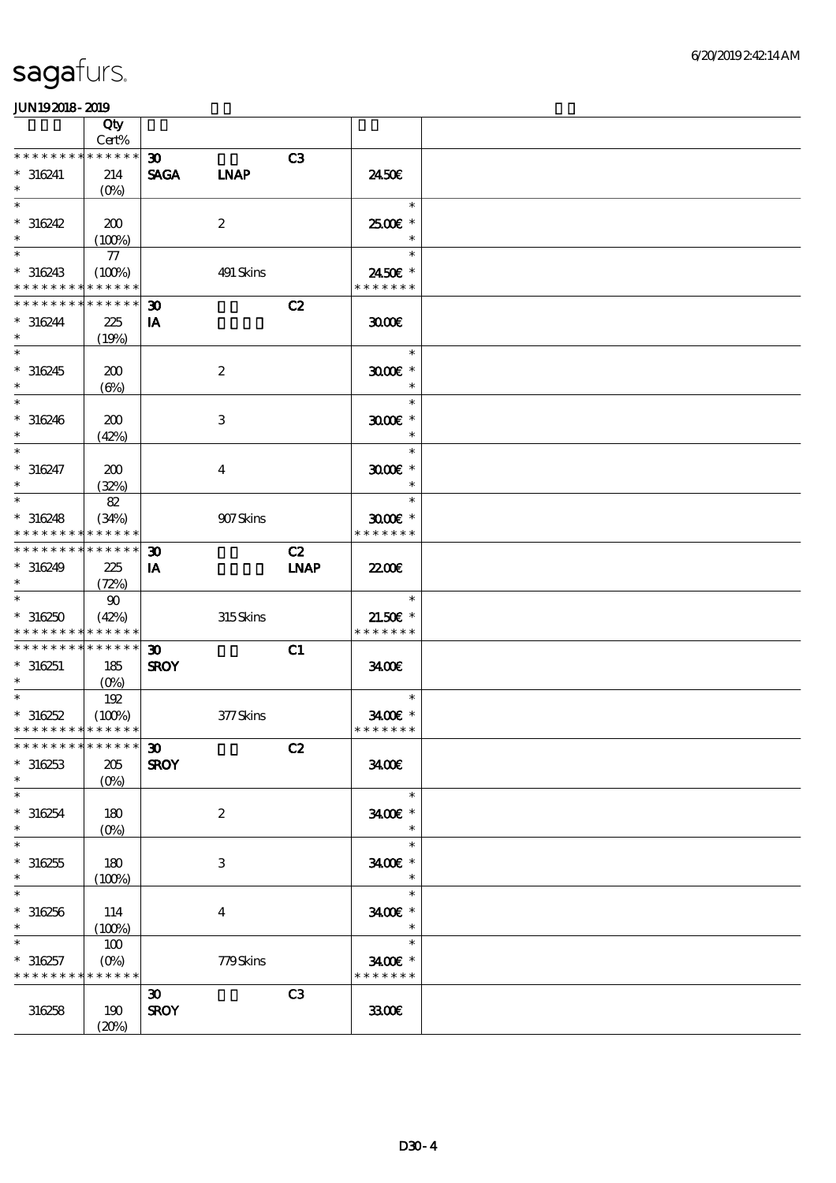# sagafurs.

JUN19 2018 - 2019

| | Qty Cert% | | | | | |
|---|---|---|---|---|---|---|
| * * * * * * * * * * * * * * | | 30 | | C3 | | |
| * 316241 | 214 | SAGA | LNAP | | 24.50€ | |
| * | (0%) | | | | | |
| * | | | | | * | |
| * 316242 | 200 | | 2 | | 25.00€ * | |
| * | (100%) | | | | * | |
| * | 77 | | | | * | |
| * 316243 | (100%) | | 491 Skins | | 24.50€ * | |
| * * * * * * * * * * * * * * | | | | | * * * * * * * | |
| * * * * * * * * * * * * * * | | 30 | | C2 | | |
| * 316244 | 225 | IA | | | 30.00€ | |
| * | (19%) | | | | | |
| * | | | | | * | |
| * 316245 | 200 | | 2 | | 30.00€ * | |
| * | (6%) | | | | * | |
| * | | | | | * | |
| * 316246 | 200 | | 3 | | 30.00€ * | |
| * | (42%) | | | | * | |
| * | | | | | * | |
| * 316247 | 200 | | 4 | | 30.00€ * | |
| * | (32%) | | | | * | |
| * | 82 | | | | * | |
| * 316248 | (34%) | | 907 Skins | | 30.00€ * | |
| * * * * * * * * * * * * * * | | | | | * * * * * * * | |
| * * * * * * * * * * * * * * | | 30 | | C2 | | |
| * 316249 | 225 | IA | | LNAP | 22.00€ | |
| * | (72%) | | | | | |
| * | 90 | | | | * | |
| * 316250 | (42%) | | 315 Skins | | 21.50€ * | |
| * * * * * * * * * * * * * * | | | | | * * * * * * * | |
| * * * * * * * * * * * * * * | | 30 | | C1 | | |
| * 316251 | 185 | SROY | | | 34.00€ | |
| * | (0%) | | | | | |
| * | 192 | | | | * | |
| * 316252 | (100%) | | 377 Skins | | 34.00€ * | |
| * * * * * * * * * * * * * * | | | | | * * * * * * * | |
| * * * * * * * * * * * * * * | | 30 | | C2 | | |
| * 316253 | 205 | SROY | | | 34.00€ | |
| * | (0%) | | | | | |
| * | | | | | * | |
| * 316254 | 180 | | 2 | | 34.00€ * | |
| * | (0%) | | | | * | |
| * | | | | | * | |
| * 316255 | 180 | | 3 | | 34.00€ * | |
| * | (100%) | | | | * | |
| * | | | | | * | |
| * 316256 | 114 | | 4 | | 34.00€ * | |
| * | (100%) | | | | * | |
| * | 100 | | | | * | |
| * 316257 | (0%) | | 779 Skins | | 34.00€ * | |
| * * * * * * * * * * * * * * | | | | | * * * * * * * | |
| | | 30 | | C3 | | |
| 316258 | 190 | SROY | | | 33.00€ | |
| | (20%) | | | | | |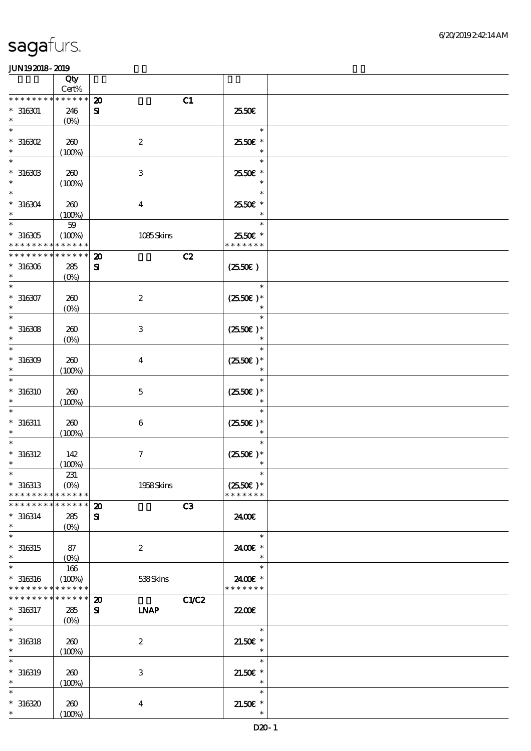sagafurs.

JUN19 2018 - 2019

| | Qty Cert% | | | |
|---|---|---|---|---|
| * * * * * * * * * * * * * * | 20 | C1 | | |
| * 316301 | 246 (0%) | SI | | 25.50€ |
| * 316302 | 260 (100%) | 2 | | 25.50€ * |
| * 316303 | 260 (100%) | 3 | | 25.50€ * |
| * 316304 | 260 (100%) | 4 | | 25.50€ * |
| * 316305 | 59 (100%) | 1085 Skins | | 25.50€ * |
| * * * * * * * * * * * * * * | 20 | C2 | | |
| * 316306 | 285 (0%) | SI | | (25.50€) |
| * 316307 | 260 (0%) | 2 | | (25.50€)* |
| * 316308 | 260 (0%) | 3 | | (25.50€)* |
| * 316309 | 260 (100%) | 4 | | (25.50€)* |
| * 316310 | 260 (100%) | 5 | | (25.50€)* |
| * 316311 | 260 (100%) | 6 | | (25.50€)* |
| * 316312 | 142 (100%) | 7 | | (25.50€)* |
| * 316313 | 231 (0%) | 1958 Skins | | (25.50€)* |
| * * * * * * * * * * * * * * | 20 | C3 | | |
| * 316314 | 285 (0%) | SI | | 24.00€ |
| * 316315 | 87 (0%) | 2 | | 24.00€ * |
| * 316316 | 166 (100%) | 538 Skins | | 24.00€ * |
| * * * * * * * * * * * * * * | 20 | C1/C2 | | |
| * 316317 | 285 (0%) | SI | LNAP | 22.00€ |
| * 316318 | 260 (100%) | 2 | | 21.50€ * |
| * 316319 | 260 (100%) | 3 | | 21.50€ * |
| * 316320 | 260 (100%) | 4 | | 21.50€ * |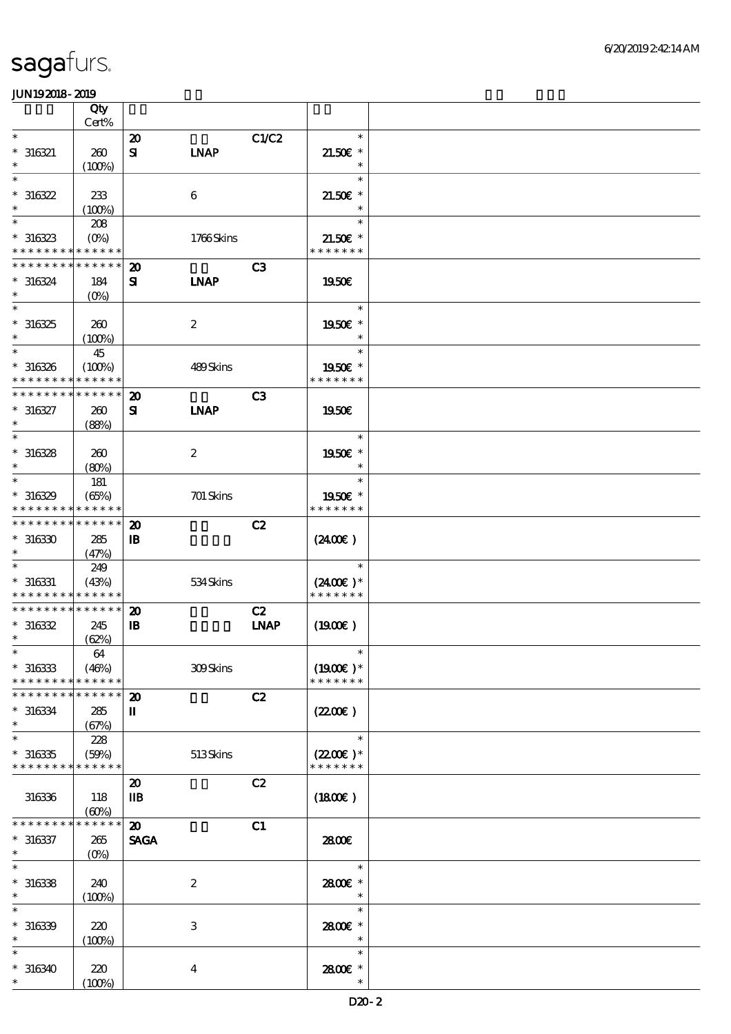sagafurs.

JUN192018-2019

| | Qty Cert% | | | | |
|---|---|---|---|---|---|
| * | | 20 | | C1/C2 | * |
| * 316321 | 260 | SI | LNAP | | 21.50€ * |
| * | (100%) | | | | * |
| * | | | | | * |
| * 316322 | 233 | | 6 | | 21.50€ * |
| * | (100%) | | | | * |
| * | 208 | | | | * |
| * 316323 | (0%) | | 1766 Skins | | 21.50€ * |
| * * * * * * * * * * * * * * | | | | | * * * * * * * |
| * * * * * * * * * * * * * * | | 20 | | C3 | |
| * 316324 | 184 | SI | LNAP | | 19.50€ |
| * | (0%) | | | | |
| * | | | | | * |
| * 316325 | 260 | | 2 | | 19.50€ * |
| * | (100%) | | | | * |
| * | 45 | | | | * |
| * 316326 | (100%) | | 489 Skins | | 19.50€ * |
| * * * * * * * * * * * * * * | | | | | * * * * * * * |
| * * * * * * * * * * * * * * | | 20 | | C3 | |
| * 316327 | 260 | SI | LNAP | | 19.50€ |
| * | (88%) | | | | |
| * | | | | | * |
| * 316328 | 260 | | 2 | | 19.50€ * |
| * | (80%) | | | | * |
| * | 181 | | | | * |
| * 316329 | (65%) | | 701 Skins | | 19.50€ * |
| * * * * * * * * * * * * * * | | | | | * * * * * * * |
| * * * * * * * * * * * * * * | | 20 | | C2 | |
| * 316330 | 285 | IB | | | (24.00€) |
| * | (47%) | | | | |
| * | 249 | | | | * |
| * 316331 | (43%) | | 534 Skins | | (24.00€) * |
| * * * * * * * * * * * * * * | | | | | * * * * * * * |
| * * * * * * * * * * * * * * | | 20 | | C2 | |
| * 316332 | 245 | IB | | LNAP | (19.00€) |
| * | (62%) | | | | |
| * | 64 | | | | * |
| * 316333 | (46%) | | 309 Skins | | (19.00€) * |
| * * * * * * * * * * * * * * | | | | | * * * * * * * |
| * * * * * * * * * * * * * * | | 20 | | C2 | |
| * 316334 | 285 | II | | | (22.00€) |
| * | (67%) | | | | |
| * | 228 | | | | * |
| * 316335 | (59%) | | 513 Skins | | (22.00€) * |
| * * * * * * * * * * * * * * | | | | | * * * * * * * |
| | | 20 | | C2 | |
| 316336 | 118 | IIB | | | (18.00€) |
| | (60%) | | | | |
| * * * * * * * * * * * * * * | | 20 | | C1 | |
| * 316337 | 265 | SAGA | | | 28.00€ |
| * | (0%) | | | | |
| * | | | | | * |
| * 316338 | 240 | | 2 | | 28.00€ * |
| * | (100%) | | | | * |
| * | | | | | * |
| * 316339 | 220 | | 3 | | 28.00€ * |
| * | (100%) | | | | * |
| * | | | | | * |
| * 316340 | 220 | | 4 | | 28.00€ * |
| * | (100%) | | | | * |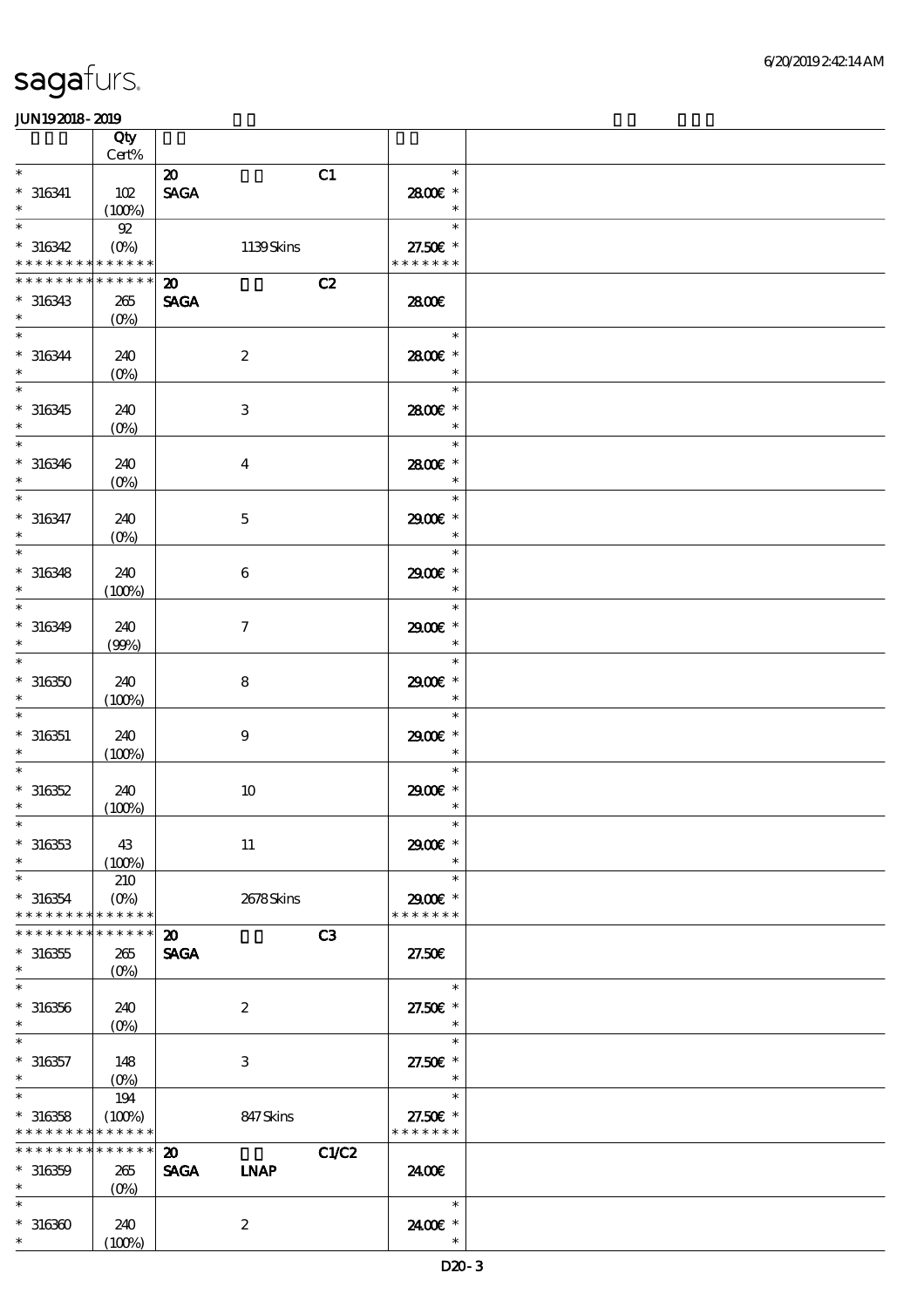sagafurs.

JUN192018-2019

| | Qty Cert% | | |
|---|---|---|---|
| * | | 20 C1 | * |
| * 316341 | 102 | SAGA | 28.00€ * |
| * | (100%) | | * |
| * | 92 | | * |
| * 316342 | (0%) | 1139 Skins | 27.50€ * |
| * * * * * * * * * * * * * * | | | * * * * * * * |
| * * * * * * * * * * * * * * | | 20 C2 | |
| * 316343 | 265 | SAGA | 28.00€ |
| * | (0%) | | |
| * | | | * |
| * 316344 | 240 | 2 | 28.00€ * |
| * | (0%) | | * |
| * | | | * |
| * 316345 | 240 | 3 | 28.00€ * |
| * | (0%) | | * |
| * | | | * |
| * 316346 | 240 | 4 | 28.00€ * |
| * | (0%) | | * |
| * | | | * |
| * 316347 | 240 | 5 | 29.00€ * |
| * | (0%) | | * |
| * | | | * |
| * 316348 | 240 | 6 | 29.00€ * |
| * | (100%) | | * |
| * | | | * |
| * 316349 | 240 | 7 | 29.00€ * |
| * | (99%) | | * |
| * | | | * |
| * 316350 | 240 | 8 | 29.00€ * |
| * | (100%) | | * |
| * | | | * |
| * 316351 | 240 | 9 | 29.00€ * |
| * | (100%) | | * |
| * | | | * |
| * 316352 | 240 | 10 | 29.00€ * |
| * | (100%) | | * |
| * | | | * |
| * 316353 | 43 | 11 | 29.00€ * |
| * | (100%) | | * |
| * | 210 | | * |
| * 316354 | (0%) | 2678 Skins | 29.00€ * |
| * * * * * * * * * * * * * * | | | * * * * * * * |
| * * * * * * * * * * * * * * | | 20 C3 | |
| * 316355 | 265 | SAGA | 27.50€ |
| * | (0%) | | |
| * | | | * |
| * 316356 | 240 | 2 | 27.50€ * |
| * | (0%) | | * |
| * | | | * |
| * 316357 | 148 | 3 | 27.50€ * |
| * | (0%) | | * |
| * | 194 | | * |
| * 316358 | (100%) | 847 Skins | 27.50€ * |
| * * * * * * * * * * * * * * | | | * * * * * * * |
| * * * * * * * * * * * * * * | | 20 C1/C2 | |
| * 316359 | 265 | SAGA LNAP | 24.00€ |
| * | (0%) | | |
| * | | | * |
| * 316360 | 240 | 2 | 24.00€ * |
| * | (100%) | | * |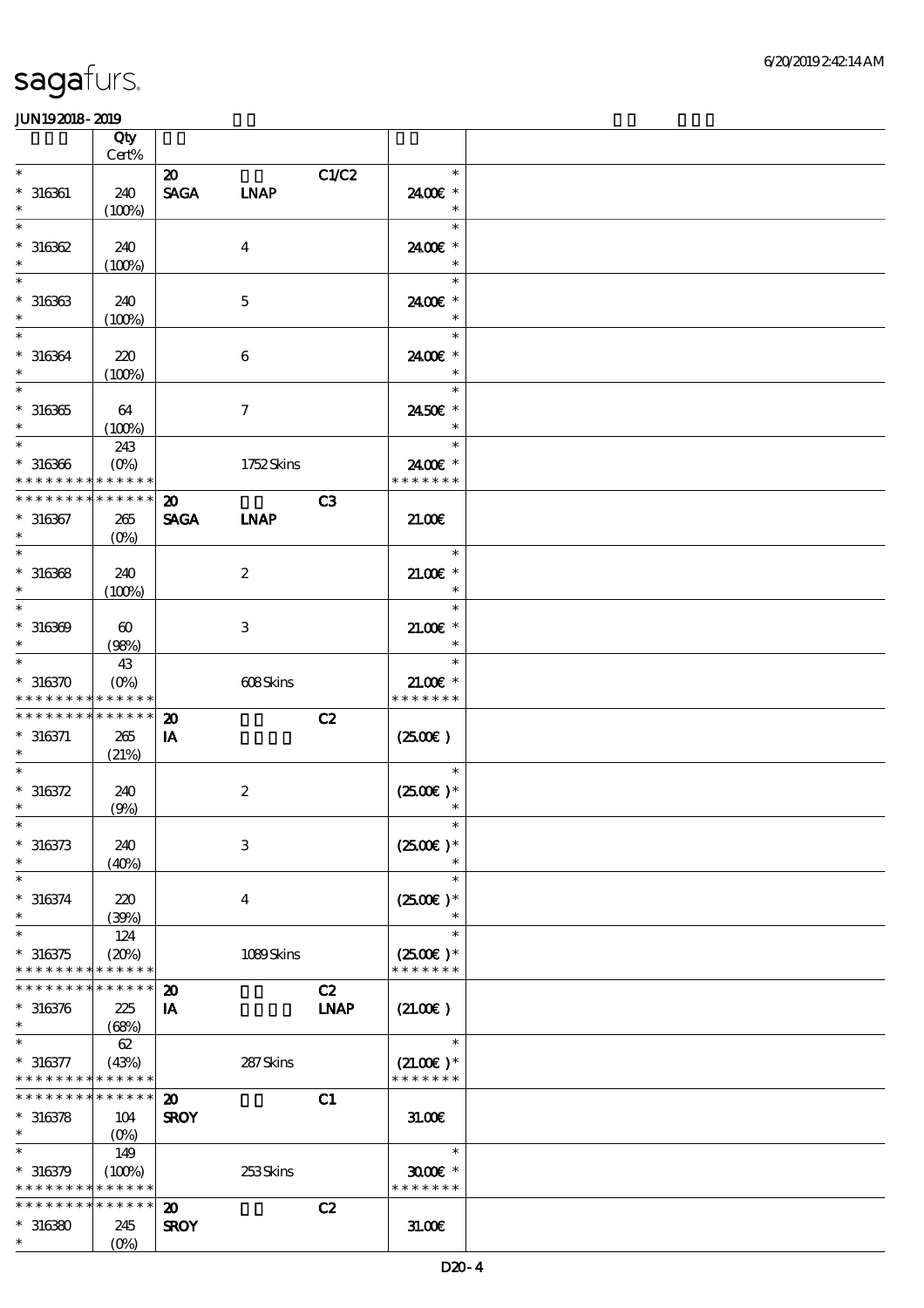| | Qty<br>Cert% | | | | |
|---|---|---|---|---|---|
| * | | 20 | | C1/C2 | * |
| * 316361 | 240 | SAGA | LNAP | | 24.00€ * |
| * | (100%) | | | | * |
| * | | | | | * |
| * 316362 | 240 | | 4 | | 24.00€ * |
| * | (100%) | | | | * |
| * | | | | | * |
| * 316363 | 240 | | 5 | | 24.00€ * |
| * | (100%) | | | | * |
| * | | | | | * |
| * 316364 | 220 | | 6 | | 24.00€ * |
| * | (100%) | | | | * |
| * | | | | | * |
| * 316365 | 64 | | 7 | | 24.50€ * |
| * | (100%) | | | | * |
| * | 243 | | | | * |
| * 316366 | (0%) | | 1752 Skins | | 24.00€ * |
| * * * * * * * * * * * * * * | | | | | * * * * * * * |
| * * * * * * * * * * * * * * | | 20 | | C3 | |
| * 316367 | 265 | SAGA | LNAP | | 21.00€ |
| * | (0%) | | | | |
| * | | | | | * |
| * 316368 | 240 | | 2 | | 21.00€ * |
| * | (100%) | | | | * |
| * | | | | | * |
| * 316369 | 60 | | 3 | | 21.00€ * |
| * | (98%) | | | | * |
| * | 43 | | | | * |
| * 316370 | (0%) | | 608 Skins | | 21.00€ * |
| * * * * * * * * * * * * * * | | | | | * * * * * * * |
| * * * * * * * * * * * * * * | | 20 | | C2 | |
| * 316371 | 265 | IA | | | (25.00€ ) |
| * | (21%) | | | | |
| * | | | | | * |
| * 316372 | 240 | | 2 | | (25.00€ )* |
| * | (9%) | | | | * |
| * | | | | | * |
| * 316373 | 240 | | 3 | | (25.00€ )* |
| * | (40%) | | | | * |
| * | | | | | * |
| * 316374 | 220 | | 4 | | (25.00€ )* |
| * | (39%) | | | | * |
| * | 124 | | | | * |
| * 316375 | (20%) | | 1089 Skins | | (25.00€ )* |
| * * * * * * * * * * * * * * | | | | | * * * * * * * |
| * * * * * * * * * * * * * * | | 20 | | C2 | |
| * 316376 | 225 | IA | | LNAP | (21.00€ ) |
| * | (68%) | | | | |
| * | 62 | | | | * |
| * 316377 | (43%) | | 287 Skins | | (21.00€ )* |
| * * * * * * * * * * * * * * | | | | | * * * * * * * |
| * * * * * * * * * * * * * * | | 20 | | C1 | |
| * 316378 | 104 | SROY | | | 31.00€ |
| * | (0%) | | | | |
| * | 149 | | | | * |
| * 316379 | (100%) | | 253 Skins | | 30.00€ * |
| * * * * * * * * * * * * * * | | | | | * * * * * * * |
| * * * * * * * * * * * * * * | | 20 | | C2 | |
| * 316380 | 245 | SROY | | | 31.00€ |
| * | (0%) | | | | |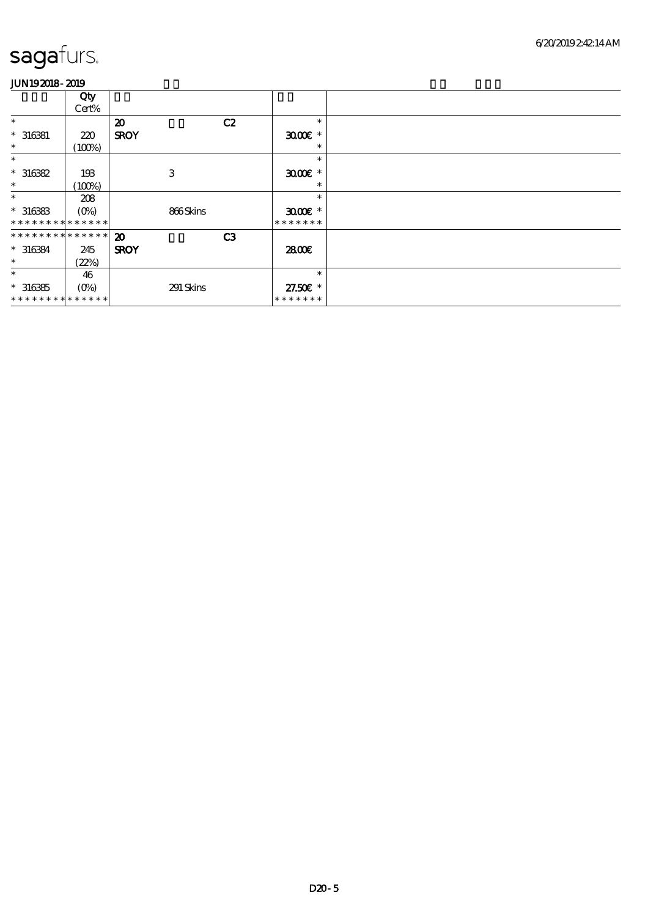# sagafurs.

**JUN19 2018 - 2019**

| | Qty Cert% | | | | | |
|---|---|---|---|---|---|---|
| * | | 20 | | C2 | * | |
| * 316381 | 220 | **SROY** | | | 30.00€ * | |
| * | (100%) | | | | * | |
| * | | | | | * | |
| * 316382 | 193 | | 3 | | 30.00€ * | |
| * | (100%) | | | | * | |
| * | 208 | | | | * | |
| * 316383 | (0%) | | 866 Skins | | 30.00€ * | |
| * * * * * * * * * * * * * * | | | | | * * * * * * * | |
| * * * * * * * * * * * * * * | | 20 | | C3 | | |
| * 316384 | 245 | **SROY** | | | 28.00€ | |
| * | (22%) | | | | | |
| * | 46 | | | | * | |
| * 316385 | (0%) | | 291 Skins | | 27.50€ * | |
| * * * * * * * * * * * * * * | | | | | * * * * * * * | |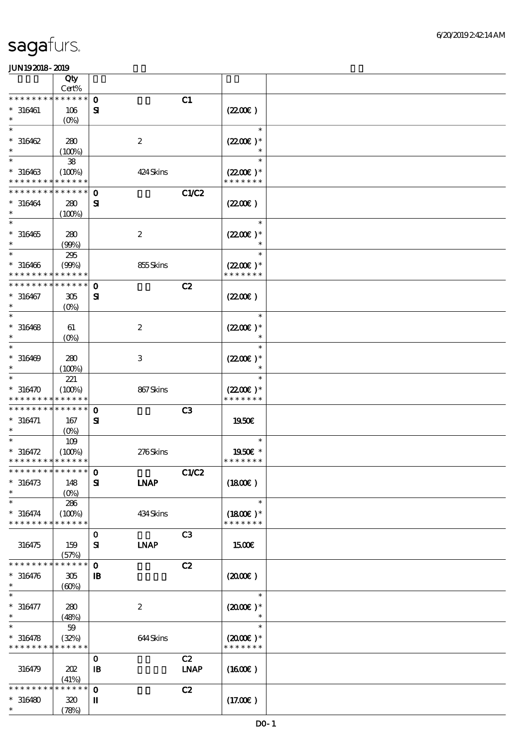# sagafurs.

JUN19 2018 - 2019

| | Qty Cert% | | | | | |
|---|---|---|---|---|---|---|
| * * * * * * * * * * * * * * | | 0 | | C1 | | |
| * 316461 | 106 | SI | | | (22.00€ ) | |
| * | (0%) | | | | | |
| * | | | | | * | |
| * 316462 | 280 | | 2 | | (22.00€ )* | |
| * | (100%) | | | | * | |
| * | 38 | | | | * | |
| * 316463 | (100%) | | 424 Skins | | (22.00€ )* | |
| * * * * * * * * * * * * * * | | | | | * * * * * * * | |
| * * * * * * * * * * * * * * | | 0 | | C1/C2 | | |
| * 316464 | 280 | SI | | | (22.00€ ) | |
| * | (100%) | | | | | |
| * | | | | | * | |
| * 316465 | 280 | | 2 | | (22.00€ )* | |
| * | (99%) | | | | * | |
| * | 295 | | | | * | |
| * 316466 | (99%) | | 855 Skins | | (22.00€ )* | |
| * * * * * * * * * * * * * * | | | | | * * * * * * * | |
| * * * * * * * * * * * * * * | | 0 | | C2 | | |
| * 316467 | 305 | SI | | | (22.00€ ) | |
| * | (0%) | | | | | |
| * | | | | | * | |
| * 316468 | 61 | | 2 | | (22.00€ )* | |
| * | (0%) | | | | * | |
| * | | | | | * | |
| * 316469 | 280 | | 3 | | (22.00€ )* | |
| * | (100%) | | | | * | |
| * | 221 | | | | * | |
| * 316470 | (100%) | | 867 Skins | | (22.00€ )* | |
| * * * * * * * * * * * * * * | | | | | * * * * * * * | |
| * * * * * * * * * * * * * * | | 0 | | C3 | | |
| * 316471 | 167 | SI | | | 19.50€ | |
| * | (0%) | | | | | |
| * | 109 | | | | * | |
| * 316472 | (100%) | | 276 Skins | | 19.50€ * | |
| * * * * * * * * * * * * * * | | | | | * * * * * * * | |
| * * * * * * * * * * * * * * | | 0 | | C1/C2 | | |
| * 316473 | 148 | SI | LNAP | | (18.00€ ) | |
| * | (0%) | | | | | |
| * | 286 | | | | * | |
| * 316474 | (100%) | | 434 Skins | | (18.00€ )* | |
| * * * * * * * * * * * * * * | | | | | * * * * * * * | |
| | | 0 | | C3 | | |
| 316475 | 159 | SI | LNAP | | 15.00€ | |
| | (57%) | | | | | |
| * * * * * * * * * * * * * * | | 0 | | C2 | | |
| * 316476 | 305 | IB | | | (20.00€ ) | |
| * | (60%) | | | | | |
| * | | | | | * | |
| * 316477 | 280 | | 2 | | (20.00€ )* | |
| * | (48%) | | | | * | |
| * | 59 | | | | * | |
| * 316478 | (32%) | | 644 Skins | | (20.00€ )* | |
| * * * * * * * * * * * * * * | | | | | * * * * * * * | |
| | | 0 | | C2 | | |
| 316479 | 202 | IB | | LNAP | (16.00€ ) | |
| | (41%) | | | | | |
| * * * * * * * * * * * * * * | | 0 | | C2 | | |
| * 316480 | 320 | II | | | (17.00€ ) | |
| * | (78%) | | | | | |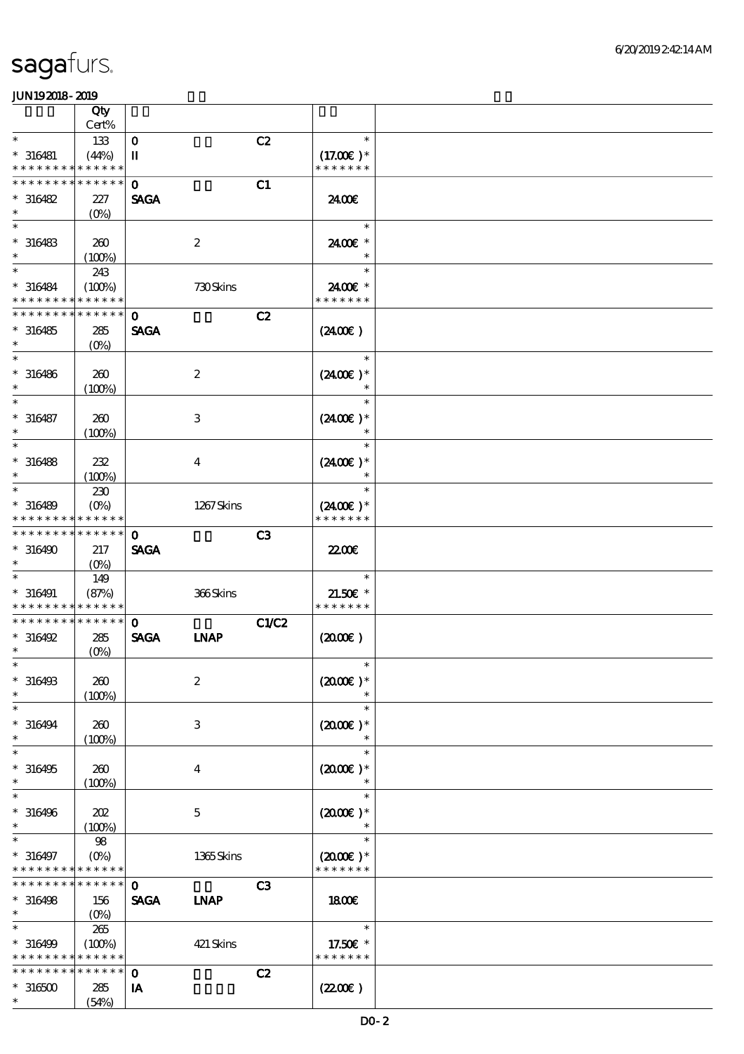sagafurs.

JUN192018 - 2019

| | Qty Cert% | | | | |
|---|---|---|---|---|---|
| * | 133 | 0 | | C2 | * |
| * 316481 | (44%) | II | | | (17.00€)* |
| * * * * * * * * * * * * * * | | | | | * * * * * * * |
| * * * * * * * * * * * * * * | | 0 | | C1 | |
| * 316482 | 227 | SAGA | | | 24.00€ |
| * | (0%) | | | | |
| * | | | | | * |
| * 316483 | 260 | | 2 | | 24.00€ * |
| * | (100%) | | | | * |
| * | 243 | | | | * |
| * 316484 | (100%) | | 730 Skins | | 24.00€ * |
| * * * * * * * * * * * * * * | | | | | * * * * * * * |
| * * * * * * * * * * * * * * | | 0 | | C2 | |
| * 316485 | 285 | SAGA | | | (24.00€) |
| * | (0%) | | | | |
| * | | | | | * |
| * 316486 | 260 | | 2 | | (24.00€)* |
| * | (100%) | | | | * |
| * | | | | | * |
| * 316487 | 260 | | 3 | | (24.00€)* |
| * | (100%) | | | | * |
| * | | | | | * |
| * 316488 | 232 | | 4 | | (24.00€)* |
| * | (100%) | | | | * |
| * | 230 | | | | * |
| * 316489 | (0%) | | 1267 Skins | | (24.00€)* |
| * * * * * * * * * * * * * * | | | | | * * * * * * * |
| * * * * * * * * * * * * * * | | 0 | | C3 | |
| * 316490 | 217 | SAGA | | | 22.00€ |
| * | (0%) | | | | |
| * | 149 | | | | * |
| * 316491 | (87%) | | 366 Skins | | 21.50€ * |
| * * * * * * * * * * * * * * | | | | | * * * * * * * |
| * * * * * * * * * * * * * * | | 0 | | C1/C2 | |
| * 316492 | 285 | SAGA | LNAP | | (20.00€) |
| * | (0%) | | | | |
| * | | | | | * |
| * 316493 | 260 | | 2 | | (20.00€)* |
| * | (100%) | | | | * |
| * | | | | | * |
| * 316494 | 260 | | 3 | | (20.00€)* |
| * | (100%) | | | | * |
| * | | | | | * |
| * 316495 | 260 | | 4 | | (20.00€)* |
| * | (100%) | | | | * |
| * | | | | | * |
| * 316496 | 202 | | 5 | | (20.00€)* |
| * | (100%) | | | | * |
| * | 98 | | | | * |
| * 316497 | (0%) | | 1365 Skins | | (20.00€)* |
| * * * * * * * * * * * * * * | | | | | * * * * * * * |
| * * * * * * * * * * * * * * | | 0 | | C3 | |
| * 316498 | 156 | SAGA | LNAP | | 18.00€ |
| * | (0%) | | | | |
| * | 265 | | | | * |
| * 316499 | (100%) | | 421 Skins | | 17.50€ * |
| * * * * * * * * * * * * * * | | | | | * * * * * * * |
| * * * * * * * * * * * * * * | | 0 | | C2 | |
| * 316500 | 285 | IA | | | (22.00€) |
| * | (54%) | | | | |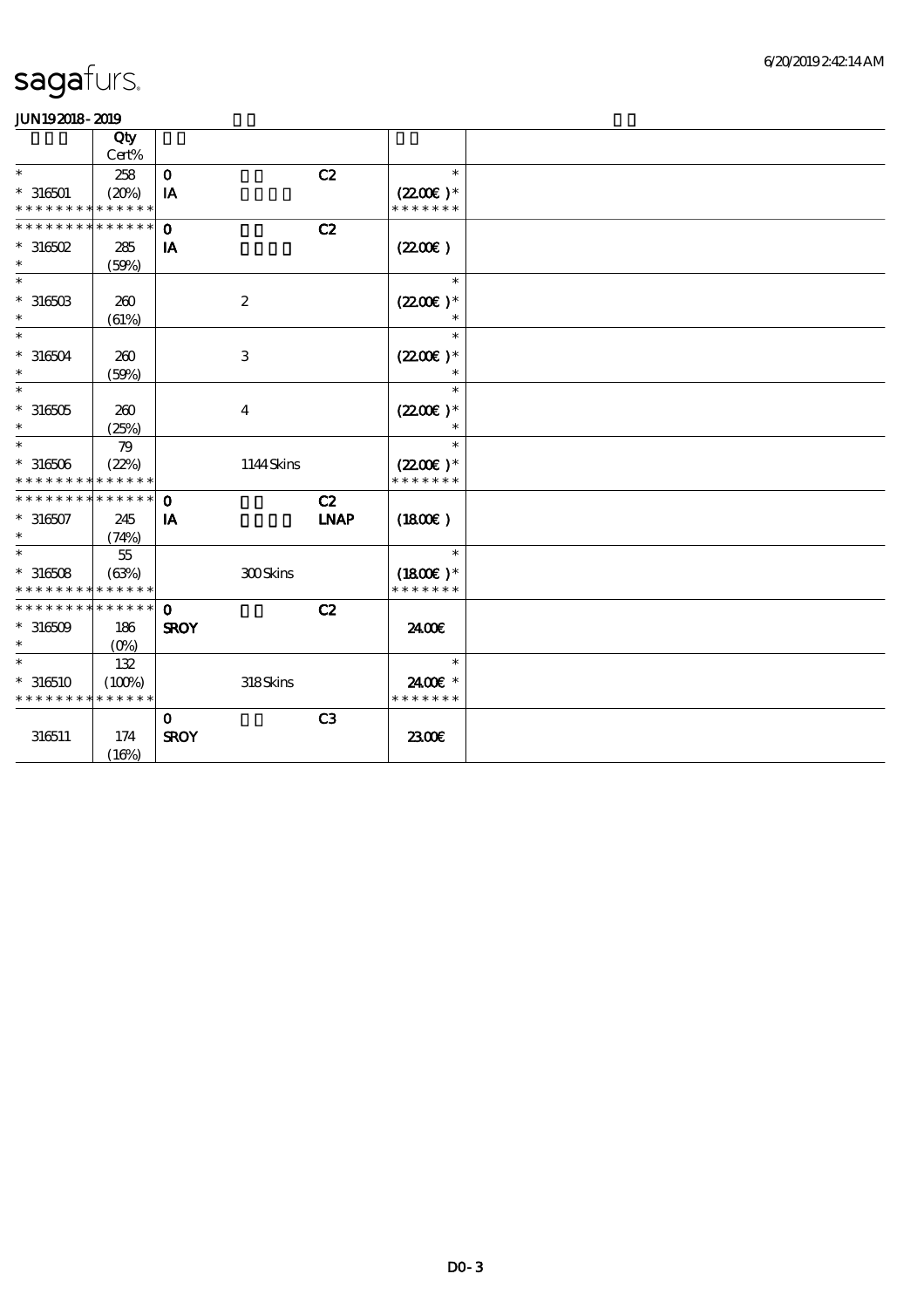sagafurs.

JUN192018-2019

| | Qty<br>Cert% | | | | | |
|---|---|---|---|---|---|---|
| * | 258 | 0 | | C2 | * | |
| * 316501 | (20%) | IA | | | (22.00€)* | |
| * * * * * * * * * * * * * * | | | | | * * * * * * * | |
| * * * * * * * * * * * * * * | | 0 | | C2 | | |
| * 316502 | 285 | IA | | | (22.00€) | |
| * | (59%) | | | | | |
| * | | | | | * | |
| * 316503 | 260 | | 2 | | (22.00€)* | |
| * | (61%) | | | | * | |
| * | | | | | * | |
| * 316504 | 260 | | 3 | | (22.00€)* | |
| * | (59%) | | | | * | |
| * | | | | | * | |
| * 316505 | 260 | | 4 | | (22.00€)* | |
| * | (25%) | | | | * | |
| * | 79 | | | | * | |
| * 316506 | (22%) | | 1144 Skins | | (22.00€)* | |
| * * * * * * * * * * * * * * | | | | | * * * * * * * | |
| * * * * * * * * * * * * * * | | 0 | | C2 | | |
| * 316507 | 245 | IA | | LNAP | (18.00€) | |
| * | (74%) | | | | | |
| * | 55 | | | | * | |
| * 316508 | (63%) | | 300 Skins | | (18.00€)* | |
| * * * * * * * * * * * * * * | | | | | * * * * * * * | |
| * * * * * * * * * * * * * * | | 0 | | C2 | | |
| * 316509 | 186 | SROY | | | 24.00€ | |
| * | (0%) | | | | | |
| * | 132 | | | | * | |
| * 316510 | (100%) | | 318 Skins | | 24.00€ * | |
| * * * * * * * * * * * * * * | | | | | * * * * * * * | |
| | | 0 | | C3 | | |
| 316511 | 174 | SROY | | | 23.00€ | |
| | (16%) | | | | | |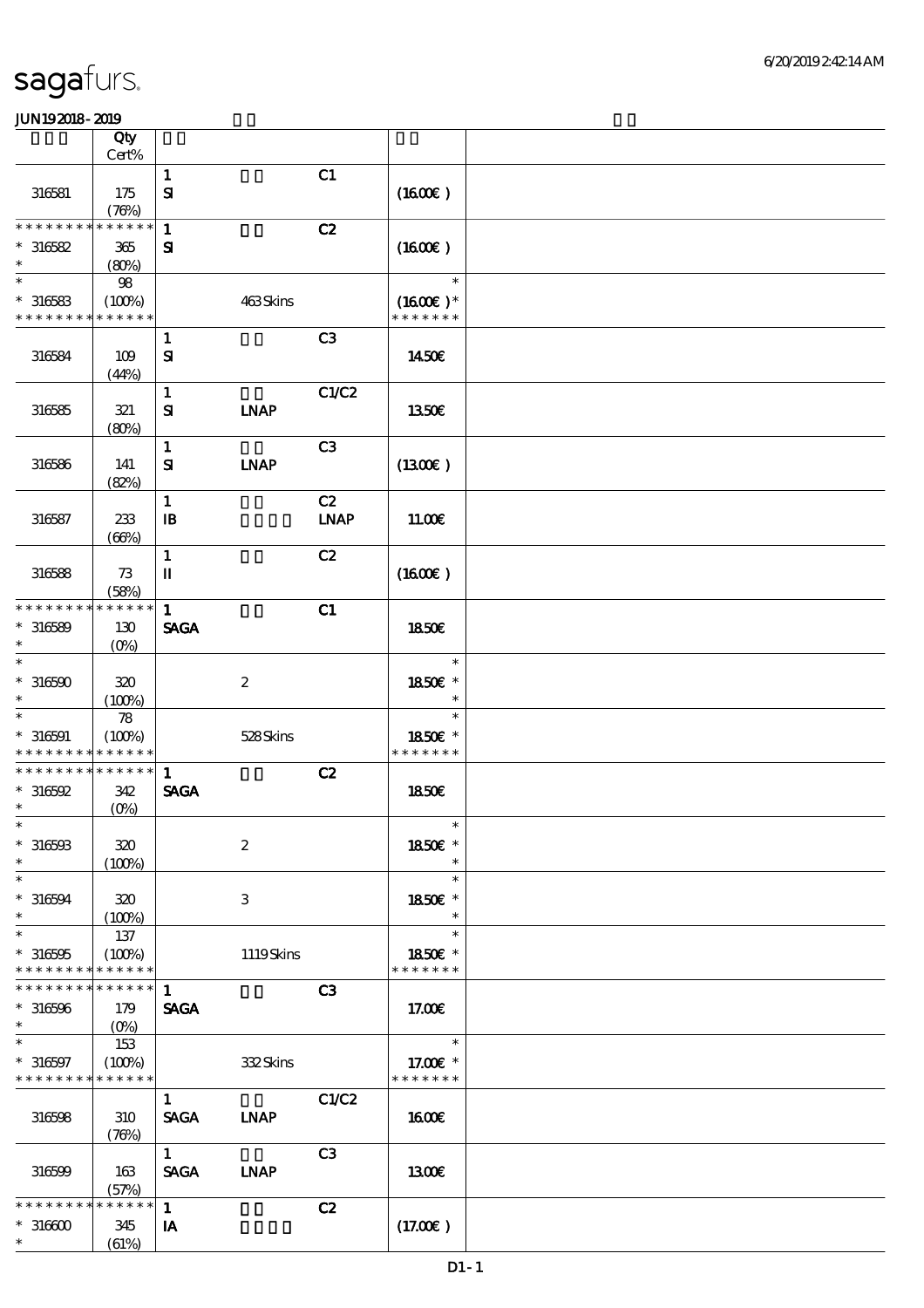sagafurs.

JUN192018-2019

| | Qty Cert% | | | | | |
|---|---|---|---|---|---|---|
| 316581 | 175 (76%) | 1 SI | | C1 | (16.00€) | |
| * * * * * * * * * * * * * * 316582 * | 365 (80%) | 1 SI | | C2 | (16.00€) | |
| * * 316583 * * * * * * * * * * * * * * | 98 (100%) | | 463 Skins | | * (16.00€) * * * * * * * * | |
| 316584 | 109 (44%) | 1 SI | | C3 | 14.50€ | |
| 316585 | 321 (80%) | 1 SI | LNAP | C1/C2 | 13.50€ | |
| 316586 | 141 (82%) | 1 SI | LNAP | C3 | (13.00€) | |
| 316587 | 233 (66%) | 1 IB | | C2 LNAP | 11.00€ | |
| 316588 | 73 (58%) | 1 II | | C2 | (16.00€) | |
| * * * * * * * * * * * * * * 316589 * | 130 (0%) | 1 SAGA | | C1 | 18.50€ | |
| * * 316590 * | 320 (100%) | | 2 | | * 18.50€ * * | |
| * * 316591 * * * * * * * * * * * * * * | 78 (100%) | | 528 Skins | | * 18.50€ * * * * * * * * | |
| * * * * * * * * * * * * * * 316592 * | 342 (0%) | 1 SAGA | | C2 | 18.50€ | |
| * * 316593 * | 320 (100%) | | 2 | | * 18.50€ * * | |
| * * 316594 * | 320 (100%) | | 3 | | * 18.50€ * * | |
| * * 316595 * * * * * * * * * * * * * * | 137 (100%) | | 1119 Skins | | * 18.50€ * * * * * * * * | |
| * * * * * * * * * * * * * * 316596 * | 179 (0%) | 1 SAGA | | C3 | 17.00€ | |
| * * 316597 * * * * * * * * * * * * * * | 153 (100%) | | 332 Skins | | * 17.00€ * * * * * * * * | |
| 316598 | 310 (76%) | 1 SAGA | LNAP | C1/C2 | 16.00€ | |
| 316599 | 163 (57%) | 1 SAGA | LNAP | C3 | 13.00€ | |
| * * * * * * * * * * * * * * 316600 * | 345 (61%) | 1 IA | | C2 | (17.00€) | |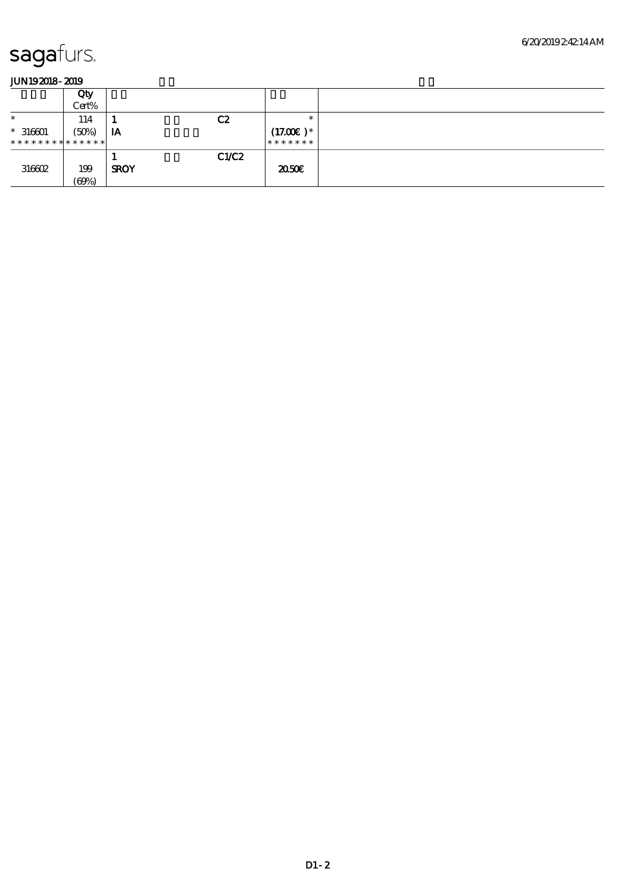sagafurs.

JUN19 2018 - 2019

| | Qty Cert% | | | | |
|---|---|---|---|---|---|
| * | 114 | 1 | C2 | * | |
| * 316601 | (50%) | IA | | (17.00€ )* | |
| ************** | | | | ******* | |
| | | 1 | C1/C2 | | |
| 316602 | 199 (69%) | SROY | | 20.50€ | |

D1-2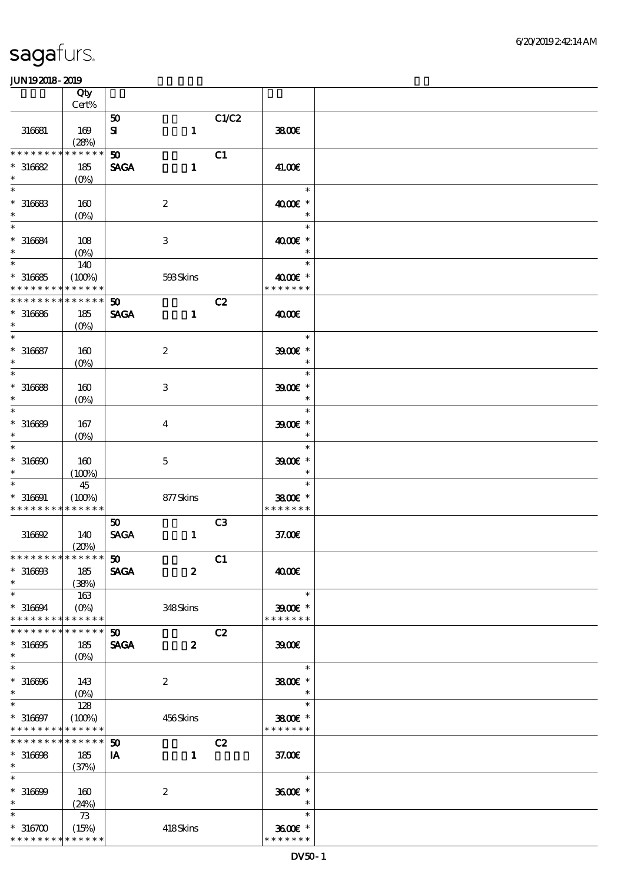# sagafurs.

JUN19 2018 - 2019

| | Qty Cert% | | | | |
|---|---|---|---|---|---|
| 316681 | 169 (28%) | 50 SI 1 | C1/C2 | 38.00€ | |
| * * * * * * * * * * * * * * * 316682 * | 185 (0%) | 50 SAGA 1 | C1 | 41.00€ | |
| * * 316683 * | 160 (0%) | 2 | | 40.00€ * * * | |
| * * 316684 * | 108 (0%) | 3 | | 40.00€ * * * | |
| * * 316685 * * * * * * * * * * * * * * | 140 (100%) | 593 Skins | | 40.00€ * * * * * * * * * | |
| * * * * * * * * * * * * * * * 316686 * | 185 (0%) | 50 SAGA 1 | C2 | 40.00€ | |
| * * 316687 * | 160 (0%) | 2 | | 39.00€ * * * | |
| * * 316688 * | 160 (0%) | 3 | | 39.00€ * * * | |
| * * 316689 * | 167 (0%) | 4 | | 39.00€ * * * | |
| * * 316690 * | 160 (100%) | 5 | | 39.00€ * * * | |
| * * 316691 * * * * * * * * * * * * * * | 45 (100%) | 877 Skins | | 38.00€ * * * * * * * * * | |
| 316692 | 140 (20%) | 50 SAGA 1 | C3 | 37.00€ | |
| * * * * * * * * * * * * * * * 316693 * | 185 (38%) | 50 SAGA 2 | C1 | 40.00€ | |
| * * 316694 * * * * * * * * * * * * * * | 163 (0%) | 348 Skins | | 39.00€ * * * * * * * * * | |
| * * * * * * * * * * * * * * * 316695 * | 185 (0%) | 50 SAGA 2 | C2 | 39.00€ | |
| * * 316696 * | 143 (0%) | 2 | | 38.00€ * * * | |
| * * 316697 * * * * * * * * * * * * * * | 128 (100%) | 456 Skins | | 38.00€ * * * * * * * * * | |
| * * * * * * * * * * * * * * * 316698 * | 185 (37%) | 50 IA 1 | C2 | 37.00€ | |
| * * 316699 * | 160 (24%) | 2 | | 36.00€ * * * | |
| * * 316700 * * * * * * * * * * * * * * | 73 (15%) | 418 Skins | | 36.00€ * * * * * * * * * | |

DV50 - 1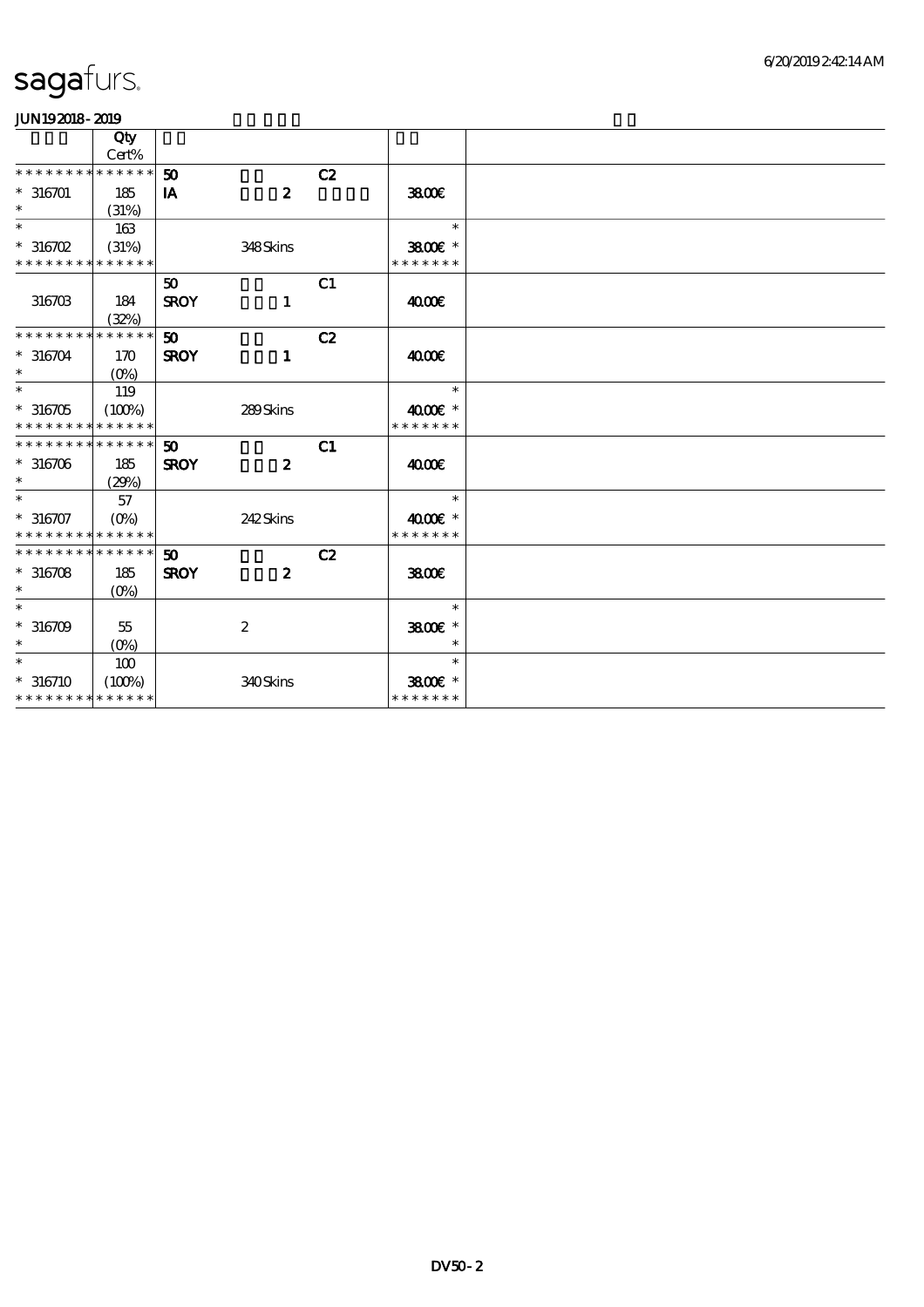# sagafurs.

JUN192018-2019

| | Qty<br>Cert% | | | | | |
|---|---|---|---|---|---|---|
| * * * * * * * * * * * * * * | | 50 | | C2 | | |
| * 316701 | 185 | IA | 2 | | 38.00€ | |
| * | (31%) | | | | | |
| * | 163 | | | | * | |
| * 316702 | (31%) | | 348 Skins | | 38.00€ * | |
| * * * * * * * * * * * * * * | | | | | * * * * * * * | |
| | | 50 | | C1 | | |
| 316703 | 184 | SROY | 1 | | 40.00€ | |
| | (32%) | | | | | |
| * * * * * * * * * * * * * * | | 50 | | C2 | | |
| * 316704 | 170 | SROY | 1 | | 40.00€ | |
| * | (0%) | | | | | |
| * | 119 | | | | * | |
| * 316705 | (100%) | | 289 Skins | | 40.00€ * | |
| * * * * * * * * * * * * * * | | | | | * * * * * * * | |
| * * * * * * * * * * * * * * | | 50 | | C1 | | |
| * 316706 | 185 | SROY | 2 | | 40.00€ | |
| * | (29%) | | | | | |
| * | 57 | | | | * | |
| * 316707 | (0%) | | 242 Skins | | 40.00€ * | |
| * * * * * * * * * * * * * * | | | | | * * * * * * * | |
| * * * * * * * * * * * * * * | | 50 | | C2 | | |
| * 316708 | 185 | SROY | 2 | | 38.00€ | |
| * | (0%) | | | | | |
| * | | | | | * | |
| * 316709 | 55 | | 2 | | 38.00€ * | |
| * | (0%) | | | | * | |
| * | 100 | | | | * | |
| * 316710 | (100%) | | 340 Skins | | 38.00€ * | |
| * * * * * * * * * * * * * * | | | | | * * * * * * * | |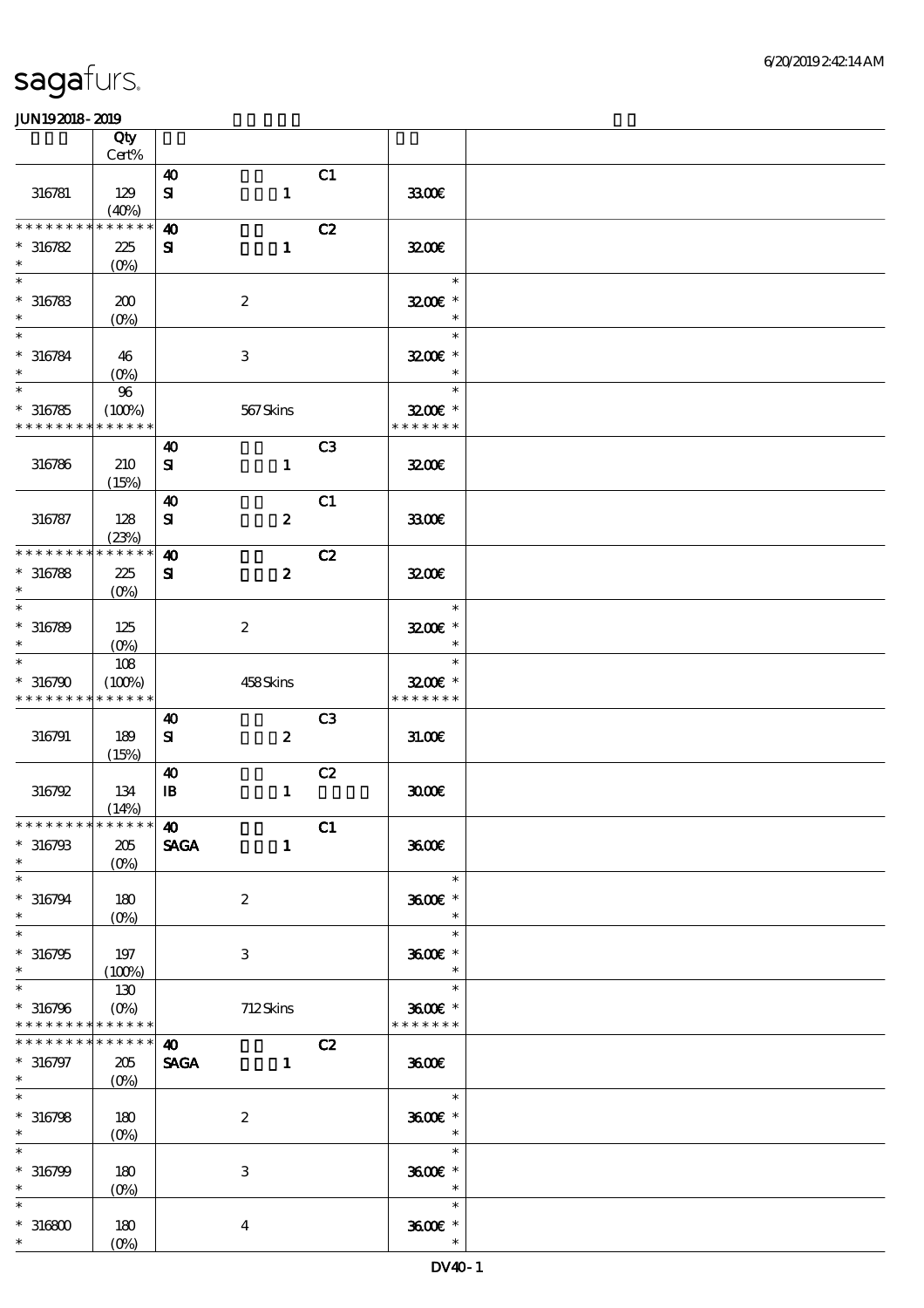# sagafurs.

JUN19 2018 - 2019

| | Qty Cert% | | |
|---|---|---|---|
| 316781 | 129 (40%) | 40 C1 SI 1 | 33.00€ |
| * * * * * * * * * * * * * * 316782 * | 225 (0%) | 40 C2 SI 1 | 32.00€ |
| * 316783 * | 200 (0%) | 2 | 32.00€ * |
| * 316784 * | 46 (0%) | 3 | 32.00€ * |
| * 316785 * * * * * * * * * * * * * | 96 (100%) | 567 Skins | 32.00€ * * * * * * * * |
| 316786 | 210 (15%) | 40 C3 SI 1 | 32.00€ |
| 316787 | 128 (23%) | 40 C1 SI 2 | 33.00€ |
| * * * * * * * * * * * * * * 316788 * | 225 (0%) | 40 C2 SI 2 | 32.00€ |
| * 316789 * | 125 (0%) | 2 | 32.00€ * |
| * 316790 * * * * * * * * * * * * * | 108 (100%) | 458 Skins | 32.00€ * * * * * * * * |
| 316791 | 189 (15%) | 40 C3 SI 2 | 31.00€ |
| 316792 | 134 (14%) | 40 C2 IB 1 | 30.00€ |
| * * * * * * * * * * * * * * 316793 * | 205 (0%) | 40 C1 SAGA 1 | 36.00€ |
| * 316794 * | 180 (0%) | 2 | 36.00€ * |
| * 316795 * | 197 (100%) | 3 | 36.00€ * |
| * 316796 * * * * * * * * * * * * * | 130 (0%) | 712 Skins | 36.00€ * * * * * * * * |
| * * * * * * * * * * * * * * 316797 * | 205 (0%) | 40 C2 SAGA 1 | 36.00€ |
| * 316798 * | 180 (0%) | 2 | 36.00€ * |
| * 316799 * | 180 (0%) | 3 | 36.00€ * |
| * 316800 * | 180 (0%) | 4 | 36.00€ * |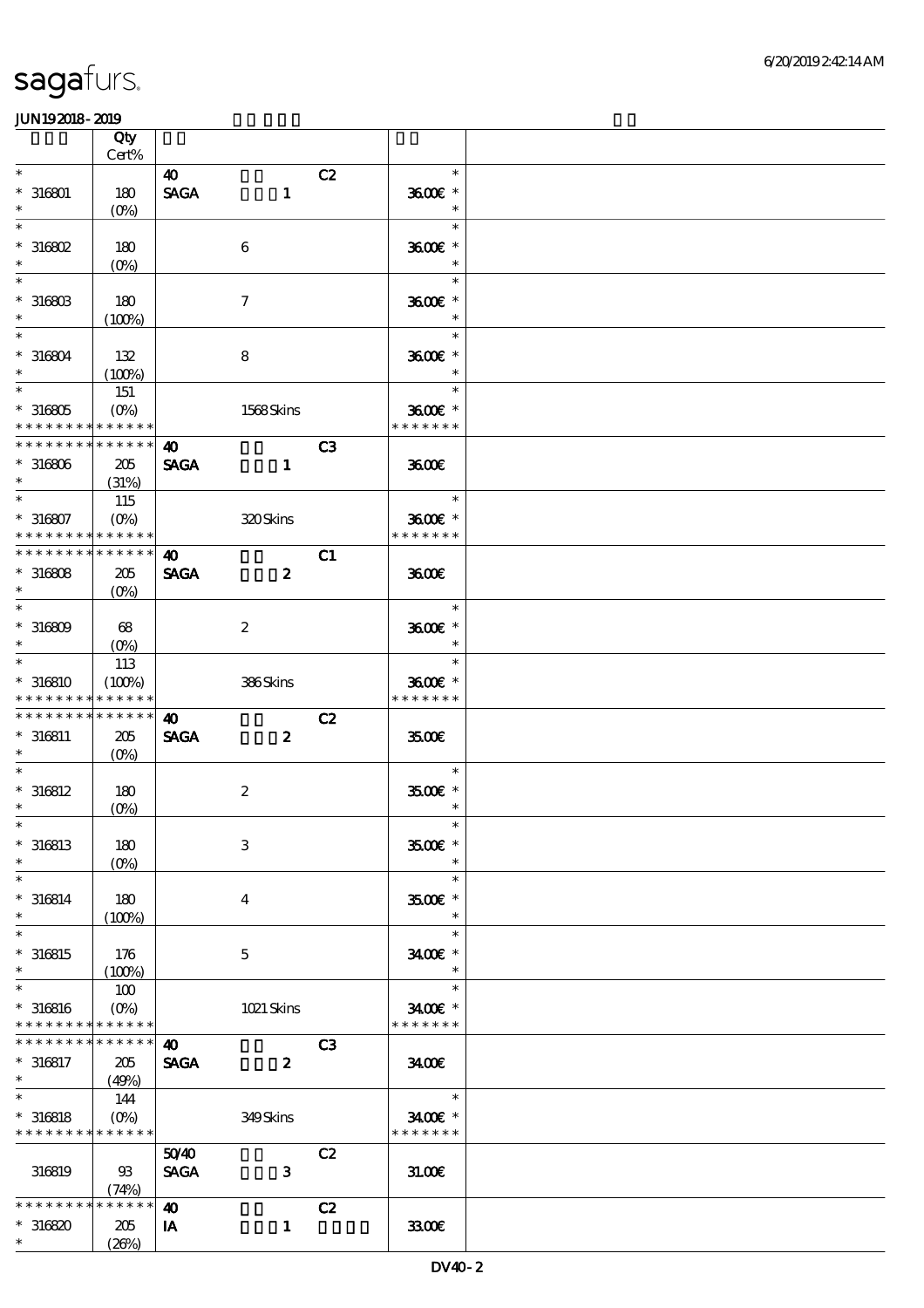**saga**furs.

JUN192018-2019

| | Qty Cert% | | | | |
|---|---|---|---|---|---|
| * | | 40 | | C2 | * |
| * 316801 | 180 | SAGA | 1 | | 36.00€ * |
| * | (0%) | | | | * |
| * | | | | | * |
| * 316802 | 180 | | 6 | | 36.00€ * |
| * | (0%) | | | | * |
| * | | | | | * |
| * 316803 | 180 | | 7 | | 36.00€ * |
| * | (100%) | | | | * |
| * | | | | | * |
| * 316804 | 132 | | 8 | | 36.00€ * |
| * | (100%) | | | | * |
| * | 151 | | | | * |
| * 316805 | (0%) | | 1568 Skins | | 36.00€ * |
| * * * * * * * * * * * * * * | | | | | * * * * * * * |
| * * * * * * * * * * * * * * | | 40 | | C3 | |
| * 316806 | 205 | SAGA | 1 | | 36.00€ |
| * | (31%) | | | | |
| * | 115 | | | | * |
| * 316807 | (0%) | | 320 Skins | | 36.00€ * |
| * * * * * * * * * * * * * * | | | | | * * * * * * * |
| * * * * * * * * * * * * * * | | 40 | | C1 | |
| * 316808 | 205 | SAGA | 2 | | 36.00€ |
| * | (0%) | | | | |
| * | | | | | * |
| * 316809 | 68 | | 2 | | 36.00€ * |
| * | (0%) | | | | * |
| * | 113 | | | | * |
| * 316810 | (100%) | | 386 Skins | | 36.00€ * |
| * * * * * * * * * * * * * * | | | | | * * * * * * * |
| * * * * * * * * * * * * * * | | 40 | | C2 | |
| * 316811 | 205 | SAGA | 2 | | 35.00€ |
| * | (0%) | | | | |
| * | | | | | * |
| * 316812 | 180 | | 2 | | 35.00€ * |
| * | (0%) | | | | * |
| * | | | | | * |
| * 316813 | 180 | | 3 | | 35.00€ * |
| * | (0%) | | | | * |
| * | | | | | * |
| * 316814 | 180 | | 4 | | 35.00€ * |
| * | (100%) | | | | * |
| * | | | | | * |
| * 316815 | 176 | | 5 | | 34.00€ * |
| * | (100%) | | | | * |
| * | 100 | | | | * |
| * 316816 | (0%) | | 1021 Skins | | 34.00€ * |
| * * * * * * * * * * * * * * | | | | | * * * * * * * |
| * * * * * * * * * * * * * * | | 40 | | C3 | |
| * 316817 | 205 | SAGA | 2 | | 34.00€ |
| * | (49%) | | | | |
| * | 144 | | | | * |
| * 316818 | (0%) | | 349 Skins | | 34.00€ * |
| * * * * * * * * * * * * * * | | | | | * * * * * * * |
| | | 50/40 | | C2 | |
| 316819 | 93 | SAGA | 3 | | 31.00€ |
| | (74%) | | | | |
| * * * * * * * * * * * * * * | | 40 | | C2 | |
| * 316820 | 205 | IA | 1 | | 33.00€ |
| * | (26%) | | | | |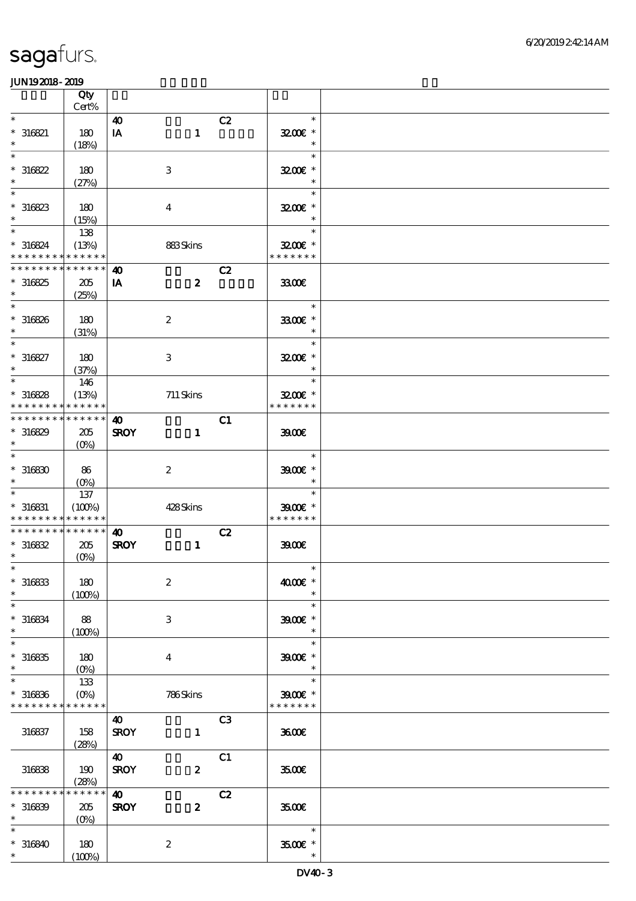| | Qty<br>Cert% | | | | |
|---|---|---|---|---|---|
| * | | 40 | | C2 | * |
| * 316821 | 180 | IA | 1 | | 32.00€ * |
| * | (18%) | | | | * |
| * | | | | | * |
| * 316822 | 180 | | 3 | | 32.00€ * |
| * | (27%) | | | | * |
| * | | | | | * |
| * 316823 | 180 | | 4 | | 32.00€ * |
| * | (15%) | | | | * |
| * | 138 | | | | * |
| * 316824 | (13%) | | 883 Skins | | 32.00€ * |
| * * * * * * * * * * * * * * | | | | | * * * * * * * |
| * * * * * * * * * * * * * * | | 40 | | C2 | |
| * 316825 | 205 | IA | 2 | | 33.00€ |
| * | (25%) | | | | |
| * | | | | | * |
| * 316826 | 180 | | 2 | | 33.00€ * |
| * | (31%) | | | | * |
| * | | | | | * |
| * 316827 | 180 | | 3 | | 32.00€ * |
| * | (37%) | | | | * |
| * | 146 | | | | * |
| * 316828 | (13%) | | 711 Skins | | 32.00€ * |
| * * * * * * * * * * * * * * | | | | | * * * * * * * |
| * * * * * * * * * * * * * * | | 40 | | C1 | |
| * 316829 | 205 | SROY | 1 | | 39.00€ |
| * | (0%) | | | | |
| * | | | | | * |
| * 316830 | 86 | | 2 | | 39.00€ * |
| * | (0%) | | | | * |
| * | 137 | | | | * |
| * 316831 | (100%) | | 428 Skins | | 39.00€ * |
| * * * * * * * * * * * * * * | | | | | * * * * * * * |
| * * * * * * * * * * * * * * | | 40 | | C2 | |
| * 316832 | 205 | SROY | 1 | | 39.00€ |
| * | (0%) | | | | |
| * | | | | | * |
| * 316833 | 180 | | 2 | | 40.00€ * |
| * | (100%) | | | | * |
| * | | | | | * |
| * 316834 | 88 | | 3 | | 39.00€ * |
| * | (100%) | | | | * |
| * | | | | | * |
| * 316835 | 180 | | 4 | | 39.00€ * |
| * | (0%) | | | | * |
| * | 133 | | | | * |
| * 316836 | (0%) | | 786 Skins | | 39.00€ * |
| * * * * * * * * * * * * * * | | | | | * * * * * * * |
| | | 40 | | C3 | |
| 316837 | 158<br>(28%) | SROY | 1 | | 36.00€ |
| | | 40 | | C1 | |
| 316838 | 190<br>(28%) | SROY | 2 | | 35.00€ |
| * * * * * * * * * * * * * * | | 40 | | C2 | |
| * 316839 | 205 | SROY | 2 | | 35.00€ |
| * | (0%) | | | | |
| * | | | | | * |
| * 316840 | 180 | | 2 | | 35.00€ * |
| * | (100%) | | | | * |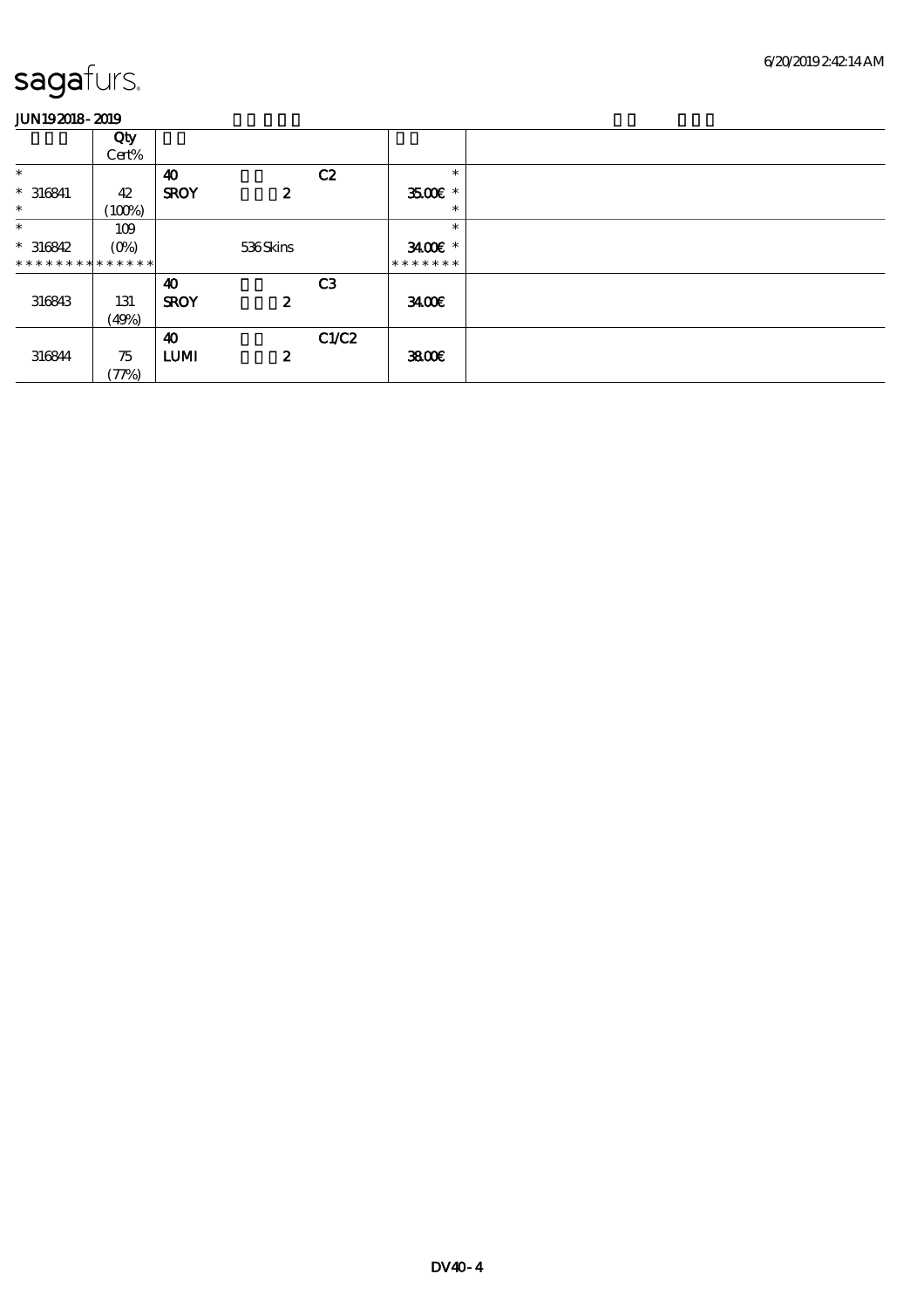sagafurs.

JUN19 2018 - 2019

| | Qty Cert% | | | | | |
|---|---|---|---|---|---|---|
| * | | 40 | | C2 | * | |
| * 316841 | 42 | SROY | 2 | | 35.00€ * | |
| * | (100%) | | | | * | |
| * | 109 | | | | * | |
| * 316842 | (0%) | | 536 Skins | | 34.00€ * | |
| * * * * * * * * * * * * * * | | | | | * * * * * * * | |
| | | 40 | | C3 | | |
| 316843 | 131 | SROY | 2 | | 34.00€ | |
| | (49%) | | | | | |
| | | 40 | | C1/C2 | | |
| 316844 | 75 | LUMI | 2 | | 38.00€ | |
| | (77%) | | | | | |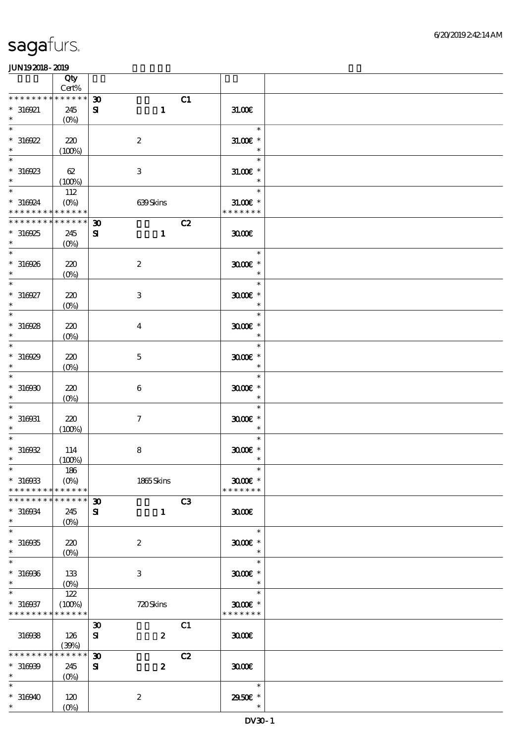# sagafurs.

JUN192018-2019

| | Qty Cert% | | | |
|---|---|---|---|---|
| * * * * * * * * * * * * * * | 30 | C1 | | |
| * 316921 | 245 (0%) | SI 1 | 31.00€ | |
| * 316922 | 220 (100%) | 2 | 31.00€ * | |
| * 316923 | 62 (100%) | 3 | 31.00€ * | |
| * 316924 | 112 (0%) | 639 Skins | 31.00€ * | |
| * * * * * * * * * * * * * * | 30 | C2 | | |
| * 316925 | 245 (0%) | SI 1 | 30.00€ | |
| * 316926 | 220 (0%) | 2 | 30.00€ * | |
| * 316927 | 220 (0%) | 3 | 30.00€ * | |
| * 316928 | 220 (0%) | 4 | 30.00€ * | |
| * 316929 | 220 (0%) | 5 | 30.00€ * | |
| * 316930 | 220 (0%) | 6 | 30.00€ * | |
| * 316931 | 220 (100%) | 7 | 30.00€ * | |
| * 316932 | 114 (100%) | 8 | 30.00€ * | |
| * 316933 | 186 (0%) | 1865 Skins | 30.00€ * | |
| * * * * * * * * * * * * * * | 30 | C3 | | |
| * 316934 | 245 (0%) | SI 1 | 30.00€ | |
| * 316935 | 220 (0%) | 2 | 30.00€ * | |
| * 316936 | 133 (0%) | 3 | 30.00€ * | |
| * 316937 | 122 (100%) | 720 Skins | 30.00€ * | |
| 316938 | 126 (39%) | 30 SI 2 C1 | 30.00€ | |
| * * * * * * * * * * * * * * | 30 | C2 | | |
| * 316939 | 245 (0%) | SI 2 | 30.00€ | |
| * 316940 | 120 (0%) | 2 | 29.50€ * | |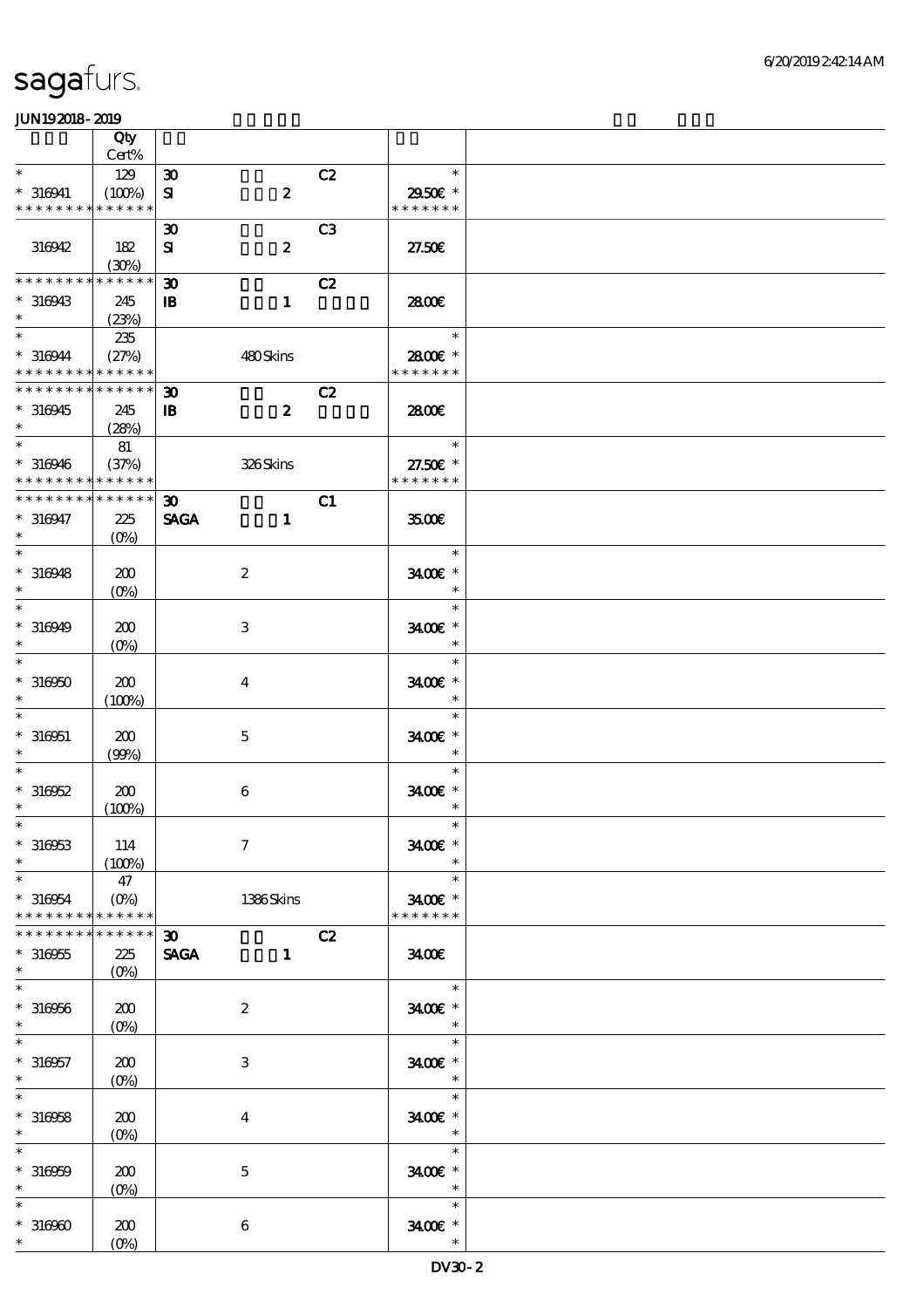| | Qty Cert% | | | |
|---|---|---|---|---|
| * <br> * 316941 <br> * * * * * * * * * * * * * | 129 <br> (100%) | 30 <br> SI | C2 <br> 2 | * <br> 29.50€ * <br> * * * * * * * |
| 316942 | 182 <br> (30%) | 30 <br> SI | C3 <br> 2 | 27.50€ |
| * * * * * * * * * * * * * <br> * 316943 <br> * | 245 <br> (23%) | 30 <br> IB | C2 <br> 1 | 28.00€ |
| * <br> * 316944 <br> * * * * * * * * * * * * * | 235 <br> (27%) | | 480 Skins | * <br> 28.00€ * <br> * * * * * * * |
| * * * * * * * * * * * * * <br> * 316945 <br> * | 245 <br> (28%) | 30 <br> IB | C2 <br> 2 | 28.00€ |
| * <br> * 316946 <br> * * * * * * * * * * * * * | 81 <br> (37%) | | 326 Skins | * <br> 27.50€ * <br> * * * * * * * |
| * * * * * * * * * * * * * <br> * 316947 <br> * | 225 <br> (0%) | 30 <br> SAGA | C1 <br> 1 | 35.00€ |
| * <br> * 316948 <br> * | 200 <br> (0%) | | 2 | * <br> 34.00€ * <br> * |
| * <br> * 316949 <br> * | 200 <br> (0%) | | 3 | * <br> 34.00€ * <br> * |
| * <br> * 316950 <br> * | 200 <br> (100%) | | 4 | * <br> 34.00€ * <br> * |
| * <br> * 316951 <br> * | 200 <br> (99%) | | 5 | * <br> 34.00€ * <br> * |
| * <br> * 316952 <br> * | 200 <br> (100%) | | 6 | * <br> 34.00€ * <br> * |
| * <br> * 316953 <br> * | 114 <br> (100%) | | 7 | * <br> 34.00€ * <br> * |
| * <br> * 316954 <br> * * * * * * * * * * * * * | 47 <br> (0%) | | 1386 Skins | * <br> 34.00€ * <br> * * * * * * * |
| * * * * * * * * * * * * * <br> * 316955 <br> * | 225 <br> (0%) | 30 <br> SAGA | C2 <br> 1 | 34.00€ |
| * <br> * 316956 <br> * | 200 <br> (0%) | | 2 | * <br> 34.00€ * <br> * |
| * <br> * 316957 <br> * | 200 <br> (0%) | | 3 | * <br> 34.00€ * <br> * |
| * <br> * 316958 <br> * | 200 <br> (0%) | | 4 | * <br> 34.00€ * <br> * |
| * <br> * 316959 <br> * | 200 <br> (0%) | | 5 | * <br> 34.00€ * <br> * |
| * <br> * 316960 <br> * | 200 <br> (0%) | | 6 | * <br> 34.00€ * <br> * |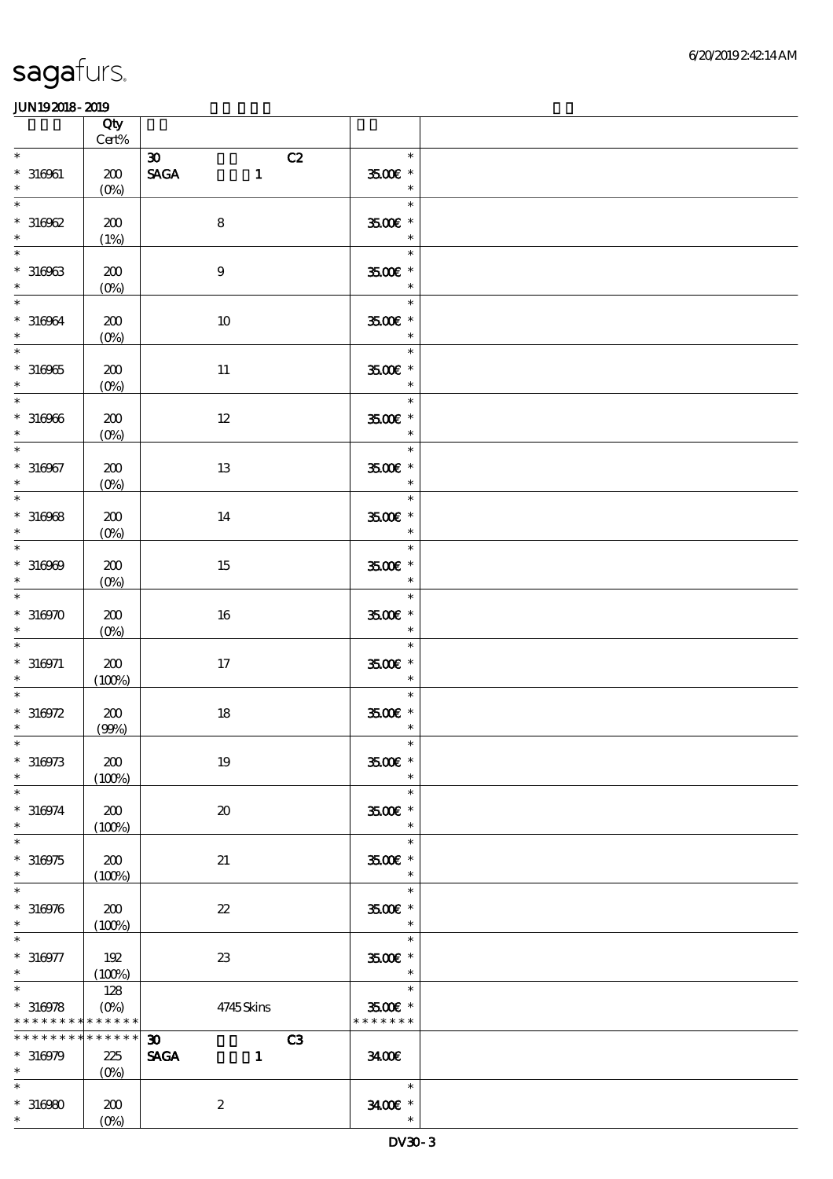# sagafurs.

JUN192018-2019

| | Qty Cert% | | |
|---|---|---|---|
| * 316961 * | 200 (0%) | 30 C2 SAGA 1 | * 35.00€ * * |
| * 316962 * | 200 (1%) | 8 | * 35.00€ * * |
| * 316963 * | 200 (0%) | 9 | * 35.00€ * * |
| * 316964 * | 200 (0%) | 10 | * 35.00€ * * |
| * 316965 * | 200 (0%) | 11 | * 35.00€ * * |
| * 316966 * | 200 (0%) | 12 | * 35.00€ * * |
| * 316967 * | 200 (0%) | 13 | * 35.00€ * * |
| * 316968 * | 200 (0%) | 14 | * 35.00€ * * |
| * 316969 * | 200 (0%) | 15 | * 35.00€ * * |
| * 316970 * | 200 (0%) | 16 | * 35.00€ * * |
| * 316971 * | 200 (100%) | 17 | * 35.00€ * * |
| * 316972 * | 200 (99%) | 18 | * 35.00€ * * |
| * 316973 * | 200 (100%) | 19 | * 35.00€ * * |
| * 316974 * | 200 (100%) | 20 | * 35.00€ * * |
| * 316975 * | 200 (100%) | 21 | * 35.00€ * * |
| * 316976 * | 200 (100%) | 22 | * 35.00€ * * |
| * 316977 * | 192 (100%) | 23 | * 35.00€ * * |
| * 316978 * * * * * * * * * * * * * | 128 (0%) | 4745 Skins | * 35.00€ * * * * * * * * |
| * * * * * * * * * * * * * * 316979 * | 225 (0%) | 30 C3 SAGA 1 | 34.00€ |
| * 316980 * | 200 (0%) | 2 | * 34.00€ * * |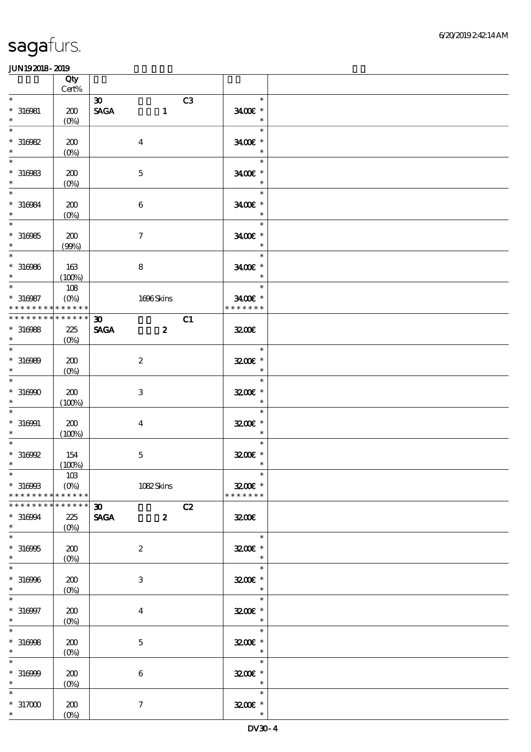**sagafurs.**

**JUN19 2018 - 2019**

|  | Qty Cert% |  |  |
|---|---|---|---|
| * 316981 * | 200 (0%) | 30 C3 SAGA 1 | * 34.00€ * * |
| * 316982 * | 200 (0%) | 4 | * 34.00€ * * |
| * 316983 * | 200 (0%) | 5 | * 34.00€ * * |
| * 316984 * | 200 (0%) | 6 | * 34.00€ * * |
| * 316985 * | 200 (99%) | 7 | * 34.00€ * * |
| * 316986 * | 163 (100%) | 8 | * 34.00€ * * |
| * 316987 * * * * * * * * * * * * * * | 108 (0%) | 1696 Skins | * 34.00€ * * * * * * * * |
| * * * * * * * * * * * * * * 316988 * | 225 (0%) | 30 C1 SAGA 2 | 32.00€ |
| * 316989 * | 200 (0%) | 2 | * 32.00€ * * |
| * 316990 * | 200 (100%) | 3 | * 32.00€ * * |
| * 316991 * | 200 (100%) | 4 | * 32.00€ * * |
| * 316992 * | 154 (100%) | 5 | * 32.00€ * * |
| * 316993 * * * * * * * * * * * * * * | 103 (0%) | 1082 Skins | * 32.00€ * * * * * * * * |
| * * * * * * * * * * * * * * 316994 * | 225 (0%) | 30 C2 SAGA 2 | 32.00€ |
| * 316995 * | 200 (0%) | 2 | * 32.00€ * * |
| * 316996 * | 200 (0%) | 3 | * 32.00€ * * |
| * 316997 * | 200 (0%) | 4 | * 32.00€ * * |
| * 316998 * | 200 (0%) | 5 | * 32.00€ * * |
| * 316999 * | 200 (0%) | 6 | * 32.00€ * * |
| * 317000 * | 200 (0%) | 7 | * 32.00€ * * |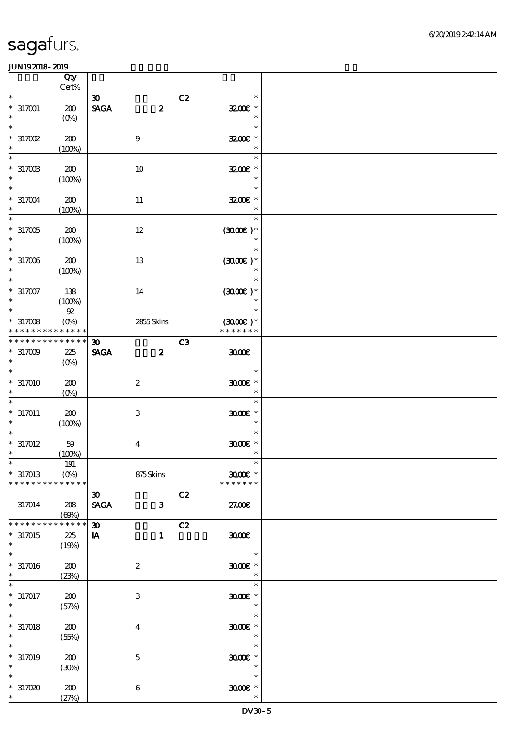sagafurs.

6/20/2019 2:42:14 AM

JUN19 2018 - 2019

| | Qty Cert% | | | | |
|---|---|---|---|---|---|
| * | | 30 | | C2 | * |
| * 317001 | 200 | SAGA | 2 | | 32.00€ * |
| * | (0%) | | | | * |
| * | | | | | * |
| * 317002 | 200 | | 9 | | 32.00€ * |
| * | (100%) | | | | * |
| * | | | | | * |
| * 317003 | 200 | | 10 | | 32.00€ * |
| * | (100%) | | | | * |
| * | | | | | * |
| * 317004 | 200 | | 11 | | 32.00€ * |
| * | (100%) | | | | * |
| * | | | | | * |
| * 317005 | 200 | | 12 | | (30.00€ )* |
| * | (100%) | | | | * |
| * | | | | | * |
| * 317006 | 200 | | 13 | | (30.00€ )* |
| * | (100%) | | | | * |
| * | | | | | * |
| * 317007 | 138 | | 14 | | (30.00€ )* |
| * | (100%) | | | | * |
| * | 92 | | | | * |
| * 317008 | (0%) | | 2855 Skins | | (30.00€ )* |
| * * * * * * * * * * * * * * | | | | | * * * * * * * |
| * * * * * * * * * * * * * * | | 30 | | C3 | |
| * 317009 | 225 | SAGA | 2 | | 30.00€ |
| * | (0%) | | | | |
| * | | | | | * |
| * 317010 | 200 | | 2 | | 30.00€ * |
| * | (0%) | | | | * |
| * | | | | | * |
| * 317011 | 200 | | 3 | | 30.00€ * |
| * | (100%) | | | | * |
| * | | | | | * |
| * 317012 | 59 | | 4 | | 30.00€ * |
| * | (100%) | | | | * |
| * | 191 | | | | * |
| * 317013 | (0%) | | 875 Skins | | 30.00€ * |
| * * * * * * * * * * * * * * | | | | | * * * * * * * |
| | | 30 | | C2 | |
| 317014 | 208 | SAGA | 3 | | 27.00€ |
| | (69%) | | | | |
| * * * * * * * * * * * * * * | | 30 | | C2 | |
| * 317015 | 225 | IA | 1 | | 30.00€ |
| * | (19%) | | | | |
| * | | | | | * |
| * 317016 | 200 | | 2 | | 30.00€ * |
| * | (23%) | | | | * |
| * | | | | | * |
| * 317017 | 200 | | 3 | | 30.00€ * |
| * | (57%) | | | | * |
| * | | | | | * |
| * 317018 | 200 | | 4 | | 30.00€ * |
| * | (55%) | | | | * |
| * | | | | | * |
| * 317019 | 200 | | 5 | | 30.00€ * |
| * | (30%) | | | | * |
| * | | | | | * |
| * 317020 | 200 | | 6 | | 30.00€ * |
| * | (27%) | | | | * |

DV30 - 5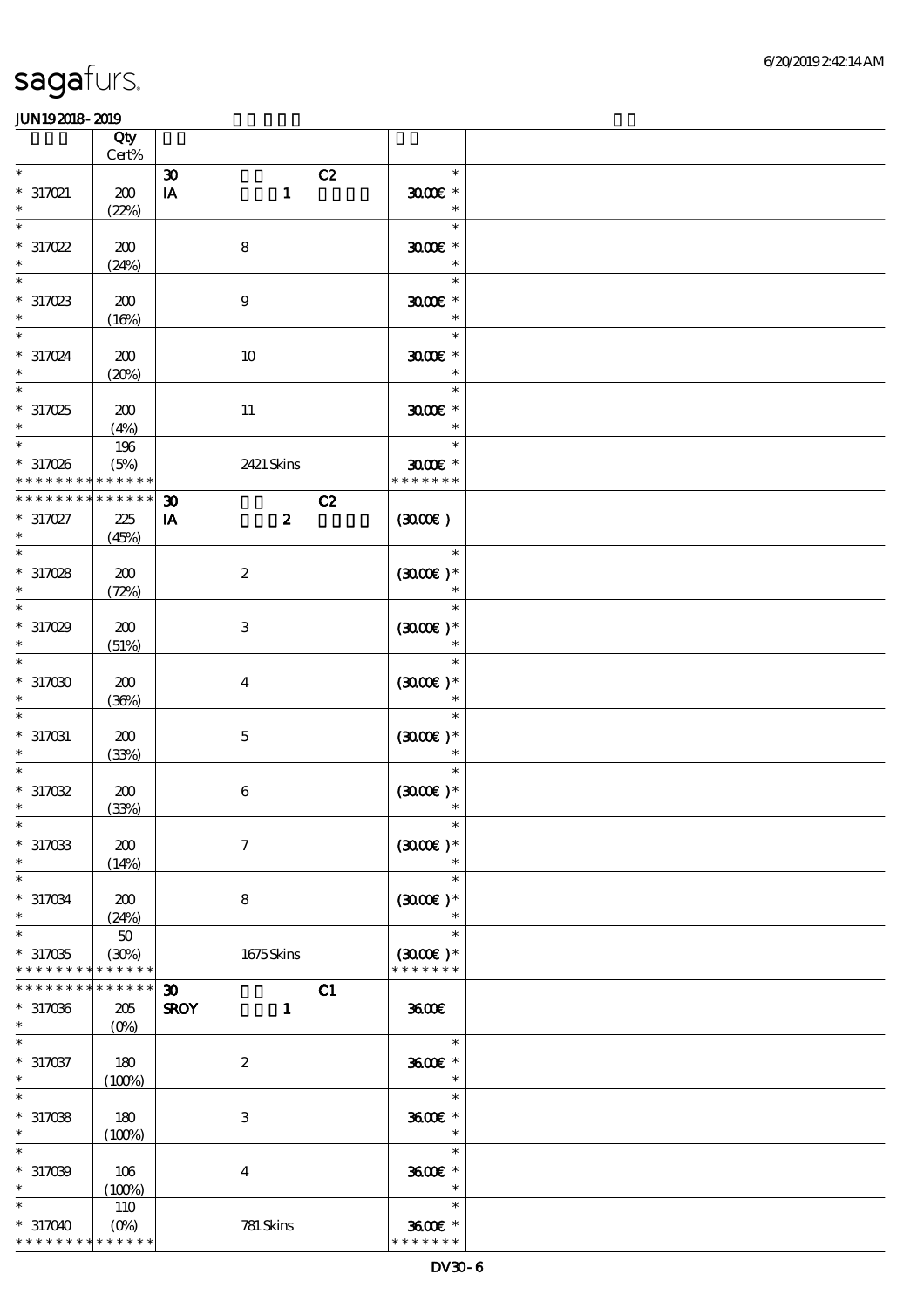# sagafurs.

JUN192018-2019

| | Qty Cert% | | |
|---|---|---|---|
| * 317021 * | 200 (22%) | 30 IA 1 C2 | * 30.00€ * * |
| * 317022 * | 200 (24%) | 8 | * 30.00€ * * |
| * 317023 * | 200 (16%) | 9 | * 30.00€ * * |
| * 317024 * | 200 (20%) | 10 | * 30.00€ * * |
| * 317025 * | 200 (4%) | 11 | * 30.00€ * * |
| * 317026 * * * * * * * * * * * * * | 196 (5%) | 2421 Skins | * 30.00€ * * * * * * * * |
| * * * * * * * * * * * * * * 317027 * | 225 (45%) | 30 IA 2 C2 | (30.00€) |
| * 317028 * | 200 (72%) | 2 | * (30.00€) * * |
| * 317029 * | 200 (51%) | 3 | * (30.00€) * * |
| * 317030 * | 200 (36%) | 4 | * (30.00€) * * |
| * 317031 * | 200 (33%) | 5 | * (30.00€) * * |
| * 317032 * | 200 (33%) | 6 | * (30.00€) * * |
| * 317033 * | 200 (14%) | 7 | * (30.00€) * * |
| * 317034 * | 200 (24%) | 8 | * (30.00€) * * |
| * 317035 * * * * * * * * * * * * * | 50 (30%) | 1675 Skins | * (30.00€) * * * * * * * * |
| * * * * * * * * * * * * * * 317036 * | 205 (0%) | 30 SROY 1 C1 | 36.00€ |
| * 317037 * | 180 (100%) | 2 | * 36.00€ * * |
| * 317038 * | 180 (100%) | 3 | * 36.00€ * * |
| * 317039 * | 106 (100%) | 4 | * 36.00€ * * |
| * 317040 * * * * * * * * * * * * * | 110 (0%) | 781 Skins | * 36.00€ * * * * * * * * |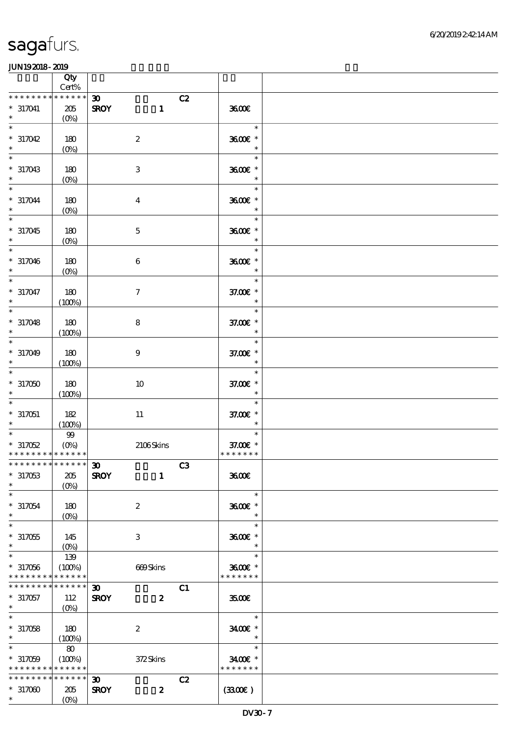| | Qty Cert% | | | |
|---|---|---|---|---|
| * * * * * * * * * * * * * * | | 30 C2 | | |
| * 317041 | 205 (0%) | SROY 1 | 36.00€ | |
| * 317042 | 180 (0%) | 2 | 36.00€ * | |
| * 317043 | 180 (0%) | 3 | 36.00€ * | |
| * 317044 | 180 (0%) | 4 | 36.00€ * | |
| * 317045 | 180 (0%) | 5 | 36.00€ * | |
| * 317046 | 180 (0%) | 6 | 36.00€ * | |
| * 317047 | 180 (100%) | 7 | 37.00€ * | |
| * 317048 | 180 (100%) | 8 | 37.00€ * | |
| * 317049 | 180 (100%) | 9 | 37.00€ * | |
| * 317050 | 180 (100%) | 10 | 37.00€ * | |
| * 317051 | 182 (100%) | 11 | 37.00€ * | |
| * 317052 | 99 (0%) | 2106 Skins | 37.00€ * | |
| * * * * * * * * * * * * * * | | | * * * * * * * | |
| * * * * * * * * * * * * * * | | 30 C3 | | |
| * 317053 | 205 (0%) | SROY 1 | 36.00€ | |
| * 317054 | 180 (0%) | 2 | 36.00€ * | |
| * 317055 | 145 (0%) | 3 | 36.00€ * | |
| * 317056 | 139 (100%) | 669 Skins | 36.00€ * | |
| * * * * * * * * * * * * * * | | | * * * * * * * | |
| * * * * * * * * * * * * * * | | 30 C1 | | |
| * 317057 | 112 (0%) | SROY 2 | 35.00€ | |
| * 317058 | 180 (100%) | 2 | 34.00€ * | |
| * 317059 | 80 (100%) | 372 Skins | 34.00€ * | |
| * * * * * * * * * * * * * * | | | * * * * * * * | |
| * * * * * * * * * * * * * * | | 30 C2 | | |
| * 317060 | 205 (0%) | SROY 2 | (33.00€) | |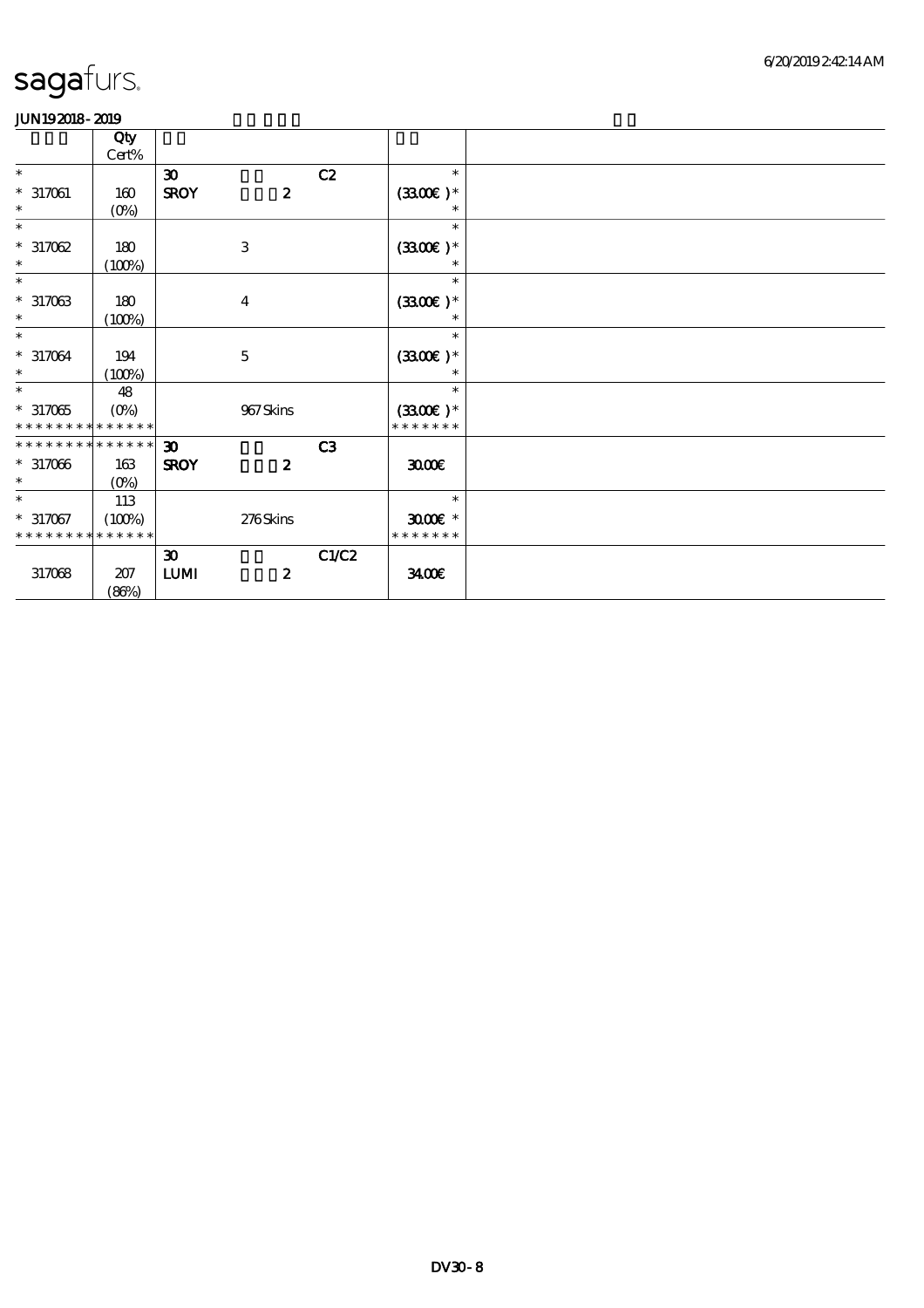sagafurs.

JUN19 2018 - 2019

| | Qty<br>Cert% | | | | |
|---|---|---|---|---|---|
| * | | 30 | C2 | * | |
| * 317061 | 160 | SROY | 2 | (33.00€ )* | |
| * | (0%) | | | * | |
| * | | | | * | |
| * 317062 | 180 | | 3 | (33.00€ )* | |
| * | (100%) | | | * | |
| * | | | | * | |
| * 317063 | 180 | | 4 | (33.00€ )* | |
| * | (100%) | | | * | |
| * | | | | * | |
| * 317064 | 194 | | 5 | (33.00€ )* | |
| * | (100%) | | | * | |
| * | 48 | | | * | |
| * 317065 | (0%) | | 967 Skins | (33.00€ )* | |
| * * * * * * * * * * * * * * | | | | * * * * * * * | |
| * * * * * * * * * * * * * * | | 30 | C3 | | |
| * 317066 | 163 | SROY | 2 | 30.00€ | |
| * | (0%) | | | | |
| * | 113 | | | * | |
| * 317067 | (100%) | | 276 Skins | 30.00€ * | |
| * * * * * * * * * * * * * * | | | | * * * * * * * | |
| | | 30 | C1/C2 | | |
| 317068 | 207<br>(86%) | LUMI | 2 | 34.00€ | |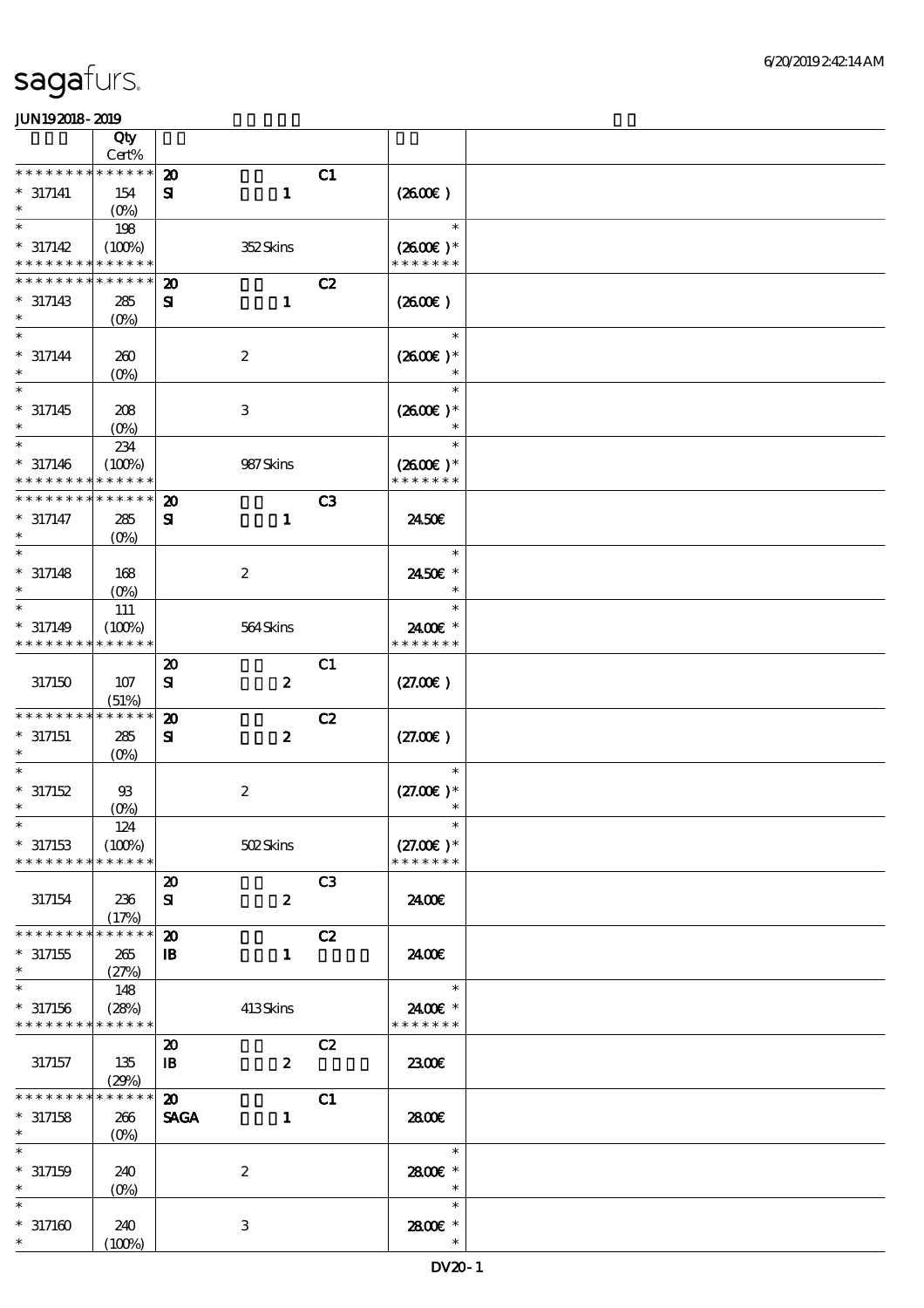sagafurs.

JUN192018-2019

| | Qty Cert% | | | |
|---|---|---|---|---|
| * * * * * * * * * * * * * * | 20 | C1 | | |
| * 317141 | 154 | SI 1 | | (26.00€) |
| * | (0%) | | | |
| * | 198 | | | * |
| * 317142 | (100%) | 352 Skins | | (26.00€)* |
| * * * * * * * * * * * * * * | | | | * * * * * * * |
| * * * * * * * * * * * * * * | 20 | C2 | | |
| * 317143 | 285 | SI 1 | | (26.00€) |
| * | (0%) | | | |
| * | | | | * |
| * 317144 | 260 | 2 | | (26.00€)* |
| * | (0%) | | | * |
| * | | | | * |
| * 317145 | 208 | 3 | | (26.00€)* |
| * | (0%) | | | * |
| * | 234 | | | * |
| * 317146 | (100%) | 987 Skins | | (26.00€)* |
| * * * * * * * * * * * * * * | | | | * * * * * * * |
| * * * * * * * * * * * * * * | 20 | C3 | | |
| * 317147 | 285 | SI 1 | | 24.50€ |
| * | (0%) | | | |
| * | | | | * |
| * 317148 | 168 | 2 | | 24.50€ * |
| * | (0%) | | | * |
| * | 111 | | | * |
| * 317149 | (100%) | 564 Skins | | 24.00€ * |
| * * * * * * * * * * * * * * | | | | * * * * * * * |
| | | 20 | C1 | |
| 317150 | 107 (51%) | SI 2 | | (27.00€) |
| * * * * * * * * * * * * * * | 20 | C2 | | |
| * 317151 | 285 | SI 2 | | (27.00€) |
| * | (0%) | | | |
| * | | | | * |
| * 317152 | 93 | 2 | | (27.00€)* |
| * | (0%) | | | * |
| * | 124 | | | * |
| * 317153 | (100%) | 502 Skins | | (27.00€)* |
| * * * * * * * * * * * * * * | | | | * * * * * * * |
| | | 20 | C3 | |
| 317154 | 236 (17%) | SI 2 | | 24.00€ |
| * * * * * * * * * * * * * * | 20 | C2 | | |
| * 317155 | 265 | IB 1 | | 24.00€ |
| * | (27%) | | | |
| * | 148 | | | * |
| * 317156 | (28%) | 413 Skins | | 24.00€ * |
| * * * * * * * * * * * * * * | | | | * * * * * * * |
| | | 20 | C2 | |
| 317157 | 135 (29%) | IB 2 | | 23.00€ |
| * * * * * * * * * * * * * * | 20 | C1 | | |
| * 317158 | 266 | SAGA 1 | | 28.00€ |
| * | (0%) | | | |
| * | | | | * |
| * 317159 | 240 | 2 | | 28.00€ * |
| * | (0%) | | | * |
| * | | | | * |
| * 317160 | 240 | 3 | | 28.00€ * |
| * | (100%) | | | * |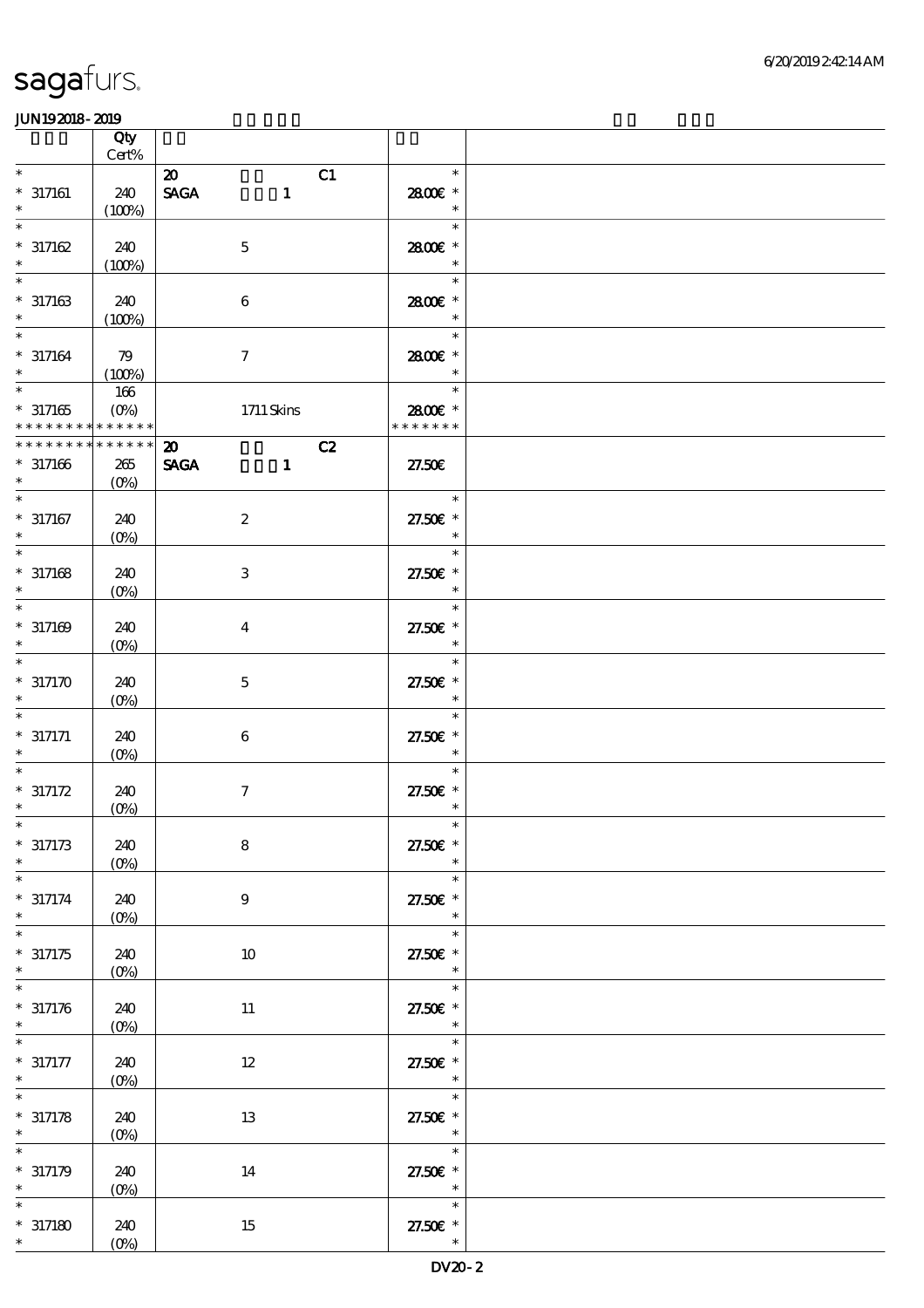sagafurs.

JUN19 2018 - 2019

| | Qty Cert% | | |
|---|---|---|---|
| * | | 20 C1 | * |
| * 317161 | 240 | SAGA 1 | 28.00€ * |
| * | (100%) | | * |
| * | | | * |
| * 317162 | 240 | 5 | 28.00€ * |
| * | (100%) | | * |
| * | | | * |
| * 317163 | 240 | 6 | 28.00€ * |
| * | (100%) | | * |
| * | | | * |
| * 317164 | 79 | 7 | 28.00€ * |
| * | (100%) | | * |
| * | 166 | | * |
| * 317165 | (0%) | 1711 Skins | 28.00€ * |
| * * * * * * * * * * * * * | | | * * * * * * * |
| * * * * * * * * * * * * * | | 20 C2 | |
| * 317166 | 265 | SAGA 1 | 27.50€ |
| * | (0%) | | |
| * | | | * |
| * 317167 | 240 | 2 | 27.50€ * |
| * | (0%) | | * |
| * | | | * |
| * 317168 | 240 | 3 | 27.50€ * |
| * | (0%) | | * |
| * | | | * |
| * 317169 | 240 | 4 | 27.50€ * |
| * | (0%) | | * |
| * | | | * |
| * 317170 | 240 | 5 | 27.50€ * |
| * | (0%) | | * |
| * | | | * |
| * 317171 | 240 | 6 | 27.50€ * |
| * | (0%) | | * |
| * | | | * |
| * 317172 | 240 | 7 | 27.50€ * |
| * | (0%) | | * |
| * | | | * |
| * 317173 | 240 | 8 | 27.50€ * |
| * | (0%) | | * |
| * | | | * |
| * 317174 | 240 | 9 | 27.50€ * |
| * | (0%) | | * |
| * | | | * |
| * 317175 | 240 | 10 | 27.50€ * |
| * | (0%) | | * |
| * | | | * |
| * 317176 | 240 | 11 | 27.50€ * |
| * | (0%) | | * |
| * | | | * |
| * 317177 | 240 | 12 | 27.50€ * |
| * | (0%) | | * |
| * | | | * |
| * 317178 | 240 | 13 | 27.50€ * |
| * | (0%) | | * |
| * | | | * |
| * 317179 | 240 | 14 | 27.50€ * |
| * | (0%) | | * |
| * | | | * |
| * 317180 | 240 | 15 | 27.50€ * |
| * | (0%) | | * |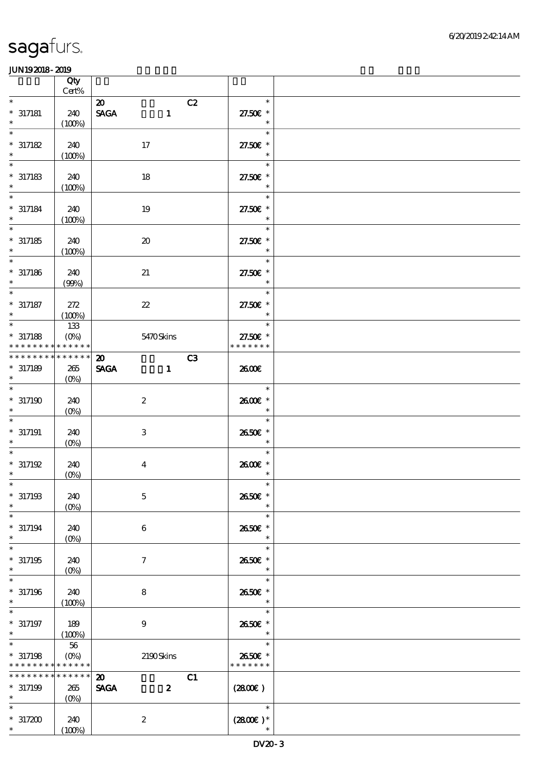| | Qty Cert% | | | |
|---|---|---|---|---|
| * | | 20 C2 | * | |
| * 317181 | 240 | SAGA 1 | 27.50€ * | |
| * | (100%) | | * | |
| * | | | * | |
| * 317182 | 240 | 17 | 27.50€ * | |
| * | (100%) | | * | |
| * | | | * | |
| * 317183 | 240 | 18 | 27.50€ * | |
| * | (100%) | | * | |
| * | | | * | |
| * 317184 | 240 | 19 | 27.50€ * | |
| * | (100%) | | * | |
| * | | | * | |
| * 317185 | 240 | 20 | 27.50€ * | |
| * | (100%) | | * | |
| * | | | * | |
| * 317186 | 240 | 21 | 27.50€ * | |
| * | (99%) | | * | |
| * | | | * | |
| * 317187 | 272 | 22 | 27.50€ * | |
| * | (100%) | | * | |
| * | 133 | | * | |
| * 317188 | (0%) | 5470 Skins | 27.50€ * | |
| * * * * * * * * * * * * * * | | | * * * * * * * | |
| * * * * * * * * * * * * * * | | 20 C3 | | |
| * 317189 | 265 | SAGA 1 | 26.00€ | |
| * | (0%) | | | |
| * | | | * | |
| * 317190 | 240 | 2 | 26.00€ * | |
| * | (0%) | | * | |
| * | | | * | |
| * 317191 | 240 | 3 | 26.50€ * | |
| * | (0%) | | * | |
| * | | | * | |
| * 317192 | 240 | 4 | 26.00€ * | |
| * | (0%) | | * | |
| * | | | * | |
| * 317193 | 240 | 5 | 26.50€ * | |
| * | (0%) | | * | |
| * | | | * | |
| * 317194 | 240 | 6 | 26.50€ * | |
| * | (0%) | | * | |
| * | | | * | |
| * 317195 | 240 | 7 | 26.50€ * | |
| * | (0%) | | * | |
| * | | | * | |
| * 317196 | 240 | 8 | 26.50€ * | |
| * | (100%) | | * | |
| * | | | * | |
| * 317197 | 189 | 9 | 26.50€ * | |
| * | (100%) | | * | |
| * | 56 | | * | |
| * 317198 | (0%) | 2190 Skins | 26.50€ * | |
| * * * * * * * * * * * * * * | | | * * * * * * * | |
| * * * * * * * * * * * * * * | | 20 C1 | | |
| * 317199 | 265 | SAGA 2 | (28.00€) | |
| * | (0%) | | | |
| * | | | * | |
| * 317200 | 240 | 2 | (28.00€) * | |
| * | (100%) | | * | |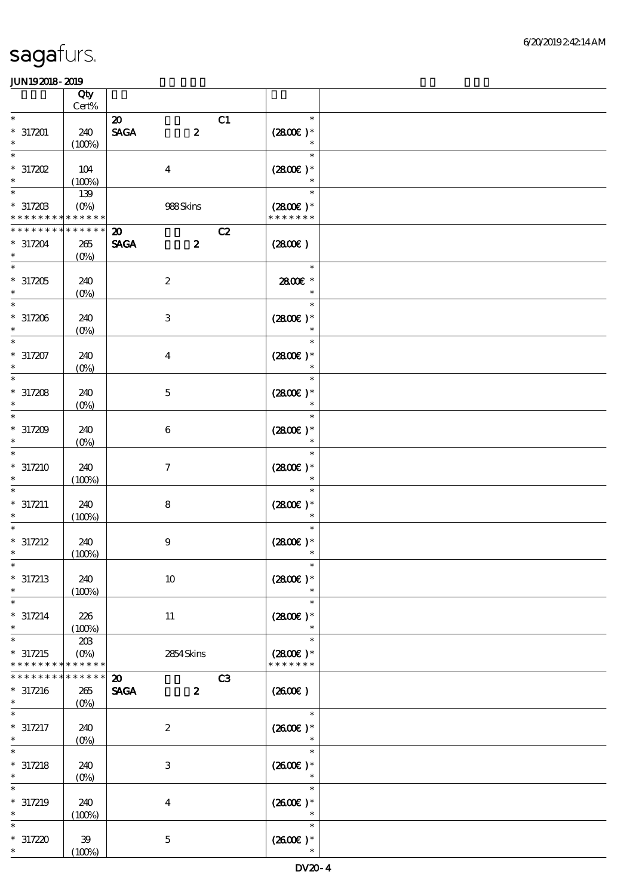# sagafurs.

JUN19 2018 - 2019

| | Qty Cert% | | |
|---|---|---|---|
| * <br> * 317201 <br> * | 240 <br> (100%) | 20 C1 <br> SAGA 2 | * <br> (28.00€) * <br> * |
| * <br> * 317202 <br> * | 104 <br> (100%) | 4 | * <br> (28.00€) * <br> * |
| * <br> * 317203 <br> * * * * * * * * * * * * * * | 139 <br> (0%) | 988 Skins | * <br> (28.00€) * <br> * * * * * * * |
| * * * * * * * * * * * * * * <br> * 317204 <br> * | 265 <br> (0%) | 20 C2 <br> SAGA 2 | (28.00€) |
| * <br> * 317205 <br> * | 240 <br> (0%) | 2 | * <br> 28.00€ * <br> * |
| * <br> * 317206 <br> * | 240 <br> (0%) | 3 | * <br> (28.00€) * <br> * |
| * <br> * 317207 <br> * | 240 <br> (0%) | 4 | * <br> (28.00€) * <br> * |
| * <br> * 317208 <br> * | 240 <br> (0%) | 5 | * <br> (28.00€) * <br> * |
| * <br> * 317209 <br> * | 240 <br> (0%) | 6 | * <br> (28.00€) * <br> * |
| * <br> * 317210 <br> * | 240 <br> (100%) | 7 | * <br> (28.00€) * <br> * |
| * <br> * 317211 <br> * | 240 <br> (100%) | 8 | * <br> (28.00€) * <br> * |
| * <br> * 317212 <br> * | 240 <br> (100%) | 9 | * <br> (28.00€) * <br> * |
| * <br> * 317213 <br> * | 240 <br> (100%) | 10 | * <br> (28.00€) * <br> * |
| * <br> * 317214 <br> * | 226 <br> (100%) | 11 | * <br> (28.00€) * <br> * |
| * <br> * 317215 <br> * * * * * * * * * * * * * * | 203 <br> (0%) | 2854 Skins | * <br> (28.00€) * <br> * * * * * * * |
| * * * * * * * * * * * * * * <br> * 317216 <br> * | 265 <br> (0%) | 20 C3 <br> SAGA 2 | (26.00€) |
| * <br> * 317217 <br> * | 240 <br> (0%) | 2 | * <br> (26.00€) * <br> * |
| * <br> * 317218 <br> * | 240 <br> (0%) | 3 | * <br> (26.00€) * <br> * |
| * <br> * 317219 <br> * | 240 <br> (100%) | 4 | * <br> (26.00€) * <br> * |
| * <br> * 317220 <br> * | 39 <br> (100%) | 5 | * <br> (26.00€) * <br> * |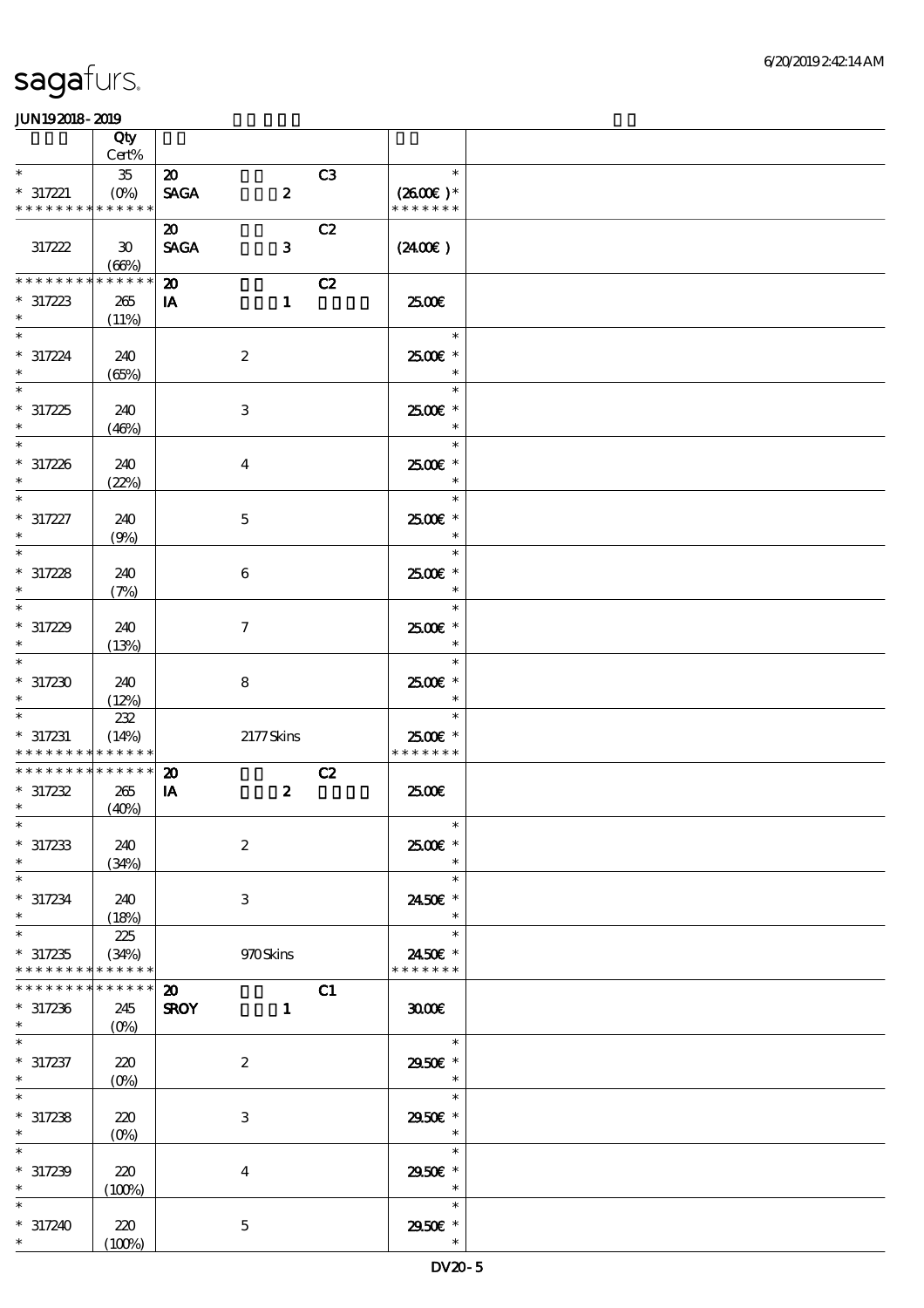# sagafurs.

JUN192018-2019

| | Qty Cert% | | | | |
|---|---|---|---|---|---|
| * * 317221 * * * * * * * * * * * * * * | 35 (0%) | 20 SAGA 2 C3 | | * (26.00€)* * * * * * * * | |
| 317222 | 30 (66%) | 20 SAGA 3 C2 | | (24.00€) | |
| * * * * * * * * * * * * * * 317223 * | 265 (11%) | 20 IA 1 C2 | | 25.00€ | |
| * * 317224 * | 240 (65%) | 2 | | * 25.00€ * * | |
| * * 317225 * | 240 (46%) | 3 | | * 25.00€ * * | |
| * * 317226 * | 240 (22%) | 4 | | * 25.00€ * * | |
| * * 317227 * | 240 (9%) | 5 | | * 25.00€ * * | |
| * * 317228 * | 240 (7%) | 6 | | * 25.00€ * * | |
| * * 317229 * | 240 (13%) | 7 | | * 25.00€ * * | |
| * * 317230 * | 240 (12%) | 8 | | * 25.00€ * * | |
| * * 317231 * * * * * * * * * * * * * * | 232 (14%) | 2177 Skins | | * 25.00€ * * * * * * * * | |
| * * * * * * * * * * * * * * 317232 * | 265 (40%) | 20 IA 2 C2 | | 25.00€ | |
| * * 317233 * | 240 (34%) | 2 | | * 25.00€ * * | |
| * * 317234 * | 240 (18%) | 3 | | * 24.50€ * * | |
| * * 317235 * * * * * * * * * * * * * * | 225 (34%) | 970 Skins | | * 24.50€ * * * * * * * * | |
| * * * * * * * * * * * * * * 317236 * | 245 (0%) | 20 SROY 1 C1 | | 30.00€ | |
| * * 317237 * | 220 (0%) | 2 | | * 29.50€ * * | |
| * * 317238 * | 220 (0%) | 3 | | * 29.50€ * * | |
| * * 317239 * | 220 (100%) | 4 | | * 29.50€ * * | |
| * * 317240 * | 220 (100%) | 5 | | * 29.50€ * * | |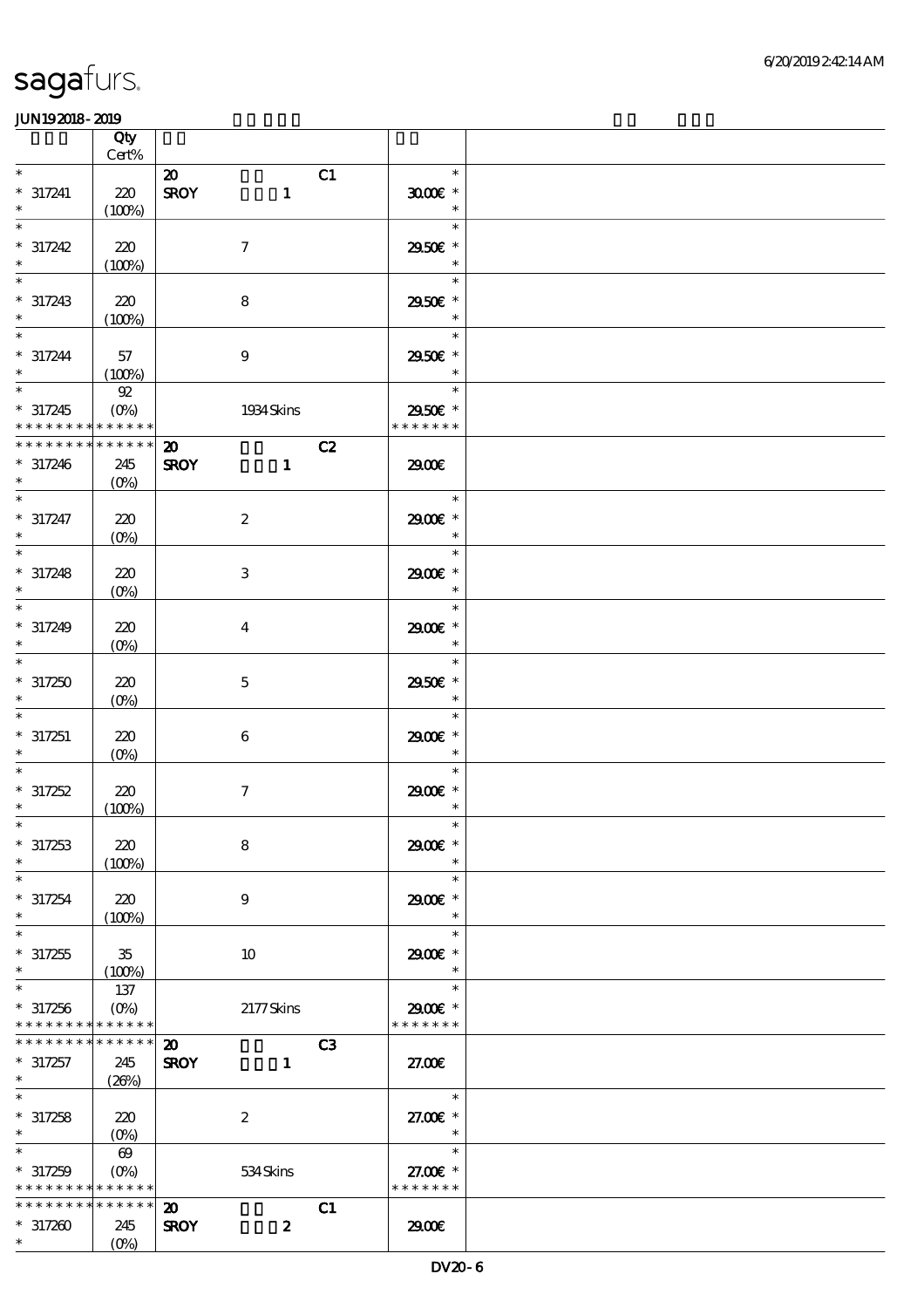| | Qty Cert% | | |
|---|---|---|---|
| * * 317241 * | 220 (100%) | 20 C1 SROY 1 | * 30.00€ * * |
| * * 317242 * | 220 (100%) | 7 | * 29.50€ * * |
| * * 317243 * | 220 (100%) | 8 | * 29.50€ * * |
| * * 317244 * | 57 (100%) | 9 | * 29.50€ * * |
| * * 317245 * * * * * * * * * * * * * | 92 (0%) | 1934 Skins | * 29.50€ * * * * * * * * |
| * * * * * * * * * * * * * * 317246 * | 245 (0%) | 20 C2 SROY 1 | 29.00€ |
| * * 317247 * | 220 (0%) | 2 | * 29.00€ * * |
| * * 317248 * | 220 (0%) | 3 | * 29.00€ * * |
| * * 317249 * | 220 (0%) | 4 | * 29.00€ * * |
| * * 317250 * | 220 (0%) | 5 | * 29.50€ * * |
| * * 317251 * | 220 (0%) | 6 | * 29.00€ * * |
| * * 317252 * | 220 (100%) | 7 | * 29.00€ * * |
| * * 317253 * | 220 (100%) | 8 | * 29.00€ * * |
| * * 317254 * | 220 (100%) | 9 | * 29.00€ * * |
| * * 317255 * | 35 (100%) | 10 | * 29.00€ * * |
| * * 317256 * * * * * * * * * * * * * | 137 (0%) | 2177 Skins | * 29.00€ * * * * * * * * |
| * * * * * * * * * * * * * * 317257 * | 245 (26%) | 20 C3 SROY 1 | 27.00€ |
| * * 317258 * | 220 (0%) | 2 | * 27.00€ * * |
| * * 317259 * * * * * * * * * * * * * | 69 (0%) | 534 Skins | * 27.00€ * * * * * * * * |
| * * * * * * * * * * * * * * 317260 * | 245 (0%) | 20 C1 SROY 2 | 29.00€ |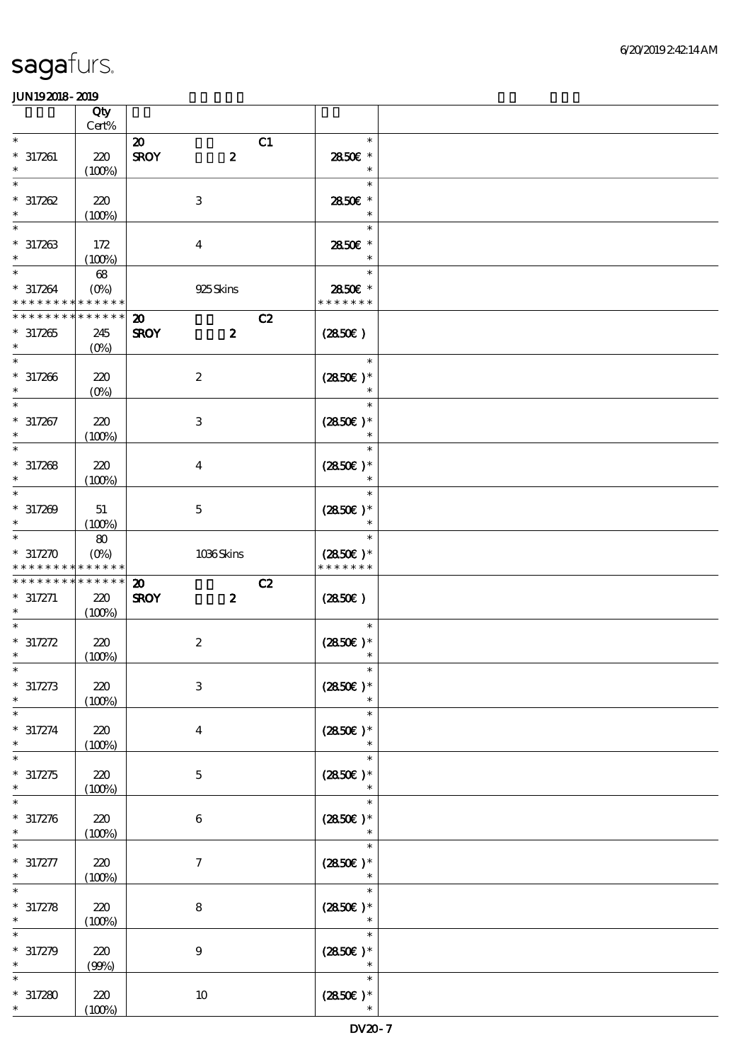| | Qty Cert% | | |
|---|---|---|---|
| * | | 20 C1 | * |
| * 317261 | 220 | SROY 2 | 28.50€ * |
| * | (100%) | | * |
| * | | | * |
| * 317262 | 220 | 3 | 28.50€ * |
| * | (100%) | | * |
| * | | | * |
| * 317263 | 172 | 4 | 28.50€ * |
| * | (100%) | | * |
| * | 68 | | * |
| * 317264 | (0%) | 925 Skins | 28.50€ * |
| * * * * * * * * * * * * * * | | | * * * * * * * |
| * * * * * * * * * * * * * * | | 20 C2 | |
| * 317265 | 245 | SROY 2 | (28.50€ ) |
| * | (0%) | | |
| * | | | * |
| * 317266 | 220 | 2 | (28.50€ )* |
| * | (0%) | | * |
| * | | | * |
| * 317267 | 220 | 3 | (28.50€ )* |
| * | (100%) | | * |
| * | | | * |
| * 317268 | 220 | 4 | (28.50€ )* |
| * | (100%) | | * |
| * | | | * |
| * 317269 | 51 | 5 | (28.50€ )* |
| * | (100%) | | * |
| * | 80 | | * |
| * 317270 | (0%) | 1036 Skins | (28.50€ )* |
| * * * * * * * * * * * * * * | | | * * * * * * * |
| * * * * * * * * * * * * * * | | 20 C2 | |
| * 317271 | 220 | SROY 2 | (28.50€ ) |
| * | (100%) | | |
| * | | | * |
| * 317272 | 220 | 2 | (28.50€ )* |
| * | (100%) | | * |
| * | | | * |
| * 317273 | 220 | 3 | (28.50€ )* |
| * | (100%) | | * |
| * | | | * |
| * 317274 | 220 | 4 | (28.50€ )* |
| * | (100%) | | * |
| * | | | * |
| * 317275 | 220 | 5 | (28.50€ )* |
| * | (100%) | | * |
| * | | | * |
| * 317276 | 220 | 6 | (28.50€ )* |
| * | (100%) | | * |
| * | | | * |
| * 317277 | 220 | 7 | (28.50€ )* |
| * | (100%) | | * |
| * | | | * |
| * 317278 | 220 | 8 | (28.50€ )* |
| * | (100%) | | * |
| * | | | * |
| * 317279 | 220 | 9 | (28.50€ )* |
| * | (99%) | | * |
| * | | | * |
| * 317280 | 220 | 10 | (28.50€ )* |
| * | (100%) | | * |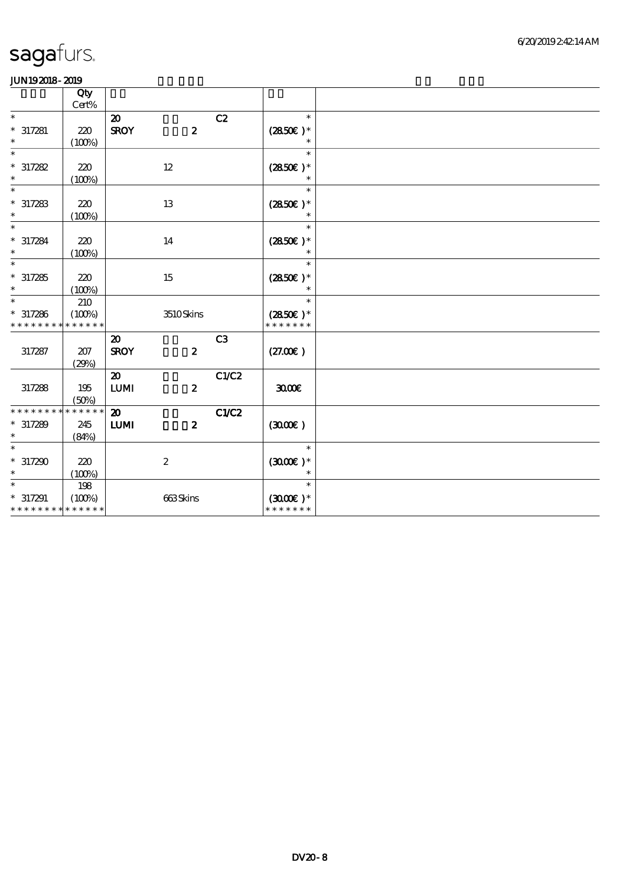**JUN19 2018 - 2019**

| | Qty Cert% | | | | |
|---|---|---|---|---|---|
| * | | 20 | C2 | * | |
| * 317281 | 220 | SROY 2 | | (28.50€ )* | |
| * | (100%) | | | * | |
| * | | | | * | |
| * 317282 | 220 | 12 | | (28.50€ )* | |
| * | (100%) | | | * | |
| * | | | | * | |
| * 317283 | 220 | 13 | | (28.50€ )* | |
| * | (100%) | | | * | |
| * | | | | * | |
| * 317284 | 220 | 14 | | (28.50€ )* | |
| * | (100%) | | | * | |
| * | | | | * | |
| * 317285 | 220 | 15 | | (28.50€ )* | |
| * | (100%) | | | * | |
| * | 210 | | | * | |
| * 317286 | (100%) | 3510 Skins | | (28.50€ )* | |
| * * * * * * * * * * * * * * | | | | * * * * * * * | |
| | | 20 | C3 | | |
| 317287 | 207 | SROY 2 | | (27.00€ ) | |
| | (29%) | | | | |
| | | 20 | C1/C2 | | |
| 317288 | 195 | LUMI 2 | | 30.00€ | |
| | (50%) | | | | |
| * * * * * * * * * * * * * * | | 20 | C1/C2 | | |
| * 317289 | 245 | LUMI 2 | | (30.00€ ) | |
| * | (84%) | | | | |
| * | | | | * | |
| * 317290 | 220 | 2 | | (30.00€ )* | |
| * | (100%) | | | * | |
| * | 198 | | | * | |
| * 317291 | (100%) | 663 Skins | | (30.00€ )* | |
| * * * * * * * * * * * * * * | | | | * * * * * * * | |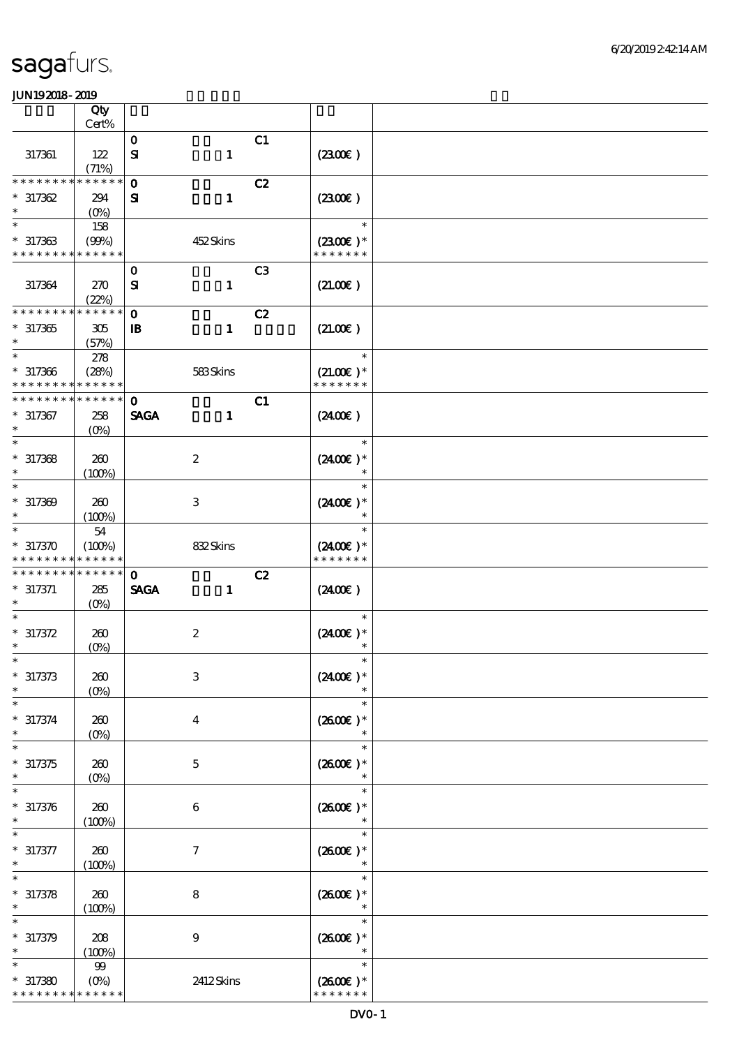sagafurs.

JUN19 2018 - 2019

| | Qty Cert% | | | |
|---|---|---|---|---|
| 317361 | 122 (71%) | 0 SI C1 1 | (23.00€) | |
| * * * * * * * * * * * * * * 317362 * | 294 (0%) | 0 SI C2 1 | (23.00€) | |
| * * 317363 * * * * * * * * * * * * * | 158 (99%) | 452 Skins | * (23.00€) * * * * * * * * | |
| 317364 | 270 (22%) | 0 SI C3 1 | (21.00€) | |
| * * * * * * * * * * * * * * 317365 * | 305 (57%) | 0 IB C2 1 | (21.00€) | |
| * * 317366 * * * * * * * * * * * * * | 278 (28%) | 583 Skins | * (21.00€) * * * * * * * * | |
| * * * * * * * * * * * * * * 317367 * | 258 (0%) | 0 SAGA C1 1 | (24.00€) | |
| * * 317368 * | 260 (100%) | 2 | * (24.00€) * * | |
| * * 317369 * | 260 (100%) | 3 | * (24.00€) * * | |
| * * 317370 * * * * * * * * * * * * * | 54 (100%) | 832 Skins | * (24.00€) * * * * * * * * | |
| * * * * * * * * * * * * * * 317371 * | 285 (0%) | 0 SAGA C2 1 | (24.00€) | |
| * * 317372 * | 260 (0%) | 2 | * (24.00€) * * | |
| * * 317373 * | 260 (0%) | 3 | * (24.00€) * * | |
| * * 317374 * | 260 (0%) | 4 | * (26.00€) * * | |
| * * 317375 * | 260 (0%) | 5 | * (26.00€) * * | |
| * * 317376 * | 260 (100%) | 6 | * (26.00€) * * | |
| * * 317377 * | 260 (100%) | 7 | * (26.00€) * * | |
| * * 317378 * | 260 (100%) | 8 | * (26.00€) * * | |
| * * 317379 * | 208 (100%) | 9 | * (26.00€) * * | |
| * * 317380 * * * * * * * * * * * * * | 99 (0%) | 2412 Skins | * (26.00€) * * * * * * * * | |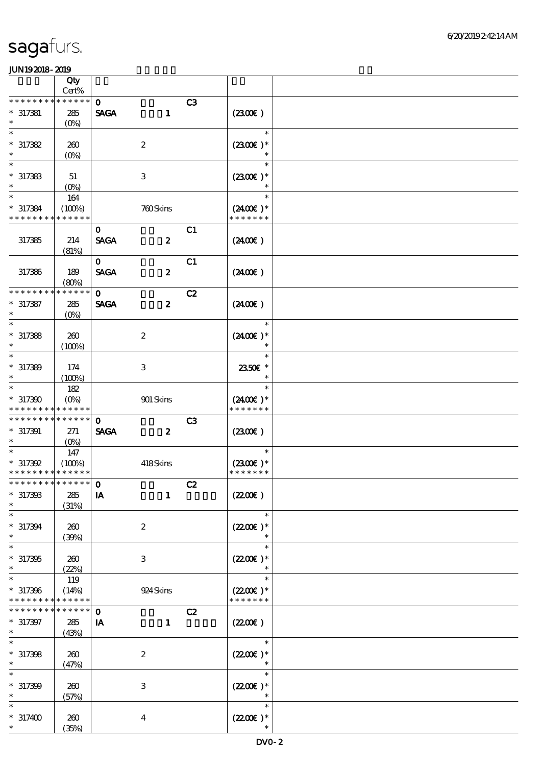# sagafurs.

JUN19 2018 - 2019

| | Qty Cert% | | | | | |
|---|---|---|---|---|---|---|
| * * * * * * * * * * * * * * | | 0 | | C3 | | |
| * 317381 | 285 (0%) | SAGA | 1 | | (23.00€) | |
| * 317382 | 260 (0%) | | 2 | | (23.00€) * | |
| * 317383 | 51 (0%) | | 3 | | (23.00€) * | |
| * 317384 | 164 (100%) | | 760 Skins | | (24.00€) * | |
| * * * * * * * * * * * * * * | | | | | * * * * * * * | |
| | | 0 | | C1 | | |
| 317385 | 214 (81%) | SAGA | 2 | | (24.00€) | |
| | | 0 | | C1 | | |
| 317386 | 189 (80%) | SAGA | 2 | | (24.00€) | |
| * * * * * * * * * * * * * * | | 0 | | C2 | | |
| * 317387 | 285 (0%) | SAGA | 2 | | (24.00€) | |
| * 317388 | 260 (100%) | | 2 | | (24.00€) * | |
| * 317389 | 174 (100%) | | 3 | | 23.50€ * | |
| * 317390 | 182 (0%) | | 901 Skins | | (24.00€) * | |
| * * * * * * * * * * * * * * | | | | | * * * * * * * | |
| * * * * * * * * * * * * * * | | 0 | | C3 | | |
| * 317391 | 271 (0%) | SAGA | 2 | | (23.00€) | |
| * 317392 | 147 (100%) | | 418 Skins | | (23.00€) * | |
| * * * * * * * * * * * * * * | | | | | * * * * * * * | |
| * * * * * * * * * * * * * * | | 0 | | C2 | | |
| * 317393 | 285 (31%) | IA | 1 | | (22.00€) | |
| * 317394 | 260 (39%) | | 2 | | (22.00€) * | |
| * 317395 | 260 (22%) | | 3 | | (22.00€) * | |
| * 317396 | 119 (14%) | | 924 Skins | | (22.00€) * | |
| * * * * * * * * * * * * * * | | | | | * * * * * * * | |
| * * * * * * * * * * * * * * | | 0 | | C2 | | |
| * 317397 | 285 (43%) | IA | 1 | | (22.00€) | |
| * 317398 | 260 (47%) | | 2 | | (22.00€) * | |
| * 317399 | 260 (57%) | | 3 | | (22.00€) * | |
| * 317400 | 260 (35%) | | 4 | | (22.00€) * | |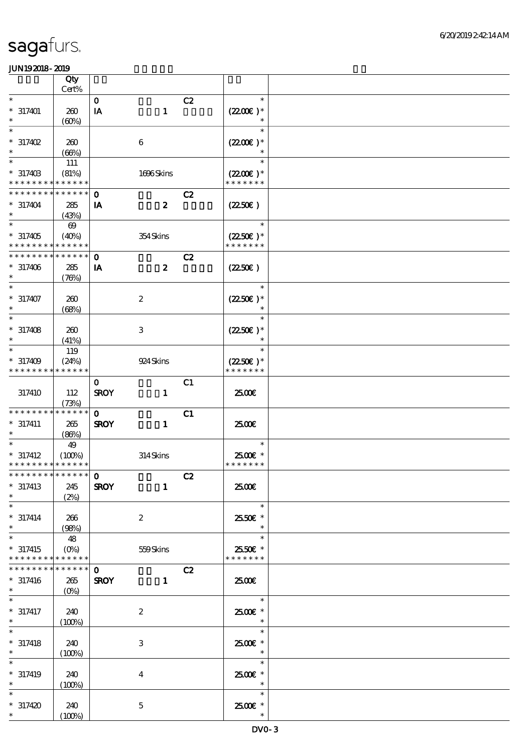# sagafurs.

**JUN19 2018 - 2019**

| | Qty Cert% | | | | |
|---|---|---|---|---|---|
| * | | 0 | C2 | * | |
| * 317401 | 260 | IA 1 | | (22.00€)* | |
| * | (60%) | | | * | |
| * | | | | * | |
| * 317402 | 260 | 6 | | (22.00€)* | |
| * | (66%) | | | * | |
| * | 111 | | | * | |
| * 317403 | (81%) | 1696 Skins | | (22.00€)* | |
| * * * * * * * * * * * * * * | | | | * * * * * * * | |
| * * * * * * * * * * * * * * | | 0 | C2 | | |
| * 317404 | 285 | IA 2 | | (22.50€) | |
| * | (43%) | | | | |
| * | 69 | | | * | |
| * 317405 | (40%) | 354 Skins | | (22.50€)* | |
| * * * * * * * * * * * * * * | | | | * * * * * * * | |
| * * * * * * * * * * * * * * | | 0 | C2 | | |
| * 317406 | 285 | IA 2 | | (22.50€) | |
| * | (76%) | | | | |
| * | | | | * | |
| * 317407 | 260 | 2 | | (22.50€)* | |
| * | (68%) | | | * | |
| * | | | | * | |
| * 317408 | 260 | 3 | | (22.50€)* | |
| * | (41%) | | | * | |
| * | 119 | | | * | |
| * 317409 | (24%) | 924 Skins | | (22.50€)* | |
| * * * * * * * * * * * * * * | | | | * * * * * * * | |
| | | 0 | C1 | | |
| 317410 | 112 | SROY 1 | | 25.00€ | |
| | (73%) | | | | |
| * * * * * * * * * * * * * * | | 0 | C1 | | |
| * 317411 | 265 | SROY 1 | | 25.00€ | |
| * | (86%) | | | | |
| * | 49 | | | * | |
| * 317412 | (100%) | 314 Skins | | 25.00€ * | |
| * * * * * * * * * * * * * * | | | | * * * * * * * | |
| * * * * * * * * * * * * * * | | 0 | C2 | | |
| * 317413 | 245 | SROY 1 | | 25.00€ | |
| * | (2%) | | | | |
| * | | | | * | |
| * 317414 | 266 | 2 | | 25.50€ * | |
| * | (98%) | | | * | |
| * | 48 | | | * | |
| * 317415 | (0%) | 559 Skins | | 25.50€ * | |
| * * * * * * * * * * * * * * | | | | * * * * * * * | |
| * * * * * * * * * * * * * * | | 0 | C2 | | |
| * 317416 | 265 | SROY 1 | | 25.00€ | |
| * | (0%) | | | | |
| * | | | | * | |
| * 317417 | 240 | 2 | | 25.00€ * | |
| * | (100%) | | | * | |
| * | | | | * | |
| * 317418 | 240 | 3 | | 25.00€ * | |
| * | (100%) | | | * | |
| * | | | | * | |
| * 317419 | 240 | 4 | | 25.00€ * | |
| * | (100%) | | | * | |
| * | | | | * | |
| * 317420 | 240 | 5 | | 25.00€ * | |
| * | (100%) | | | * | |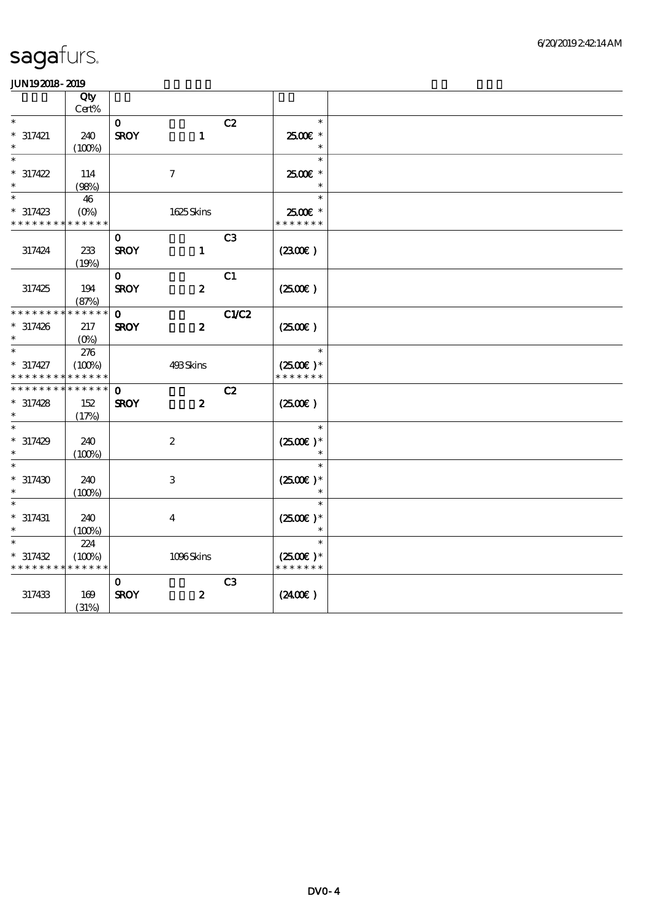sagafurs.

JUN19 2018 - 2019

| | Qty<br>Cert% | | | | | |
|---|---|---|---|---|---|---|
| * | | 0 | | C2 | * | |
| * 317421 | 240 | SROY | 1 | | 25.00€ * | |
| * | (100%) | | | | * | |
| * | | | | | * | |
| * 317422 | 114 | | 7 | | 25.00€ * | |
| * | (98%) | | | | * | |
| * | 46 | | | | * | |
| * 317423 | (0%) | | 1625 Skins | | 25.00€ * | |
| * * * * * * * * * * * * * * | | | | | * * * * * * * | |
| | | 0 | | C3 | | |
| 317424 | 233<br>(19%) | SROY | 1 | | (23.00€) | |
| | | 0 | | C1 | | |
| 317425 | 194<br>(87%) | SROY | 2 | | (25.00€) | |
| * * * * * * * * * * * * * * | | 0 | | C1/C2 | | |
| * 317426 | 217 | SROY | 2 | | (25.00€) | |
| * | (0%) | | | | | |
| * | 276 | | | | * | |
| * 317427 | (100%) | | 493 Skins | | (25.00€) * | |
| * * * * * * * * * * * * * * | | | | | * * * * * * * | |
| * * * * * * * * * * * * * * | | 0 | | C2 | | |
| * 317428 | 152 | SROY | 2 | | (25.00€) | |
| * | (17%) | | | | | |
| * | | | | | * | |
| * 317429 | 240 | | 2 | | (25.00€) * | |
| * | (100%) | | | | * | |
| * | | | | | * | |
| * 317430 | 240 | | 3 | | (25.00€) * | |
| * | (100%) | | | | * | |
| * | | | | | * | |
| * 317431 | 240 | | 4 | | (25.00€) * | |
| * | (100%) | | | | * | |
| * | 224 | | | | * | |
| * 317432 | (100%) | | 1096 Skins | | (25.00€) * | |
| * * * * * * * * * * * * * * | | | | | * * * * * * * | |
| | | 0 | | C3 | | |
| 317433 | 169<br>(31%) | SROY | 2 | | (24.00€) | |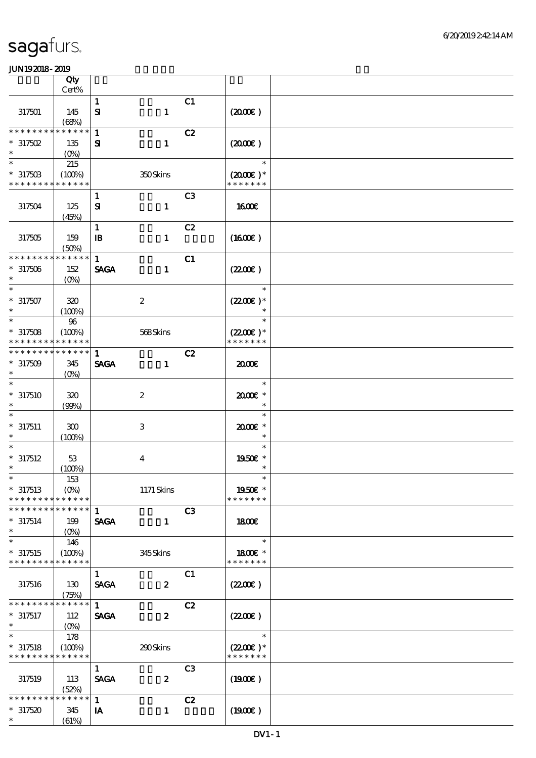# sagafurs.

JUN19 2018 - 2019

| | Qty Cert% | | | | | |
|---|---|---|---|---|---|---|
| 317501 | 145 (68%) | 1 SI | 1 | C1 | (20.00€) | |
| ************* * 317502 * | 135 (0%) | 1 SI | 1 | C2 | (20.00€) | |
| * * 317503 ************* | 215 (100%) | | 350 Skins | | * (20.00€)* ******* | |
| 317504 | 125 (45%) | 1 SI | 1 | C3 | 16.00€ | |
| 317505 | 159 (50%) | 1 IB | 1 | C2 | (16.00€) | |
| ************* * 317506 * | 152 (0%) | 1 SAGA | 1 | C1 | (22.00€) | |
| * * 317507 * | 320 (100%) | | 2 | | * (22.00€)* * | |
| * * 317508 ************* | 96 (100%) | | 568 Skins | | * (22.00€)* ******* | |
| ************* * 317509 * | 345 (0%) | 1 SAGA | 1 | C2 | 20.00€ | |
| * * 317510 * | 320 (99%) | | 2 | | * 20.00€ * * | |
| * * 317511 * | 300 (100%) | | 3 | | * 20.00€ * * | |
| * * 317512 * | 53 (100%) | | 4 | | * 19.50€ * * | |
| * * 317513 ************* | 153 (0%) | | 1171 Skins | | * 19.50€ * ******* | |
| ************* * 317514 * | 199 (0%) | 1 SAGA | 1 | C3 | 18.00€ | |
| * * 317515 ************* | 146 (100%) | | 345 Skins | | * 18.00€ * ******* | |
| 317516 | 130 (75%) | 1 SAGA | 2 | C1 | (22.00€) | |
| ************* * 317517 * | 112 (0%) | 1 SAGA | 2 | C2 | (22.00€) | |
| * * 317518 ************* | 178 (100%) | | 290 Skins | | * (22.00€)* ******* | |
| 317519 | 113 (52%) | 1 SAGA | 2 | C3 | (19.00€) | |
| ************* * 317520 * | 345 (61%) | 1 IA | 1 | C2 | (19.00€) | |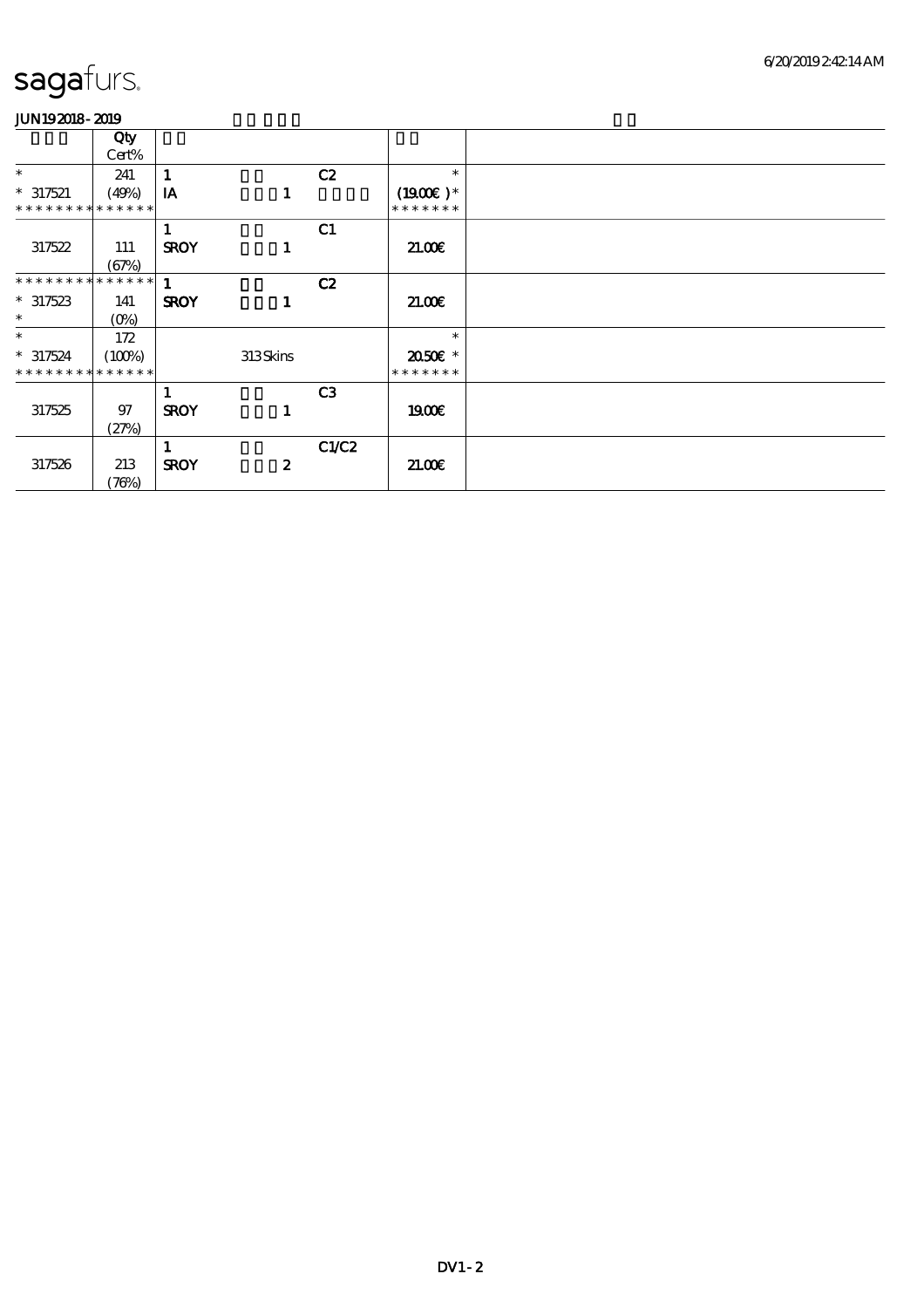**JUN19 2018 - 2019**

| | Qty Cert% | | | | | |
|---|---|---|---|---|---|---|
| * | 241 | 1 | | C2 | * | |
| * 317521 | (49%) | IA | 1 | | (19.00€ )* | |
| * * * * * * * * * * * * * * | | | | | * * * * * * * | |
| | | 1 | | C1 | | |
| 317522 | 111 | SROY | 1 | | 21.00€ | |
| | (67%) | | | | | |
| * * * * * * * * * * * * * * | | 1 | | C2 | | |
| * 317523 | 141 | SROY | 1 | | 21.00€ | |
| * | (0%) | | | | | |
| * | 172 | | | | * | |
| * 317524 | (100%) | | 313 Skins | | 20.50€ * | |
| * * * * * * * * * * * * * * | | | | | * * * * * * * | |
| | | 1 | | C3 | | |
| 317525 | 97 | SROY | 1 | | 19.00€ | |
| | (27%) | | | | | |
| | | 1 | | C1/C2 | | |
| 317526 | 213 | SROY | 2 | | 21.00€ | |
| | (76%) | | | | | |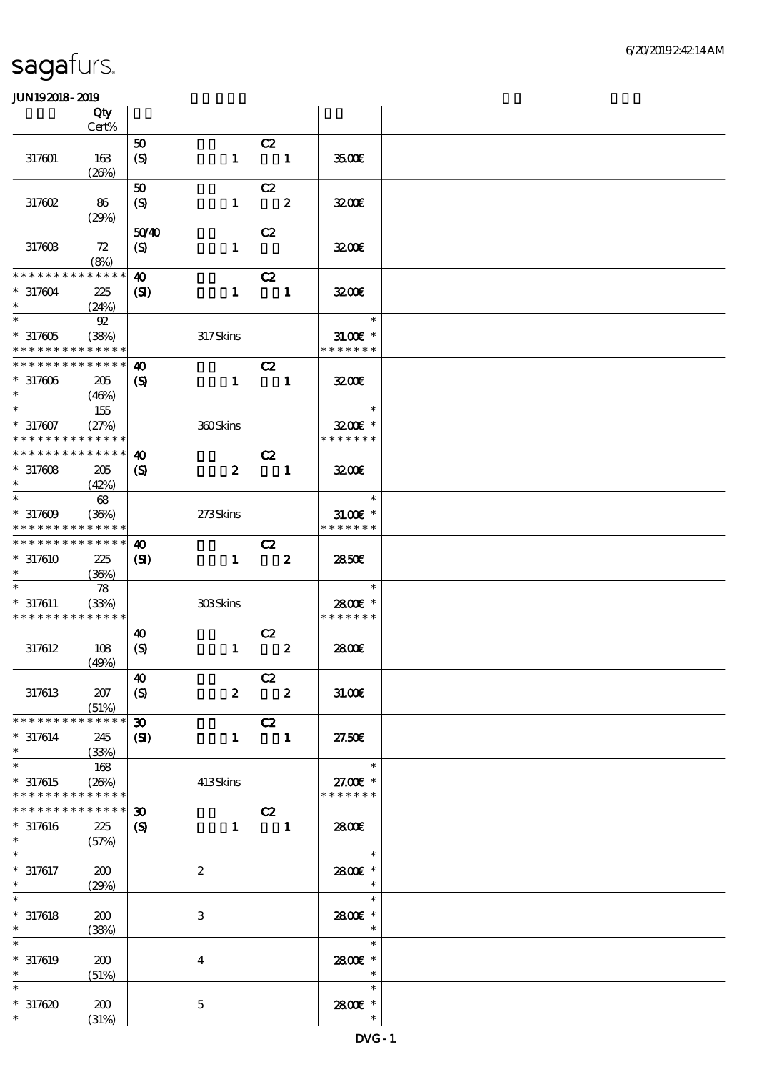# sagafurs.

JUN192018 - 2019

| | Qty Cert% | | | | | | |
|---|---|---|---|---|---|---|---|
| 317601 | 163 (26%) | 50 (S) | | 1 | C2 1 | 35.00€ | |
| 317602 | 86 (29%) | 50 (S) | | 1 | C2 2 | 32.00€ | |
| 317603 | 72 (8%) | 50/40 (S) | | 1 | C2 | 32.00€ | |
| * * * * * * * * * * * * * * * 317604 * | 225 (24%) | 40 (SI) | | 1 | C2 1 | 32.00€ | |
| * * 317605 * * * * * * * * * * * * * * | 92 (38%) | | 317 Skins | | | * 31.00€ * * * * * * * * | |
| * * * * * * * * * * * * * * * 317606 * | 205 (46%) | 40 (S) | | 1 | C2 1 | 32.00€ | |
| * * 317607 * * * * * * * * * * * * * * | 155 (27%) | | 360 Skins | | | * 32.00€ * * * * * * * * | |
| * * * * * * * * * * * * * * * 317608 * | 205 (42%) | 40 (S) | | 2 | C2 1 | 32.00€ | |
| * * 317609 * * * * * * * * * * * * * * | 68 (36%) | | 273 Skins | | | * 31.00€ * * * * * * * * | |
| * * * * * * * * * * * * * * * 317610 * | 225 (36%) | 40 (SI) | | 1 | C2 2 | 28.50€ | |
| * * 317611 * * * * * * * * * * * * * * | 78 (33%) | | 303 Skins | | | * 28.00€ * * * * * * * * | |
| 317612 | 108 (49%) | 40 (S) | | 1 | C2 2 | 28.00€ | |
| 317613 | 207 (51%) | 40 (S) | | 2 | C2 2 | 31.00€ | |
| * * * * * * * * * * * * * * * 317614 * | 245 (33%) | 30 (SI) | | 1 | C2 1 | 27.50€ | |
| * * 317615 * * * * * * * * * * * * * * | 168 (26%) | | 413 Skins | | | * 27.00€ * * * * * * * * | |
| * * * * * * * * * * * * * * * 317616 * | 225 (57%) | 30 (S) | | 1 | C2 1 | 28.00€ | |
| * * 317617 * | 200 (29%) | | 2 | | | * 28.00€ * * | |
| * * 317618 * | 200 (38%) | | 3 | | | * 28.00€ * * | |
| * * 317619 * | 200 (51%) | | 4 | | | * 28.00€ * * | |
| * * 317620 * | 200 (31%) | | 5 | | | * 28.00€ * * | |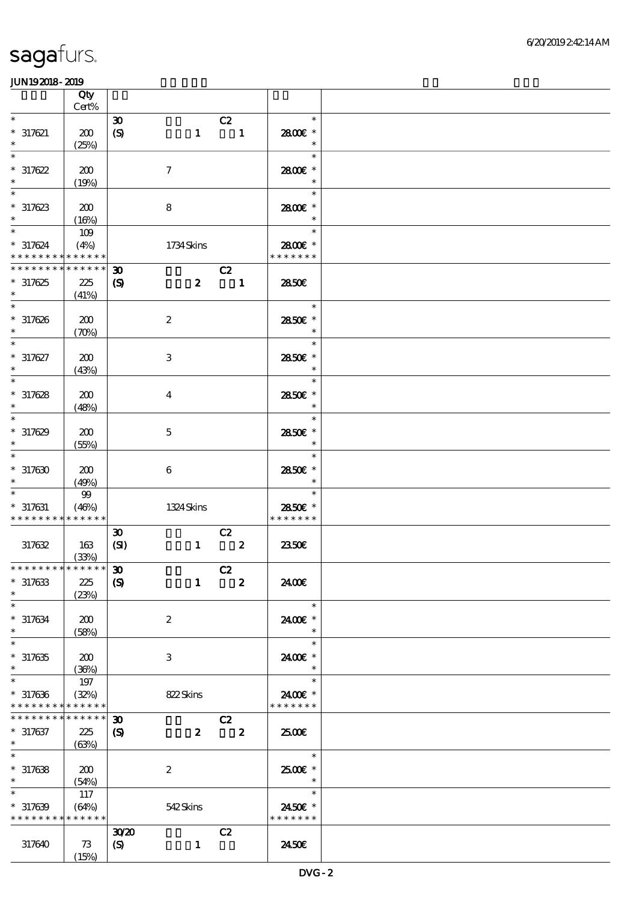| | Qty Cert% | | |
|---|---|---|---|
| * 317621 * | 200 (25%) | 30 C2 (S) 1 1 | * 28.00€ * * |
| * 317622 * | 200 (19%) | 7 | * 28.00€ * * |
| * 317623 * | 200 (16%) | 8 | * 28.00€ * * |
| * 317624 * * * * * * * * * * * * * | 109 (4%) | 1734 Skins | * 28.00€ * * * * * * * * |
| * * * * * * * * * * * * * * 317625 * | 225 (41%) | 30 C2 (S) 2 1 | 28.50€ |
| * 317626 * | 200 (70%) | 2 | * 28.50€ * * |
| * 317627 * | 200 (43%) | 3 | * 28.50€ * * |
| * 317628 * | 200 (48%) | 4 | * 28.50€ * * |
| * 317629 * | 200 (55%) | 5 | * 28.50€ * * |
| * 317630 * | 200 (49%) | 6 | * 28.50€ * * |
| * 317631 * * * * * * * * * * * * * | 99 (46%) | 1324 Skins | * 28.50€ * * * * * * * * |
| 317632 | 163 (33%) | 30 C2 (SI) 1 2 | 23.50€ |
| * * * * * * * * * * * * * * 317633 * | 225 (23%) | 30 C2 (S) 1 2 | 24.00€ |
| * 317634 * | 200 (58%) | 2 | * 24.00€ * * |
| * 317635 * | 200 (36%) | 3 | * 24.00€ * * |
| * 317636 * * * * * * * * * * * * * | 197 (32%) | 822 Skins | * 24.00€ * * * * * * * * |
| * * * * * * * * * * * * * * 317637 * | 225 (63%) | 30 C2 (S) 2 2 | 25.00€ |
| * 317638 * | 200 (54%) | 2 | * 25.00€ * * |
| * 317639 * * * * * * * * * * * * * | 117 (64%) | 542 Skins | * 24.50€ * * * * * * * * |
| 317640 | 73 (15%) | 30/20 C2 (S) 1 | 24.50€ |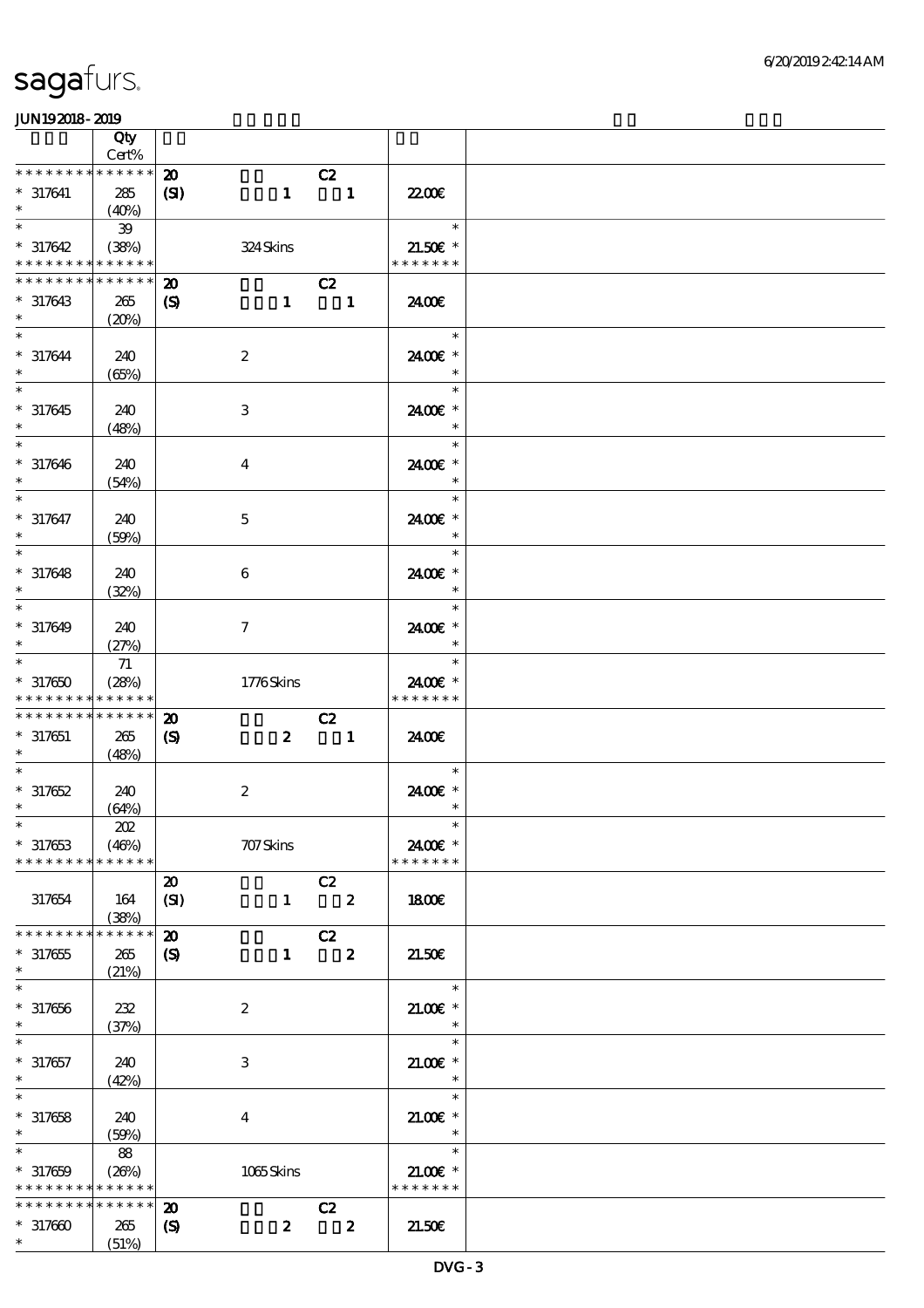sagafurs.

6/20/2019 2:42:14 AM

JUN19 2018 - 2019

| | Qty Cert% | | | |
|---|---|---|---|---|
| * * * * * * * * * * * * * * | 20 | C2 | | |
| * 317641 | 285 | (SI) 1 1 | 22.00€ | |
| * | (40%) | | | |
| * | 39 | | * | |
| * 317642 | (38%) | 324 Skins | 21.50€ * | |
| * * * * * * * * * * * * * * | | | * * * * * * * | |
| * * * * * * * * * * * * * * | 20 | C2 | | |
| * 317643 | 265 | (S) 1 1 | 24.00€ | |
| * | (20%) | | | |
| * | | | * | |
| * 317644 | 240 | 2 | 24.00€ * | |
| * | (65%) | | * | |
| * | | | * | |
| * 317645 | 240 | 3 | 24.00€ * | |
| * | (48%) | | * | |
| * | | | * | |
| * 317646 | 240 | 4 | 24.00€ * | |
| * | (54%) | | * | |
| * | | | * | |
| * 317647 | 240 | 5 | 24.00€ * | |
| * | (59%) | | * | |
| * | | | * | |
| * 317648 | 240 | 6 | 24.00€ * | |
| * | (32%) | | * | |
| * | | | * | |
| * 317649 | 240 | 7 | 24.00€ * | |
| * | (27%) | | * | |
| * | 71 | | * | |
| * 317650 | (28%) | 1776 Skins | 24.00€ * | |
| * * * * * * * * * * * * * * | | | * * * * * * * | |
| * * * * * * * * * * * * * * | 20 | C2 | | |
| * 317651 | 265 | (S) 2 1 | 24.00€ | |
| * | (48%) | | | |
| * | | | * | |
| * 317652 | 240 | 2 | 24.00€ * | |
| * | (64%) | | * | |
| * | 202 | | * | |
| * 317653 | (46%) | 707 Skins | 24.00€ * | |
| * * * * * * * * * * * * * * | | | * * * * * * * | |
| | | 20 C2 | | |
| 317654 | 164 | (SI) 1 2 | 18.00€ | |
| | (38%) | | | |
| * * * * * * * * * * * * * * | 20 | C2 | | |
| * 317655 | 265 | (S) 1 2 | 21.50€ | |
| * | (21%) | | | |
| * | | | * | |
| * 317656 | 232 | 2 | 21.00€ * | |
| * | (37%) | | * | |
| * | | | * | |
| * 317657 | 240 | 3 | 21.00€ * | |
| * | (42%) | | * | |
| * | | | * | |
| * 317658 | 240 | 4 | 21.00€ * | |
| * | (59%) | | * | |
| * | 88 | | * | |
| * 317659 | (26%) | 1065 Skins | 21.00€ * | |
| * * * * * * * * * * * * * * | | | * * * * * * * | |
| * * * * * * * * * * * * * * | 20 | C2 | | |
| * 317660 | 265 | (S) 2 2 | 21.50€ | |
| * | (51%) | | | |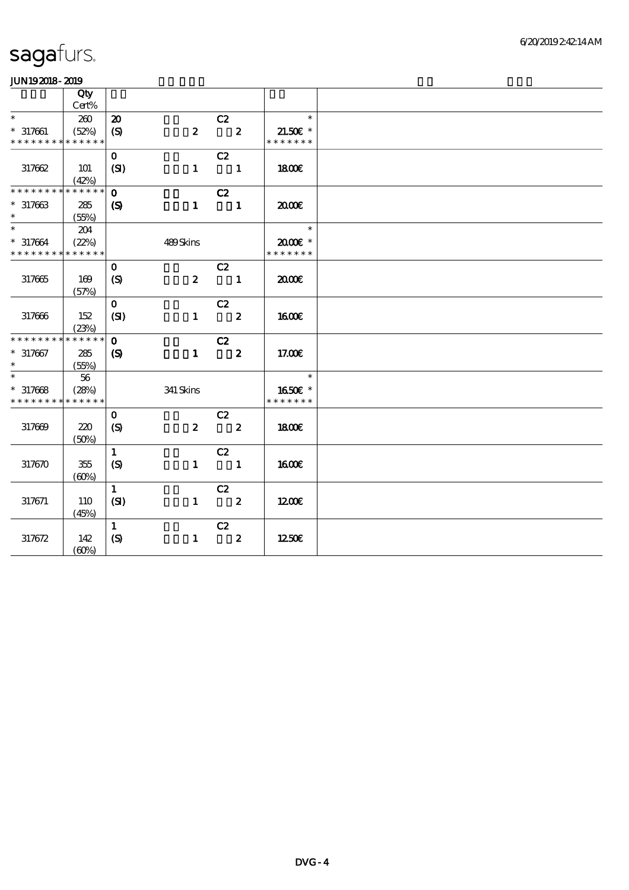# sagafurs.

JUN19 2018 - 2019

| | Qty Cert% | | | | | | |
|---|---|---|---|---|---|---|---|
| * | 260 | 20 | | C2 | | * | |
| * 317661 | (52%) | (S) | 2 | | 2 | 21.50€ * | |
| * * * * * * * * * * * * * * | | | | | | * * * * * * * | |
| | | 0 | | C2 | | | |
| 317662 | 101 (42%) | (SI) | 1 | | 1 | 18.00€ | |
| * * * * * * * * * * * * * * | | 0 | | C2 | | | |
| * 317663 | 285 | (S) | 1 | | 1 | 20.00€ | |
| * | (55%) | | | | | | |
| * | 204 | | | | | * | |
| * 317664 | (22%) | | 489 Skins | | | 20.00€ * | |
| * * * * * * * * * * * * * * | | | | | | * * * * * * * | |
| | | 0 | | C2 | | | |
| 317665 | 169 (57%) | (S) | 2 | | 1 | 20.00€ | |
| | | 0 | | C2 | | | |
| 317666 | 152 (23%) | (SI) | 1 | | 2 | 16.00€ | |
| * * * * * * * * * * * * * * | | 0 | | C2 | | | |
| * 317667 | 285 | (S) | 1 | | 2 | 17.00€ | |
| * | (55%) | | | | | | |
| * | 56 | | | | | * | |
| * 317668 | (28%) | | 341 Skins | | | 16.50€ * | |
| * * * * * * * * * * * * * * | | | | | | * * * * * * * | |
| | | 0 | | C2 | | | |
| 317669 | 220 (50%) | (S) | 2 | | 2 | 18.00€ | |
| | | 1 | | C2 | | | |
| 317670 | 355 (60%) | (S) | 1 | | 1 | 16.00€ | |
| | | 1 | | C2 | | | |
| 317671 | 110 (45%) | (SI) | 1 | | 2 | 12.00€ | |
| | | 1 | | C2 | | | |
| 317672 | 142 (60%) | (S) | 1 | | 2 | 12.50€ | |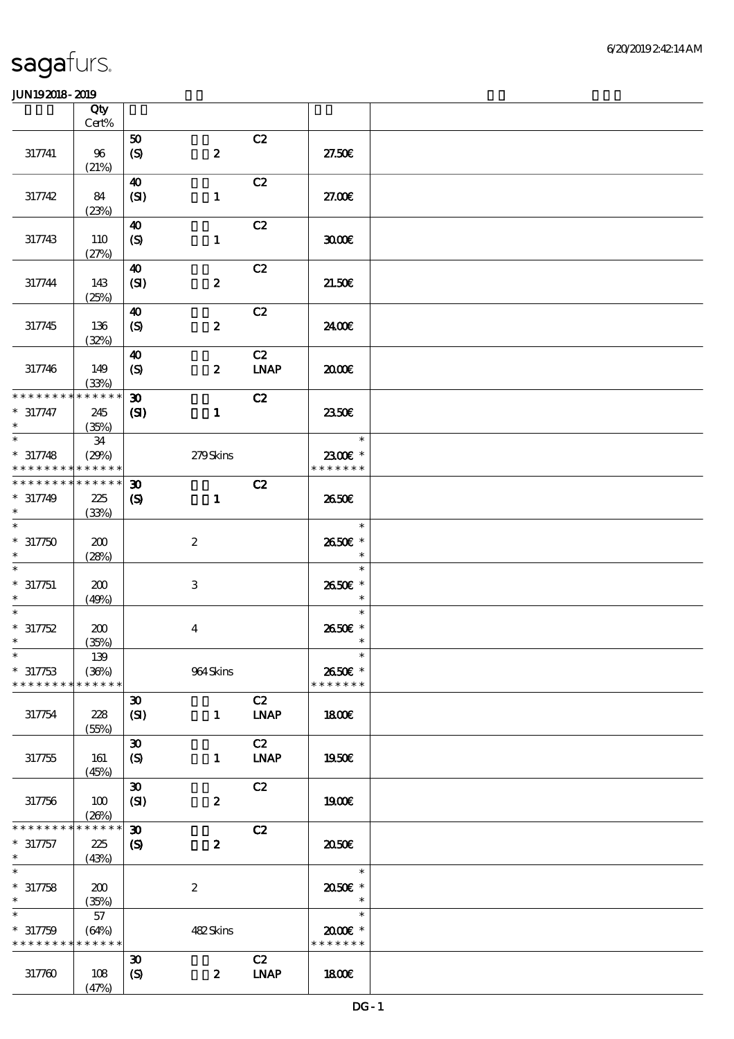# sagafurs.

JUN19 2018 - 2019

| | Qty Cert% | | | | | |
|---|---|---|---|---|---|---|
| 317741 | 96 (21%) | 50 (S) | 2 | C2 | 27.50€ | |
| 317742 | 84 (23%) | 40 (SI) | 1 | C2 | 27.00€ | |
| 317743 | 110 (27%) | 40 (S) | 1 | C2 | 30.00€ | |
| 317744 | 143 (25%) | 40 (SI) | 2 | C2 | 21.50€ | |
| 317745 | 136 (32%) | 40 (S) | 2 | C2 | 24.00€ | |
| 317746 | 149 (33%) | 40 (S) | 2 | C2 LNAP | 20.00€ | |
| * * * * * * * * * * * * * * 317747 * | 245 (35%) | 30 (SI) | 1 | C2 | 23.50€ | |
| * * 317748 * * * * * * * * * * * * * | 34 (29%) | | 279 Skins | | * 23.00€ * * * * * * * * | |
| * * * * * * * * * * * * * * 317749 * | 225 (33%) | 30 (S) | 1 | C2 | 26.50€ | |
| * * 317750 * | 200 (28%) | | 2 | | * 26.50€ * * | |
| * * 317751 * | 200 (49%) | | 3 | | * 26.50€ * * | |
| * * 317752 * | 200 (35%) | | 4 | | * 26.50€ * * | |
| * * 317753 * * * * * * * * * * * * * | 139 (36%) | | 964 Skins | | * 26.50€ * * * * * * * * | |
| 317754 | 228 (55%) | 30 (SI) | 1 | C2 LNAP | 18.00€ | |
| 317755 | 161 (45%) | 30 (S) | 1 | C2 LNAP | 19.50€ | |
| 317756 | 100 (26%) | 30 (SI) | 2 | C2 | 19.00€ | |
| * * * * * * * * * * * * * * 317757 * | 225 (43%) | 30 (S) | 2 | C2 | 20.50€ | |
| * * 317758 * | 200 (35%) | | 2 | | * 20.50€ * * | |
| * * 317759 * * * * * * * * * * * * * | 57 (64%) | | 482 Skins | | * 20.00€ * * * * * * * * | |
| 317760 | 108 (47%) | 30 (S) | 2 | C2 LNAP | 18.00€ | |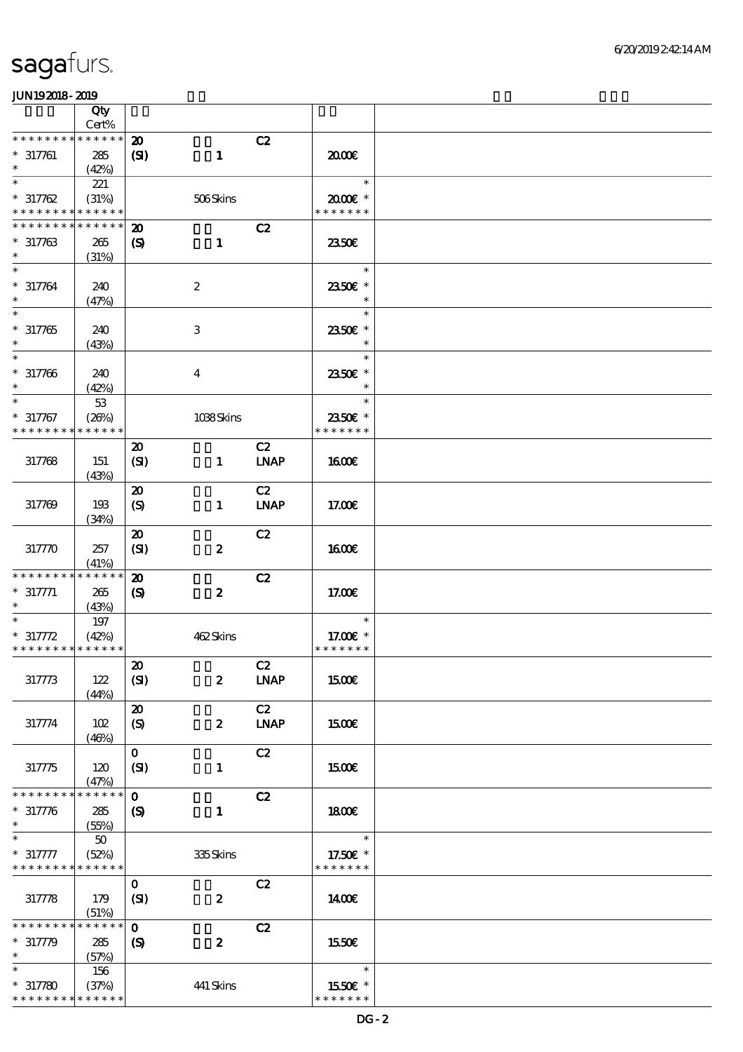sagafurs.

JUN19 2018 - 2019

| | Qty Cert% | | | | | |
|---|---|---|---|---|---|---|
| * * * * * * * * * * * * * * | 20 | | C2 | | | |
| * 317761 | 285 | (SI) 1 | | 20.00€ | | |
| * | (42%) | | | | | |
| * | 221 | | | * | | |
| * 317762 | (31%) | 506 Skins | | 20.00€ * | | |
| * * * * * * * * * * * * * * | | | | * * * * * * * | | |
| * * * * * * * * * * * * * * | 20 | | C2 | | | |
| * 317763 | 265 | (S) 1 | | 23.50€ | | |
| * | (31%) | | | | | |
| * | | | | * | | |
| * 317764 | 240 | 2 | | 23.50€ * | | |
| * | (47%) | | | * | | |
| * | | | | * | | |
| * 317765 | 240 | 3 | | 23.50€ * | | |
| * | (43%) | | | * | | |
| * | | | | * | | |
| * 317766 | 240 | 4 | | 23.50€ * | | |
| * | (42%) | | | * | | |
| * | 53 | | | * | | |
| * 317767 | (26%) | 1038 Skins | | 23.50€ * | | |
| * * * * * * * * * * * * * * | | | | * * * * * * * | | |
| | | 20 | C2 | | | |
| 317768 | 151 (43%) | (SI) 1 | LNAP | 16.00€ | | |
| | | 20 | C2 | | | |
| 317769 | 193 (34%) | (S) 1 | LNAP | 17.00€ | | |
| | | 20 | C2 | | | |
| 317770 | 257 (41%) | (SI) 2 | | 16.00€ | | |
| * * * * * * * * * * * * * * | 20 | | C2 | | | |
| * 317771 | 265 | (S) 2 | | 17.00€ | | |
| * | (43%) | | | | | |
| * | 197 | | | * | | |
| * 317772 | (42%) | 462 Skins | | 17.00€ * | | |
| * * * * * * * * * * * * * * | | | | * * * * * * * | | |
| | | 20 | C2 | | | |
| 317773 | 122 (44%) | (SI) 2 | LNAP | 15.00€ | | |
| | | 20 | C2 | | | |
| 317774 | 102 (46%) | (S) 2 | LNAP | 15.00€ | | |
| | | 0 | C2 | | | |
| 317775 | 120 (47%) | (SI) 1 | | 15.00€ | | |
| * * * * * * * * * * * * * * | 0 | | C2 | | | |
| * 317776 | 285 | (S) 1 | | 18.00€ | | |
| * | (55%) | | | | | |
| * | 50 | | | * | | |
| * 317777 | (52%) | 335 Skins | | 17.50€ * | | |
| * * * * * * * * * * * * * * | | | | * * * * * * * | | |
| | | 0 | C2 | | | |
| 317778 | 179 (51%) | (SI) 2 | | 14.00€ | | |
| * * * * * * * * * * * * * * | 0 | | C2 | | | |
| * 317779 | 285 | (S) 2 | | 15.50€ | | |
| * | (57%) | | | | | |
| * | 156 | | | * | | |
| * 317780 | (37%) | 441 Skins | | 15.50€ * | | |
| * * * * * * * * * * * * * * | | | | * * * * * * * | | |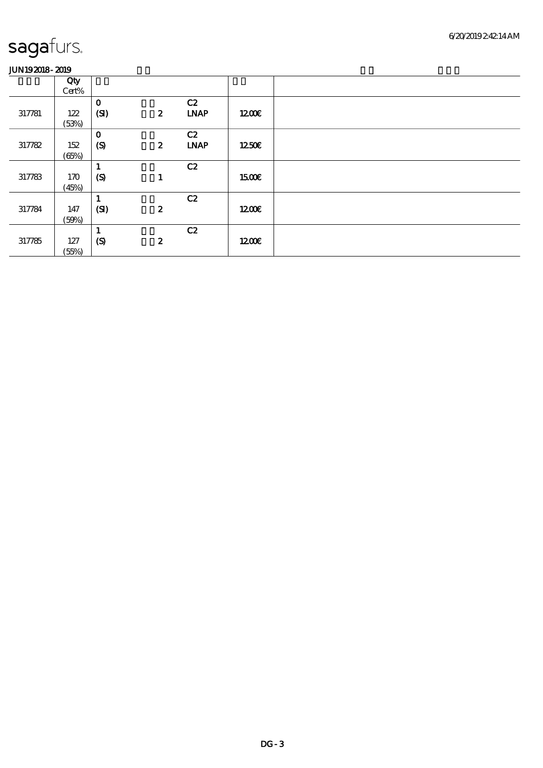sagafurs.

JUN19 2018 - 2019

| | Qty Cert% | | | | | |
|---|---|---|---|---|---|---|
| 317781 | 122 (53%) | 0 (SI) | 2 | C2 LNAP | 12.00€ | |
| 317782 | 152 (65%) | 0 (S) | 2 | C2 LNAP | 12.50€ | |
| 317783 | 170 (45%) | 1 (S) | 1 | C2 | 15.00€ | |
| 317784 | 147 (59%) | 1 (SI) | 2 | C2 | 12.00€ | |
| 317785 | 127 (55%) | 1 (S) | 2 | C2 | 12.00€ | |

DG - 3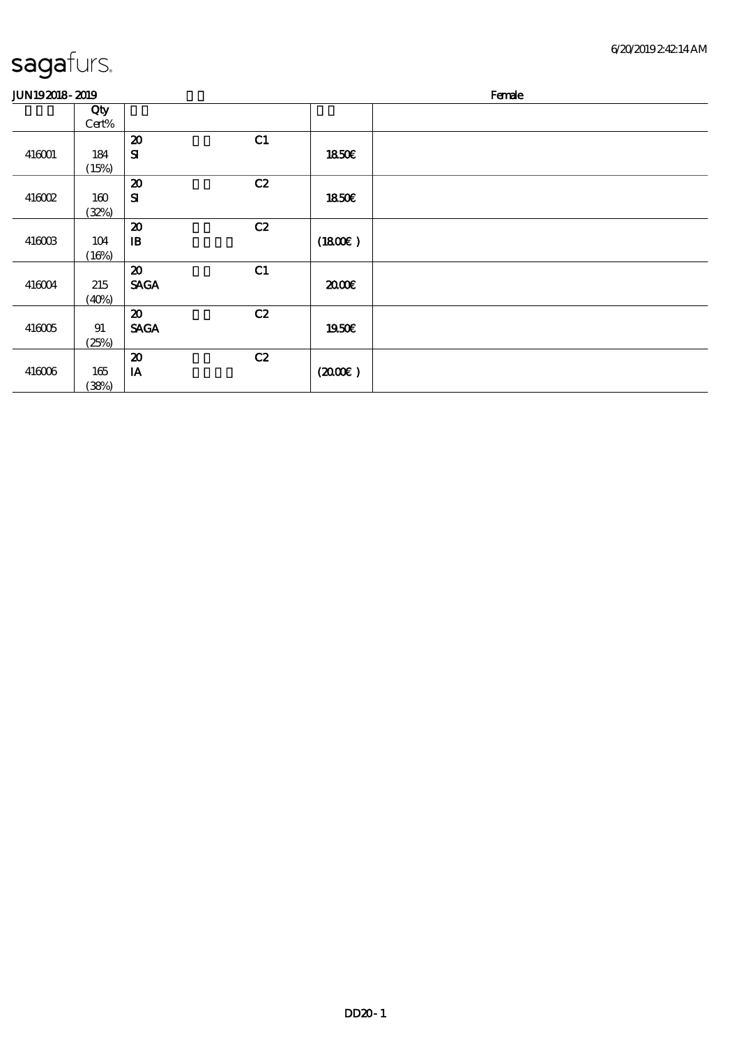sagafurs.

JUN19 2018 - 2019 Female

| | Qty<br>Cert% | | | | | |
|---|---|---|---|---|---|---|
| 416001 | 184<br>(15%) | 20<br>SI | | C1 | 18.50€ | |
| 416002 | 160<br>(32%) | 20<br>SI | | C2 | 18.50€ | |
| 416003 | 104<br>(16%) | 20<br>IB | | C2 | (18.00€ ) | |
| 416004 | 215<br>(40%) | 20<br>SAGA | | C1 | 20.00€ | |
| 416005 | 91<br>(25%) | 20<br>SAGA | | C2 | 19.50€ | |
| 416006 | 165<br>(38%) | 20<br>IA | | C2 | (20.00€ ) | |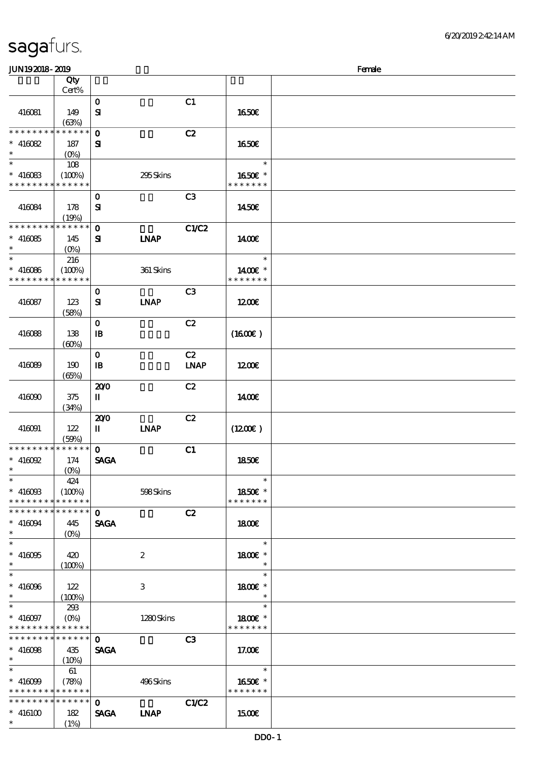# sagafurs.

JUN192018 - 2019 Female

| | Qty Cert% | | | | | |
|---|---|---|---|---|---|---|
| 416081 | 149 (63%) | 0 SI | | C1 | 16.50€ | |
| * * * * * * * * * * * * * * * 416082 * | 187 (0%) | 0 SI | | C2 | 16.50€ | |
| * * 416083 * * * * * * * * * * * * * * | 108 (100%) | | 295 Skins | | * 16.50€ * * * * * * * * | |
| 416084 | 178 (19%) | 0 SI | | C3 | 14.50€ | |
| * * * * * * * * * * * * * * * 416085 * | 145 (0%) | 0 SI | LNAP | C1/C2 | 14.00€ | |
| * * 416086 * * * * * * * * * * * * * * | 216 (100%) | | 361 Skins | | * 14.00€ * * * * * * * * | |
| 416087 | 123 (58%) | 0 SI | LNAP | C3 | 12.00€ | |
| 416088 | 138 (60%) | 0 IB | | C2 | (16.00€) | |
| 416089 | 190 (65%) | 0 IB | | C2 LNAP | 12.00€ | |
| 416090 | 375 (34%) | 20/0 II | | C2 | 14.00€ | |
| 416091 | 122 (59%) | 20/0 II | LNAP | C2 | (12.00€) | |
| * * * * * * * * * * * * * * * 416092 * | 174 (0%) | 0 SAGA | | C1 | 18.50€ | |
| * * 416093 * * * * * * * * * * * * * * | 424 (100%) | | 598 Skins | | * 18.50€ * * * * * * * * | |
| * * * * * * * * * * * * * * * 416094 * | 445 (0%) | 0 SAGA | | C2 | 18.00€ | |
| * * 416095 * | 420 (100%) | | 2 | | * 18.00€ * * | |
| * * 416096 * | 122 (100%) | | 3 | | * 18.00€ * * | |
| * * 416097 * * * * * * * * * * * * * * | 293 (0%) | | 1280 Skins | | * 18.00€ * * * * * * * * | |
| * * * * * * * * * * * * * * * 416098 * | 435 (10%) | 0 SAGA | | C3 | 17.00€ | |
| * * 416099 * * * * * * * * * * * * * * | 61 (78%) | | 496 Skins | | * 16.50€ * * * * * * * * | |
| * * * * * * * * * * * * * * * 416100 * | 182 (1%) | 0 SAGA | LNAP | C1/C2 | 15.00€ | |

DD0 - 1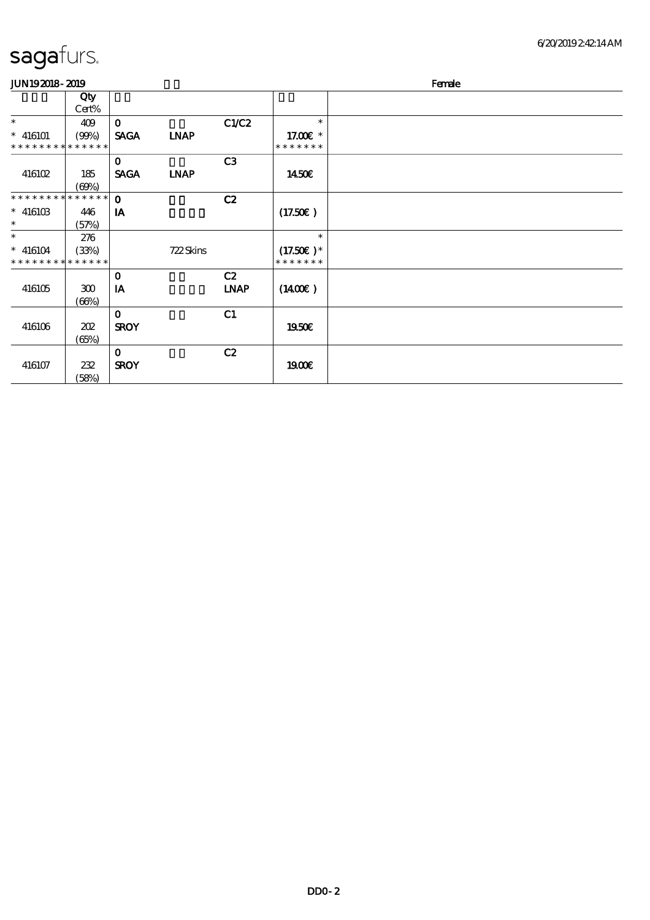sagafurs.

JUN192018-2019 Female

| | Qty Cert% | | | | |
|---|---|---|---|---|---|
| * | 409 | 0 | | C1/C2 | * |
| * 416101 | (99%) | SAGA | LNAP | | 17.00€ * |
| * * * * * * * * * * * * * * | | | | | * * * * * * * |
| | | 0 | | C3 | |
| 416102 | 185 | SAGA | LNAP | | 14.50€ |
| | (69%) | | | | |
| * * * * * * * * * * * * * * | | 0 | | C2 | |
| * 416103 | 446 | IA | | | (17.50€ ) |
| * | (57%) | | | | |
| * | 276 | | | | * |
| * 416104 | (33%) | | 722 Skins | | (17.50€ )* |
| * * * * * * * * * * * * * * | | | | | * * * * * * * |
| | | 0 | | C2 | |
| 416105 | 300 | IA | | LNAP | (14.00€ ) |
| | (66%) | | | | |
| | | 0 | | C1 | |
| 416106 | 202 | SROY | | | 19.50€ |
| | (65%) | | | | |
| | | 0 | | C2 | |
| 416107 | 232 | SROY | | | 19.00€ |
| | (58%) | | | | |

DD0-2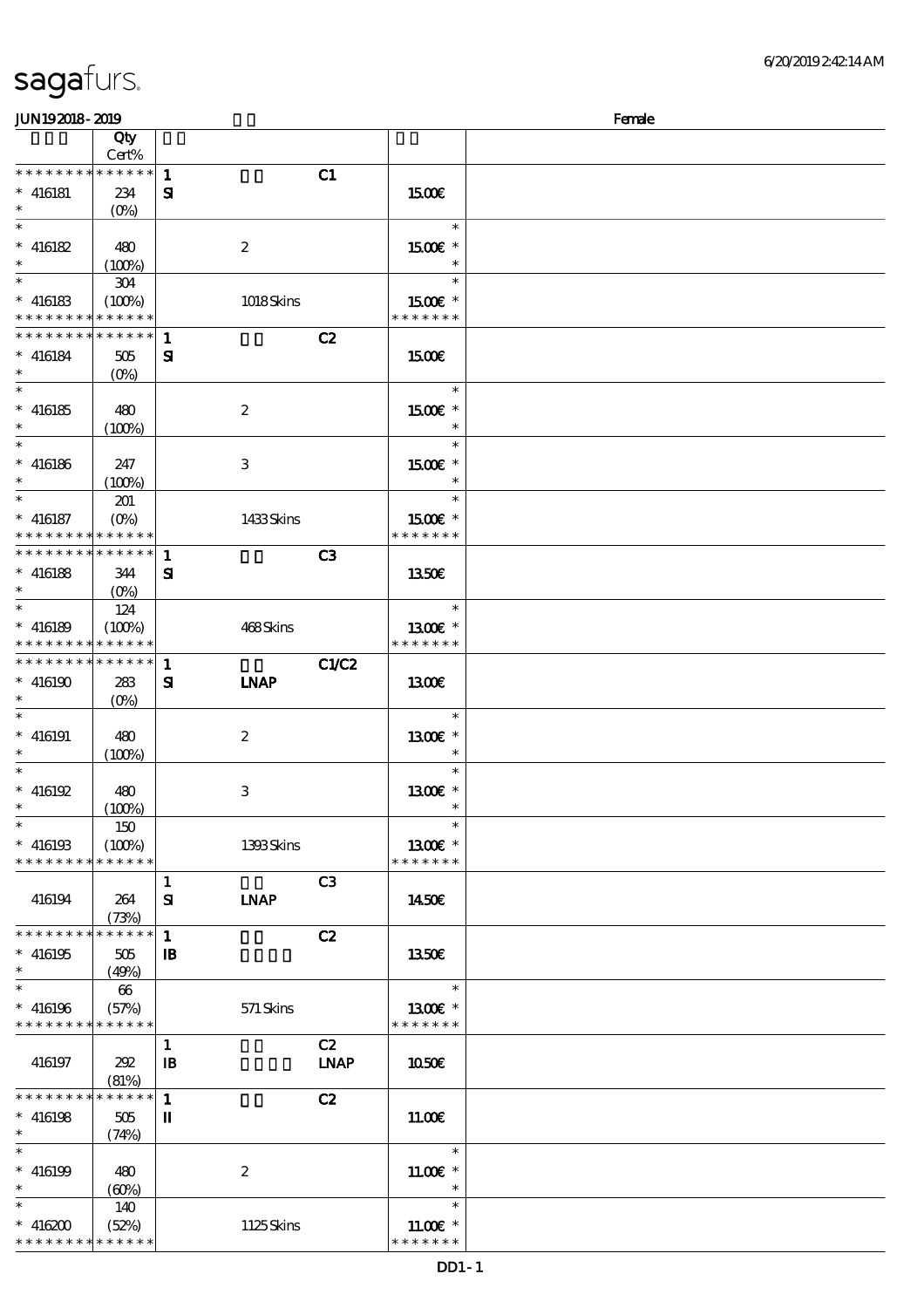# sagafurs.

JUN19 2018 - 2019 Female

| | Qty Cert% | | | | |
|---|---|---|---|---|---|
| * * * * * * * * * * * * * * | | 1 | C1 | | |
| * 416181 | 234 | SI | | 15.00€ | |
| * | (0%) | | | | |
| * | | | | * | |
| * 416182 | 480 | | 2 | 15.00€ * | |
| * | (100%) | | | * | |
| * | 304 | | | * | |
| * 416183 | (100%) | | 1018 Skins | 15.00€ * | |
| * * * * * * * * * * * * * * | | | | * * * * * * * | |
| * * * * * * * * * * * * * * | | 1 | C2 | | |
| * 416184 | 505 | SI | | 15.00€ | |
| * | (0%) | | | | |
| * | | | | * | |
| * 416185 | 480 | | 2 | 15.00€ * | |
| * | (100%) | | | * | |
| * | | | | * | |
| * 416186 | 247 | | 3 | 15.00€ * | |
| * | (100%) | | | * | |
| * | 201 | | | * | |
| * 416187 | (0%) | | 1433 Skins | 15.00€ * | |
| * * * * * * * * * * * * * * | | | | * * * * * * * | |
| * * * * * * * * * * * * * * | | 1 | C3 | | |
| * 416188 | 344 | SI | | 13.50€ | |
| * | (0%) | | | | |
| * | 124 | | | * | |
| * 416189 | (100%) | | 468 Skins | 13.00€ * | |
| * * * * * * * * * * * * * * | | | | * * * * * * * | |
| * * * * * * * * * * * * * * | | 1 | C1/C2 | | |
| * 416190 | 283 | SI | LNAP | 13.00€ | |
| * | (0%) | | | | |
| * | | | | * | |
| * 416191 | 480 | | 2 | 13.00€ * | |
| * | (100%) | | | * | |
| * | | | | * | |
| * 416192 | 480 | | 3 | 13.00€ * | |
| * | (100%) | | | * | |
| * | 150 | | | * | |
| * 416193 | (100%) | | 1393 Skins | 13.00€ * | |
| * * * * * * * * * * * * * * | | | | * * * * * * * | |
| | | 1 | C3 | | |
| 416194 | 264 | SI | LNAP | 14.50€ | |
| | (73%) | | | | |
| * * * * * * * * * * * * * * | | 1 | C2 | | |
| * 416195 | 505 | IB | | 13.50€ | |
| * | (49%) | | | | |
| * | 66 | | | * | |
| * 416196 | (57%) | | 571 Skins | 13.00€ * | |
| * * * * * * * * * * * * * * | | | | * * * * * * * | |
| | | 1 | C2 | | |
| 416197 | 292 | IB | LNAP | 10.50€ | |
| | (81%) | | | | |
| * * * * * * * * * * * * * * | | 1 | C2 | | |
| * 416198 | 505 | II | | 11.00€ | |
| * | (74%) | | | | |
| * | | | | * | |
| * 416199 | 480 | | 2 | 11.00€ * | |
| * | (60%) | | | * | |
| * | 140 | | | * | |
| * 416200 | (52%) | | 1125 Skins | 11.00€ * | |
| * * * * * * * * * * * * * * | | | | * * * * * * * | |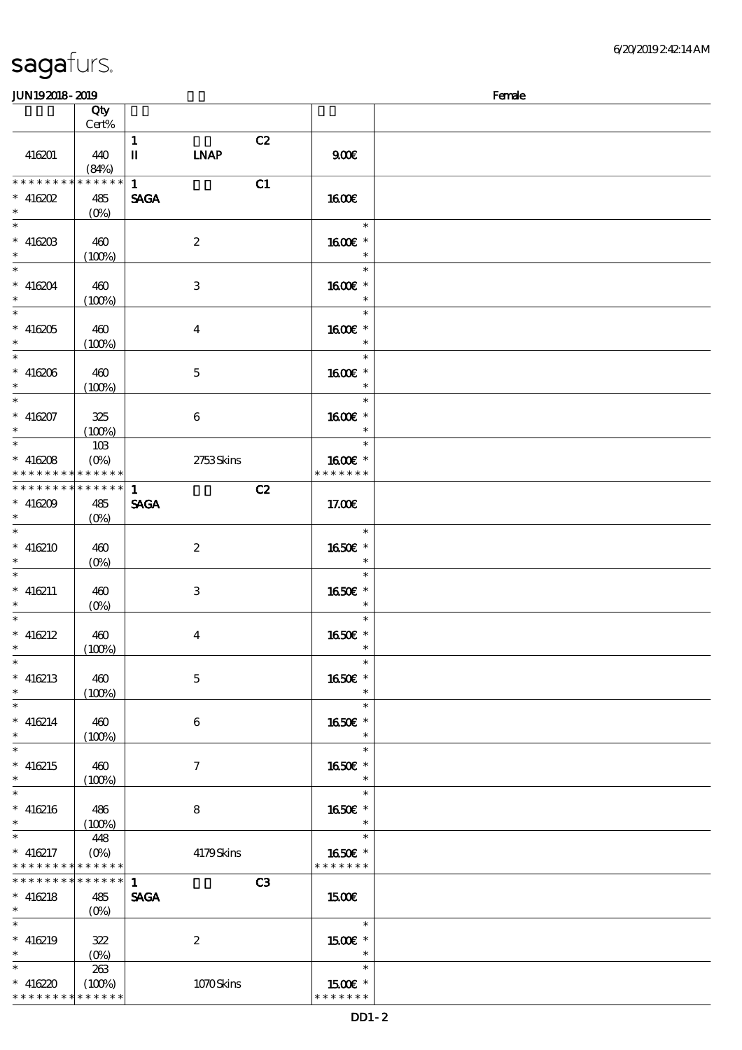sagafurs.

JUN19 2018 - 2019 Female

| | Qty Cert% | | | | |
|---|---|---|---|---|---|
| 416201 | 440 (84%) | 1 II | LNAP | C2 | 9.00€ |
| * * * * * * * * * * * * * * * 416202 * | 485 (0%) | 1 SAGA | | C1 | 16.00€ |
| * * 416203 * | 460 (100%) | | 2 | | * 16.00€ * * |
| * * 416204 * | 460 (100%) | | 3 | | * 16.00€ * * |
| * * 416205 * | 460 (100%) | | 4 | | * 16.00€ * * |
| * * 416206 * | 460 (100%) | | 5 | | * 16.00€ * * |
| * * 416207 * | 325 (100%) | | 6 | | * 16.00€ * * |
| * * 416208 * * * * * * * * * * * * * * | 103 (0%) | | 2753 Skins | | * 16.00€ * * * * * * * * |
| * * * * * * * * * * * * * * * 416209 * | 485 (0%) | 1 SAGA | | C2 | 17.00€ |
| * * 416210 * | 460 (0%) | | 2 | | * 16.50€ * * |
| * * 416211 * | 460 (0%) | | 3 | | * 16.50€ * * |
| * * 416212 * | 460 (100%) | | 4 | | * 16.50€ * * |
| * * 416213 * | 460 (100%) | | 5 | | * 16.50€ * * |
| * * 416214 * | 460 (100%) | | 6 | | * 16.50€ * * |
| * * 416215 * | 460 (100%) | | 7 | | * 16.50€ * * |
| * * 416216 * | 486 (100%) | | 8 | | * 16.50€ * * |
| * * 416217 * * * * * * * * * * * * * * | 448 (0%) | | 4179 Skins | | * 16.50€ * * * * * * * * |
| * * * * * * * * * * * * * * * 416218 * | 485 (0%) | 1 SAGA | | C3 | 15.00€ |
| * * 416219 * | 322 (0%) | | 2 | | * 15.00€ * * |
| * * 416220 * * * * * * * * * * * * * * | 263 (100%) | | 1070 Skins | | * 15.00€ * * * * * * * * |

DD1 - 2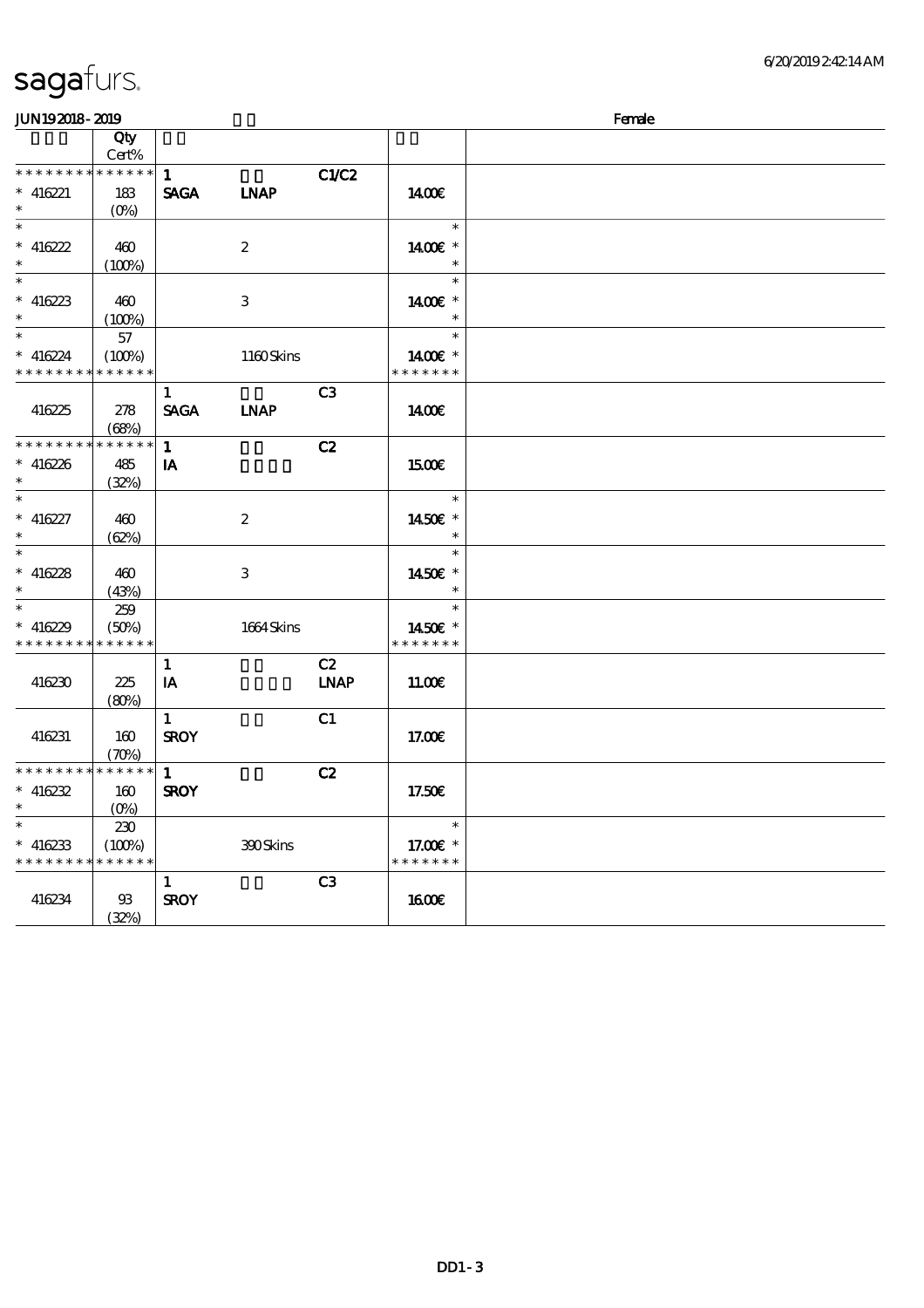# sagafurs.

JUN19 2018 - 2019 Female

| | Qty Cert% | | | | |
|---|---|---|---|---|---|
| * * * * * * * * * * * * * * * 416221 * | 183 (0%) | 1 SAGA | LNAP | C1/C2 | 14.00€ |
| * * 416222 * | 460 (100%) | | 2 | | * 14.00€ * * |
| * * 416223 * | 460 (100%) | | 3 | | * 14.00€ * * |
| * * 416224 * * * * * * * * * * * * * * | 57 (100%) | | 1160 Skins | | * 14.00€ * * * * * * * * |
| 416225 | 278 (68%) | 1 SAGA | LNAP | C3 | 14.00€ |
| * * * * * * * * * * * * * * * 416226 * | 485 (32%) | 1 IA | | C2 | 15.00€ |
| * * 416227 * | 460 (62%) | | 2 | | * 14.50€ * * |
| * * 416228 * | 460 (43%) | | 3 | | * 14.50€ * * |
| * * 416229 * * * * * * * * * * * * * * | 259 (50%) | | 1664 Skins | | * 14.50€ * * * * * * * * |
| 416230 | 225 (80%) | 1 IA | | C2 LNAP | 11.00€ |
| 416231 | 160 (70%) | 1 SROY | | C1 | 17.00€ |
| * * * * * * * * * * * * * * * 416232 * | 160 (0%) | 1 SROY | | C2 | 17.50€ |
| * * 416233 * * * * * * * * * * * * * * | 230 (100%) | | 390 Skins | | * 17.00€ * * * * * * * * |
| 416234 | 93 (32%) | 1 SROY | | C3 | 16.00€ |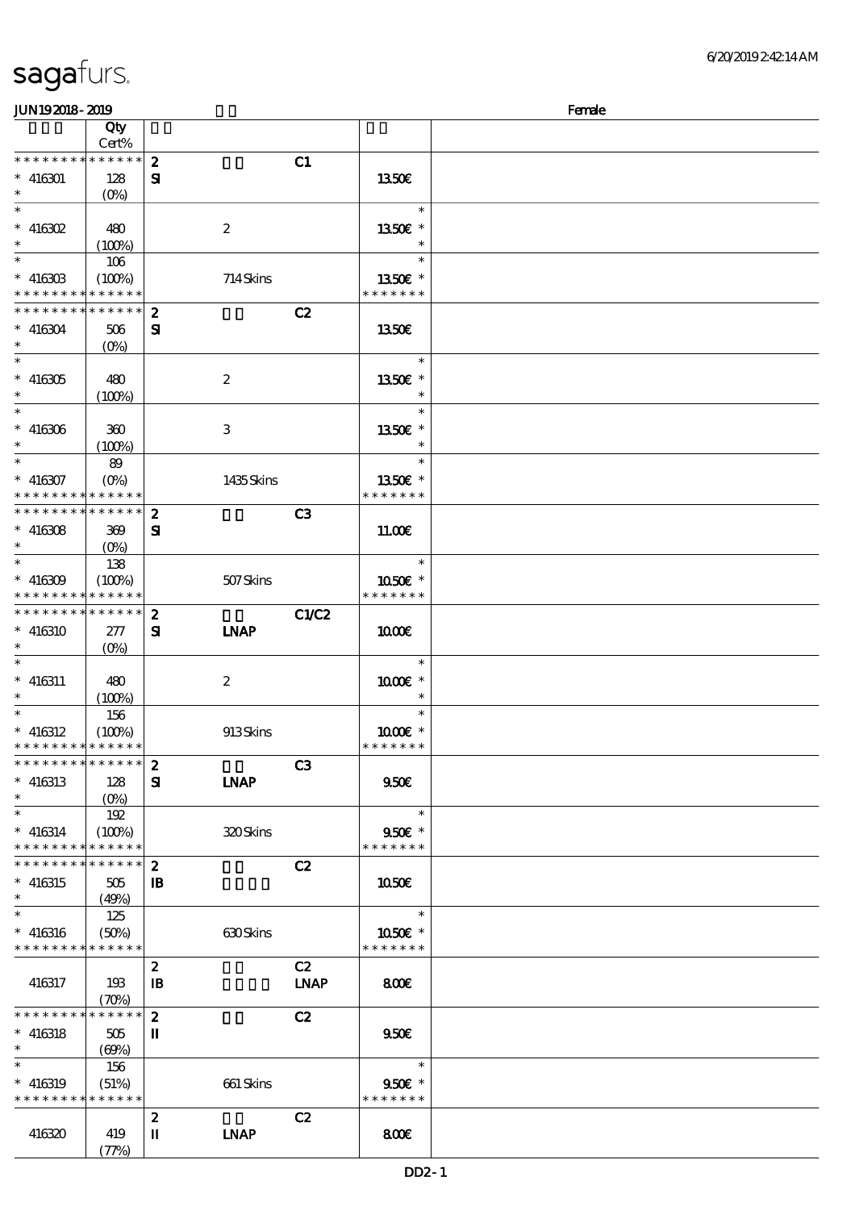# sagafurs.

JUN19 2018 - 2019 Female

| | Qty Cert% | | | | |
|---|---|---|---|---|---|
| * * * * * * * * * * * * * * | 2 | | C1 | | |
| * 416301 | 128 | SI | | | 13.50€ |
| * | (0%) | | | | |
| * | | | | | * |
| * 416302 | 480 | | 2 | | 13.50€ * |
| * | (100%) | | | | * |
| * | 106 | | | | * |
| * 416303 | (100%) | | 714 Skins | | 13.50€ * |
| * * * * * * * * * * * * * * | | | | | * * * * * * * |
| * * * * * * * * * * * * * * | 2 | | C2 | | |
| * 416304 | 506 | SI | | | 13.50€ |
| * | (0%) | | | | |
| * | | | | | * |
| * 416305 | 480 | | 2 | | 13.50€ * |
| * | (100%) | | | | * |
| * | | | | | * |
| * 416306 | 360 | | 3 | | 13.50€ * |
| * | (100%) | | | | * |
| * | 89 | | | | * |
| * 416307 | (0%) | | 1435 Skins | | 13.50€ * |
| * * * * * * * * * * * * * * | | | | | * * * * * * * |
| * * * * * * * * * * * * * * | 2 | | C3 | | |
| * 416308 | 369 | SI | | | 11.00€ |
| * | (0%) | | | | |
| * | 138 | | | | * |
| * 416309 | (100%) | | 507 Skins | | 10.50€ * |
| * * * * * * * * * * * * * * | | | | | * * * * * * * |
| * * * * * * * * * * * * * * | 2 | | C1/C2 | | |
| * 416310 | 277 | SI | LNAP | | 10.00€ |
| * | (0%) | | | | |
| * | | | | | * |
| * 416311 | 480 | | 2 | | 10.00€ * |
| * | (100%) | | | | * |
| * | 156 | | | | * |
| * 416312 | (100%) | | 913 Skins | | 10.00€ * |
| * * * * * * * * * * * * * * | | | | | * * * * * * * |
| * * * * * * * * * * * * * * | 2 | | C3 | | |
| * 416313 | 128 | SI | LNAP | | 9.50€ |
| * | (0%) | | | | |
| * | 192 | | | | * |
| * 416314 | (100%) | | 320 Skins | | 9.50€ * |
| * * * * * * * * * * * * * * | | | | | * * * * * * * |
| * * * * * * * * * * * * * * | 2 | | C2 | | |
| * 416315 | 505 | IB | | | 10.50€ |
| * | (49%) | | | | |
| * | 125 | | | | * |
| * 416316 | (50%) | | 630 Skins | | 10.50€ * |
| * * * * * * * * * * * * * * | | | | | * * * * * * * |
| | | 2 | | C2 | |
| 416317 | 193 | IB | | LNAP | 8.00€ |
| | (70%) | | | | |
| * * * * * * * * * * * * * * | 2 | | C2 | | |
| * 416318 | 505 | II | | | 9.50€ |
| * | (69%) | | | | |
| * | 156 | | | | * |
| * 416319 | (51%) | | 661 Skins | | 9.50€ * |
| * * * * * * * * * * * * * * | | | | | * * * * * * * |
| | | 2 | | C2 | |
| 416320 | 419 | II | LNAP | | 8.00€ |
| | (77%) | | | | |

DD2 - 1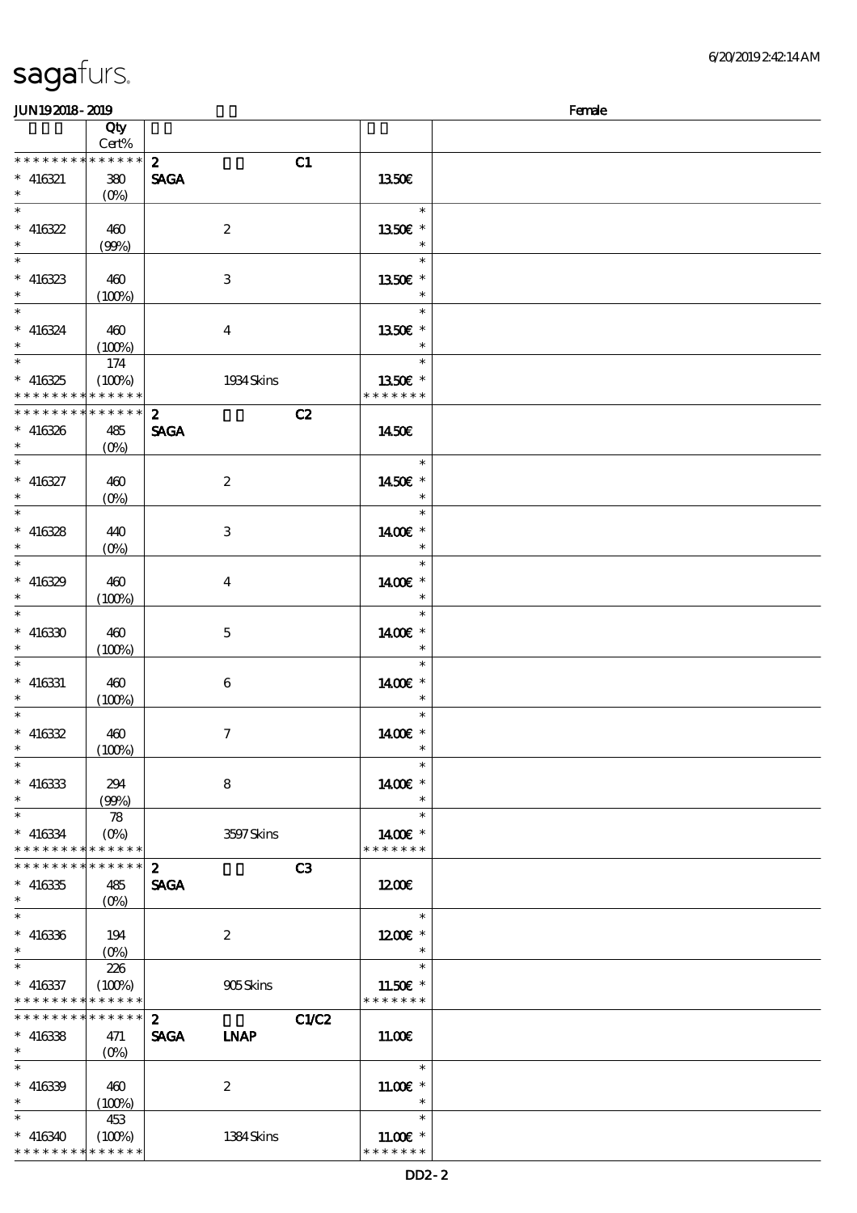sagafurs.

JUN19 2018 - 2019 Female

| | Qty Cert% | | | |
|---|---|---|---|---|
| * * * * * * * * * * * * * * | 2 C1 | | | |
| * 416321 * | 380 (0%) | SAGA | 13.50€ | |
| * 416322 * | 460 (99%) | 2 | 13.50€ * | |
| * 416323 * | 460 (100%) | 3 | 13.50€ * | |
| * 416324 * | 460 (100%) | 4 | 13.50€ * | |
| * 416325 * * * * * * * * * * * * * | 174 (100%) | 1934 Skins | 13.50€ * * * * * * * * | |
| * * * * * * * * * * * * * * | 2 C2 | | | |
| * 416326 * | 485 (0%) | SAGA | 14.50€ | |
| * 416327 * | 460 (0%) | 2 | 14.50€ * | |
| * 416328 * | 440 (0%) | 3 | 14.00€ * | |
| * 416329 * | 460 (100%) | 4 | 14.00€ * | |
| * 416330 * | 460 (100%) | 5 | 14.00€ * | |
| * 416331 * | 460 (100%) | 6 | 14.00€ * | |
| * 416332 * | 460 (100%) | 7 | 14.00€ * | |
| * 416333 * | 294 (99%) | 8 | 14.00€ * | |
| * 416334 * * * * * * * * * * * * * | 78 (0%) | 3597 Skins | 14.00€ * * * * * * * * | |
| * * * * * * * * * * * * * * | 2 C3 | | | |
| * 416335 * | 485 (0%) | SAGA | 12.00€ | |
| * 416336 * | 194 (0%) | 2 | 12.00€ * | |
| * 416337 * * * * * * * * * * * * * | 226 (100%) | 905 Skins | 11.50€ * * * * * * * * | |
| * * * * * * * * * * * * * * | 2 C1/C2 | | | |
| * 416338 * | 471 (0%) | SAGA LNAP | 11.00€ | |
| * 416339 * | 460 (100%) | 2 | 11.00€ * | |
| * 416340 * * * * * * * * * * * * * | 453 (100%) | 1384 Skins | 11.00€ * * * * * * * * | |

DD2 - 2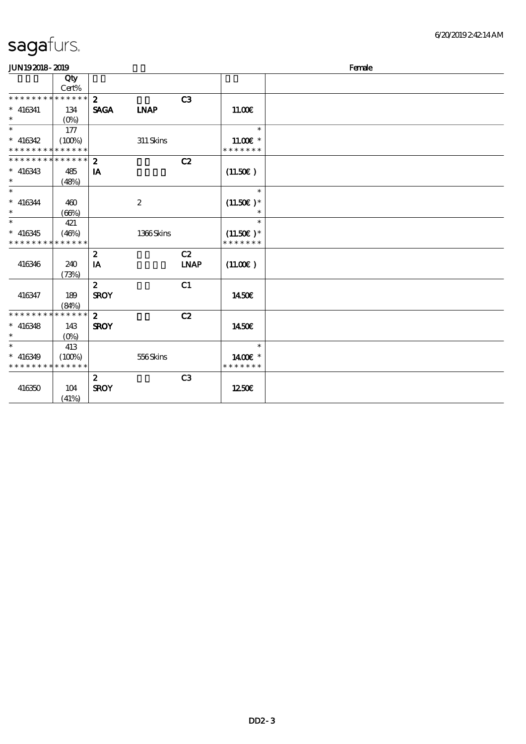sagafurs.

JUN19 2018 - 2019 Female

| | Qty Cert% | | | | | |
|---|---|---|---|---|---|---|
| * * * * * * * * * * * * * * | | 2 | | C3 | | |
| * 416341 | 134 | SAGA | LNAP | | 11.00€ | |
| * | (0%) | | | | | |
| * | 177 | | | | * | |
| * 416342 | (100%) | | 311 Skins | | 11.00€ * | |
| * * * * * * * * * * * * * * | | | | | * * * * * * * | |
| * * * * * * * * * * * * * * | | 2 | | C2 | | |
| * 416343 | 485 | IA | | | (11.50€ ) | |
| * | (48%) | | | | | |
| * | | | | | * | |
| * 416344 | 460 | | 2 | | (11.50€ )* | |
| * | (66%) | | | | * | |
| * | 421 | | | | * | |
| * 416345 | (46%) | | 1366 Skins | | (11.50€ )* | |
| * * * * * * * * * * * * * * | | | | | * * * * * * * | |
| | | 2 | | C2 | | |
| 416346 | 240 | IA | | LNAP | (11.00€ ) | |
| | (73%) | | | | | |
| | | 2 | | C1 | | |
| 416347 | 189 | SROY | | | 14.50€ | |
| | (84%) | | | | | |
| * * * * * * * * * * * * * * | | 2 | | C2 | | |
| * 416348 | 143 | SROY | | | 14.50€ | |
| * | (0%) | | | | | |
| * | 413 | | | | * | |
| * 416349 | (100%) | | 556 Skins | | 14.00€ * | |
| * * * * * * * * * * * * * * | | | | | * * * * * * * | |
| | | 2 | | C3 | | |
| 416350 | 104 | SROY | | | 12.50€ | |
| | (41%) | | | | | |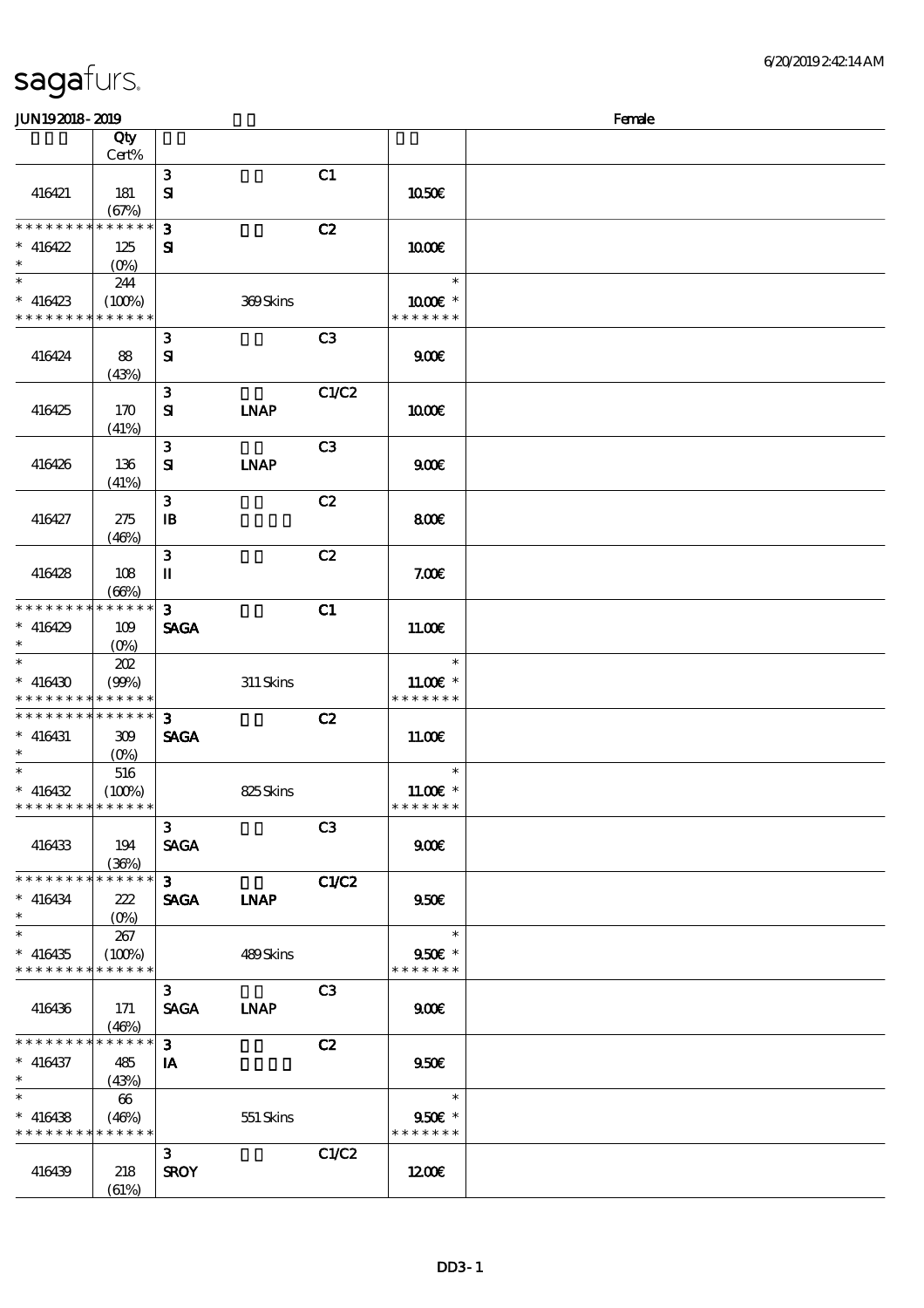# sagafurs.

JUN192018-2019 Female

| | Qty Cert% | | | | | |
|---|---|---|---|---|---|---|
| 416421 | 181 (67%) | 3 SI | | C1 | 10.50€ | |
| * * * * * * * * * * * * * * <br>* 416422<br>* | 125 (0%) | 3 SI | | C2 | 10.00€ | |
| *<br>* 416423<br>* * * * * * * * * * * * * * | 244 (100%) | | 369 Skins | | *<br>10.00€ *<br>* * * * * * * | |
| 416424 | 88 (43%) | 3 SI | | C3 | 9.00€ | |
| 416425 | 170 (41%) | 3 SI | LNAP | C1/C2 | 10.00€ | |
| 416426 | 136 (41%) | 3 SI | LNAP | C3 | 9.00€ | |
| 416427 | 275 (46%) | 3 IB | | C2 | 8.00€ | |
| 416428 | 108 (66%) | 3 II | | C2 | 7.00€ | |
| * * * * * * * * * * * * * * <br>* 416429<br>* | 109 (0%) | 3 SAGA | | C1 | 11.00€ | |
| *<br>* 416430<br>* * * * * * * * * * * * * * | 202 (99%) | | 311 Skins | | *<br>11.00€ *<br>* * * * * * * | |
| * * * * * * * * * * * * * * <br>* 416431<br>* | 309 (0%) | 3 SAGA | | C2 | 11.00€ | |
| *<br>* 416432<br>* * * * * * * * * * * * * * | 516 (100%) | | 825 Skins | | *<br>11.00€ *<br>* * * * * * * | |
| 416433 | 194 (36%) | 3 SAGA | | C3 | 9.00€ | |
| * * * * * * * * * * * * * * <br>* 416434<br>* | 222 (0%) | 3 SAGA | LNAP | C1/C2 | 9.50€ | |
| *<br>* 416435<br>* * * * * * * * * * * * * * | 267 (100%) | | 489 Skins | | *<br>9.50€ *<br>* * * * * * * | |
| 416436 | 171 (46%) | 3 SAGA | LNAP | C3 | 9.00€ | |
| * * * * * * * * * * * * * * <br>* 416437<br>* | 485 (43%) | 3 IA | | C2 | 9.50€ | |
| *<br>* 416438<br>* * * * * * * * * * * * * * | 66 (46%) | | 551 Skins | | *<br>9.50€ *<br>* * * * * * * | |
| 416439 | 218 (61%) | 3 SROY | | C1/C2 | 12.00€ | |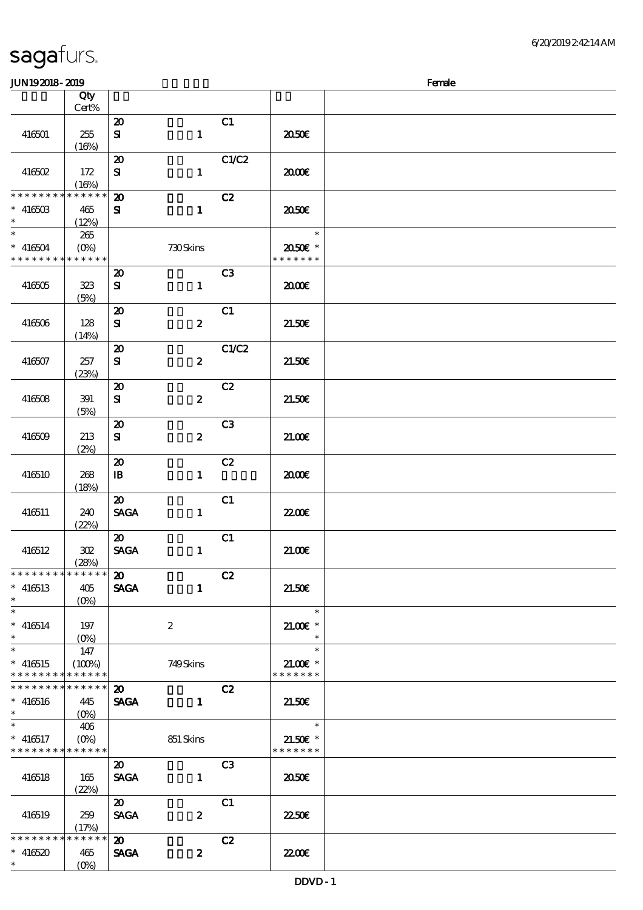sagafurs.

6/20/2019 2:42:14 AM

JUN19 2018 - 2019 Female

| | Qty Cert% | | | | | |
|---|---|---|---|---|---|---|
| 416501 | 255 (16%) | 20 SI 1 | C1 | | 20.50€ | |
| 416502 | 172 (16%) | 20 SI 1 | C1/C2 | | 20.00€ | |
| * * * * * * * * * * * * * * 416503 * | 465 (12%) | 20 SI 1 | C2 | | 20.50€ | |
| * * 416504 * * * * * * * * * * * * * | 265 (0%) | 730 Skins | | | * 20.50€ * * * * * * * * | |
| 416505 | 323 (5%) | 20 SI 1 | C3 | | 20.00€ | |
| 416506 | 128 (14%) | 20 SI 2 | C1 | | 21.50€ | |
| 416507 | 257 (23%) | 20 SI 2 | C1/C2 | | 21.50€ | |
| 416508 | 391 (5%) | 20 SI 2 | C2 | | 21.50€ | |
| 416509 | 213 (2%) | 20 SI 2 | C3 | | 21.00€ | |
| 416510 | 268 (18%) | 20 IB 1 | C2 | | 20.00€ | |
| 416511 | 240 (22%) | 20 SAGA 1 | C1 | | 22.00€ | |
| 416512 | 302 (28%) | 20 SAGA 1 | C1 | | 21.00€ | |
| * * * * * * * * * * * * * * 416513 * | 405 (0%) | 20 SAGA 1 | C2 | | 21.50€ | |
| * * 416514 * | 197 (0%) | 2 | | | * 21.00€ * * | |
| * * 416515 * * * * * * * * * * * * * | 147 (100%) | 749 Skins | | | * 21.00€ * * * * * * * * | |
| * * * * * * * * * * * * * * 416516 * | 445 (0%) | 20 SAGA 1 | C2 | | 21.50€ | |
| * * 416517 * * * * * * * * * * * * * | 406 (0%) | 851 Skins | | | * 21.50€ * * * * * * * * | |
| 416518 | 165 (22%) | 20 SAGA 1 | C3 | | 20.50€ | |
| 416519 | 259 (17%) | 20 SAGA 2 | C1 | | 22.50€ | |
| * * * * * * * * * * * * * * 416520 * | 465 (0%) | 20 SAGA 2 | C2 | | 22.00€ | |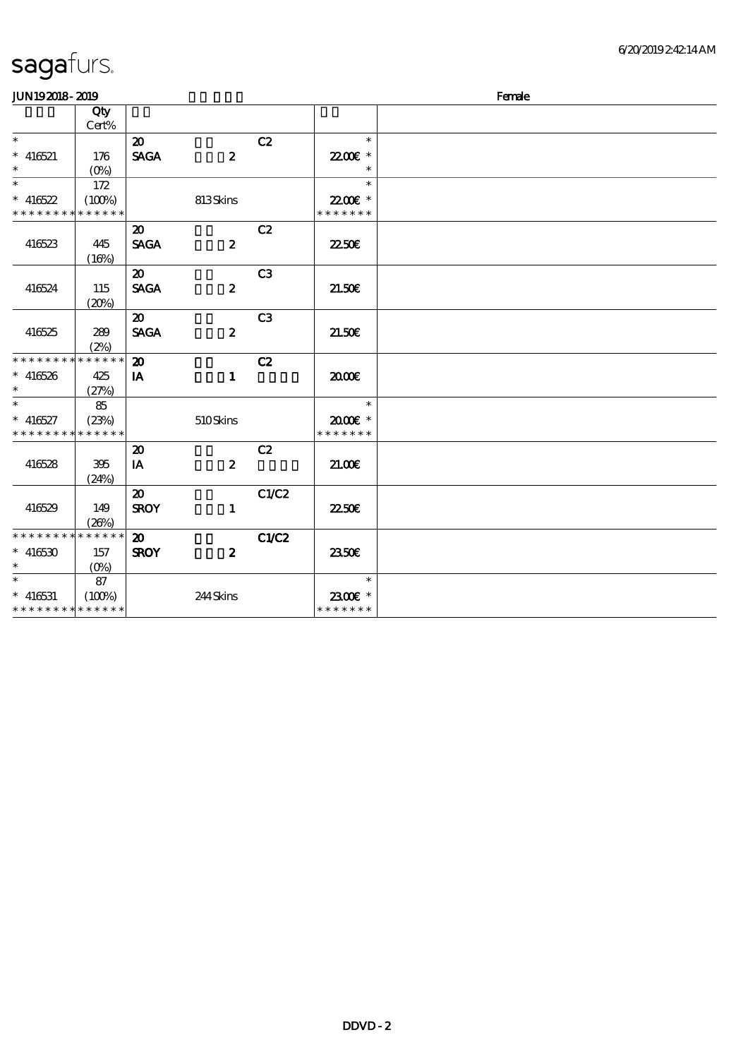sagafurs.

JUN19 2018 - 2019 Female

| | Qty Cert% | | | | | |
|---|---|---|---|---|---|---|
| * | | 20 | | C2 | * | |
| * 416521 | 176 | SAGA | 2 | | 22.00€ * | |
| * | (0%) | | | | * | |
| * | 172 | | | | * | |
| * 416522 | (100%) | | 813 Skins | | 22.00€ * | |
| * * * * * * * * * * * * * * | | | | | * * * * * * * | |
| | | 20 | | C2 | | |
| 416523 | 445 (16%) | SAGA | 2 | | 22.50€ | |
| | | 20 | | C3 | | |
| 416524 | 115 (20%) | SAGA | 2 | | 21.50€ | |
| | | 20 | | C3 | | |
| 416525 | 289 (2%) | SAGA | 2 | | 21.50€ | |
| * * * * * * * * * * * * * * | | 20 | | C2 | | |
| * 416526 | 425 | IA | 1 | | 20.00€ | |
| * | (27%) | | | | | |
| * | 85 | | | | * | |
| * 416527 | (23%) | | 510 Skins | | 20.00€ * | |
| * * * * * * * * * * * * * * | | | | | * * * * * * * | |
| | | 20 | | C2 | | |
| 416528 | 395 (24%) | IA | 2 | | 21.00€ | |
| | | 20 | | C1/C2 | | |
| 416529 | 149 (26%) | SROY | 1 | | 22.50€ | |
| * * * * * * * * * * * * * * | | 20 | | C1/C2 | | |
| * 416530 | 157 | SROY | 2 | | 23.50€ | |
| * | (0%) | | | | | |
| * | 87 | | | | * | |
| * 416531 | (100%) | | 244 Skins | | 23.00€ * | |
| * * * * * * * * * * * * * * | | | | | * * * * * * * | |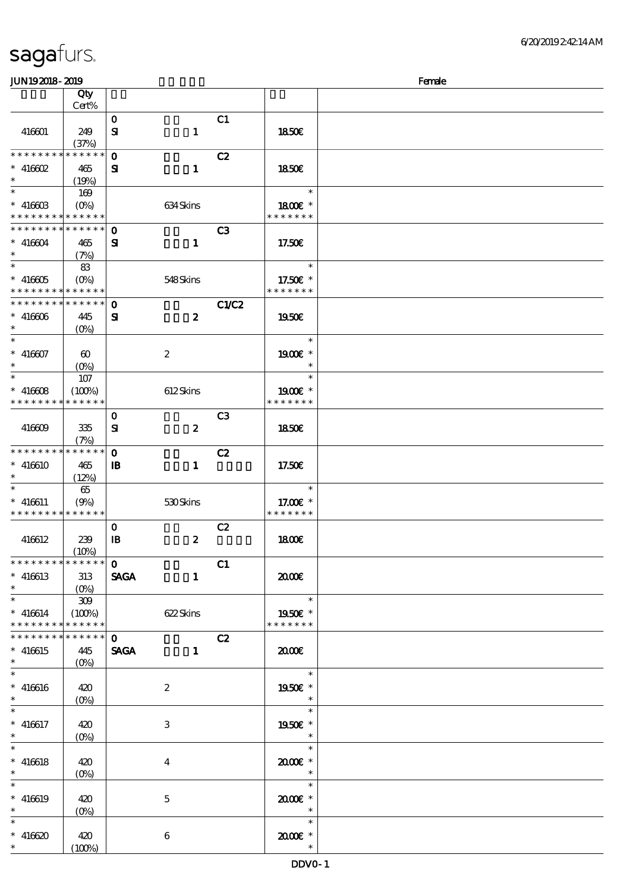# sagafurs.

JUN192018-2019 Female

| | Qty Cert% | | | | |
|---|---|---|---|---|---|
| 416601 | 249 (37%) | 0 SI | 1 | C1 | 18.50€ |
| ************* * 416602 * | 465 (19%) | 0 SI | 1 | C2 | 18.50€ |
| * * 416603 ************* | 169 (0%) | | 634 Skins | | * 18.00€ * ******* |
| ************* * 416604 * | 465 (7%) | 0 SI | 1 | C3 | 17.50€ |
| * * 416605 ************* | 83 (0%) | | 548 Skins | | * 17.50€ * ******* |
| ************* * 416606 * | 445 (0%) | 0 SI | 2 | C1/C2 | 19.50€ |
| * * 416607 * | 60 (0%) | | 2 | | * 19.00€ * * |
| * * 416608 ************* | 107 (100%) | | 612 Skins | | * 19.00€ * ******* |
| 416609 | 335 (7%) | 0 SI | 2 | C3 | 18.50€ |
| ************* * 416610 * | 465 (12%) | 0 IB | 1 | C2 | 17.50€ |
| * * 416611 ************* | 65 (9%) | | 530 Skins | | * 17.00€ * ******* |
| 416612 | 239 (10%) | 0 IB | 2 | C2 | 18.00€ |
| ************* * 416613 * | 313 (0%) | 0 SAGA | 1 | C1 | 20.00€ |
| * * 416614 ************* | 309 (100%) | | 622 Skins | | * 19.50€ * ******* |
| ************* * 416615 * | 445 (0%) | 0 SAGA | 1 | C2 | 20.00€ |
| * * 416616 * | 420 (0%) | | 2 | | * 19.50€ * * |
| * * 416617 * | 420 (0%) | | 3 | | * 19.50€ * * |
| * * 416618 * | 420 (0%) | | 4 | | * 20.00€ * * |
| * * 416619 * | 420 (0%) | | 5 | | * 20.00€ * * |
| * * 416620 * | 420 (100%) | | 6 | | * 20.00€ * * |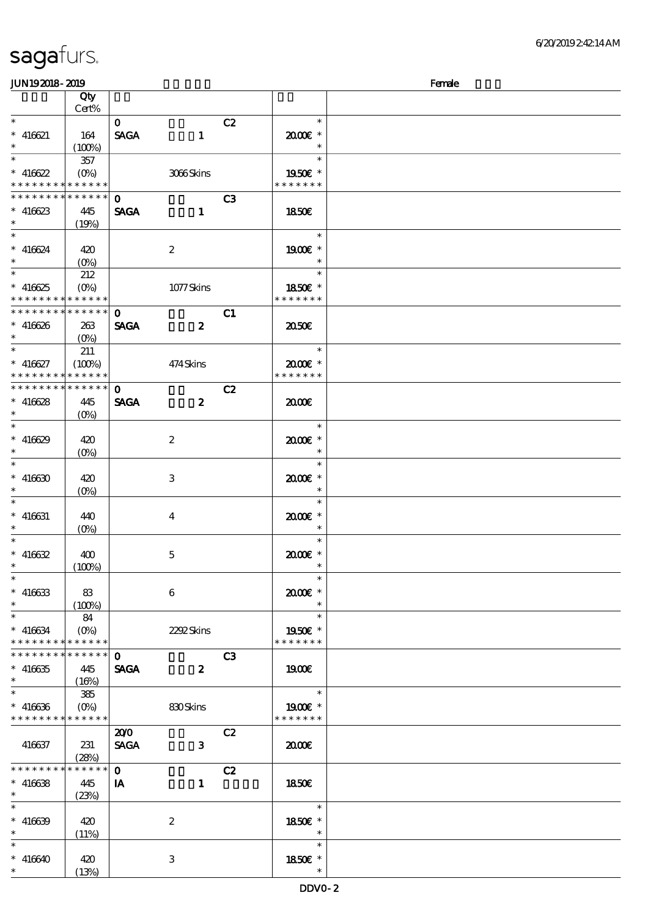# sagafurs.

**JUN192018-2019** | **Female**

| | Qty Cert% | | | | | |
|---|---|---|---|---|---|---|
| * 416621 * | 164 (100%) | 0 SAGA | 1 | C2 | 20.00€ | |
| * 416622 * | 357 (0%) | | 3066 Skins | | 19.50€ | |
| * 416623 * | 445 (19%) | 0 SAGA | 1 | C3 | 18.50€ | |
| * 416624 * | 420 (0%) | | 2 | | 19.00€ | |
| * 416625 * | 212 (0%) | | 1077 Skins | | 18.50€ | |
| * 416626 * | 263 (0%) | 0 SAGA | 2 | C1 | 20.50€ | |
| * 416627 * | 211 (100%) | | 474 Skins | | 20.00€ | |
| * 416628 * | 445 (0%) | 0 SAGA | 2 | C2 | 20.00€ | |
| * 416629 * | 420 (0%) | | 2 | | 20.00€ | |
| * 416630 * | 420 (0%) | | 3 | | 20.00€ | |
| * 416631 * | 440 (0%) | | 4 | | 20.00€ | |
| * 416632 * | 400 (100%) | | 5 | | 20.00€ | |
| * 416633 * | 83 (100%) | | 6 | | 20.00€ | |
| * 416634 * | 84 (0%) | | 2292 Skins | | 19.50€ | |
| * 416635 * | 445 (16%) | 0 SAGA | 2 | C3 | 19.00€ | |
| * 416636 * | 385 (0%) | | 830 Skins | | 19.00€ | |
| 416637 | 231 (28%) | 20/0 SAGA | 3 | C2 | 20.00€ | |
| * 416638 * | 445 (23%) | 0 IA | 1 | C2 | 18.50€ | |
| * 416639 * | 420 (11%) | | 2 | | 18.50€ | |
| * 416640 * | 420 (13%) | | 3 | | 18.50€ | |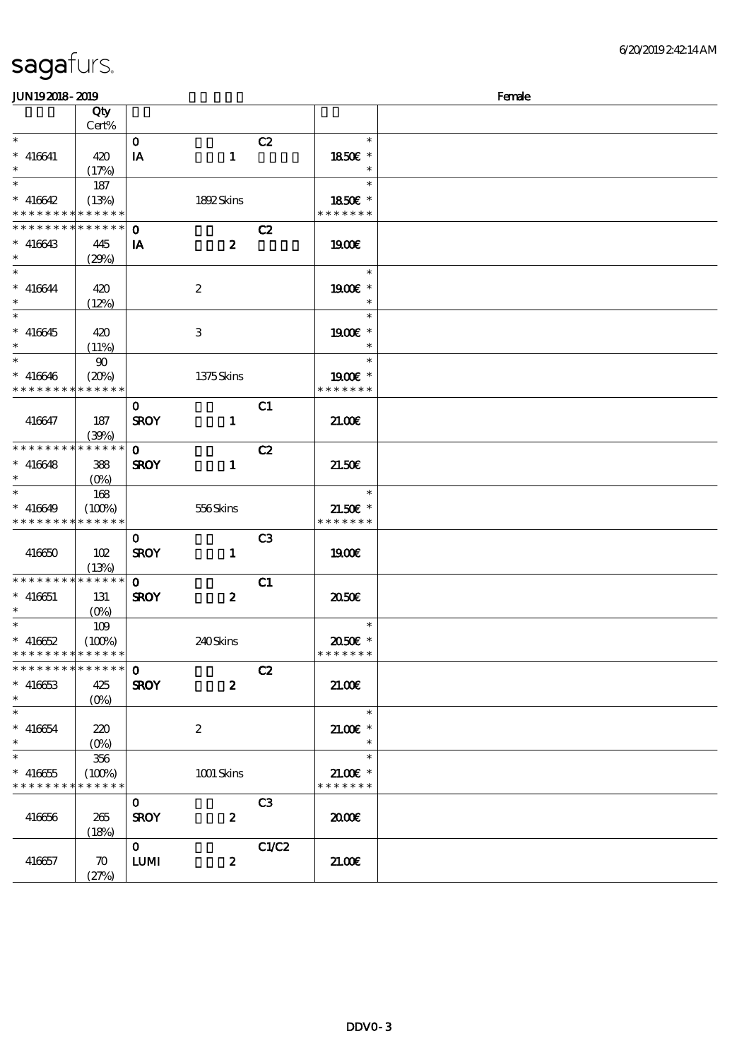sagafurs.

JUN192018-2019 | Female

| | Qty Cert% | | |
|---|---|---|---|
| * 416641 * | 420 (17%) | 0 C2 IA 1 | 18.50€ |
| * 416642 * | 187 (13%) | 1892 Skins | 18.50€ |
| * 416643 * | 445 (29%) | 0 C2 IA 2 | 19.00€ |
| * 416644 * | 420 (12%) | 2 | 19.00€ |
| * 416645 * | 420 (11%) | 3 | 19.00€ |
| * 416646 * | 90 (20%) | 1375 Skins | 19.00€ |
| 416647 | 187 (39%) | 0 C1 SROY 1 | 21.00€ |
| * 416648 * | 388 (0%) | 0 C2 SROY 1 | 21.50€ |
| * 416649 * | 168 (100%) | 556 Skins | 21.50€ |
| 416650 | 102 (13%) | 0 C3 SROY 1 | 19.00€ |
| * 416651 * | 131 (0%) | 0 C1 SROY 2 | 20.50€ |
| * 416652 * | 109 (100%) | 240 Skins | 20.50€ |
| * 416653 * | 425 (0%) | 0 C2 SROY 2 | 21.00€ |
| * 416654 * | 220 (0%) | 2 | 21.00€ |
| * 416655 * | 356 (100%) | 1001 Skins | 21.00€ |
| 416656 | 265 (18%) | 0 C3 SROY 2 | 20.00€ |
| 416657 | 70 (27%) | 0 C1/C2 LUMI 2 | 21.00€ |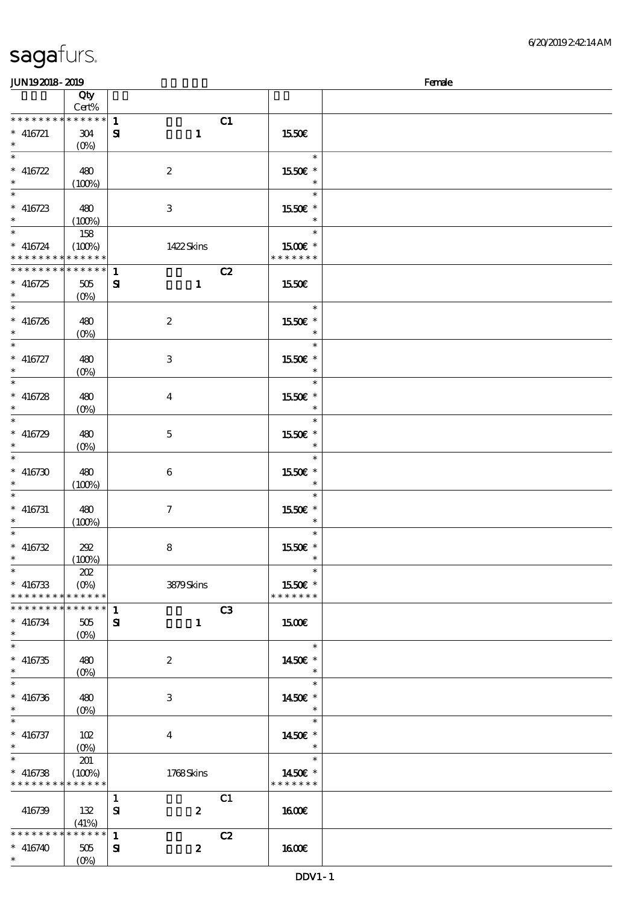# sagafurs.

JUN19 2018 - 2019 — Female

| | Qty Cert% | | |
|---|---|---|---|
| * * * * * * * * * * * * * * | 1 C1 | | |
| * 416721 | 304 (0%) | SI 1 | 15.50€ |
| * 416722 | 480 (100%) | 2 | 15.50€ * |
| * 416723 | 480 (100%) | 3 | 15.50€ * |
| * 416724 | 158 (100%) | 1422 Skins | 15.00€ * |
| * * * * * * * * * * * * * * | 1 C2 | | |
| * 416725 | 505 (0%) | SI 1 | 15.50€ |
| * 416726 | 480 (0%) | 2 | 15.50€ * |
| * 416727 | 480 (0%) | 3 | 15.50€ * |
| * 416728 | 480 (0%) | 4 | 15.50€ * |
| * 416729 | 480 (0%) | 5 | 15.50€ * |
| * 416730 | 480 (100%) | 6 | 15.50€ * |
| * 416731 | 480 (100%) | 7 | 15.50€ * |
| * 416732 | 292 (100%) | 8 | 15.50€ * |
| * 416733 | 202 (0%) | 3879 Skins | 15.50€ * |
| * * * * * * * * * * * * * * | 1 C3 | | |
| * 416734 | 505 (0%) | SI 1 | 15.00€ |
| * 416735 | 480 (0%) | 2 | 14.50€ * |
| * 416736 | 480 (0%) | 3 | 14.50€ * |
| * 416737 | 102 (0%) | 4 | 14.50€ * |
| * 416738 | 201 (100%) | 1768 Skins | 14.50€ * |
| 416739 | 132 (41%) | 1 C1 SI 2 | 16.00€ |
| * * * * * * * * * * * * * * | 1 C2 | | |
| * 416740 | 505 (0%) | SI 2 | 16.00€ |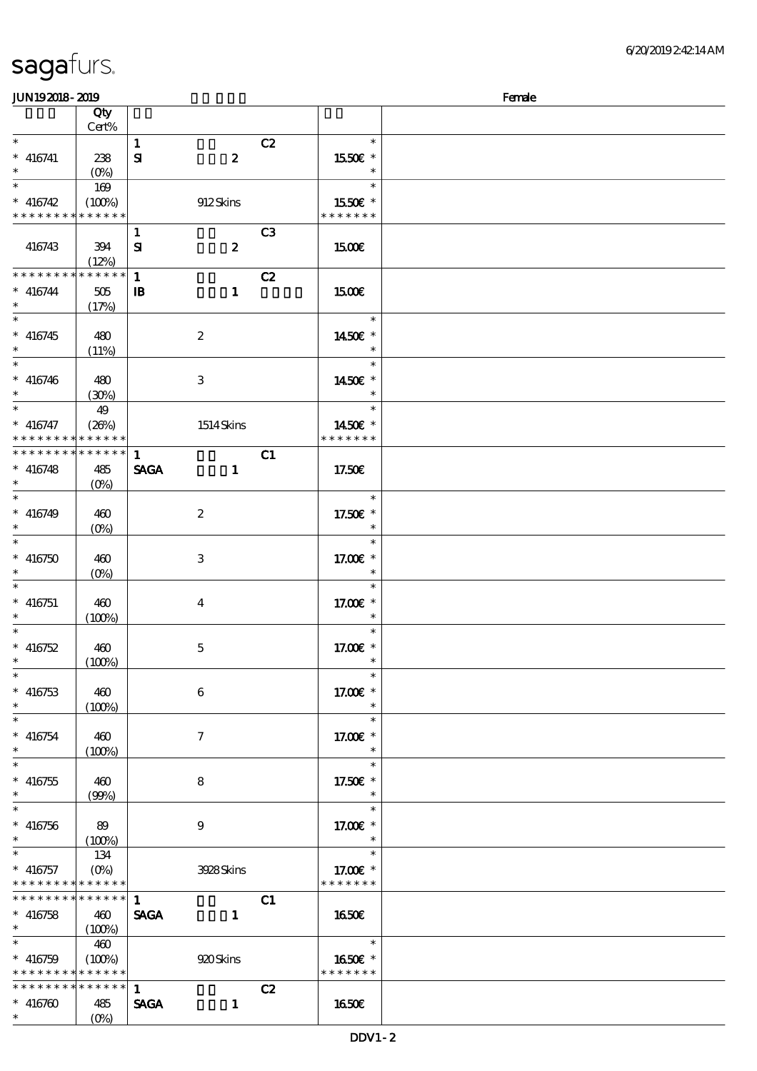sagafurs.

JUN192018-2019 Female

| | Qty Cert% | | | | |
|---|---|---|---|---|---|
| * | | 1 | C2 | * | |
| * 416741 | 238 | SI 2 | | 15.50€ * | |
| * | (0%) | | | * | |
| * | 169 | | | * | |
| * 416742 | (100%) | 912 Skins | | 15.50€ * | |
| * * * * * * * * * * * * * * | | | | * * * * * * * | |
| | | 1 | C3 | | |
| 416743 | 394 (12%) | SI 2 | | 15.00€ | |
| * * * * * * * * * * * * * * | | 1 | C2 | | |
| * 416744 | 505 | IB 1 | | 15.00€ | |
| * | (17%) | | | | |
| * | | | | * | |
| * 416745 | 480 | 2 | | 14.50€ * | |
| * | (11%) | | | * | |
| * | | | | * | |
| * 416746 | 480 | 3 | | 14.50€ * | |
| * | (30%) | | | * | |
| * | 49 | | | * | |
| * 416747 | (26%) | 1514 Skins | | 14.50€ * | |
| * * * * * * * * * * * * * * | | | | * * * * * * * | |
| * * * * * * * * * * * * * * | | 1 | C1 | | |
| * 416748 | 485 | SAGA 1 | | 17.50€ | |
| * | (0%) | | | | |
| * | | | | * | |
| * 416749 | 460 | 2 | | 17.50€ * | |
| * | (0%) | | | * | |
| * | | | | * | |
| * 416750 | 460 | 3 | | 17.00€ * | |
| * | (0%) | | | * | |
| * | | | | * | |
| * 416751 | 460 | 4 | | 17.00€ * | |
| * | (100%) | | | * | |
| * | | | | * | |
| * 416752 | 460 | 5 | | 17.00€ * | |
| * | (100%) | | | * | |
| * | | | | * | |
| * 416753 | 460 | 6 | | 17.00€ * | |
| * | (100%) | | | * | |
| * | | | | * | |
| * 416754 | 460 | 7 | | 17.00€ * | |
| * | (100%) | | | * | |
| * | | | | * | |
| * 416755 | 460 | 8 | | 17.50€ * | |
| * | (99%) | | | * | |
| * | | | | * | |
| * 416756 | 89 | 9 | | 17.00€ * | |
| * | (100%) | | | * | |
| * | 134 | | | * | |
| * 416757 | (0%) | 3928 Skins | | 17.00€ * | |
| * * * * * * * * * * * * * * | | | | * * * * * * * | |
| * * * * * * * * * * * * * * | | 1 | C1 | | |
| * 416758 | 460 | SAGA 1 | | 16.50€ | |
| * | (100%) | | | | |
| * | 460 | | | * | |
| * 416759 | (100%) | 920 Skins | | 16.50€ * | |
| * * * * * * * * * * * * * * | | | | * * * * * * * | |
| * * * * * * * * * * * * * * | | 1 | C2 | | |
| * 416760 | 485 | SAGA 1 | | 16.50€ | |
| * | (0%) | | | | |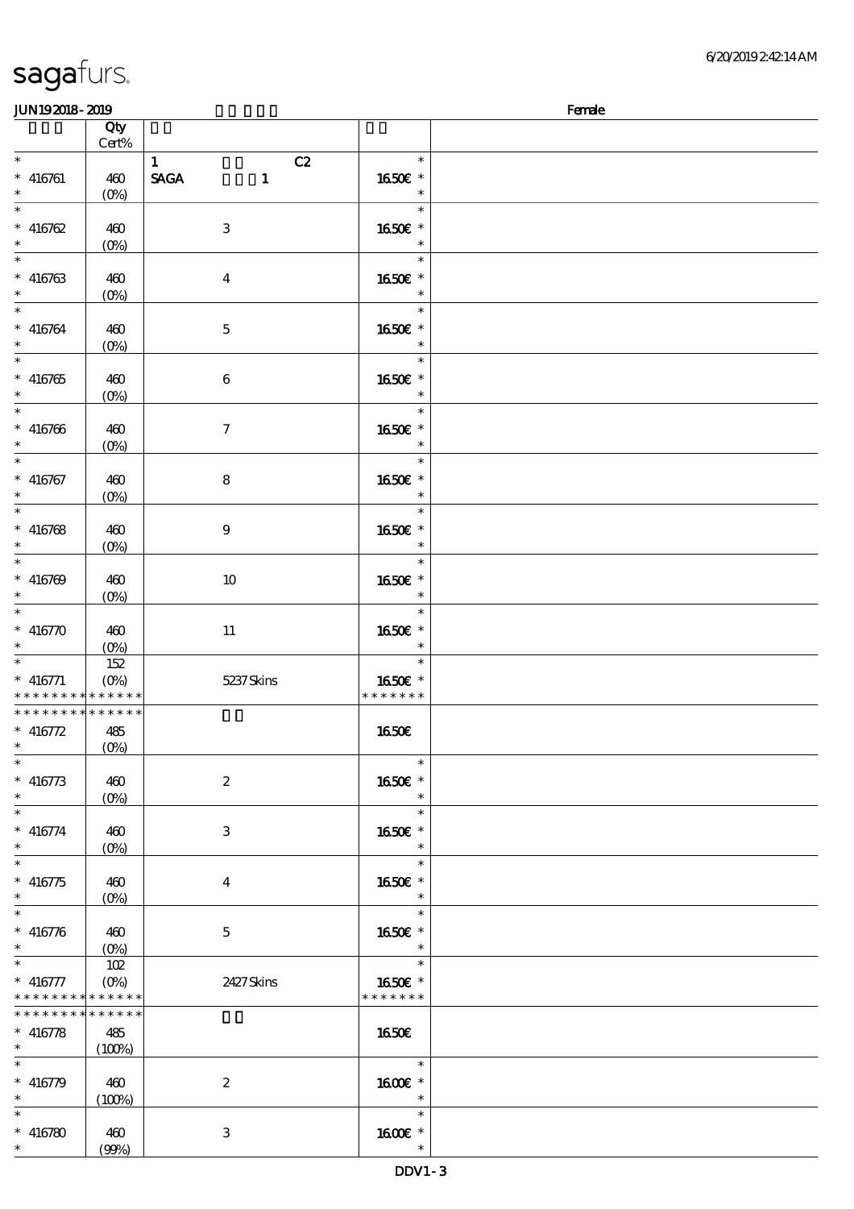sagafurs.

6/20/2019 2:42:14 AM

JUN19 2018 - 2019 Female

| | Qty Cert% | | | |
|---|---|---|---|---|
| * | | 1 C2 | * | |
| * 416761 | 460 | SAGA 1 | 16.50€ * | |
| * | (0%) | | * | |
| * | | | * | |
| * 416762 | 460 | 3 | 16.50€ * | |
| * | (0%) | | * | |
| * | | | * | |
| * 416763 | 460 | 4 | 16.50€ * | |
| * | (0%) | | * | |
| * | | | * | |
| * 416764 | 460 | 5 | 16.50€ * | |
| * | (0%) | | * | |
| * | | | * | |
| * 416765 | 460 | 6 | 16.50€ * | |
| * | (0%) | | * | |
| * | | | * | |
| * 416766 | 460 | 7 | 16.50€ * | |
| * | (0%) | | * | |
| * | | | * | |
| * 416767 | 460 | 8 | 16.50€ * | |
| * | (0%) | | * | |
| * | | | * | |
| * 416768 | 460 | 9 | 16.50€ * | |
| * | (0%) | | * | |
| * | | | * | |
| * 416769 | 460 | 10 | 16.50€ * | |
| * | (0%) | | * | |
| * | | | * | |
| * 416770 | 460 | 11 | 16.50€ * | |
| * | (0%) | | * | |
| * | 152 | | * | |
| * 416771 | (0%) | 5237 Skins | 16.50€ * | |
| * * * * * * * * * * * * * * | | | * * * * * * * | |
| * * * * * * * * * * * * * * | | | | |
| * 416772 | 485 | | 16.50€ | |
| * | (0%) | | | |
| * | | | * | |
| * 416773 | 460 | 2 | 16.50€ * | |
| * | (0%) | | * | |
| * | | | * | |
| * 416774 | 460 | 3 | 16.50€ * | |
| * | (0%) | | * | |
| * | | | * | |
| * 416775 | 460 | 4 | 16.50€ * | |
| * | (0%) | | * | |
| * | | | * | |
| * 416776 | 460 | 5 | 16.50€ * | |
| * | (0%) | | * | |
| * | 102 | | * | |
| * 416777 | (0%) | 2427 Skins | 16.50€ * | |
| * * * * * * * * * * * * * * | | | * * * * * * * | |
| * * * * * * * * * * * * * * | | | | |
| * 416778 | 485 | | 16.50€ | |
| * | (100%) | | | |
| * | | | * | |
| * 416779 | 460 | 2 | 16.00€ * | |
| * | (100%) | | * | |
| * | | | * | |
| * 416780 | 460 | 3 | 16.00€ * | |
| * | (99%) | | * | |

DDV1 - 3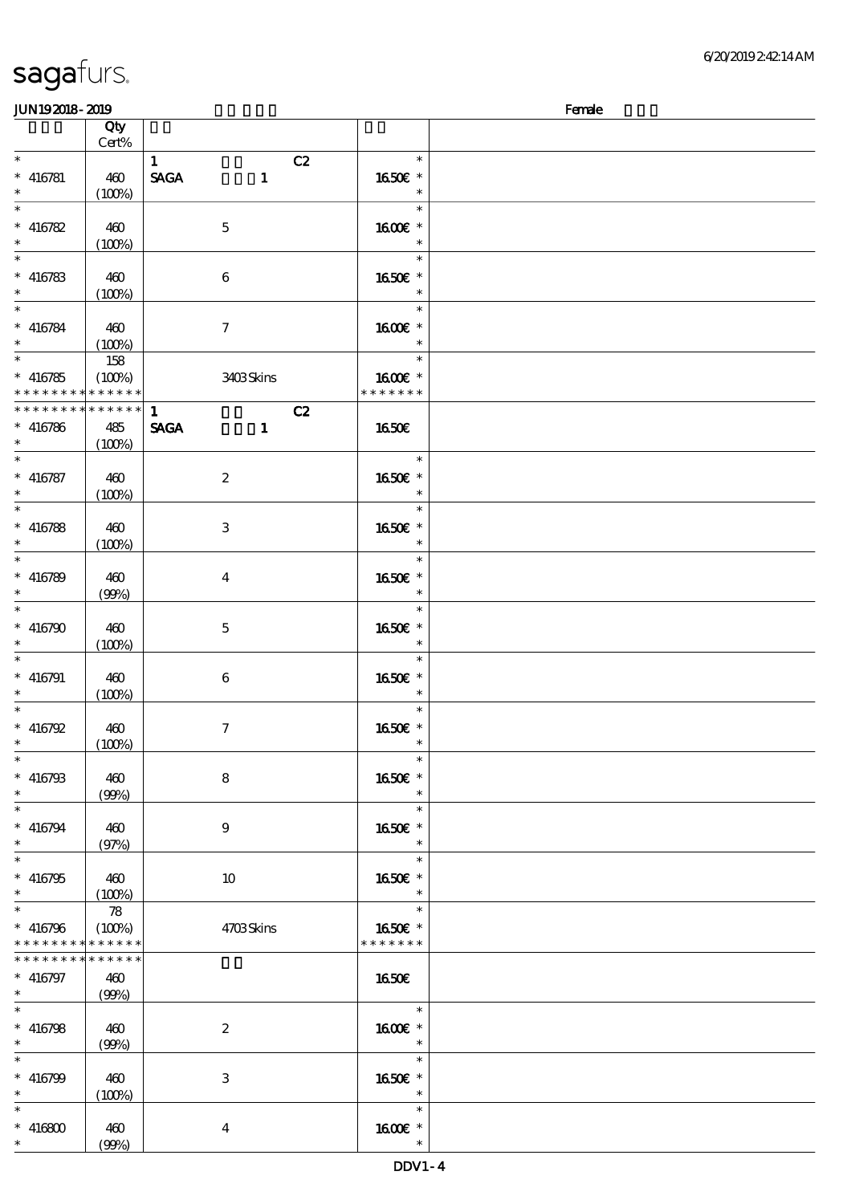sagafurs.

JUN19 2018 - 2019 Female

| | Qty Cert% | | |
|---|---|---|---|
| * | | 1 C2 | * |
| * 416781 | 460 | SAGA 1 | 16.50€ * |
| * | (100%) | | * |
| * | | | * |
| * 416782 | 460 | 5 | 16.00€ * |
| * | (100%) | | * |
| * | | | * |
| * 416783 | 460 | 6 | 16.50€ * |
| * | (100%) | | * |
| * | | | * |
| * 416784 | 460 | 7 | 16.00€ * |
| * | (100%) | | * |
| * | 158 | | * |
| * 416785 | (100%) | 3403 Skins | 16.00€ * |
| * * * * * * * * * * * * * * | | | * * * * * * * |
| * * * * * * * * * * * * * * | | 1 C2 | |
| * 416786 | 485 | SAGA 1 | 16.50€ |
| * | (100%) | | |
| * | | | * |
| * 416787 | 460 | 2 | 16.50€ * |
| * | (100%) | | * |
| * | | | * |
| * 416788 | 460 | 3 | 16.50€ * |
| * | (100%) | | * |
| * | | | * |
| * 416789 | 460 | 4 | 16.50€ * |
| * | (99%) | | * |
| * | | | * |
| * 416790 | 460 | 5 | 16.50€ * |
| * | (100%) | | * |
| * | | | * |
| * 416791 | 460 | 6 | 16.50€ * |
| * | (100%) | | * |
| * | | | * |
| * 416792 | 460 | 7 | 16.50€ * |
| * | (100%) | | * |
| * | | | * |
| * 416793 | 460 | 8 | 16.50€ * |
| * | (99%) | | * |
| * | | | * |
| * 416794 | 460 | 9 | 16.50€ * |
| * | (97%) | | * |
| * | | | * |
| * 416795 | 460 | 10 | 16.50€ * |
| * | (100%) | | * |
| * | 78 | | * |
| * 416796 | (100%) | 4703 Skins | 16.50€ * |
| * * * * * * * * * * * * * * | | | * * * * * * * |
| * * * * * * * * * * * * * * | | | |
| * 416797 | 460 | | 16.50€ |
| * | (99%) | | |
| * | | | * |
| * 416798 | 460 | 2 | 16.00€ * |
| * | (99%) | | * |
| * | | | * |
| * 416799 | 460 | 3 | 16.50€ * |
| * | (100%) | | * |
| * | | | * |
| * 416800 | 460 | 4 | 16.00€ * |
| * | (99%) | | * |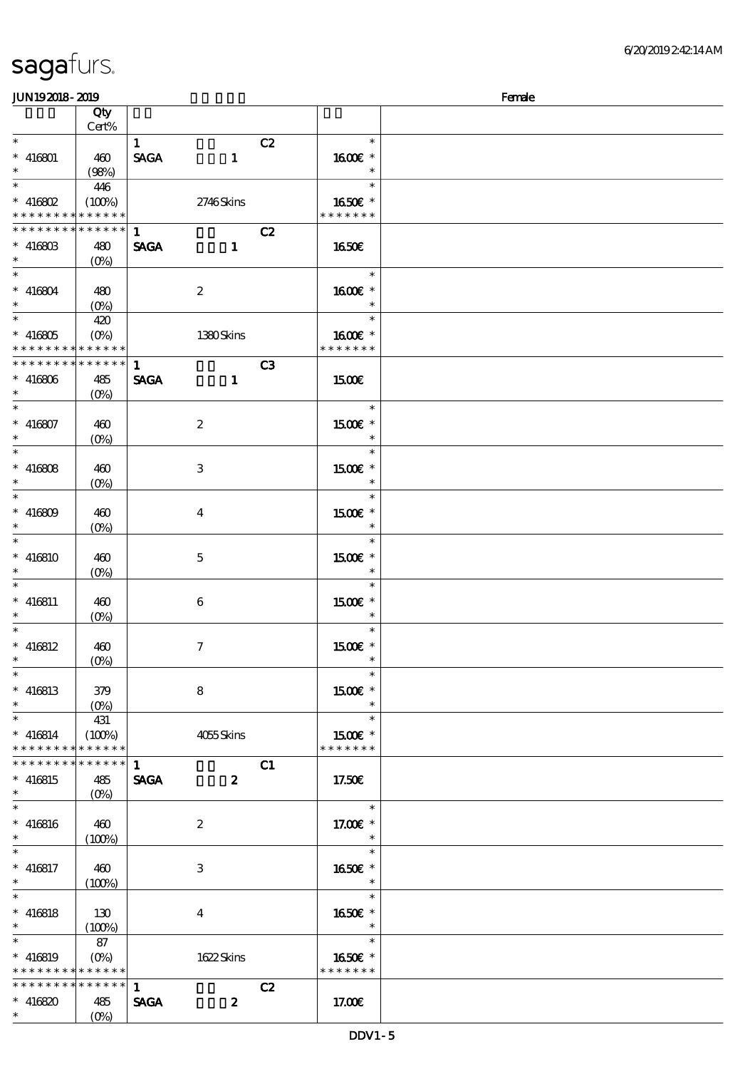# sagafurs.

JUN19 2018 - 2019 | Female

| | Qty Cert% | | |
|---|---|---|---|
| * | | 1 C2 | * |
| * 416801 | 460 | SAGA 1 | 16.00€ * |
| * | (98%) | | * |
| * | 446 | | * |
| * 416802 | (100%) | 2746 Skins | 16.50€ * |
| * * * * * * * * * * * * * * | | | * * * * * * * |
| * * * * * * * * * * * * * * | | 1 C2 | |
| * 416803 | 480 | SAGA 1 | 16.50€ |
| * | (0%) | | |
| * | | | * |
| * 416804 | 480 | 2 | 16.00€ * |
| * | (0%) | | * |
| * | 420 | | * |
| * 416805 | (0%) | 1380 Skins | 16.00€ * |
| * * * * * * * * * * * * * * | | | * * * * * * * |
| * * * * * * * * * * * * * * | | 1 C3 | |
| * 416806 | 485 | SAGA 1 | 15.00€ |
| * | (0%) | | |
| * | | | * |
| * 416807 | 460 | 2 | 15.00€ * |
| * | (0%) | | * |
| * | | | * |
| * 416808 | 460 | 3 | 15.00€ * |
| * | (0%) | | * |
| * | | | * |
| * 416809 | 460 | 4 | 15.00€ * |
| * | (0%) | | * |
| * | | | * |
| * 416810 | 460 | 5 | 15.00€ * |
| * | (0%) | | * |
| * | | | * |
| * 416811 | 460 | 6 | 15.00€ * |
| * | (0%) | | * |
| * | | | * |
| * 416812 | 460 | 7 | 15.00€ * |
| * | (0%) | | * |
| * | | | * |
| * 416813 | 379 | 8 | 15.00€ * |
| * | (0%) | | * |
| * | 431 | | * |
| * 416814 | (100%) | 4055 Skins | 15.00€ * |
| * * * * * * * * * * * * * * | | | * * * * * * * |
| * * * * * * * * * * * * * * | | 1 C1 | |
| * 416815 | 485 | SAGA 2 | 17.50€ |
| * | (0%) | | |
| * | | | * |
| * 416816 | 460 | 2 | 17.00€ * |
| * | (100%) | | * |
| * | | | * |
| * 416817 | 460 | 3 | 16.50€ * |
| * | (100%) | | * |
| * | | | * |
| * 416818 | 130 | 4 | 16.50€ * |
| * | (100%) | | * |
| * | 87 | | * |
| * 416819 | (0%) | 1622 Skins | 16.50€ * |
| * * * * * * * * * * * * * * | | | * * * * * * * |
| * * * * * * * * * * * * * * | | 1 C2 | |
| * 416820 | 485 | SAGA 2 | 17.00€ |
| * | (0%) | | |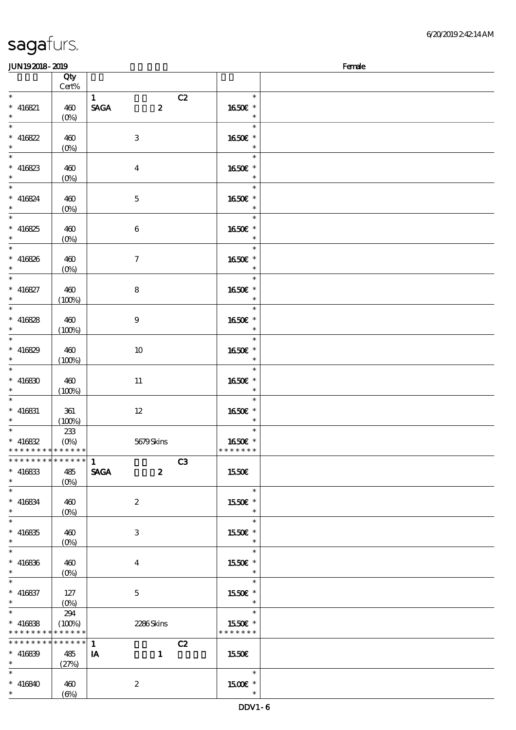sagafurs.

JUN19 2018 - 2019 Female

| | Qty Cert% | | | |
|---|---|---|---|---|
| * | | 1 C2 | * | |
| * 416821 | 460 | SAGA 2 | 16.50€ * | |
| * | (0%) | | * | |
| * | | | * | |
| * 416822 | 460 | 3 | 16.50€ * | |
| * | (0%) | | * | |
| * | | | * | |
| * 416823 | 460 | 4 | 16.50€ * | |
| * | (0%) | | * | |
| * | | | * | |
| * 416824 | 460 | 5 | 16.50€ * | |
| * | (0%) | | * | |
| * | | | * | |
| * 416825 | 460 | 6 | 16.50€ * | |
| * | (0%) | | * | |
| * | | | * | |
| * 416826 | 460 | 7 | 16.50€ * | |
| * | (0%) | | * | |
| * | | | * | |
| * 416827 | 460 | 8 | 16.50€ * | |
| * | (100%) | | * | |
| * | | | * | |
| * 416828 | 460 | 9 | 16.50€ * | |
| * | (100%) | | * | |
| * | | | * | |
| * 416829 | 460 | 10 | 16.50€ * | |
| * | (100%) | | * | |
| * | | | * | |
| * 416830 | 460 | 11 | 16.50€ * | |
| * | (100%) | | * | |
| * | | | * | |
| * 416831 | 361 | 12 | 16.50€ * | |
| * | (100%) | | * | |
| * | 233 | | * | |
| * 416832 | (0%) | 5679 Skins | 16.50€ * | |
| * * * * * * * * * * * * * * | | | * * * * * * * | |
| * * * * * * * * * * * * * * | | 1 C3 | | |
| * 416833 | 485 | SAGA 2 | 15.50€ | |
| * | (0%) | | | |
| * | | | * | |
| * 416834 | 460 | 2 | 15.50€ * | |
| * | (0%) | | * | |
| * | | | * | |
| * 416835 | 460 | 3 | 15.50€ * | |
| * | (0%) | | * | |
| * | | | * | |
| * 416836 | 460 | 4 | 15.50€ * | |
| * | (0%) | | * | |
| * | | | * | |
| * 416837 | 127 | 5 | 15.50€ * | |
| * | (0%) | | * | |
| * | 294 | | * | |
| * 416838 | (100%) | 2286 Skins | 15.50€ * | |
| * * * * * * * * * * * * * * | | | * * * * * * * | |
| * * * * * * * * * * * * * * | | 1 C2 | | |
| * 416839 | 485 | IA 1 | 15.50€ | |
| * | (27%) | | | |
| * | | | * | |
| * 416840 | 460 | 2 | 15.00€ * | |
| * | (6%) | | * | |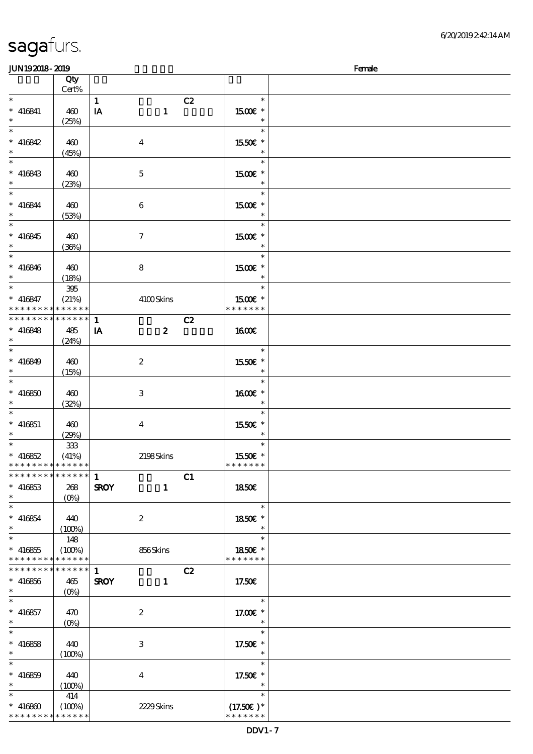sagafurs.

6/20/2019 2:42:14 AM

JUN19 2018 - 2019 Female

| | Qty Cert% | | | |
|---|---|---|---|---|
| * 416841 * | 460 (25%) | 1 IA | C2 1 | * 15.00€ * * |
| * 416842 * | 460 (45%) | | 4 | * 15.50€ * * |
| * 416843 * | 460 (23%) | | 5 | * 15.00€ * * |
| * 416844 * | 460 (53%) | | 6 | * 15.00€ * * |
| * 416845 * | 460 (36%) | | 7 | * 15.00€ * * |
| * 416846 * | 460 (18%) | | 8 | * 15.00€ * * |
| * 416847 * * * * * * * * * * * * * * | 395 (21%) | | 4100 Skins | * 15.00€ * * * * * * * * |
| * * * * * * * * * * * * * * 416848 * | 485 (24%) | 1 IA | C2 2 | 16.00€ |
| * 416849 * | 460 (15%) | | 2 | * 15.50€ * * |
| * 416850 * | 460 (32%) | | 3 | * 16.00€ * * |
| * 416851 * | 460 (29%) | | 4 | * 15.50€ * * |
| * 416852 * * * * * * * * * * * * * * | 333 (41%) | | 2198 Skins | * 15.50€ * * * * * * * * |
| * * * * * * * * * * * * * * 416853 * | 268 (0%) | 1 SROY | C1 1 | 18.50€ |
| * 416854 * | 440 (100%) | | 2 | * 18.50€ * * |
| * 416855 * * * * * * * * * * * * * * | 148 (100%) | | 856 Skins | * 18.50€ * * * * * * * * |
| * * * * * * * * * * * * * * 416856 * | 465 (0%) | 1 SROY | C2 1 | 17.50€ |
| * 416857 * | 470 (0%) | | 2 | * 17.00€ * * |
| * 416858 * | 440 (100%) | | 3 | * 17.50€ * * |
| * 416859 * | 440 (100%) | | 4 | * 17.50€ * * |
| * 416860 * * * * * * * * * * * * * * | 414 (100%) | | 2229 Skins | * (17.50€) * * * * * * * * |

DDV1 - 7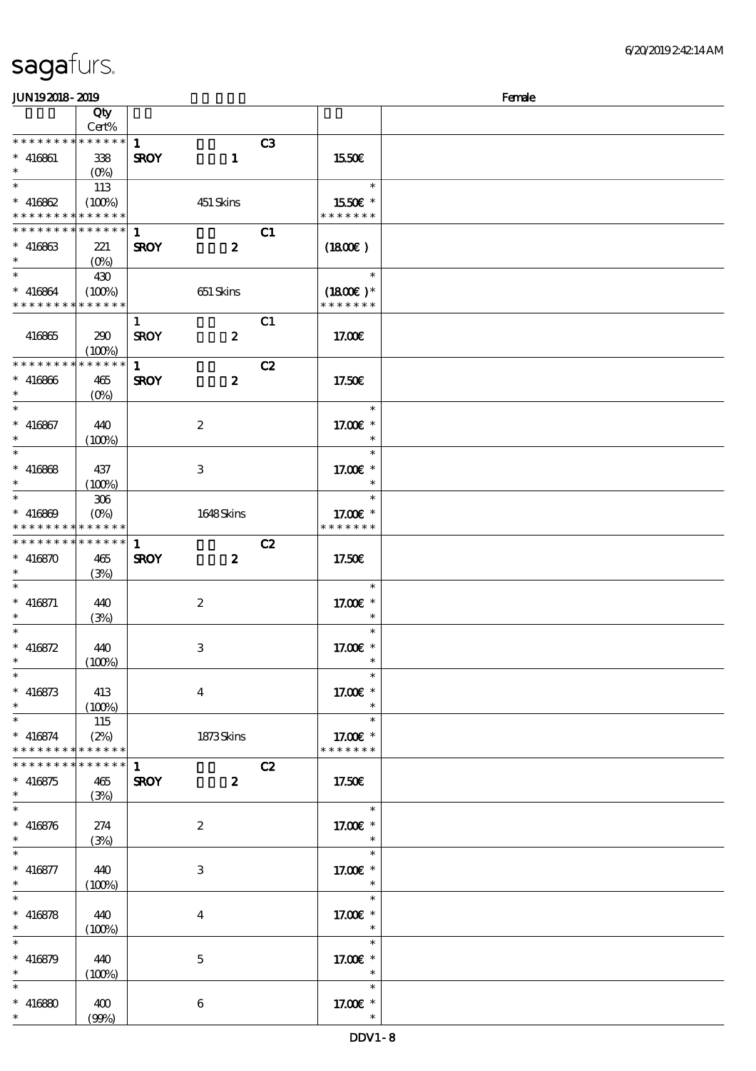# sagafurs.

JUN19 2018 - 2019 Female

| | Qty Cert% | | | |
|---|---|---|---|---|
| * * * * * * * * * * * * * * | 1 | C3 | | |
| * 416861 | 338 | SROY 1 | 15.50€ | |
| * | (0%) | | | |
| * | 113 | | * | |
| * 416862 | (100%) | 451 Skins | 15.50€ * | |
| * * * * * * * * * * * * * * | | | * * * * * * * | |
| * * * * * * * * * * * * * * | 1 | C1 | | |
| * 416863 | 221 | SROY 2 | (18.00€) | |
| * | (0%) | | | |
| * | 430 | | * | |
| * 416864 | (100%) | 651 Skins | (18.00€) * | |
| * * * * * * * * * * * * * * | | | * * * * * * * | |
| | | 1 C1 | | |
| 416865 | 290 | SROY 2 | 17.00€ | |
| | (100%) | | | |
| * * * * * * * * * * * * * * | 1 | C2 | | |
| * 416866 | 465 | SROY 2 | 17.50€ | |
| * | (0%) | | | |
| * | | | * | |
| * 416867 | 440 | 2 | 17.00€ * | |
| * | (100%) | | * | |
| * | | | * | |
| * 416868 | 437 | 3 | 17.00€ * | |
| * | (100%) | | * | |
| * | 306 | | * | |
| * 416869 | (0%) | 1648 Skins | 17.00€ * | |
| * * * * * * * * * * * * * * | | | * * * * * * * | |
| * * * * * * * * * * * * * * | 1 | C2 | | |
| * 416870 | 465 | SROY 2 | 17.50€ | |
| * | (3%) | | | |
| * | | | * | |
| * 416871 | 440 | 2 | 17.00€ * | |
| * | (3%) | | * | |
| * | | | * | |
| * 416872 | 440 | 3 | 17.00€ * | |
| * | (100%) | | * | |
| * | | | * | |
| * 416873 | 413 | 4 | 17.00€ * | |
| * | (100%) | | * | |
| * | 115 | | * | |
| * 416874 | (2%) | 1873 Skins | 17.00€ * | |
| * * * * * * * * * * * * * * | | | * * * * * * * | |
| * * * * * * * * * * * * * * | 1 | C2 | | |
| * 416875 | 465 | SROY 2 | 17.50€ | |
| * | (3%) | | | |
| * | | | * | |
| * 416876 | 274 | 2 | 17.00€ * | |
| * | (3%) | | * | |
| * | | | * | |
| * 416877 | 440 | 3 | 17.00€ * | |
| * | (100%) | | * | |
| * | | | * | |
| * 416878 | 440 | 4 | 17.00€ * | |
| * | (100%) | | * | |
| * | | | * | |
| * 416879 | 440 | 5 | 17.00€ * | |
| * | (100%) | | * | |
| * | | | * | |
| * 416880 | 400 | 6 | 17.00€ * | |
| * | (99%) | | * | |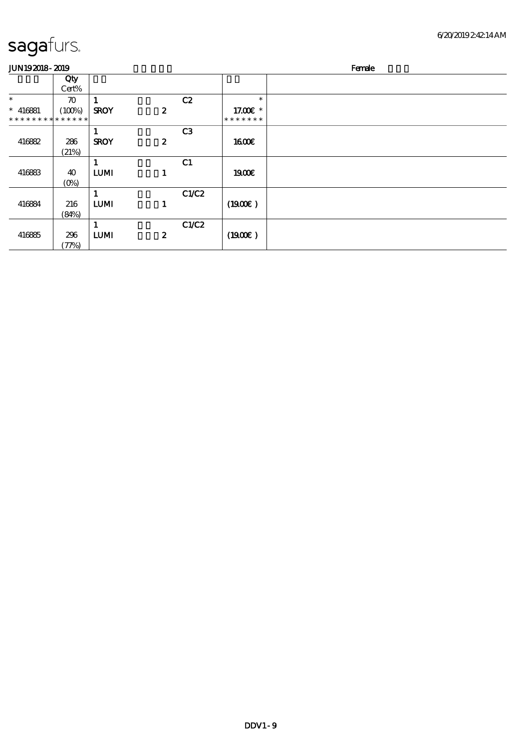sagafurs.

JUN19 2018 - 2019 Female

| | Qty<br>Cert% | | | | | |
|---|---|---|---|---|---|---|
| *<br>* 416881<br>* * * * * * * * * * * * * * | 70<br>(100%) | 1<br>SROY | 2 | C2 | *<br>17.00€ *<br>* * * * * * * | |
| 416882 | 286<br>(21%) | 1<br>SROY | 2 | C3 | 16.00€ | |
| 416883 | 40<br>(0%) | 1<br>LUMI | 1 | C1 | 19.00€ | |
| 416884 | 216<br>(84%) | 1<br>LUMI | 1 | C1/C2 | (19.00€ ) | |
| 416885 | 296<br>(77%) | 1<br>LUMI | 2 | C1/C2 | (19.00€ ) | |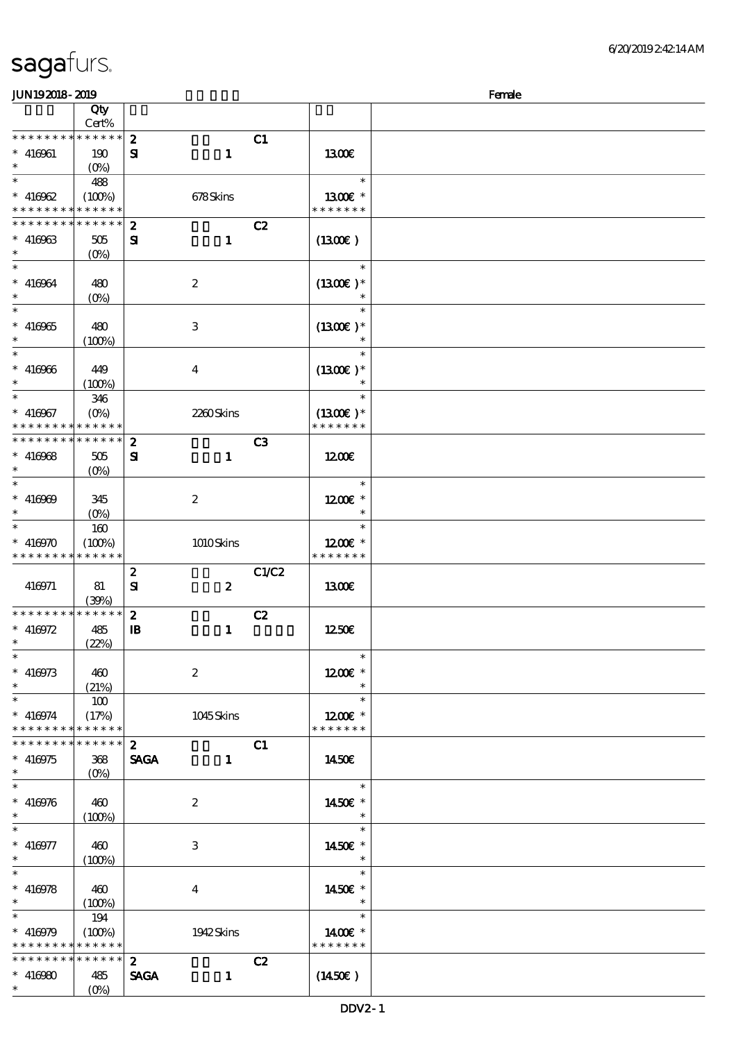# sagafurs.

6/20/2019 2:42:14 AM

JUN19 2018 - 2019 Female

| | Qty Cert% | | | | |
|---|---|---|---|---|---|
| * * * * * * * * * * * * * * | | 2 | C1 | | |
| * 416961 | 190 | SI 1 | | 13.00€ | |
| * | (0%) | | | | |
| * | 488 | | | * | |
| * 416962 | (100%) | 678 Skins | | 13.00€ * | |
| * * * * * * * * * * * * * * | | | | * * * * * * * | |
| * * * * * * * * * * * * * * | | 2 | C2 | | |
| * 416963 | 505 | SI 1 | | (13.00€) | |
| * | (0%) | | | | |
| * | | | | * | |
| * 416964 | 480 | 2 | | (13.00€) * | |
| * | (0%) | | | * | |
| * | | | | * | |
| * 416965 | 480 | 3 | | (13.00€) * | |
| * | (100%) | | | * | |
| * | | | | * | |
| * 416966 | 449 | 4 | | (13.00€) * | |
| * | (100%) | | | * | |
| * | 346 | | | * | |
| * 416967 | (0%) | 2260 Skins | | (13.00€) * | |
| * * * * * * * * * * * * * * | | | | * * * * * * * | |
| * * * * * * * * * * * * * * | | 2 | C3 | | |
| * 416968 | 505 | SI 1 | | 12.00€ | |
| * | (0%) | | | | |
| * | | | | * | |
| * 416969 | 345 | 2 | | 12.00€ * | |
| * | (0%) | | | * | |
| * | 160 | | | * | |
| * 416970 | (100%) | 1010 Skins | | 12.00€ * | |
| * * * * * * * * * * * * * * | | | | * * * * * * * | |
| | | 2 | C1/C2 | | |
| 416971 | 81 | SI 2 | | 13.00€ | |
| | (39%) | | | | |
| * * * * * * * * * * * * * * | | 2 | C2 | | |
| * 416972 | 485 | IB 1 | | 12.50€ | |
| * | (22%) | | | | |
| * | | | | * | |
| * 416973 | 460 | 2 | | 12.00€ * | |
| * | (21%) | | | * | |
| * | 100 | | | * | |
| * 416974 | (17%) | 1045 Skins | | 12.00€ * | |
| * * * * * * * * * * * * * * | | | | * * * * * * * | |
| * * * * * * * * * * * * * * | | 2 | C1 | | |
| * 416975 | 368 | SAGA 1 | | 14.50€ | |
| * | (0%) | | | | |
| * | | | | * | |
| * 416976 | 460 | 2 | | 14.50€ * | |
| * | (100%) | | | * | |
| * | | | | * | |
| * 416977 | 460 | 3 | | 14.50€ * | |
| * | (100%) | | | * | |
| * | | | | * | |
| * 416978 | 460 | 4 | | 14.50€ * | |
| * | (100%) | | | * | |
| * | 194 | | | * | |
| * 416979 | (100%) | 1942 Skins | | 14.00€ * | |
| * * * * * * * * * * * * * * | | | | * * * * * * * | |
| * * * * * * * * * * * * * * | | 2 | C2 | | |
| * 416980 | 485 | SAGA 1 | | (14.50€) | |
| * | (0%) | | | | |

DDV2 - 1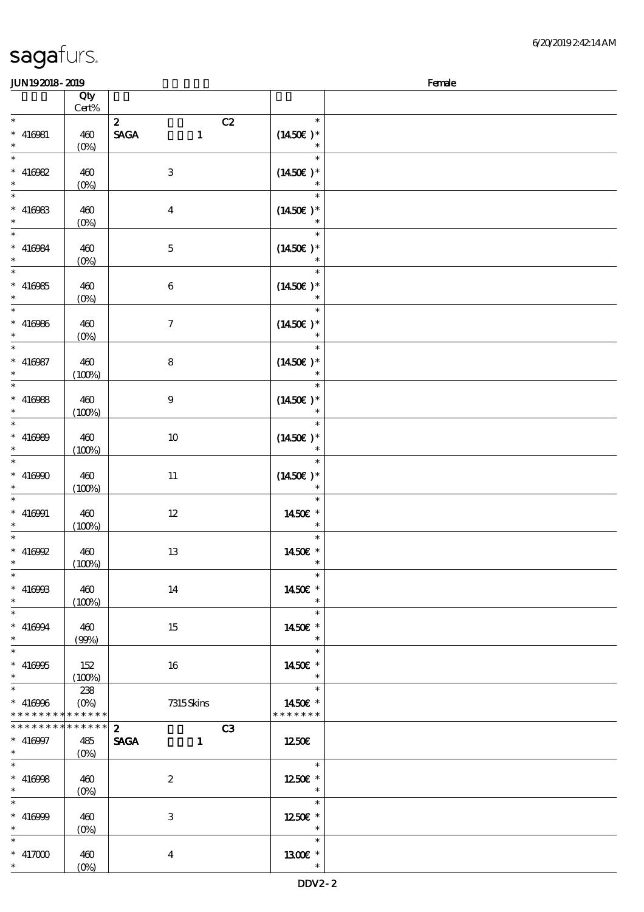sagafurs.

JUN19 2018 - 2019 Female

| | Qty Cert% | | |
|---|---|---|---|
| * | | 2 C2 | * |
| * 416981 | 460 | SAGA 1 | (14.50€ )* |
| * | (0%) | | * |
| * | | | * |
| * 416982 | 460 | 3 | (14.50€ )* |
| * | (0%) | | * |
| * | | | * |
| * 416983 | 460 | 4 | (14.50€ )* |
| * | (0%) | | * |
| * | | | * |
| * 416984 | 460 | 5 | (14.50€ )* |
| * | (0%) | | * |
| * | | | * |
| * 416985 | 460 | 6 | (14.50€ )* |
| * | (0%) | | * |
| * | | | * |
| * 416986 | 460 | 7 | (14.50€ )* |
| * | (0%) | | * |
| * | | | * |
| * 416987 | 460 | 8 | (14.50€ )* |
| * | (100%) | | * |
| * | | | * |
| * 416988 | 460 | 9 | (14.50€ )* |
| * | (100%) | | * |
| * | | | * |
| * 416989 | 460 | 10 | (14.50€ )* |
| * | (100%) | | * |
| * | | | * |
| * 416990 | 460 | 11 | (14.50€ )* |
| * | (100%) | | * |
| * | | | * |
| * 416991 | 460 | 12 | 14.50€ * |
| * | (100%) | | * |
| * | | | * |
| * 416992 | 460 | 13 | 14.50€ * |
| * | (100%) | | * |
| * | | | * |
| * 416993 | 460 | 14 | 14.50€ * |
| * | (100%) | | * |
| * | | | * |
| * 416994 | 460 | 15 | 14.50€ * |
| * | (99%) | | * |
| * | | | * |
| * 416995 | 152 | 16 | 14.50€ * |
| * | (100%) | | * |
| * | 238 | | * |
| * 416996 | (0%) | 7315 Skins | 14.50€ * |
| * * * * * * * * * * * * * * | | | * * * * * * * |
| * * * * * * * * * * * * * * | | 2 C3 | |
| * 416997 | 485 | SAGA 1 | 12.50€ |
| * | (0%) | | |
| * | | | * |
| * 416998 | 460 | 2 | 12.50€ * |
| * | (0%) | | * |
| * | | | * |
| * 416999 | 460 | 3 | 12.50€ * |
| * | (0%) | | * |
| * | | | * |
| * 417000 | 460 | 4 | 13.00€ * |
| * | (0%) | | * |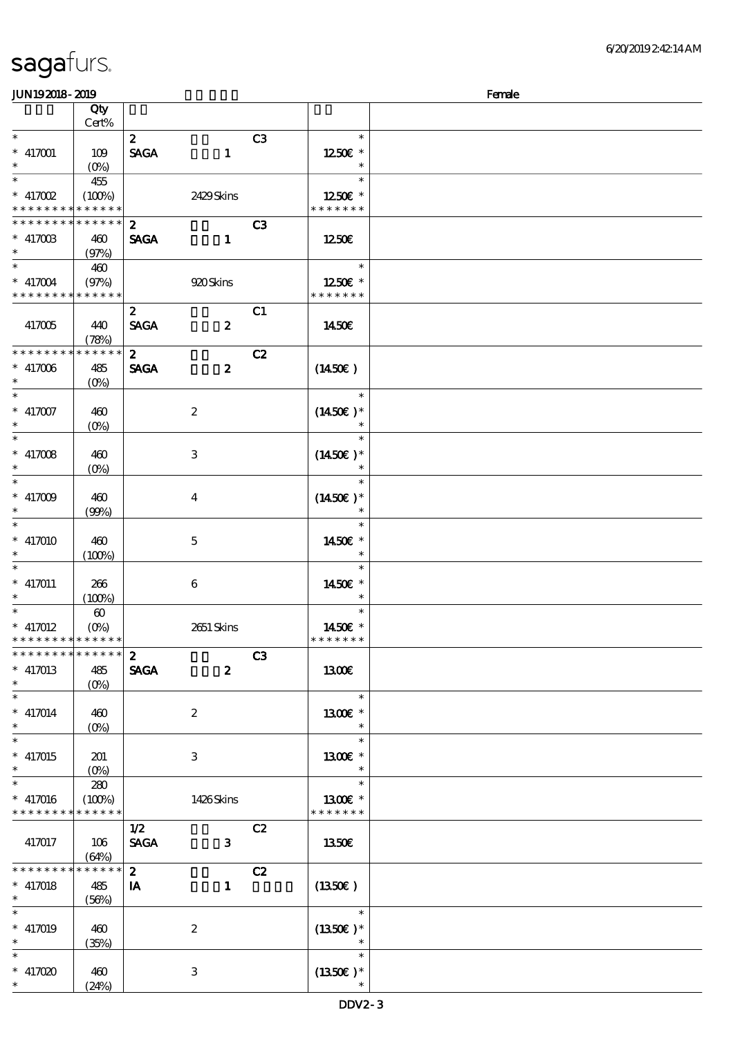sagafurs.

JUN192018 - 2019 Female

| | Qty Cert% | | | |
|---|---|---|---|---|
| * | | 2 C3 | * | |
| * 417001 | 109 | SAGA 1 | 12.50€ * | |
| * | (0%) | | * | |
| * | 455 | | * | |
| * 417002 | (100%) | 2429 Skins | 12.50€ * | |
| * * * * * * * * * * * * * * | | | * * * * * * * | |
| * * * * * * * * * * * * * * | | 2 C3 | | |
| * 417003 | 460 | SAGA 1 | 12.50€ | |
| * | (97%) | | | |
| * | 460 | | * | |
| * 417004 | (97%) | 920 Skins | 12.50€ * | |
| * * * * * * * * * * * * * * | | | * * * * * * * | |
| | | 2 C1 | | |
| 417005 | 440 | SAGA 2 | 14.50€ | |
| | (78%) | | | |
| * * * * * * * * * * * * * * | | 2 C2 | | |
| * 417006 | 485 | SAGA 2 | (14.50€) | |
| * | (0%) | | | |
| * | | | * | |
| * 417007 | 460 | 2 | (14.50€) * | |
| * | (0%) | | * | |
| * | | | * | |
| * 417008 | 460 | 3 | (14.50€) * | |
| * | (0%) | | * | |
| * | | | * | |
| * 417009 | 460 | 4 | (14.50€) * | |
| * | (99%) | | * | |
| * | | | * | |
| * 417010 | 460 | 5 | 14.50€ * | |
| * | (100%) | | * | |
| * | | | * | |
| * 417011 | 266 | 6 | 14.50€ * | |
| * | (100%) | | * | |
| * | 60 | | * | |
| * 417012 | (0%) | 2651 Skins | 14.50€ * | |
| * * * * * * * * * * * * * * | | | * * * * * * * | |
| * * * * * * * * * * * * * * | | 2 C3 | | |
| * 417013 | 485 | SAGA 2 | 13.00€ | |
| * | (0%) | | | |
| * | | | * | |
| * 417014 | 460 | 2 | 13.00€ * | |
| * | (0%) | | * | |
| * | | | * | |
| * 417015 | 201 | 3 | 13.00€ * | |
| * | (0%) | | * | |
| * | 280 | | * | |
| * 417016 | (100%) | 1426 Skins | 13.00€ * | |
| * * * * * * * * * * * * * * | | | * * * * * * * | |
| | | 1/2 C2 | | |
| 417017 | 106 | SAGA 3 | 13.50€ | |
| | (64%) | | | |
| * * * * * * * * * * * * * * | | 2 C2 | | |
| * 417018 | 485 | IA 1 | (13.50€) | |
| * | (56%) | | | |
| * | | | * | |
| * 417019 | 460 | 2 | (13.50€) * | |
| * | (35%) | | * | |
| * | | | * | |
| * 417020 | 460 | 3 | (13.50€) * | |
| * | (24%) | | * | |

DDV2 - 3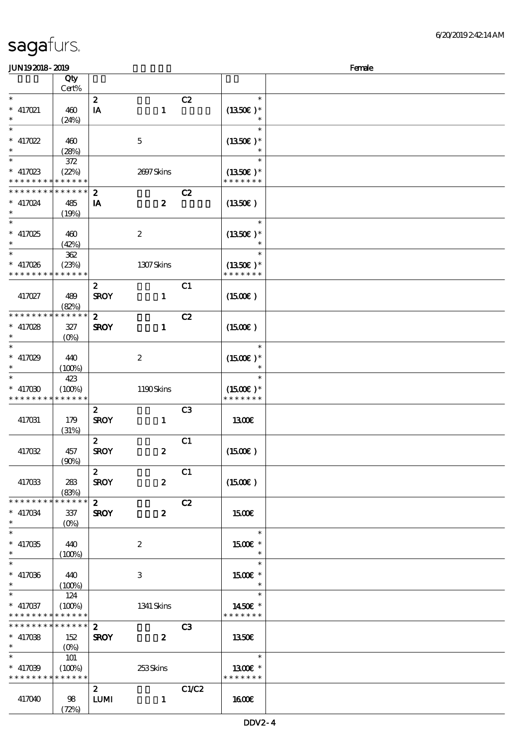sagafurs.

6/20/2019 2:42:14 AM

JUN19 2018 - 2019 Female

| | Qty Cert% | | | | |
|---|---|---|---|---|---|
| * <br> * 417021 <br> * | 460 (24%) | 2 IA 1 | C2 | * (13.50€) * * | |
| * <br> * 417022 <br> * | 460 (28%) | 5 | | * (13.50€) * * | |
| * <br> * 417023 <br> * * * * * * * * * * * * * * | 372 (22%) | 2697 Skins | | * (13.50€) * * * * * * * * | |
| * * * * * * * * * * * * * * <br> * 417024 <br> * | 485 (19%) | 2 IA 2 | C2 | (13.50€) | |
| * <br> * 417025 <br> * | 460 (42%) | 2 | | * (13.50€) * * | |
| * <br> * 417026 <br> * * * * * * * * * * * * * * | 362 (23%) | 1307 Skins | | * (13.50€) * * * * * * * * | |
| 417027 | 489 (82%) | 2 SROY 1 | C1 | (15.00€) | |
| * * * * * * * * * * * * * * <br> * 417028 <br> * | 327 (0%) | 2 SROY 1 | C2 | (15.00€) | |
| * <br> * 417029 <br> * | 440 (100%) | 2 | | * (15.00€) * * | |
| * <br> * 417030 <br> * * * * * * * * * * * * * * | 423 (100%) | 1190 Skins | | * (15.00€) * * * * * * * * | |
| 417031 | 179 (31%) | 2 SROY 1 | C3 | 13.00€ | |
| 417032 | 457 (90%) | 2 SROY 2 | C1 | (15.00€) | |
| 417033 | 283 (83%) | 2 SROY 2 | C1 | (15.00€) | |
| * * * * * * * * * * * * * * <br> * 417034 <br> * | 337 (0%) | 2 SROY 2 | C2 | 15.00€ | |
| * <br> * 417035 <br> * | 440 (100%) | 2 | | * 15.00€ * * | |
| * <br> * 417036 <br> * | 440 (100%) | 3 | | * 15.00€ * * | |
| * <br> * 417037 <br> * * * * * * * * * * * * * * | 124 (100%) | 1341 Skins | | * 14.50€ * * * * * * * * | |
| * * * * * * * * * * * * * * <br> * 417038 <br> * | 152 (0%) | 2 SROY 2 | C3 | 13.50€ | |
| * <br> * 417039 <br> * * * * * * * * * * * * * * | 101 (100%) | 253 Skins | | * 13.00€ * * * * * * * * | |
| 417040 | 98 (72%) | 2 LUMI 1 | C1/C2 | 16.00€ | |

DDV2 - 4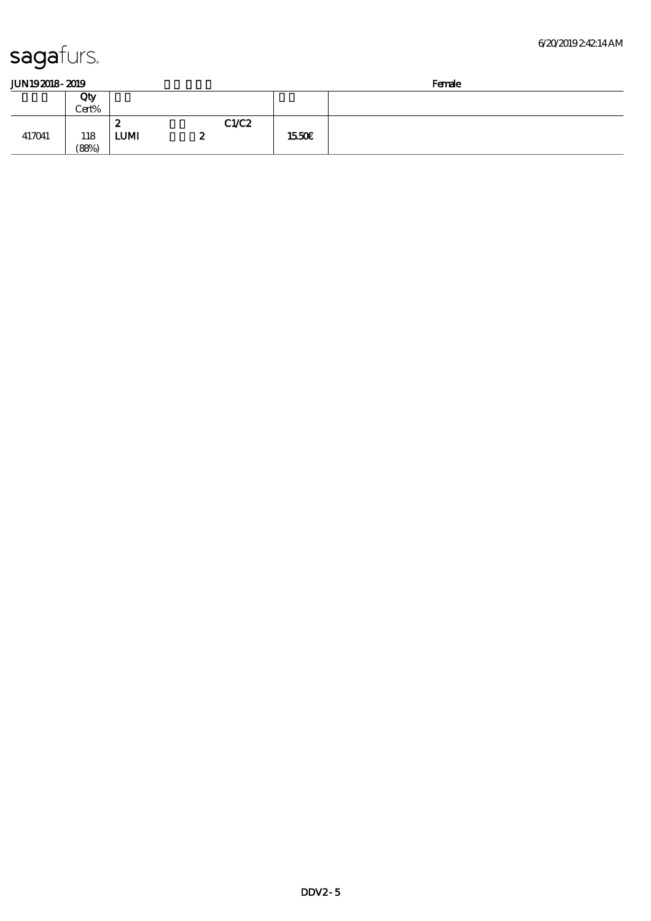sagafurs.

JUN19 2018 - 2019 Female

| | Qty Cert% | | | | |
|---|---|---|---|---|---|
| 417041 | 118 (88%) | 2 LUMI 2 | C1/C2 | 15.50€ | |

DDV2 - 5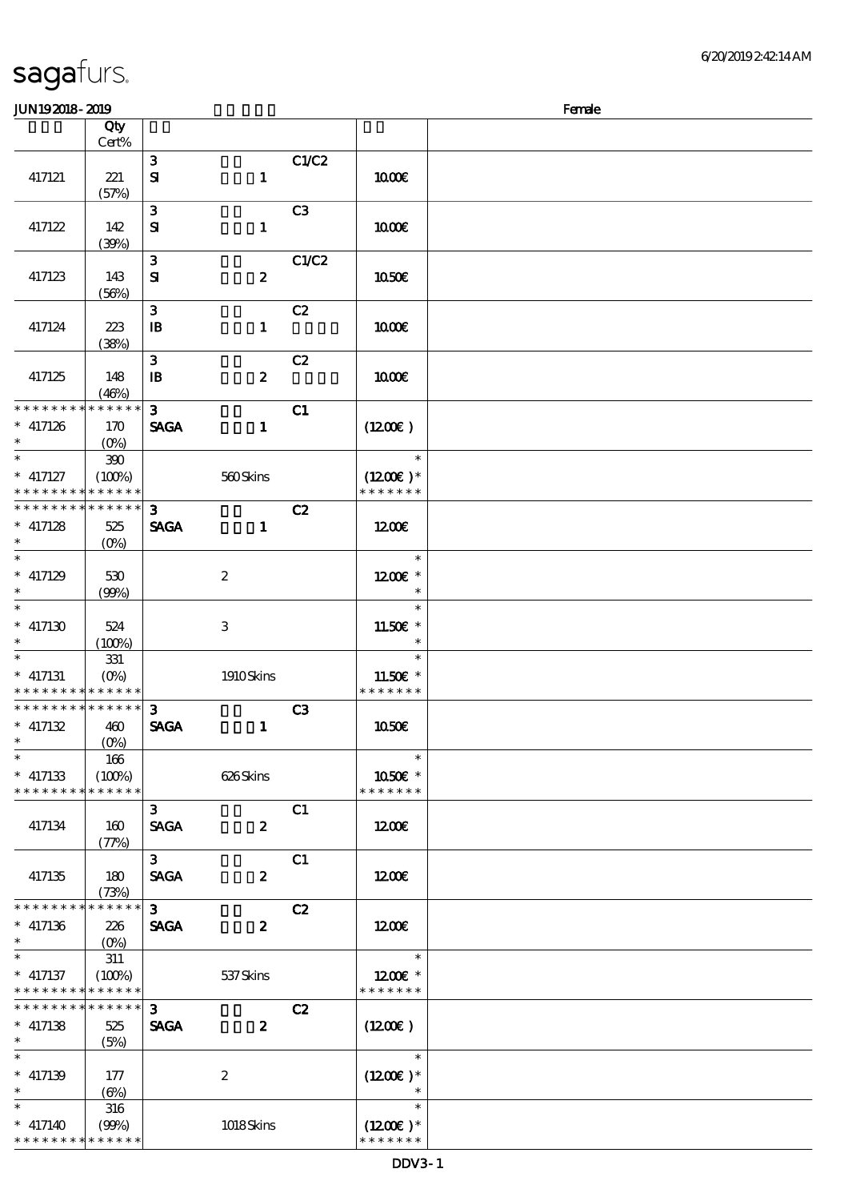sagafurs.

JUN192018-2019 | Female

| | Qty Cert% | | | | | |
|---|---|---|---|---|---|---|
| 417121 | 221 (57%) | 3 SI | 1 | C1/C2 | 10.00€ | |
| 417122 | 142 (39%) | 3 SI | 1 | C3 | 10.00€ | |
| 417123 | 143 (56%) | 3 SI | 2 | C1/C2 | 10.50€ | |
| 417124 | 223 (38%) | 3 IB | 1 | C2 | 10.00€ | |
| 417125 | 148 (46%) | 3 IB | 2 | C2 | 10.00€ | |
| * * * * * * * * * * * * * * <br> * 417126 <br> * | 170 (0%) | 3 SAGA | 1 | C1 | (12.00€) | |
| * <br> * 417127 <br> * * * * * * * * * * * * * * | 390 (100%) | | 560 Skins | | * <br> (12.00€) * <br> * * * * * * * | |
| * * * * * * * * * * * * * * <br> * 417128 <br> * | 525 (0%) | 3 SAGA | 1 | C2 | 12.00€ | |
| * <br> * 417129 <br> * | 530 (99%) | | 2 | | * <br> 12.00€ * <br> * | |
| * <br> * 417130 <br> * | 524 (100%) | | 3 | | * <br> 11.50€ * <br> * | |
| * <br> * 417131 <br> * * * * * * * * * * * * * * | 331 (0%) | | 1910 Skins | | * <br> 11.50€ * <br> * * * * * * * | |
| * * * * * * * * * * * * * * <br> * 417132 <br> * | 460 (0%) | 3 SAGA | 1 | C3 | 10.50€ | |
| * <br> * 417133 <br> * * * * * * * * * * * * * * | 166 (100%) | | 626 Skins | | * <br> 10.50€ * <br> * * * * * * * | |
| 417134 | 160 (77%) | 3 SAGA | 2 | C1 | 12.00€ | |
| 417135 | 180 (73%) | 3 SAGA | 2 | C1 | 12.00€ | |
| * * * * * * * * * * * * * * <br> * 417136 <br> * | 226 (0%) | 3 SAGA | 2 | C2 | 12.00€ | |
| * <br> * 417137 <br> * * * * * * * * * * * * * * | 311 (100%) | | 537 Skins | | * <br> 12.00€ * <br> * * * * * * * | |
| * * * * * * * * * * * * * * <br> * 417138 <br> * | 525 (5%) | 3 SAGA | 2 | C2 | (12.00€) | |
| * <br> * 417139 <br> * | 177 (6%) | | 2 | | * <br> (12.00€) * <br> * | |
| * <br> * 417140 <br> * * * * * * * * * * * * * * | 316 (99%) | | 1018 Skins | | * <br> (12.00€) * <br> * * * * * * * | |

DDV3-1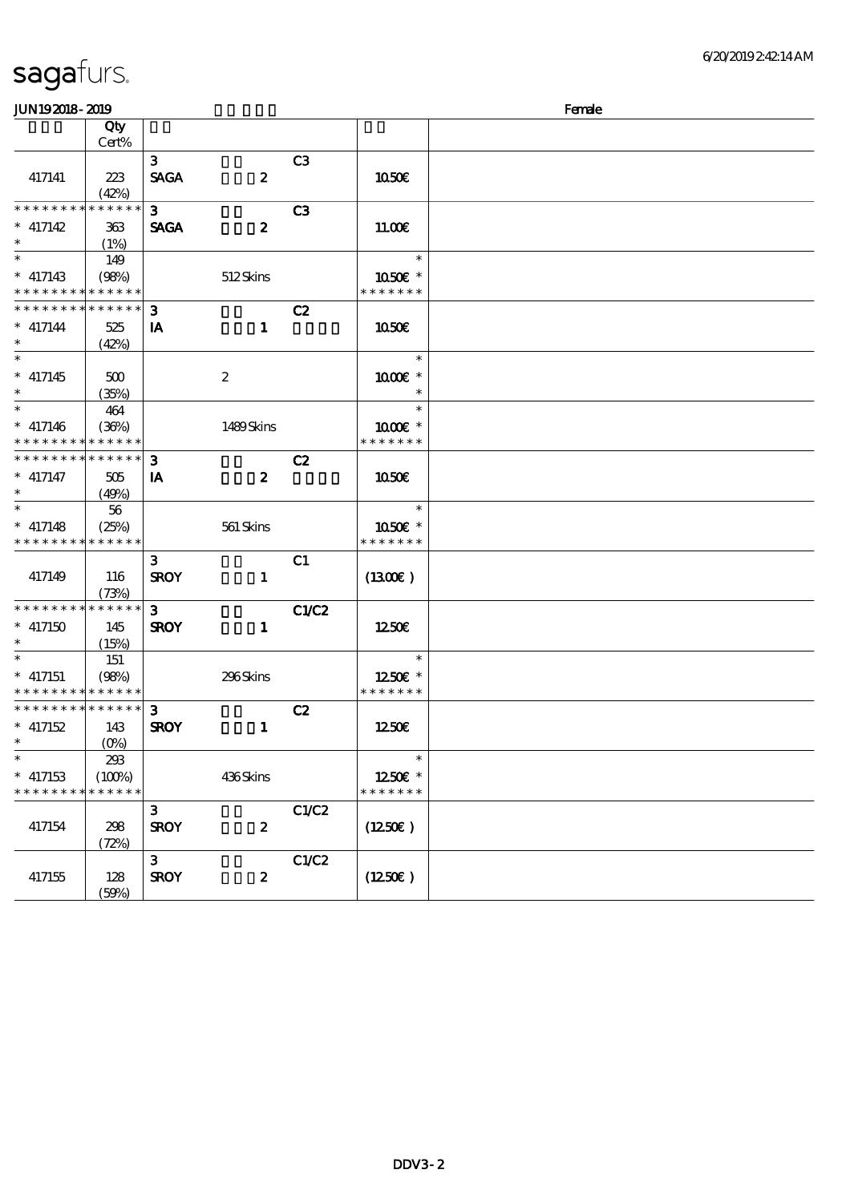# sagafurs.

JUN19 2018 - 2019 Female

| | Qty Cert% | | | | |
|---|---|---|---|---|---|
| 417141 | 223 (42%) | 3 SAGA | 2 | C3 | 10.50€ |
| * * * * * * * * * * * * * * 417142 * | 363 (1%) | 3 SAGA | 2 | C3 | 11.00€ |
| * 417143 * * * * * * * * * * * * * * | 149 (98%) | | 512 Skins | | * 10.50€ * * * * * * * * |
| * * * * * * * * * * * * * * 417144 * | 525 (42%) | 3 IA | 1 | C2 | 10.50€ |
| * 417145 * | 500 (35%) | | 2 | | * 10.00€ * * |
| * 417146 * * * * * * * * * * * * * * | 464 (36%) | | 1489 Skins | | * 10.00€ * * * * * * * * |
| * * * * * * * * * * * * * * 417147 * | 505 (49%) | 3 IA | 2 | C2 | 10.50€ |
| * 417148 * * * * * * * * * * * * * * | 56 (25%) | | 561 Skins | | * 10.50€ * * * * * * * * |
| 417149 | 116 (73%) | 3 SROY | 1 | C1 | (13.00€ ) |
| * * * * * * * * * * * * * * 417150 * | 145 (15%) | 3 SROY | 1 | C1/C2 | 12.50€ |
| * 417151 * * * * * * * * * * * * * * | 151 (98%) | | 296 Skins | | * 12.50€ * * * * * * * * |
| * * * * * * * * * * * * * * 417152 * | 143 (0%) | 3 SROY | 1 | C2 | 12.50€ |
| * 417153 * * * * * * * * * * * * * * | 293 (100%) | | 436 Skins | | * 12.50€ * * * * * * * * |
| 417154 | 298 (72%) | 3 SROY | 2 | C1/C2 | (12.50€ ) |
| 417155 | 128 (59%) | 3 SROY | 2 | C1/C2 | (12.50€ ) |

DDV3 - 2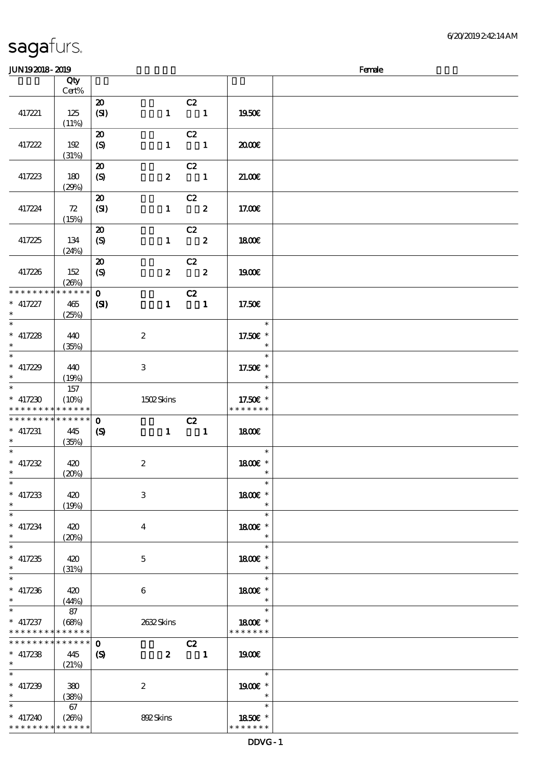sagafurs.

6/20/2019 2:42:14 AM

JUN19 2018 - 2019 Female

| | Qty Cert% | | |
|---|---|---|---|
| 417221 | 125 (11%) | 20 C2 (SI) 1 1 | 19.50€ |
| 417222 | 192 (31%) | 20 C2 (S) 1 1 | 20.00€ |
| 417223 | 180 (29%) | 20 C2 (S) 2 1 | 21.00€ |
| 417224 | 72 (15%) | 20 C2 (SI) 1 2 | 17.00€ |
| 417225 | 134 (24%) | 20 C2 (S) 1 2 | 18.00€ |
| 417226 | 152 (26%) | 20 C2 (S) 2 2 | 19.00€ |
| * * * * * * * * * * * * * * * 417227 * | 465 (25%) | 0 C2 (SI) 1 1 | 17.50€ |
| * * 417228 * | 440 (35%) | 2 | * 17.50€ * * |
| * * 417229 * | 440 (19%) | 3 | * 17.50€ * * |
| * * 417230 * * * * * * * * * * * * * * | 157 (10%) | 1502 Skins | * 17.50€ * * * * * * * * |
| * * * * * * * * * * * * * * * 417231 * | 445 (35%) | 0 C2 (S) 1 1 | 18.00€ |
| * * 417232 * | 420 (20%) | 2 | * 18.00€ * * |
| * * 417233 * | 420 (19%) | 3 | * 18.00€ * * |
| * * 417234 * | 420 (20%) | 4 | * 18.00€ * * |
| * * 417235 * | 420 (31%) | 5 | * 18.00€ * * |
| * * 417236 * | 420 (44%) | 6 | * 18.00€ * * |
| * * 417237 * * * * * * * * * * * * * * | 87 (68%) | 2632 Skins | * 18.00€ * * * * * * * * |
| * * * * * * * * * * * * * * * 417238 * | 445 (21%) | 0 C2 (S) 2 1 | 19.00€ |
| * * 417239 * | 380 (38%) | 2 | * 19.00€ * * |
| * * 417240 * * * * * * * * * * * * * * | 67 (26%) | 892 Skins | * 18.50€ * * * * * * * * |

DDVG - 1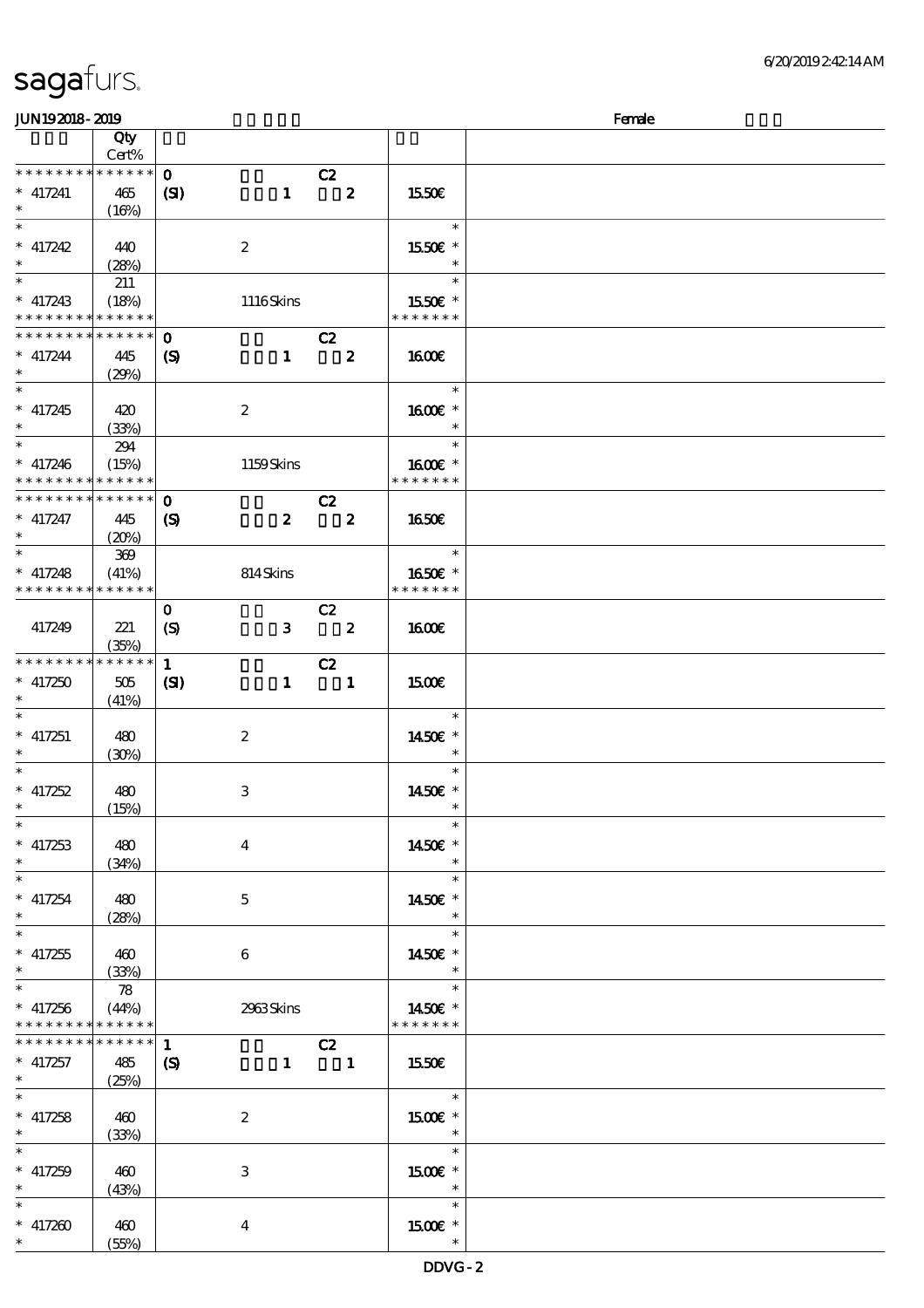| | Qty Cert% | | | | | |
|---|---|---|---|---|---|---|
| * * * * * * * * * * * * * * | | 0 | | C2 | | |
| * 417241 * | 465 (16%) | (SI) | 1 | 2 | 15.50€ | |
| * * 417242 * | 440 (28%) | | 2 | | 15.50€ * | |
| * * 417243 * * * * * * * * * * * * * | 211 (18%) | | 1116 Skins | | 15.50€ * * * * * * * * | |
| * * * * * * * * * * * * * * | | 0 | | C2 | | |
| * 417244 * | 445 (29%) | (S) | 1 | 2 | 16.00€ | |
| * * 417245 * | 420 (33%) | | 2 | | 16.00€ * | |
| * * 417246 * * * * * * * * * * * * * | 294 (15%) | | 1159 Skins | | 16.00€ * * * * * * * * | |
| * * * * * * * * * * * * * * | | 0 | | C2 | | |
| * 417247 * | 445 (20%) | (S) | 2 | 2 | 16.50€ | |
| * * 417248 * * * * * * * * * * * * * | 369 (41%) | | 814 Skins | | 16.50€ * * * * * * * * | |
| 417249 | 221 (35%) | 0 (S) | 3 | C2 2 | 16.00€ | |
| * * * * * * * * * * * * * * | | 1 | | C2 | | |
| * 417250 * | 505 (41%) | (SI) | 1 | 1 | 15.00€ | |
| * * 417251 * | 480 (30%) | | 2 | | 14.50€ * | |
| * * 417252 * | 480 (15%) | | 3 | | 14.50€ * | |
| * * 417253 * | 480 (34%) | | 4 | | 14.50€ * | |
| * * 417254 * | 480 (28%) | | 5 | | 14.50€ * | |
| * * 417255 * | 460 (33%) | | 6 | | 14.50€ * | |
| * * 417256 * * * * * * * * * * * * * | 78 (44%) | | 2963 Skins | | 14.50€ * * * * * * * * | |
| * * * * * * * * * * * * * * | | 1 | | C2 | | |
| * 417257 * | 485 (25%) | (S) | 1 | 1 | 15.50€ | |
| * * 417258 * | 460 (33%) | | 2 | | 15.00€ * | |
| * * 417259 * | 460 (43%) | | 3 | | 15.00€ * | |
| * * 417260 * | 460 (55%) | | 4 | | 15.00€ * | |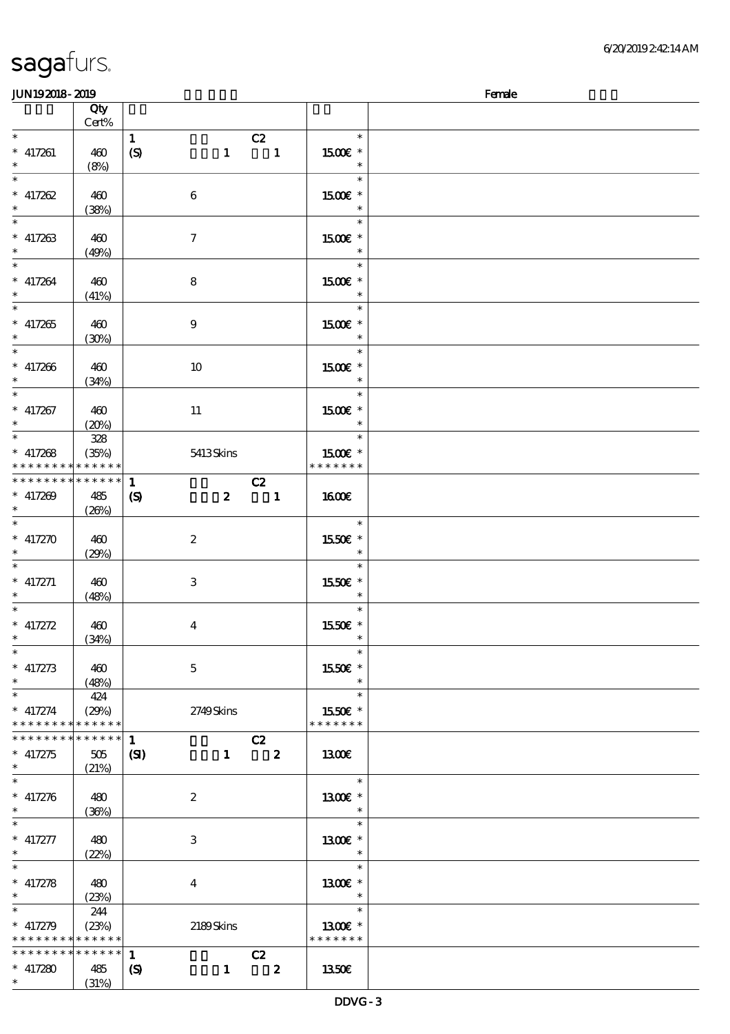| | Qty Cert% | | |
|---|---|---|---|
| * | | 1 C2 | * |
| * 417261 | 460 | (S) 1 1 | 15.00€ * |
| * | (8%) | | * |
| * | | | * |
| * 417262 | 460 | 6 | 15.00€ * |
| * | (38%) | | * |
| * | | | * |
| * 417263 | 460 | 7 | 15.00€ * |
| * | (49%) | | * |
| * | | | * |
| * 417264 | 460 | 8 | 15.00€ * |
| * | (41%) | | * |
| * | | | * |
| * 417265 | 460 | 9 | 15.00€ * |
| * | (30%) | | * |
| * | | | * |
| * 417266 | 460 | 10 | 15.00€ * |
| * | (34%) | | * |
| * | | | * |
| * 417267 | 460 | 11 | 15.00€ * |
| * | (20%) | | * |
| * | 328 | | * |
| * 417268 | (35%) | 5413 Skins | 15.00€ * |
| * * * * * * * * * * * * * * | | | * * * * * * * |
| * * * * * * * * * * * * * * | | 1 C2 | |
| * 417269 | 485 | (S) 2 1 | 16.00€ |
| * | (26%) | | |
| * | | | * |
| * 417270 | 460 | 2 | 15.50€ * |
| * | (29%) | | * |
| * | | | * |
| * 417271 | 460 | 3 | 15.50€ * |
| * | (48%) | | * |
| * | | | * |
| * 417272 | 460 | 4 | 15.50€ * |
| * | (34%) | | * |
| * | | | * |
| * 417273 | 460 | 5 | 15.50€ * |
| * | (48%) | | * |
| * | 424 | | * |
| * 417274 | (29%) | 2749 Skins | 15.50€ * |
| * * * * * * * * * * * * * * | | | * * * * * * * |
| * * * * * * * * * * * * * * | | 1 C2 | |
| * 417275 | 505 | (SI) 1 2 | 13.00€ |
| * | (21%) | | |
| * | | | * |
| * 417276 | 480 | 2 | 13.00€ * |
| * | (36%) | | * |
| * | | | * |
| * 417277 | 480 | 3 | 13.00€ * |
| * | (22%) | | * |
| * | | | * |
| * 417278 | 480 | 4 | 13.00€ * |
| * | (23%) | | * |
| * | 244 | | * |
| * 417279 | (23%) | 2189 Skins | 13.00€ * |
| * * * * * * * * * * * * * * | | | * * * * * * * |
| * * * * * * * * * * * * * * | | 1 C2 | |
| * 417280 | 485 | (S) 1 2 | 13.50€ |
| * | (31%) | | |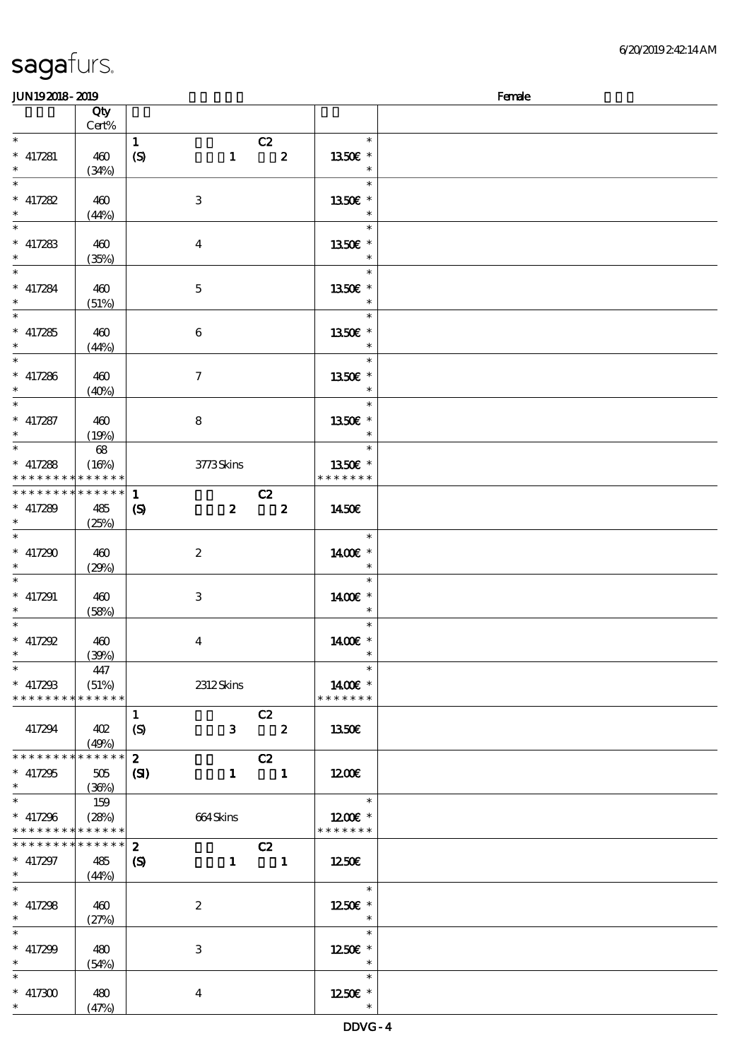sagafurs.

JUN19 2018 - 2019 Female

| | Qty Cert% | | |
|---|---|---|---|
| * <br> * 417281 <br> * | 460 <br> (34%) | 1 C2 <br> (S) 1 2 | * <br> 13.50€ * <br> * |
| * <br> * 417282 <br> * | 460 <br> (44%) | 3 | * <br> 13.50€ * <br> * |
| * <br> * 417283 <br> * | 460 <br> (35%) | 4 | * <br> 13.50€ * <br> * |
| * <br> * 417284 <br> * | 460 <br> (51%) | 5 | * <br> 13.50€ * <br> * |
| * <br> * 417285 <br> * | 460 <br> (44%) | 6 | * <br> 13.50€ * <br> * |
| * <br> * 417286 <br> * | 460 <br> (40%) | 7 | * <br> 13.50€ * <br> * |
| * <br> * 417287 <br> * | 460 <br> (19%) | 8 | * <br> 13.50€ * <br> * |
| * <br> * 417288 <br> * * * * * * * * * * * * * * | 68 <br> (16%) | 3773 Skins | * <br> 13.50€ * <br> * * * * * * * |
| * * * * * * * * * * * * * * <br> * 417289 <br> * | 485 <br> (25%) | 1 C2 <br> (S) 2 2 | 14.50€ |
| * <br> * 417290 <br> * | 460 <br> (29%) | 2 | * <br> 14.00€ * <br> * |
| * <br> * 417291 <br> * | 460 <br> (58%) | 3 | * <br> 14.00€ * <br> * |
| * <br> * 417292 <br> * | 460 <br> (39%) | 4 | * <br> 14.00€ * <br> * |
| * <br> * 417293 <br> * * * * * * * * * * * * * * | 447 <br> (51%) | 2312 Skins | * <br> 14.00€ * <br> * * * * * * * |
| 417294 | 402 <br> (49%) | 1 C2 <br> (S) 3 2 | 13.50€ |
| * * * * * * * * * * * * * * <br> * 417295 <br> * | 505 <br> (36%) | 2 C2 <br> (SI) 1 1 | 12.00€ |
| * <br> * 417296 <br> * * * * * * * * * * * * * * | 159 <br> (28%) | 664 Skins | * <br> 12.00€ * <br> * * * * * * * |
| * * * * * * * * * * * * * * <br> * 417297 <br> * | 485 <br> (44%) | 2 C2 <br> (S) 1 1 | 12.50€ |
| * <br> * 417298 <br> * | 460 <br> (27%) | 2 | * <br> 12.50€ * <br> * |
| * <br> * 417299 <br> * | 480 <br> (54%) | 3 | * <br> 12.50€ * <br> * |
| * <br> * 417300 <br> * | 480 <br> (47%) | 4 | * <br> 12.50€ * <br> * |

DDVG - 4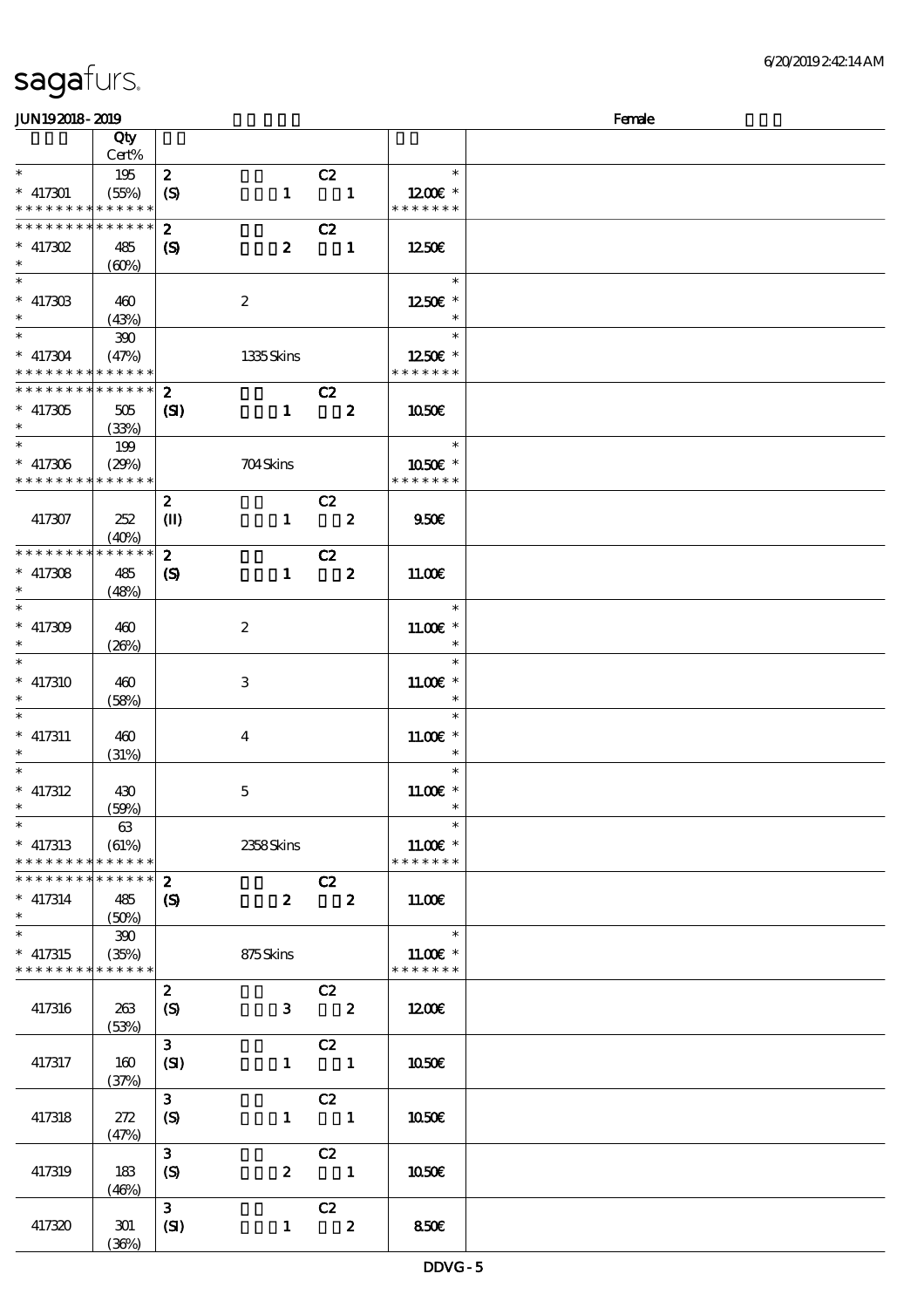sagafurs.

6/20/2019 2:42:14 AM

JUN19 2018 - 2019 Female

| | Qty Cert% | | | | | |
|---|---|---|---|---|---|---|
| * * 417301 * * * * * * * * * * * * * * | 195 (55%) | 2 (S) | 1 | C2 1 | * 12.00€ * * * * * * * * | |
| * * * * * * * * * * * * * * * 417302 * | 485 (60%) | 2 (S) | 2 | C2 1 | 12.50€ | |
| * * 417303 * | 460 (43%) | | 2 | | * 12.50€ * * | |
| * * 417304 * * * * * * * * * * * * * * | 390 (47%) | | 1335 Skins | | * 12.50€ * * * * * * * * | |
| * * * * * * * * * * * * * * * 417305 * | 505 (33%) | 2 (SI) | 1 | C2 2 | 10.50€ | |
| * * 417306 * * * * * * * * * * * * * * | 199 (29%) | | 704 Skins | | * 10.50€ * * * * * * * * | |
| 417307 | 252 (40%) | 2 (II) | 1 | C2 2 | 9.50€ | |
| * * * * * * * * * * * * * * * 417308 * | 485 (48%) | 2 (S) | 1 | C2 2 | 11.00€ | |
| * * 417309 * | 460 (26%) | | 2 | | * 11.00€ * * | |
| * * 417310 * | 460 (58%) | | 3 | | * 11.00€ * * | |
| * * 417311 * | 460 (31%) | | 4 | | * 11.00€ * * | |
| * * 417312 * | 430 (59%) | | 5 | | * 11.00€ * * | |
| * * 417313 * * * * * * * * * * * * * * | 63 (61%) | | 2358 Skins | | * 11.00€ * * * * * * * * | |
| * * * * * * * * * * * * * * * 417314 * | 485 (50%) | 2 (S) | 2 | C2 2 | 11.00€ | |
| * * 417315 * * * * * * * * * * * * * * | 390 (35%) | | 875 Skins | | * 11.00€ * * * * * * * * | |
| 417316 | 263 (53%) | 2 (S) | 3 | C2 2 | 12.00€ | |
| 417317 | 160 (37%) | 3 (SI) | 1 | C2 1 | 10.50€ | |
| 417318 | 272 (47%) | 3 (S) | 1 | C2 1 | 10.50€ | |
| 417319 | 183 (46%) | 3 (S) | 2 | C2 1 | 10.50€ | |
| 417320 | 301 (36%) | 3 (SI) | 1 | C2 2 | 8.50€ | |

DDVG - 5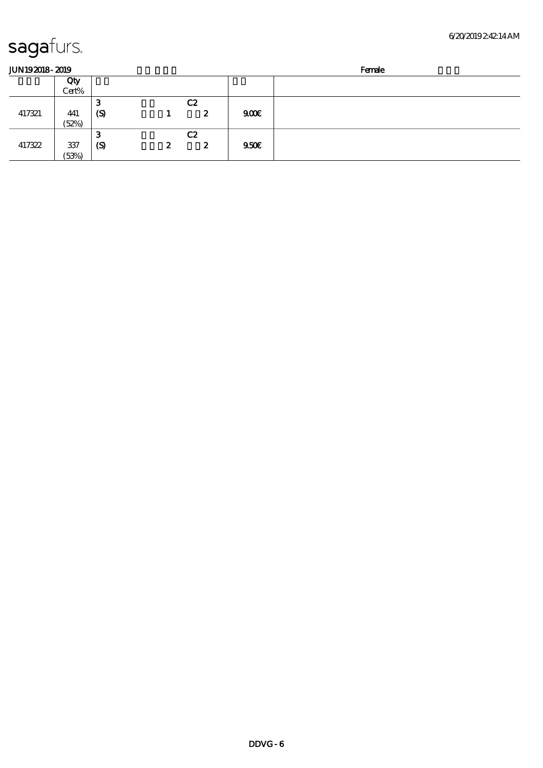sagafurs.

JUN19 2018 - 2019 Female

| | Qty Cert% | | | | | | |
|---|---|---|---|---|---|---|---|
| 417321 | 441 (52%) | 3 (S) | 1 | C2 2 | 9.00€ | |
| 417322 | 337 (53%) | 3 (S) | 2 | C2 2 | 9.50€ | |

DDVG - 6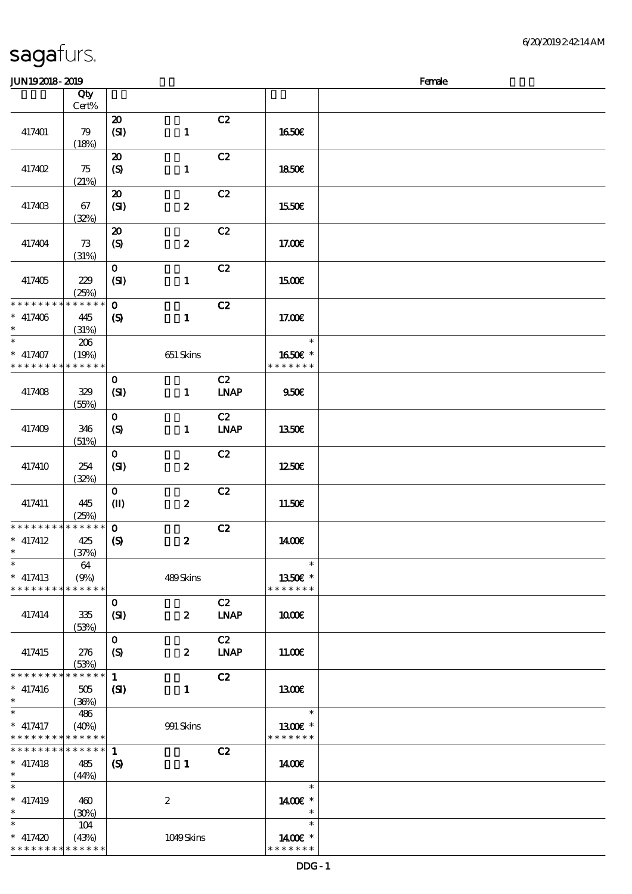sagafurs.

JUN192018 - 2019 Female

| | Qty Cert% | | | | |
|---|---|---|---|---|---|
| 417401 | 79 (18%) | 20 (SI) 1 | C2 | 16.50€ | |
| 417402 | 75 (21%) | 20 (S) 1 | C2 | 18.50€ | |
| 417403 | 67 (32%) | 20 (SI) 2 | C2 | 15.50€ | |
| 417404 | 73 (31%) | 20 (S) 2 | C2 | 17.00€ | |
| 417405 | 229 (25%) | 0 (SI) 1 | C2 | 15.00€ | |
| * 417406 * | 445 (31%) | 0 (S) 1 | C2 | 17.00€ | |
| * 417407 | 206 (19%) | 651 Skins | | 16.50€ * | |
| 417408 | 329 (55%) | 0 (SI) 1 | C2 LNAP | 9.50€ | |
| 417409 | 346 (51%) | 0 (S) 1 | C2 LNAP | 13.50€ | |
| 417410 | 254 (32%) | 0 (SI) 2 | C2 | 12.50€ | |
| 417411 | 445 (25%) | 0 (II) 2 | C2 | 11.50€ | |
| * 417412 * | 425 (37%) | 0 (S) 2 | C2 | 14.00€ | |
| * 417413 | 64 (9%) | 489 Skins | | 13.50€ * | |
| 417414 | 335 (53%) | 0 (SI) 2 | C2 LNAP | 10.00€ | |
| 417415 | 276 (53%) | 0 (S) 2 | C2 LNAP | 11.00€ | |
| * 417416 * | 505 (36%) | 1 (SI) 1 | C2 | 13.00€ | |
| * 417417 | 486 (40%) | 991 Skins | | 13.00€ * | |
| * 417418 * | 485 (44%) | 1 (S) 1 | C2 | 14.00€ | |
| * 417419 * | 460 (30%) | 2 | | 14.00€ * | |
| * 417420 | 104 (43%) | 1049 Skins | | 14.00€ * | |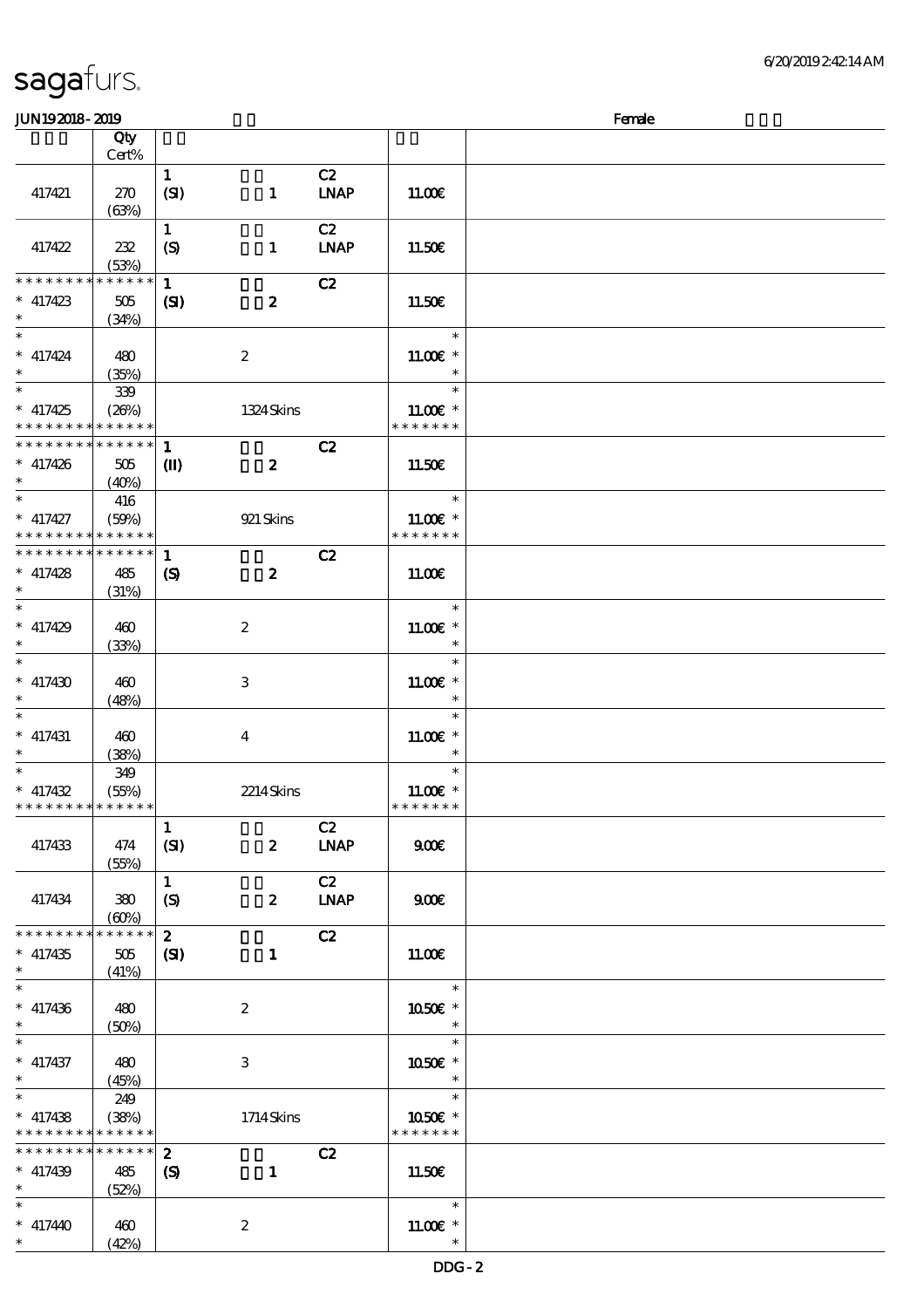| | Qty<br>Cert% | | | | | |
|---|---|---|---|---|---|---|
| 417421 | 270<br>(63%) | 1<br>(SI) | 1 | C2<br>LNAP | 11.00€ | |
| 417422 | 232<br>(53%) | 1<br>(S) | 1 | C2<br>LNAP | 11.50€ | |
| * * * * * * * * * * * * * *<br>* 417423<br>* | 505<br>(34%) | 1<br>(SI) | 2 | C2 | 11.50€ | |
| *<br>* 417424<br>* | 480<br>(35%) | | 2 | | *<br>11.00€ *<br>* | |
| *<br>* 417425<br>* * * * * * * * * * * * * * | 339<br>(26%) | | 1324 Skins | | *<br>11.00€ *<br>* * * * * * * | |
| * * * * * * * * * * * * * *<br>* 417426<br>* | 505<br>(40%) | 1<br>(II) | 2 | C2 | 11.50€ | |
| *<br>* 417427<br>* * * * * * * * * * * * * * | 416<br>(59%) | | 921 Skins | | *<br>11.00€ *<br>* * * * * * * | |
| * * * * * * * * * * * * * *<br>* 417428<br>* | 485<br>(31%) | 1<br>(S) | 2 | C2 | 11.00€ | |
| *<br>* 417429<br>* | 460<br>(33%) | | 2 | | *<br>11.00€ *<br>* | |
| *<br>* 417430<br>* | 460<br>(48%) | | 3 | | *<br>11.00€ *<br>* | |
| *<br>* 417431<br>* | 460<br>(38%) | | 4 | | *<br>11.00€ *<br>* | |
| *<br>* 417432<br>* * * * * * * * * * * * * * | 349<br>(55%) | | 2214 Skins | | *<br>11.00€ *<br>* * * * * * * | |
| 417433 | 474<br>(55%) | 1<br>(SI) | 2 | C2<br>LNAP | 9.00€ | |
| 417434 | 380<br>(60%) | 1<br>(S) | 2 | C2<br>LNAP | 9.00€ | |
| * * * * * * * * * * * * * *<br>* 417435<br>* | 505<br>(41%) | 2<br>(SI) | 1 | C2 | 11.00€ | |
| *<br>* 417436<br>* | 480<br>(50%) | | 2 | | *<br>10.50€ *<br>* | |
| *<br>* 417437<br>* | 480<br>(45%) | | 3 | | *<br>10.50€ *<br>* | |
| *<br>* 417438<br>* * * * * * * * * * * * * * | 249<br>(38%) | | 1714 Skins | | *<br>10.50€ *<br>* * * * * * * | |
| * * * * * * * * * * * * * *<br>* 417439<br>* | 485<br>(52%) | 2<br>(S) | 1 | C2 | 11.50€ | |
| *<br>* 417440<br>* | 460<br>(42%) | | 2 | | *<br>11.00€ *<br>* | |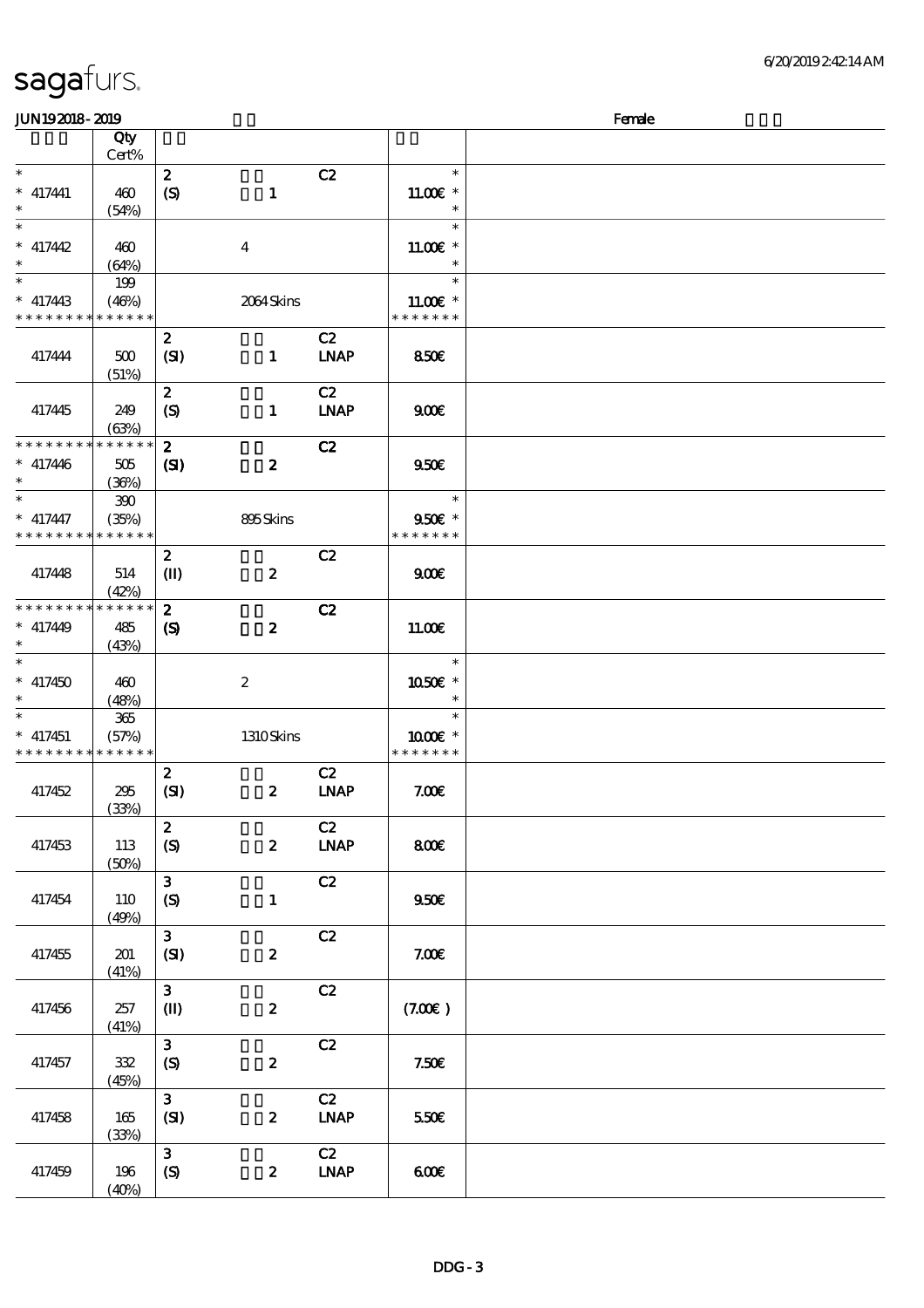sagafurs.

6/20/2019 2:42:14 AM

JUN19 2018 - 2019 Female

| | Qty Cert% | | | | | |
|---|---|---|---|---|---|---|
| * | | 2 | | C2 | * | |
| * 417441 | 460 | (S) | 1 | | 11.00€ * | |
| * | (54%) | | | | * | |
| * | | | | | * | |
| * 417442 | 460 | | 4 | | 11.00€ * | |
| * | (64%) | | | | * | |
| * | 199 | | | | * | |
| * 417443 | (46%) | | 2064 Skins | | 11.00€ * | |
| * * * * * * * * * * * * * * | | | | | * * * * * * * | |
| | | 2 | | C2 | | |
| 417444 | 500 | (SI) | 1 | LNAP | 8.50€ | |
| | (51%) | | | | | |
| | | 2 | | C2 | | |
| 417445 | 249 | (S) | 1 | LNAP | 9.00€ | |
| | (63%) | | | | | |
| * * * * * * * * * * * * * * | | 2 | | C2 | | |
| * 417446 | 505 | (SI) | 2 | | 9.50€ | |
| * | (36%) | | | | | |
| * | 390 | | | | * | |
| * 417447 | (35%) | | 895 Skins | | 9.50€ * | |
| * * * * * * * * * * * * * * | | | | | * * * * * * * | |
| | | 2 | | C2 | | |
| 417448 | 514 | (II) | 2 | | 9.00€ | |
| | (42%) | | | | | |
| * * * * * * * * * * * * * * | | 2 | | C2 | | |
| * 417449 | 485 | (S) | 2 | | 11.00€ | |
| * | (43%) | | | | | |
| * | | | | | * | |
| * 417450 | 460 | | 2 | | 10.50€ * | |
| * | (48%) | | | | * | |
| * | 365 | | | | * | |
| * 417451 | (57%) | | 1310 Skins | | 10.00€ * | |
| * * * * * * * * * * * * * * | | | | | * * * * * * * | |
| | | 2 | | C2 | | |
| 417452 | 295 | (SI) | 2 | LNAP | 7.00€ | |
| | (33%) | | | | | |
| | | 2 | | C2 | | |
| 417453 | 113 | (S) | 2 | LNAP | 8.00€ | |
| | (50%) | | | | | |
| | | 3 | | C2 | | |
| 417454 | 110 | (S) | 1 | | 9.50€ | |
| | (49%) | | | | | |
| | | 3 | | C2 | | |
| 417455 | 201 | (SI) | 2 | | 7.00€ | |
| | (41%) | | | | | |
| | | 3 | | C2 | | |
| 417456 | 257 | (II) | 2 | | (7.00€ ) | |
| | (41%) | | | | | |
| | | 3 | | C2 | | |
| 417457 | 332 | (S) | 2 | | 7.50€ | |
| | (45%) | | | | | |
| | | 3 | | C2 | | |
| 417458 | 165 | (SI) | 2 | LNAP | 5.50€ | |
| | (33%) | | | | | |
| | | 3 | | C2 | | |
| 417459 | 196 | (S) | 2 | LNAP | 6.00€ | |
| | (40%) | | | | | |

DDG - 3